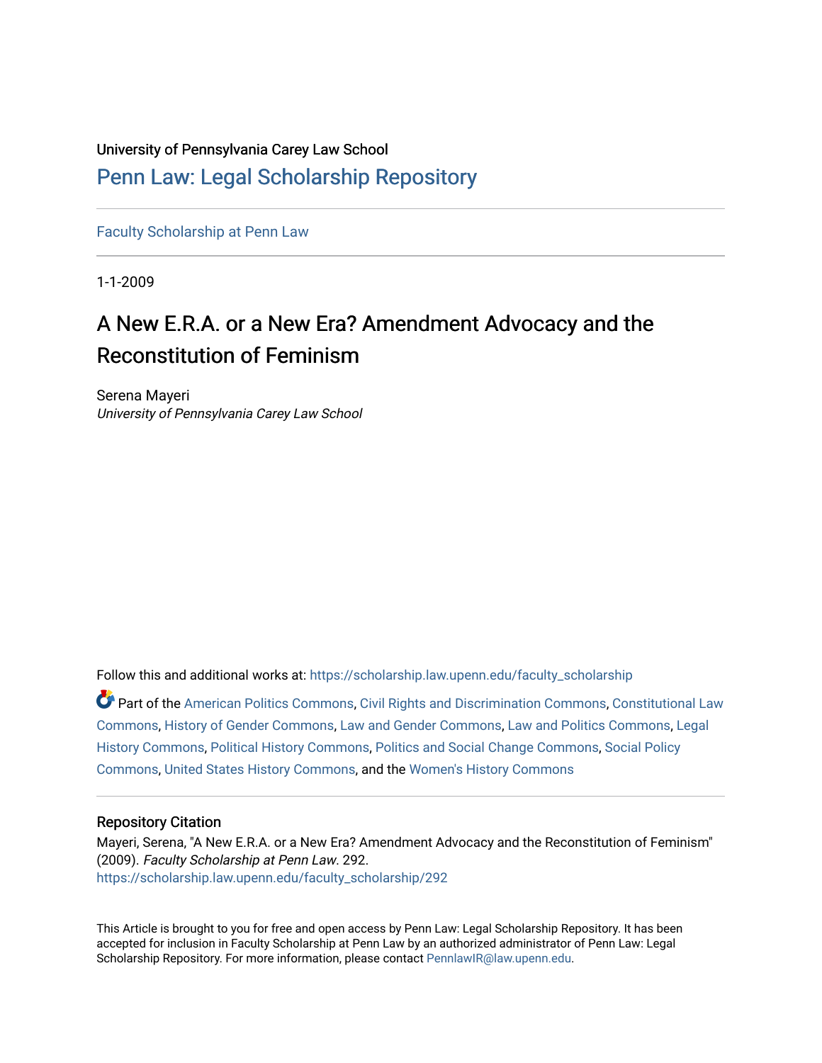University of Pennsylvania Carey Law School

## Penn Law: Legal Scholarship Repository

Faculty Scholarship at Penn Law

1-1-2009

# A New E.R.A. or a New Era? Amendment Advocacy and the Reconstitution of Feminism

Serena Mayeri
*University of Pennsylvania Carey Law School*

Follow this and additional works at: https://scholarship.law.upenn.edu/faculty_scholarship

Part of the American Politics Commons, Civil Rights and Discrimination Commons, Constitutional Law Commons, History of Gender Commons, Law and Gender Commons, Law and Politics Commons, Legal History Commons, Political History Commons, Politics and Social Change Commons, Social Policy Commons, United States History Commons, and the Women's History Commons

### Repository Citation

Mayeri, Serena, "A New E.R.A. or a New Era? Amendment Advocacy and the Reconstitution of Feminism" (2009). *Faculty Scholarship at Penn Law*. 292.
https://scholarship.law.upenn.edu/faculty_scholarship/292

This Article is brought to you for free and open access by Penn Law: Legal Scholarship Repository. It has been accepted for inclusion in Faculty Scholarship at Penn Law by an authorized administrator of Penn Law: Legal Scholarship Repository. For more information, please contact PennlawIR@law.upenn.edu.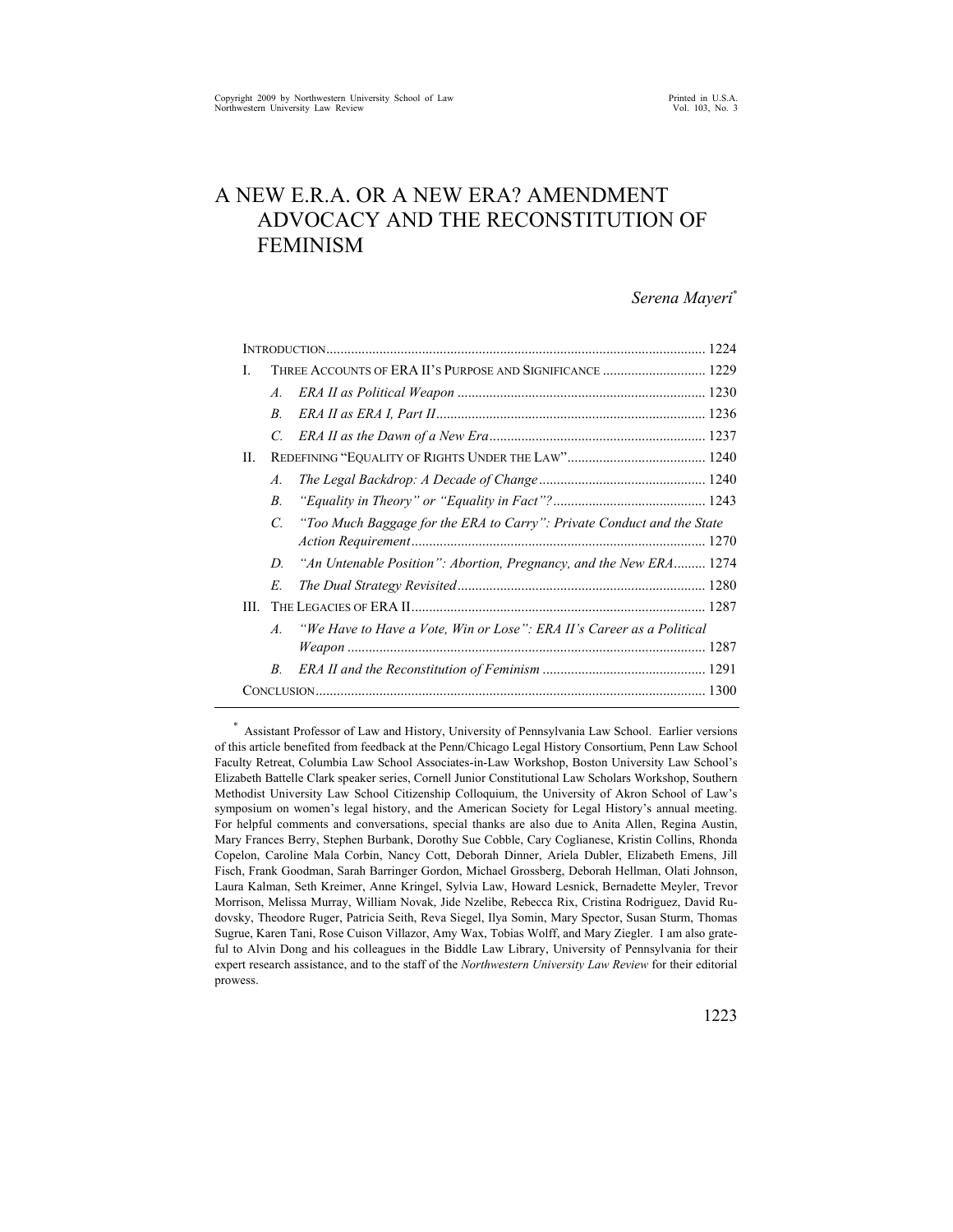# A NEW E.R.A. OR A NEW ERA? AMENDMENT ADVOCACY AND THE RECONSTITUTION OF FEMINISM

*Serena Mayeri*[*]

INTRODUCTION .......... 1224

I. THREE ACCOUNTS OF ERA II'S PURPOSE AND SIGNIFICANCE .......... 1229

- A. *ERA II as Political Weapon* .......... 1230
- B. *ERA II as ERA I, Part II* .......... 1236
- C. *ERA II as the Dawn of a New Era* .......... 1237

II. REDEFINING "EQUALITY OF RIGHTS UNDER THE LAW" .......... 1240

- A. *The Legal Backdrop: A Decade of Change* .......... 1240
- B. *"Equality in Theory" or "Equality in Fact"?* .......... 1243
- C. *"Too Much Baggage for the ERA to Carry": Private Conduct and the State Action Requirement* .......... 1270
- D. *"An Untenable Position": Abortion, Pregnancy, and the New ERA* .......... 1274
- E. *The Dual Strategy Revisited* .......... 1280

III. THE LEGACIES OF ERA II .......... 1287

- A. *"We Have to Have a Vote, Win or Lose": ERA II's Career as a Political Weapon* .......... 1287
- B. *ERA II and the Reconstitution of Feminism* .......... 1291

CONCLUSION .......... 1300

---

[*] Assistant Professor of Law and History, University of Pennsylvania Law School. Earlier versions of this article benefited from feedback at the Penn/Chicago Legal History Consortium, Penn Law School Faculty Retreat, Columbia Law School Associates-in-Law Workshop, Boston University Law School's Elizabeth Battelle Clark speaker series, Cornell Junior Constitutional Law Scholars Workshop, Southern Methodist University Law School Citizenship Colloquium, the University of Akron School of Law's symposium on women's legal history, and the American Society for Legal History's annual meeting. For helpful comments and conversations, special thanks are also due to Anita Allen, Regina Austin, Mary Frances Berry, Stephen Burbank, Dorothy Sue Cobble, Cary Coglianese, Kristin Collins, Rhonda Copelon, Caroline Mala Corbin, Nancy Cott, Deborah Dinner, Ariela Dubler, Elizabeth Emens, Jill Fisch, Frank Goodman, Sarah Barringer Gordon, Michael Grossberg, Deborah Hellman, Olati Johnson, Laura Kalman, Seth Kreimer, Anne Kringel, Sylvia Law, Howard Lesnick, Bernadette Meyler, Trevor Morrison, Melissa Murray, William Novak, Jide Nzelibe, Rebecca Rix, Cristina Rodriguez, David Rudovsky, Theodore Ruger, Patricia Seith, Reva Siegel, Ilya Somin, Mary Spector, Susan Sturm, Thomas Sugrue, Karen Tani, Rose Cuison Villazor, Amy Wax, Tobias Wolff, and Mary Ziegler. I am also grateful to Alvin Dong and his colleagues in the Biddle Law Library, University of Pennsylvania for their expert research assistance, and to the staff of the *Northwestern University Law Review* for their editorial prowess.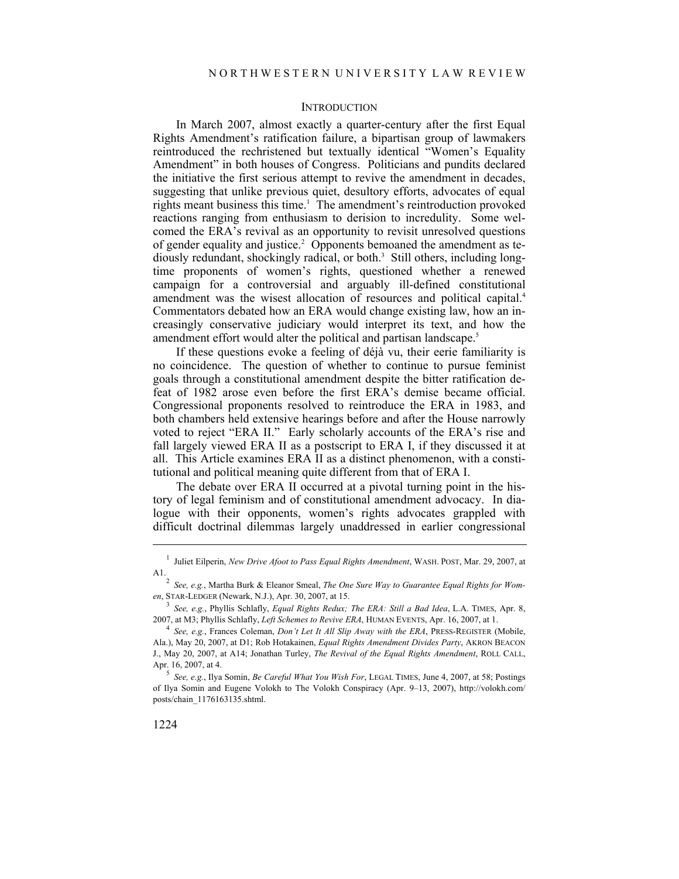## INTRODUCTION

In March 2007, almost exactly a quarter-century after the first Equal Rights Amendment's ratification failure, a bipartisan group of lawmakers reintroduced the rechristened but textually identical "Women's Equality Amendment" in both houses of Congress. Politicians and pundits declared the initiative the first serious attempt to revive the amendment in decades, suggesting that unlike previous quiet, desultory efforts, advocates of equal rights meant business this time.[1] The amendment's reintroduction provoked reactions ranging from enthusiasm to derision to incredulity. Some welcomed the ERA's revival as an opportunity to revisit unresolved questions of gender equality and justice.[2] Opponents bemoaned the amendment as tediously redundant, shockingly radical, or both.[3] Still others, including longtime proponents of women's rights, questioned whether a renewed campaign for a controversial and arguably ill-defined constitutional amendment was the wisest allocation of resources and political capital.[4] Commentators debated how an ERA would change existing law, how an increasingly conservative judiciary would interpret its text, and how the amendment effort would alter the political and partisan landscape.[5]

If these questions evoke a feeling of déjà vu, their eerie familiarity is no coincidence. The question of whether to continue to pursue feminist goals through a constitutional amendment despite the bitter ratification defeat of 1982 arose even before the first ERA's demise became official. Congressional proponents resolved to reintroduce the ERA in 1983, and both chambers held extensive hearings before and after the House narrowly voted to reject "ERA II." Early scholarly accounts of the ERA's rise and fall largely viewed ERA II as a postscript to ERA I, if they discussed it at all. This Article examines ERA II as a distinct phenomenon, with a constitutional and political meaning quite different from that of ERA I.

The debate over ERA II occurred at a pivotal turning point in the history of legal feminism and of constitutional amendment advocacy. In dialogue with their opponents, women's rights advocates grappled with difficult doctrinal dilemmas largely unaddressed in earlier congressional

---

[1] Juliet Eilperin, *New Drive Afoot to Pass Equal Rights Amendment*, WASH. POST, Mar. 29, 2007, at A1.

[2] *See, e.g.*, Martha Burk & Eleanor Smeal, *The One Sure Way to Guarantee Equal Rights for Women*, STAR-LEDGER (Newark, N.J.), Apr. 30, 2007, at 15.

[3] *See, e.g.*, Phyllis Schlafly, *Equal Rights Redux; The ERA: Still a Bad Idea*, L.A. TIMES, Apr. 8, 2007, at M3; Phyllis Schlafly, *Left Schemes to Revive ERA*, HUMAN EVENTS, Apr. 16, 2007, at 1.

[4] *See, e.g.*, Frances Coleman, *Don't Let It All Slip Away with the ERA*, PRESS-REGISTER (Mobile, Ala.), May 20, 2007, at D1; Rob Hotakainen, *Equal Rights Amendment Divides Party*, AKRON BEACON J., May 20, 2007, at A14; Jonathan Turley, *The Revival of the Equal Rights Amendment*, ROLL CALL, Apr. 16, 2007, at 4.

[5] *See, e.g.*, Ilya Somin, *Be Careful What You Wish For*, LEGAL TIMES, June 4, 2007, at 58; Postings of Ilya Somin and Eugene Volokh to The Volokh Conspiracy (Apr. 9–13, 2007), http://volokh.com/posts/chain_1176163135.shtml.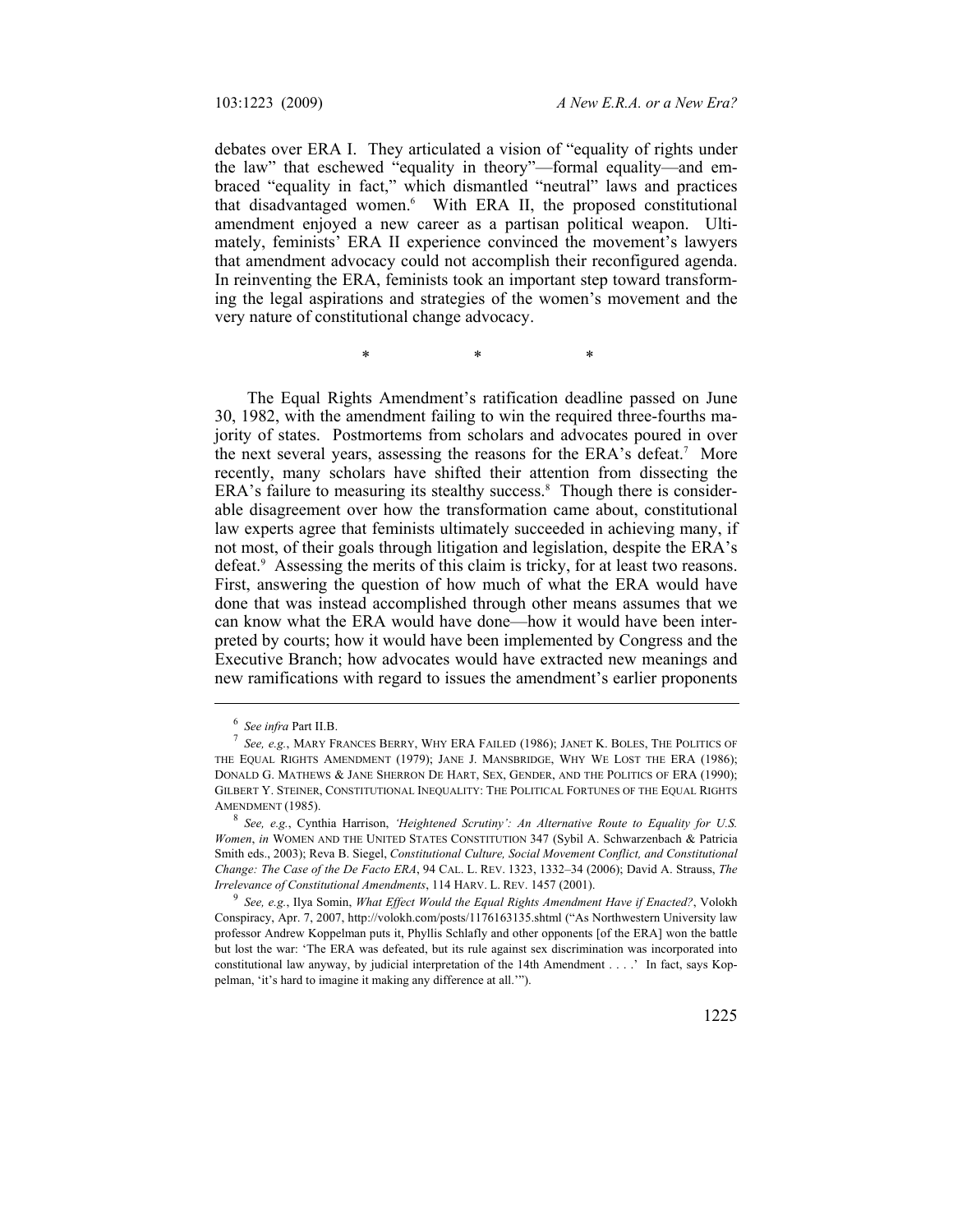debates over ERA I. They articulated a vision of "equality of rights under the law" that eschewed "equality in theory"—formal equality—and embraced "equality in fact," which dismantled "neutral" laws and practices that disadvantaged women.[6] With ERA II, the proposed constitutional amendment enjoyed a new career as a partisan political weapon. Ultimately, feminists' ERA II experience convinced the movement's lawyers that amendment advocacy could not accomplish their reconfigured agenda. In reinventing the ERA, feminists took an important step toward transforming the legal aspirations and strategies of the women's movement and the very nature of constitutional change advocacy.

\* \* \*

The Equal Rights Amendment's ratification deadline passed on June 30, 1982, with the amendment failing to win the required three-fourths majority of states. Postmortems from scholars and advocates poured in over the next several years, assessing the reasons for the ERA's defeat.[7] More recently, many scholars have shifted their attention from dissecting the ERA's failure to measuring its stealthy success.[8] Though there is considerable disagreement over how the transformation came about, constitutional law experts agree that feminists ultimately succeeded in achieving many, if not most, of their goals through litigation and legislation, despite the ERA's defeat.[9] Assessing the merits of this claim is tricky, for at least two reasons. First, answering the question of how much of what the ERA would have done that was instead accomplished through other means assumes that we can know what the ERA would have done—how it would have been interpreted by courts; how it would have been implemented by Congress and the Executive Branch; how advocates would have extracted new meanings and new ramifications with regard to issues the amendment's earlier proponents

---

[6] *See infra* Part II.B.

[7] *See, e.g.*, MARY FRANCES BERRY, WHY ERA FAILED (1986); JANET K. BOLES, THE POLITICS OF THE EQUAL RIGHTS AMENDMENT (1979); JANE J. MANSBRIDGE, WHY WE LOST THE ERA (1986); DONALD G. MATHEWS & JANE SHERRON DE HART, SEX, GENDER, AND THE POLITICS OF ERA (1990); GILBERT Y. STEINER, CONSTITUTIONAL INEQUALITY: THE POLITICAL FORTUNES OF THE EQUAL RIGHTS AMENDMENT (1985).

[8] *See, e.g.*, Cynthia Harrison, *'Heightened Scrutiny': An Alternative Route to Equality for U.S. Women*, *in* WOMEN AND THE UNITED STATES CONSTITUTION 347 (Sybil A. Schwarzenbach & Patricia Smith eds., 2003); Reva B. Siegel, *Constitutional Culture, Social Movement Conflict, and Constitutional Change: The Case of the De Facto ERA*, 94 CAL. L. REV. 1323, 1332–34 (2006); David A. Strauss, *The Irrelevance of Constitutional Amendments*, 114 HARV. L. REV. 1457 (2001).

[9] *See, e.g.*, Ilya Somin, *What Effect Would the Equal Rights Amendment Have if Enacted?*, Volokh Conspiracy, Apr. 7, 2007, http://volokh.com/posts/1176163135.shtml ("As Northwestern University law professor Andrew Koppelman puts it, Phyllis Schlafly and other opponents [of the ERA] won the battle but lost the war: 'The ERA was defeated, but its rule against sex discrimination was incorporated into constitutional law anyway, by judicial interpretation of the 14th Amendment . . . .' In fact, says Koppelman, 'it's hard to imagine it making any difference at all.'").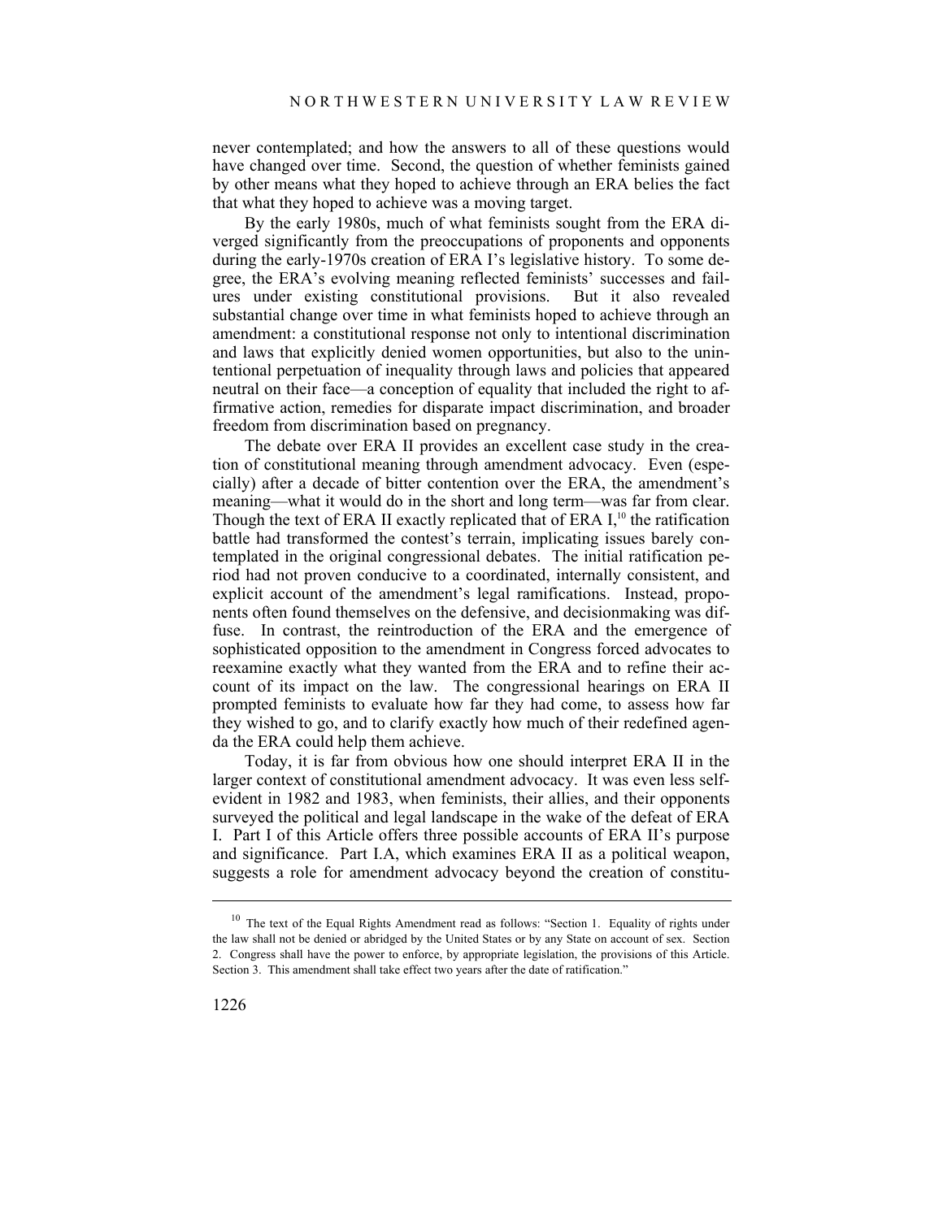never contemplated; and how the answers to all of these questions would have changed over time. Second, the question of whether feminists gained by other means what they hoped to achieve through an ERA belies the fact that what they hoped to achieve was a moving target.

By the early 1980s, much of what feminists sought from the ERA diverged significantly from the preoccupations of proponents and opponents during the early-1970s creation of ERA I's legislative history. To some degree, the ERA's evolving meaning reflected feminists' successes and failures under existing constitutional provisions. But it also revealed substantial change over time in what feminists hoped to achieve through an amendment: a constitutional response not only to intentional discrimination and laws that explicitly denied women opportunities, but also to the unintentional perpetuation of inequality through laws and policies that appeared neutral on their face—a conception of equality that included the right to affirmative action, remedies for disparate impact discrimination, and broader freedom from discrimination based on pregnancy.

The debate over ERA II provides an excellent case study in the creation of constitutional meaning through amendment advocacy. Even (especially) after a decade of bitter contention over the ERA, the amendment's meaning—what it would do in the short and long term—was far from clear. Though the text of ERA II exactly replicated that of ERA I,[10] the ratification battle had transformed the contest's terrain, implicating issues barely contemplated in the original congressional debates. The initial ratification period had not proven conducive to a coordinated, internally consistent, and explicit account of the amendment's legal ramifications. Instead, proponents often found themselves on the defensive, and decisionmaking was diffuse. In contrast, the reintroduction of the ERA and the emergence of sophisticated opposition to the amendment in Congress forced advocates to reexamine exactly what they wanted from the ERA and to refine their account of its impact on the law. The congressional hearings on ERA II prompted feminists to evaluate how far they had come, to assess how far they wished to go, and to clarify exactly how much of their redefined agenda the ERA could help them achieve.

Today, it is far from obvious how one should interpret ERA II in the larger context of constitutional amendment advocacy. It was even less self-evident in 1982 and 1983, when feminists, their allies, and their opponents surveyed the political and legal landscape in the wake of the defeat of ERA I. Part I of this Article offers three possible accounts of ERA II's purpose and significance. Part I.A, which examines ERA II as a political weapon, suggests a role for amendment advocacy beyond the creation of constitu-

[10] The text of the Equal Rights Amendment read as follows: "Section 1. Equality of rights under the law shall not be denied or abridged by the United States or by any State on account of sex. Section 2. Congress shall have the power to enforce, by appropriate legislation, the provisions of this Article. Section 3. This amendment shall take effect two years after the date of ratification."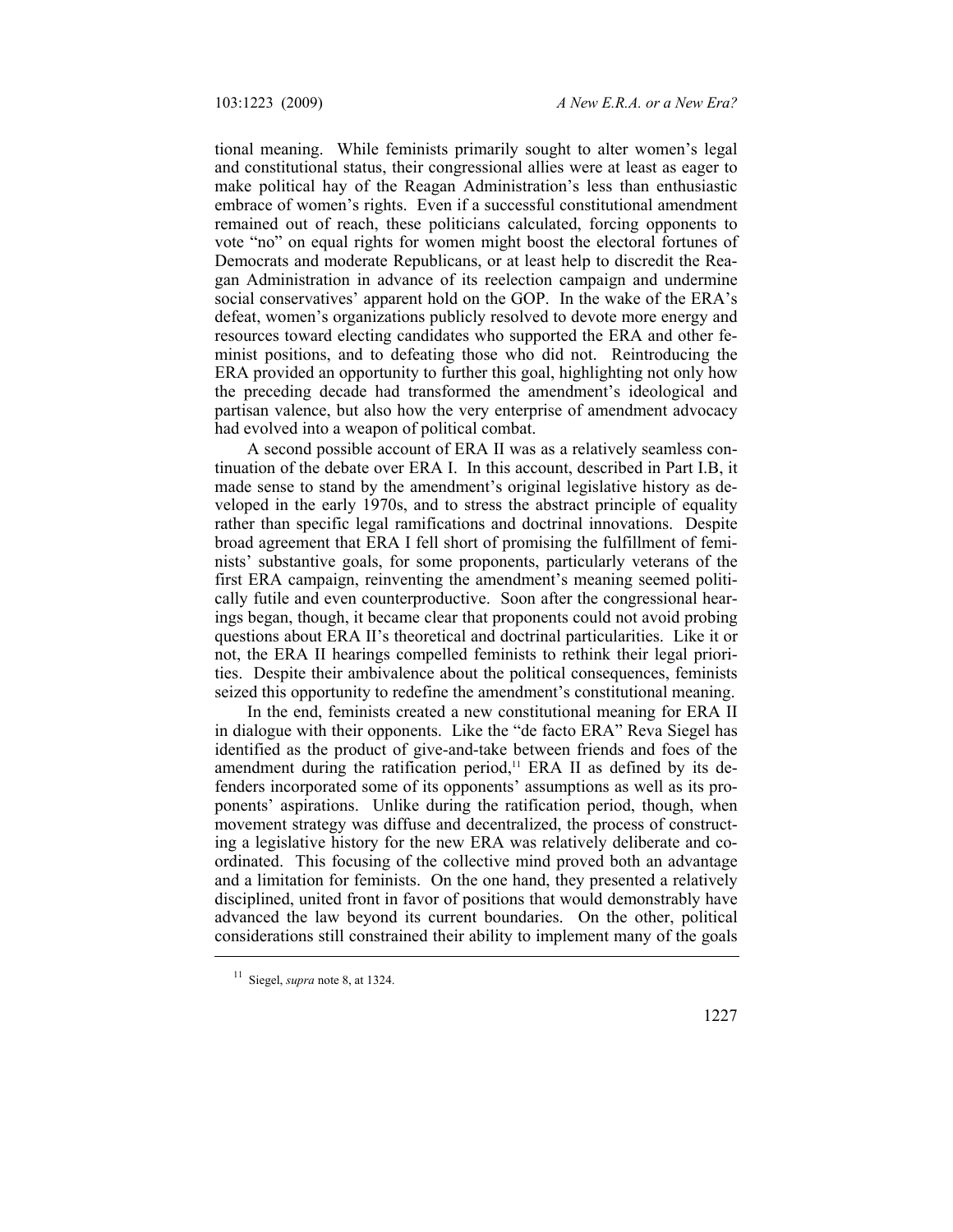tional meaning. While feminists primarily sought to alter women's legal and constitutional status, their congressional allies were at least as eager to make political hay of the Reagan Administration's less than enthusiastic embrace of women's rights. Even if a successful constitutional amendment remained out of reach, these politicians calculated, forcing opponents to vote "no" on equal rights for women might boost the electoral fortunes of Democrats and moderate Republicans, or at least help to discredit the Reagan Administration in advance of its reelection campaign and undermine social conservatives' apparent hold on the GOP. In the wake of the ERA's defeat, women's organizations publicly resolved to devote more energy and resources toward electing candidates who supported the ERA and other feminist positions, and to defeating those who did not. Reintroducing the ERA provided an opportunity to further this goal, highlighting not only how the preceding decade had transformed the amendment's ideological and partisan valence, but also how the very enterprise of amendment advocacy had evolved into a weapon of political combat.

A second possible account of ERA II was as a relatively seamless continuation of the debate over ERA I. In this account, described in Part I.B, it made sense to stand by the amendment's original legislative history as developed in the early 1970s, and to stress the abstract principle of equality rather than specific legal ramifications and doctrinal innovations. Despite broad agreement that ERA I fell short of promising the fulfillment of feminists' substantive goals, for some proponents, particularly veterans of the first ERA campaign, reinventing the amendment's meaning seemed politically futile and even counterproductive. Soon after the congressional hearings began, though, it became clear that proponents could not avoid probing questions about ERA II's theoretical and doctrinal particularities. Like it or not, the ERA II hearings compelled feminists to rethink their legal priorities. Despite their ambivalence about the political consequences, feminists seized this opportunity to redefine the amendment's constitutional meaning.

In the end, feminists created a new constitutional meaning for ERA II in dialogue with their opponents. Like the "de facto ERA" Reva Siegel has identified as the product of give-and-take between friends and foes of the amendment during the ratification period,[11] ERA II as defined by its defenders incorporated some of its opponents' assumptions as well as its proponents' aspirations. Unlike during the ratification period, though, when movement strategy was diffuse and decentralized, the process of constructing a legislative history for the new ERA was relatively deliberate and coordinated. This focusing of the collective mind proved both an advantage and a limitation for feminists. On the one hand, they presented a relatively disciplined, united front in favor of positions that would demonstrably have advanced the law beyond its current boundaries. On the other, political considerations still constrained their ability to implement many of the goals

[11] Siegel, *supra* note 8, at 1324.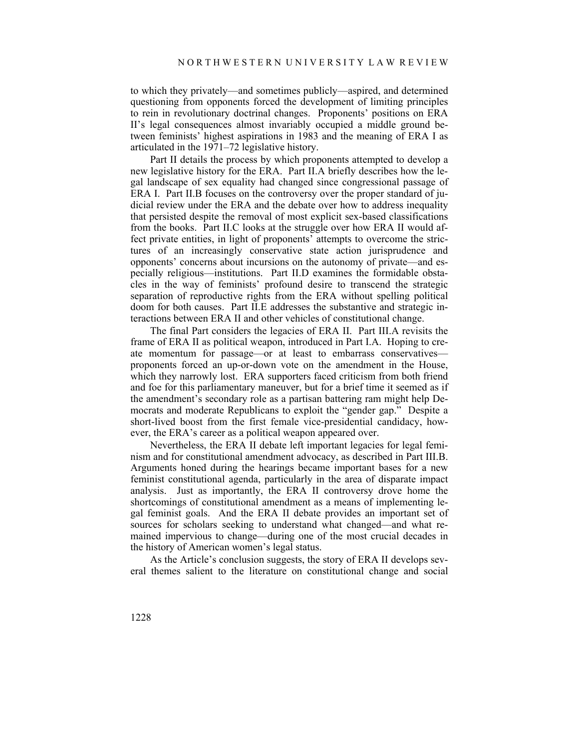to which they privately—and sometimes publicly—aspired, and determined questioning from opponents forced the development of limiting principles to rein in revolutionary doctrinal changes. Proponents' positions on ERA II's legal consequences almost invariably occupied a middle ground between feminists' highest aspirations in 1983 and the meaning of ERA I as articulated in the 1971–72 legislative history.

Part II details the process by which proponents attempted to develop a new legislative history for the ERA. Part II.A briefly describes how the legal landscape of sex equality had changed since congressional passage of ERA I. Part II.B focuses on the controversy over the proper standard of judicial review under the ERA and the debate over how to address inequality that persisted despite the removal of most explicit sex-based classifications from the books. Part II.C looks at the struggle over how ERA II would affect private entities, in light of proponents' attempts to overcome the strictures of an increasingly conservative state action jurisprudence and opponents' concerns about incursions on the autonomy of private—and especially religious—institutions. Part II.D examines the formidable obstacles in the way of feminists' profound desire to transcend the strategic separation of reproductive rights from the ERA without spelling political doom for both causes. Part II.E addresses the substantive and strategic interactions between ERA II and other vehicles of constitutional change.

The final Part considers the legacies of ERA II. Part III.A revisits the frame of ERA II as political weapon, introduced in Part I.A. Hoping to create momentum for passage—or at least to embarrass conservatives—proponents forced an up-or-down vote on the amendment in the House, which they narrowly lost. ERA supporters faced criticism from both friend and foe for this parliamentary maneuver, but for a brief time it seemed as if the amendment's secondary role as a partisan battering ram might help Democrats and moderate Republicans to exploit the "gender gap." Despite a short-lived boost from the first female vice-presidential candidacy, however, the ERA's career as a political weapon appeared over.

Nevertheless, the ERA II debate left important legacies for legal feminism and for constitutional amendment advocacy, as described in Part III.B. Arguments honed during the hearings became important bases for a new feminist constitutional agenda, particularly in the area of disparate impact analysis. Just as importantly, the ERA II controversy drove home the shortcomings of constitutional amendment as a means of implementing legal feminist goals. And the ERA II debate provides an important set of sources for scholars seeking to understand what changed—and what remained impervious to change—during one of the most crucial decades in the history of American women's legal status.

As the Article's conclusion suggests, the story of ERA II develops several themes salient to the literature on constitutional change and social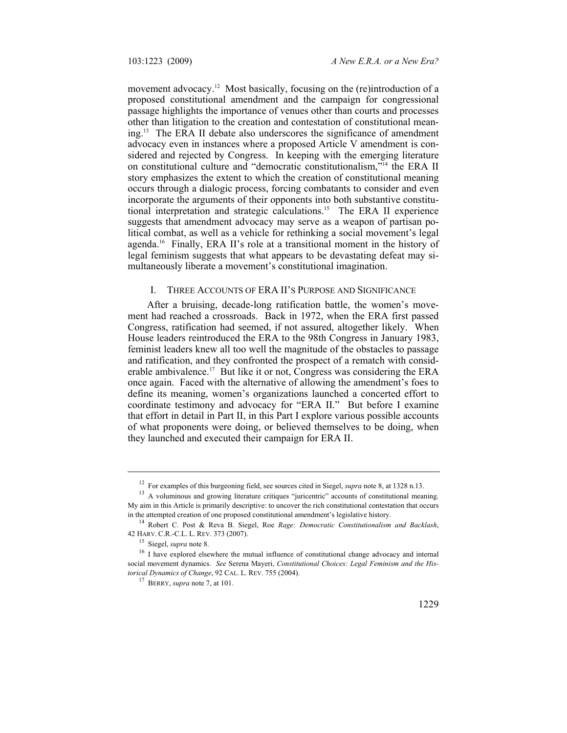movement advocacy.[12] Most basically, focusing on the (re)introduction of a proposed constitutional amendment and the campaign for congressional passage highlights the importance of venues other than courts and processes other than litigation to the creation and contestation of constitutional meaning.[13] The ERA II debate also underscores the significance of amendment advocacy even in instances where a proposed Article V amendment is considered and rejected by Congress. In keeping with the emerging literature on constitutional culture and "democratic constitutionalism,"[14] the ERA II story emphasizes the extent to which the creation of constitutional meaning occurs through a dialogic process, forcing combatants to consider and even incorporate the arguments of their opponents into both substantive constitutional interpretation and strategic calculations.[15] The ERA II experience suggests that amendment advocacy may serve as a weapon of partisan political combat, as well as a vehicle for rethinking a social movement's legal agenda.[16] Finally, ERA II's role at a transitional moment in the history of legal feminism suggests that what appears to be devastating defeat may simultaneously liberate a movement's constitutional imagination.

## I. THREE ACCOUNTS OF ERA II'S PURPOSE AND SIGNIFICANCE

After a bruising, decade-long ratification battle, the women's movement had reached a crossroads. Back in 1972, when the ERA first passed Congress, ratification had seemed, if not assured, altogether likely. When House leaders reintroduced the ERA to the 98th Congress in January 1983, feminist leaders knew all too well the magnitude of the obstacles to passage and ratification, and they confronted the prospect of a rematch with considerable ambivalence.[17] But like it or not, Congress was considering the ERA once again. Faced with the alternative of allowing the amendment's foes to define its meaning, women's organizations launched a concerted effort to coordinate testimony and advocacy for "ERA II." But before I examine that effort in detail in Part II, in this Part I explore various possible accounts of what proponents were doing, or believed themselves to be doing, when they launched and executed their campaign for ERA II.

---

[12] For examples of this burgeoning field, see sources cited in Siegel, *supra* note 8, at 1328 n.13.

[13] A voluminous and growing literature critiques "juricentric" accounts of constitutional meaning. My aim in this Article is primarily descriptive: to uncover the rich constitutional contestation that occurs in the attempted creation of one proposed constitutional amendment's legislative history.

[14] Robert C. Post & Reva B. Siegel, Roe *Rage: Democratic Constitutionalism and Backlash*, 42 HARV. C.R.-C.L. L. REV. 373 (2007).

[15] Siegel, *supra* note 8.

[16] I have explored elsewhere the mutual influence of constitutional change advocacy and internal social movement dynamics. *See* Serena Mayeri, *Constitutional Choices: Legal Feminism and the Historical Dynamics of Change*, 92 CAL. L. REV. 755 (2004).

[17] BERRY, *supra* note 7, at 101.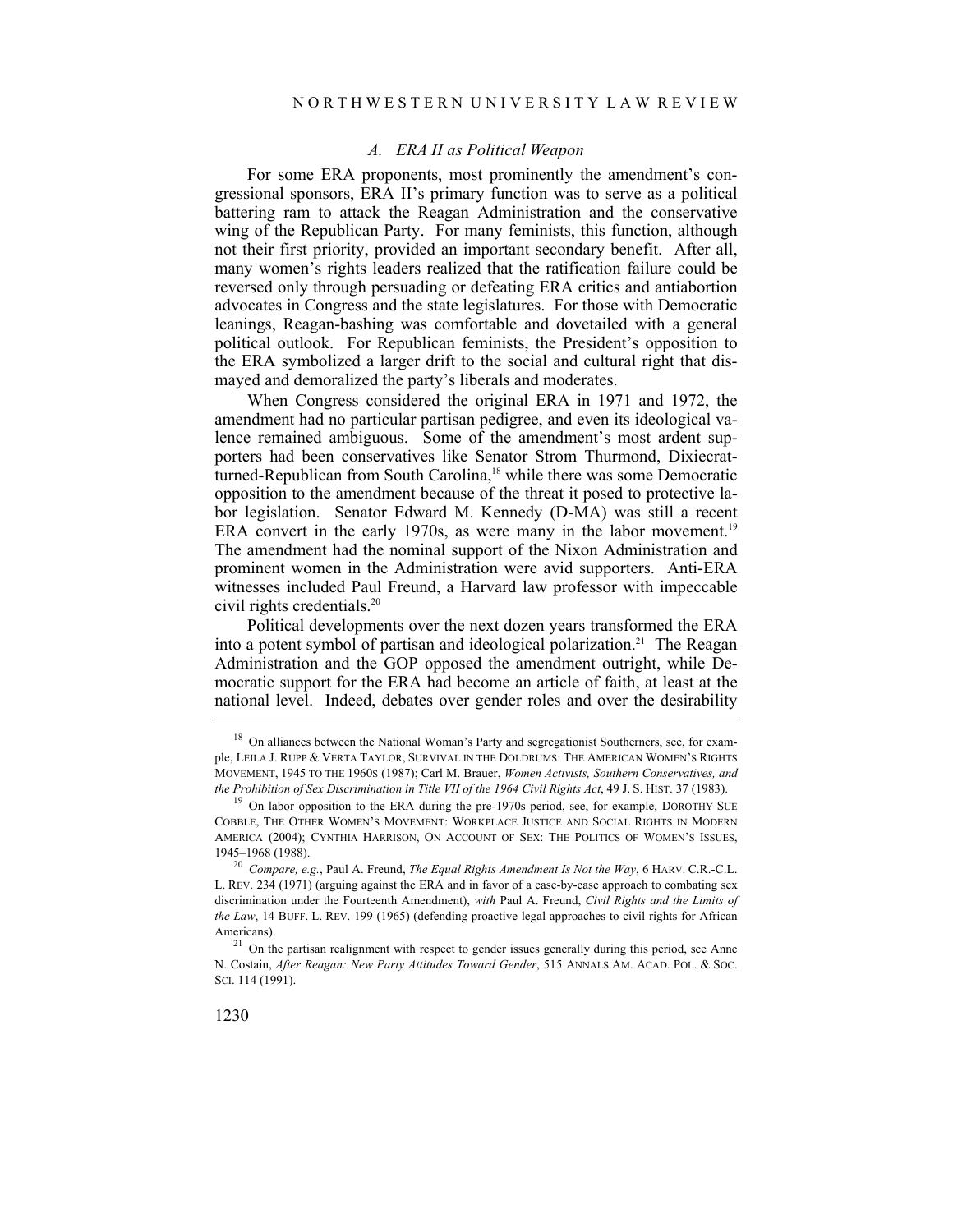### *A. ERA II as Political Weapon*

For some ERA proponents, most prominently the amendment's congressional sponsors, ERA II's primary function was to serve as a political battering ram to attack the Reagan Administration and the conservative wing of the Republican Party. For many feminists, this function, although not their first priority, provided an important secondary benefit. After all, many women's rights leaders realized that the ratification failure could be reversed only through persuading or defeating ERA critics and antiabortion advocates in Congress and the state legislatures. For those with Democratic leanings, Reagan-bashing was comfortable and dovetailed with a general political outlook. For Republican feminists, the President's opposition to the ERA symbolized a larger drift to the social and cultural right that dismayed and demoralized the party's liberals and moderates.

When Congress considered the original ERA in 1971 and 1972, the amendment had no particular partisan pedigree, and even its ideological valence remained ambiguous. Some of the amendment's most ardent supporters had been conservatives like Senator Strom Thurmond, Dixiecrat-turned-Republican from South Carolina,[18] while there was some Democratic opposition to the amendment because of the threat it posed to protective labor legislation. Senator Edward M. Kennedy (D-MA) was still a recent ERA convert in the early 1970s, as were many in the labor movement.[19] The amendment had the nominal support of the Nixon Administration and prominent women in the Administration were avid supporters. Anti-ERA witnesses included Paul Freund, a Harvard law professor with impeccable civil rights credentials.[20]

Political developments over the next dozen years transformed the ERA into a potent symbol of partisan and ideological polarization.[21] The Reagan Administration and the GOP opposed the amendment outright, while Democratic support for the ERA had become an article of faith, at least at the national level. Indeed, debates over gender roles and over the desirability

---

[18] On alliances between the National Woman's Party and segregationist Southerners, see, for example, LEILA J. RUPP & VERTA TAYLOR, SURVIVAL IN THE DOLDRUMS: THE AMERICAN WOMEN'S RIGHTS MOVEMENT, 1945 TO THE 1960S (1987); Carl M. Brauer, *Women Activists, Southern Conservatives, and the Prohibition of Sex Discrimination in Title VII of the 1964 Civil Rights Act*, 49 J. S. HIST. 37 (1983).

[19] On labor opposition to the ERA during the pre-1970s period, see, for example, DOROTHY SUE COBBLE, THE OTHER WOMEN'S MOVEMENT: WORKPLACE JUSTICE AND SOCIAL RIGHTS IN MODERN AMERICA (2004); CYNTHIA HARRISON, ON ACCOUNT OF SEX: THE POLITICS OF WOMEN'S ISSUES, 1945–1968 (1988).

[20] *Compare, e.g.*, Paul A. Freund, *The Equal Rights Amendment Is Not the Way*, 6 HARV. C.R.-C.L. L. REV. 234 (1971) (arguing against the ERA and in favor of a case-by-case approach to combating sex discrimination under the Fourteenth Amendment), *with* Paul A. Freund, *Civil Rights and the Limits of the Law*, 14 BUFF. L. REV. 199 (1965) (defending proactive legal approaches to civil rights for African Americans).

[21] On the partisan realignment with respect to gender issues generally during this period, see Anne N. Costain, *After Reagan: New Party Attitudes Toward Gender*, 515 ANNALS AM. ACAD. POL. & SOC. SCI. 114 (1991).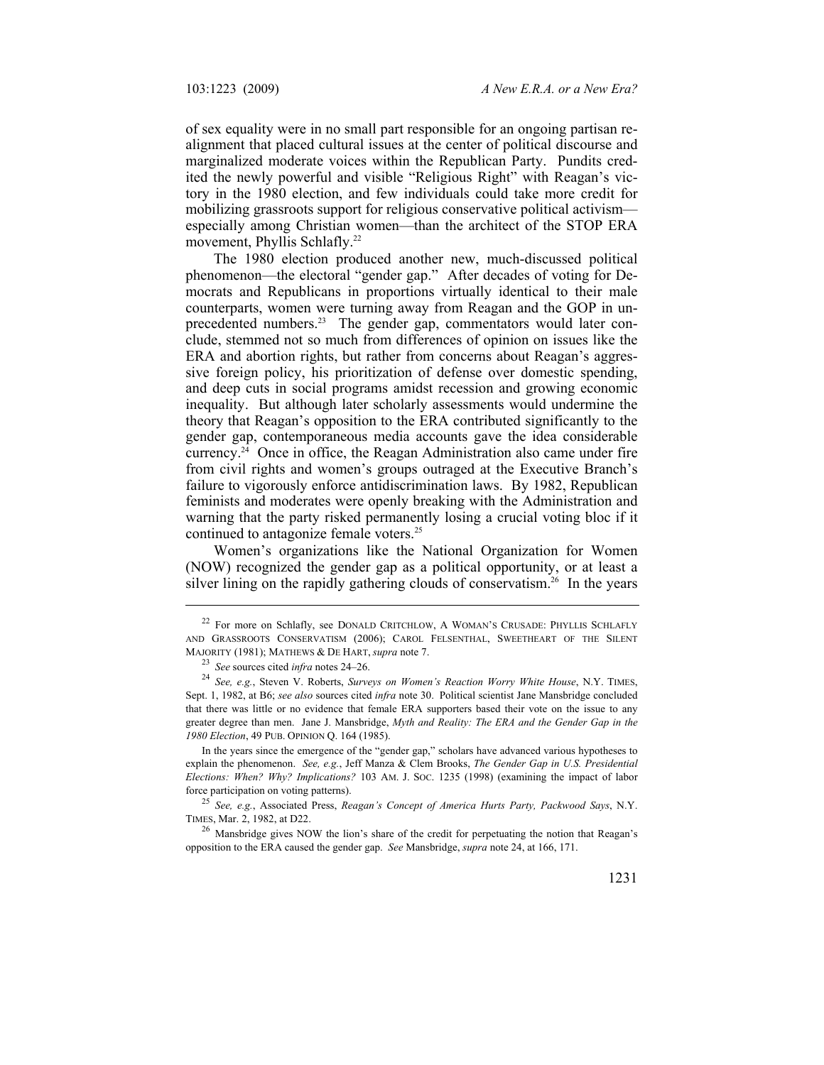of sex equality were in no small part responsible for an ongoing partisan realignment that placed cultural issues at the center of political discourse and marginalized moderate voices within the Republican Party. Pundits credited the newly powerful and visible "Religious Right" with Reagan's victory in the 1980 election, and few individuals could take more credit for mobilizing grassroots support for religious conservative political activism—especially among Christian women—than the architect of the STOP ERA movement, Phyllis Schlafly.[22]

The 1980 election produced another new, much-discussed political phenomenon—the electoral "gender gap." After decades of voting for Democrats and Republicans in proportions virtually identical to their male counterparts, women were turning away from Reagan and the GOP in unprecedented numbers.[23] The gender gap, commentators would later conclude, stemmed not so much from differences of opinion on issues like the ERA and abortion rights, but rather from concerns about Reagan's aggressive foreign policy, his prioritization of defense over domestic spending, and deep cuts in social programs amidst recession and growing economic inequality. But although later scholarly assessments would undermine the theory that Reagan's opposition to the ERA contributed significantly to the gender gap, contemporaneous media accounts gave the idea considerable currency.[24] Once in office, the Reagan Administration also came under fire from civil rights and women's groups outraged at the Executive Branch's failure to vigorously enforce antidiscrimination laws. By 1982, Republican feminists and moderates were openly breaking with the Administration and warning that the party risked permanently losing a crucial voting bloc if it continued to antagonize female voters.[25]

Women's organizations like the National Organization for Women (NOW) recognized the gender gap as a political opportunity, or at least a silver lining on the rapidly gathering clouds of conservatism.[26] In the years

---

[22] For more on Schlafly, see DONALD CRITCHLOW, A WOMAN'S CRUSADE: PHYLLIS SCHLAFLY AND GRASSROOTS CONSERVATISM (2006); CAROL FELSENTHAL, SWEETHEART OF THE SILENT MAJORITY (1981); MATHEWS & DE HART, *supra* note 7.

[23] *See* sources cited *infra* notes 24–26.

[24] *See, e.g.*, Steven V. Roberts, *Surveys on Women's Reaction Worry White House*, N.Y. TIMES, Sept. 1, 1982, at B6; *see also* sources cited *infra* note 30. Political scientist Jane Mansbridge concluded that there was little or no evidence that female ERA supporters based their vote on the issue to any greater degree than men. Jane J. Mansbridge, *Myth and Reality: The ERA and the Gender Gap in the 1980 Election*, 49 PUB. OPINION Q. 164 (1985).

In the years since the emergence of the "gender gap," scholars have advanced various hypotheses to explain the phenomenon. *See, e.g.*, Jeff Manza & Clem Brooks, *The Gender Gap in U.S. Presidential Elections: When? Why? Implications?* 103 AM. J. SOC. 1235 (1998) (examining the impact of labor force participation on voting patterns).

[25] *See, e.g.*, Associated Press, *Reagan's Concept of America Hurts Party, Packwood Says*, N.Y. TIMES, Mar. 2, 1982, at D22.

[26] Mansbridge gives NOW the lion's share of the credit for perpetuating the notion that Reagan's opposition to the ERA caused the gender gap. *See* Mansbridge, *supra* note 24, at 166, 171.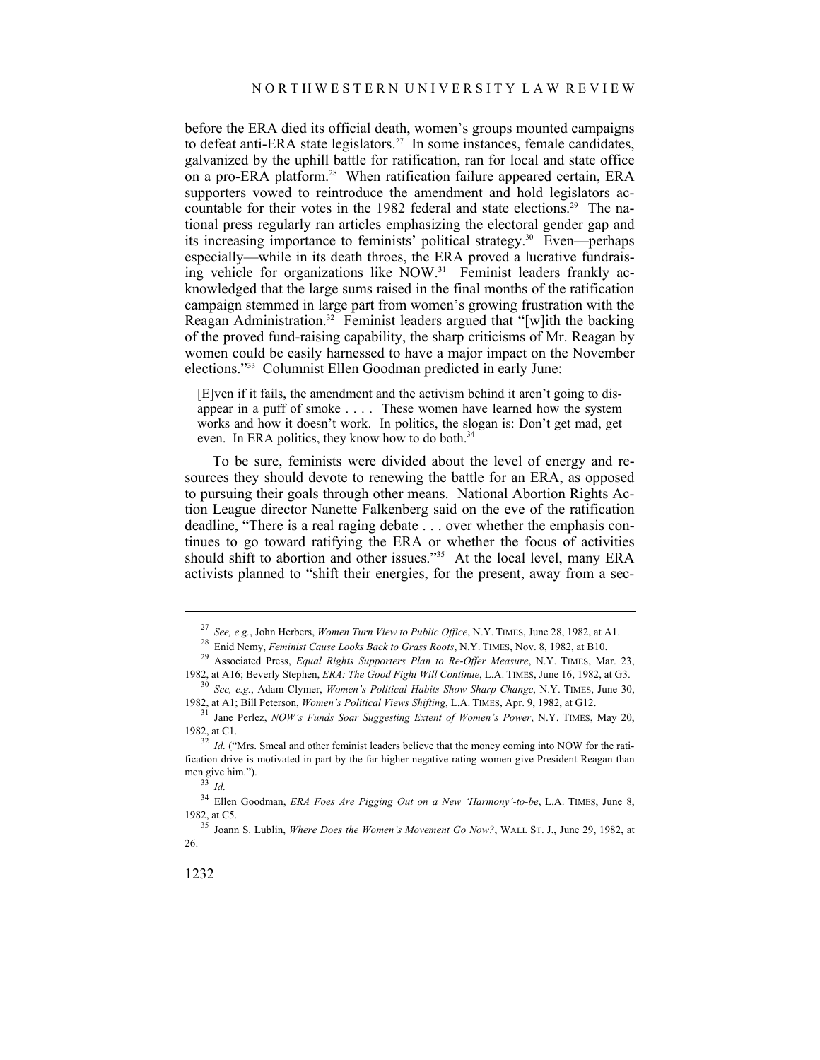before the ERA died its official death, women's groups mounted campaigns to defeat anti-ERA state legislators.[27] In some instances, female candidates, galvanized by the uphill battle for ratification, ran for local and state office on a pro-ERA platform.[28] When ratification failure appeared certain, ERA supporters vowed to reintroduce the amendment and hold legislators accountable for their votes in the 1982 federal and state elections.[29] The national press regularly ran articles emphasizing the electoral gender gap and its increasing importance to feminists' political strategy.[30] Even—perhaps especially—while in its death throes, the ERA proved a lucrative fundraising vehicle for organizations like NOW.[31] Feminist leaders frankly acknowledged that the large sums raised in the final months of the ratification campaign stemmed in large part from women's growing frustration with the Reagan Administration.[32] Feminist leaders argued that "[w]ith the backing of the proved fund-raising capability, the sharp criticisms of Mr. Reagan by women could be easily harnessed to have a major impact on the November elections."[33] Columnist Ellen Goodman predicted in early June:

> [E]ven if it fails, the amendment and the activism behind it aren't going to disappear in a puff of smoke . . . . These women have learned how the system works and how it doesn't work. In politics, the slogan is: Don't get mad, get even. In ERA politics, they know how to do both.[34]

To be sure, feminists were divided about the level of energy and resources they should devote to renewing the battle for an ERA, as opposed to pursuing their goals through other means. National Abortion Rights Action League director Nanette Falkenberg said on the eve of the ratification deadline, "There is a real raging debate . . . over whether the emphasis continues to go toward ratifying the ERA or whether the focus of activities should shift to abortion and other issues."[35] At the local level, many ERA activists planned to "shift their energies, for the present, away from a sec-

---

[27] *See, e.g.*, John Herbers, *Women Turn View to Public Office*, N.Y. TIMES, June 28, 1982, at A1.

[28] Enid Nemy, *Feminist Cause Looks Back to Grass Roots*, N.Y. TIMES, Nov. 8, 1982, at B10.

[29] Associated Press, *Equal Rights Supporters Plan to Re-Offer Measure*, N.Y. TIMES, Mar. 23, 1982, at A16; Beverly Stephen, *ERA: The Good Fight Will Continue*, L.A. TIMES, June 16, 1982, at G3.

[30] *See, e.g.*, Adam Clymer, *Women's Political Habits Show Sharp Change*, N.Y. TIMES, June 30, 1982, at A1; Bill Peterson, *Women's Political Views Shifting*, L.A. TIMES, Apr. 9, 1982, at G12.

[31] Jane Perlez, *NOW's Funds Soar Suggesting Extent of Women's Power*, N.Y. TIMES, May 20, 1982, at C1.

[32] *Id.* ("Mrs. Smeal and other feminist leaders believe that the money coming into NOW for the ratification drive is motivated in part by the far higher negative rating women give President Reagan than men give him.").

[33] *Id.*

[34] Ellen Goodman, *ERA Foes Are Pigging Out on a New 'Harmony'-to-be*, L.A. TIMES, June 8, 1982, at C5.

[35] Joann S. Lublin, *Where Does the Women's Movement Go Now?*, WALL ST. J., June 29, 1982, at 26.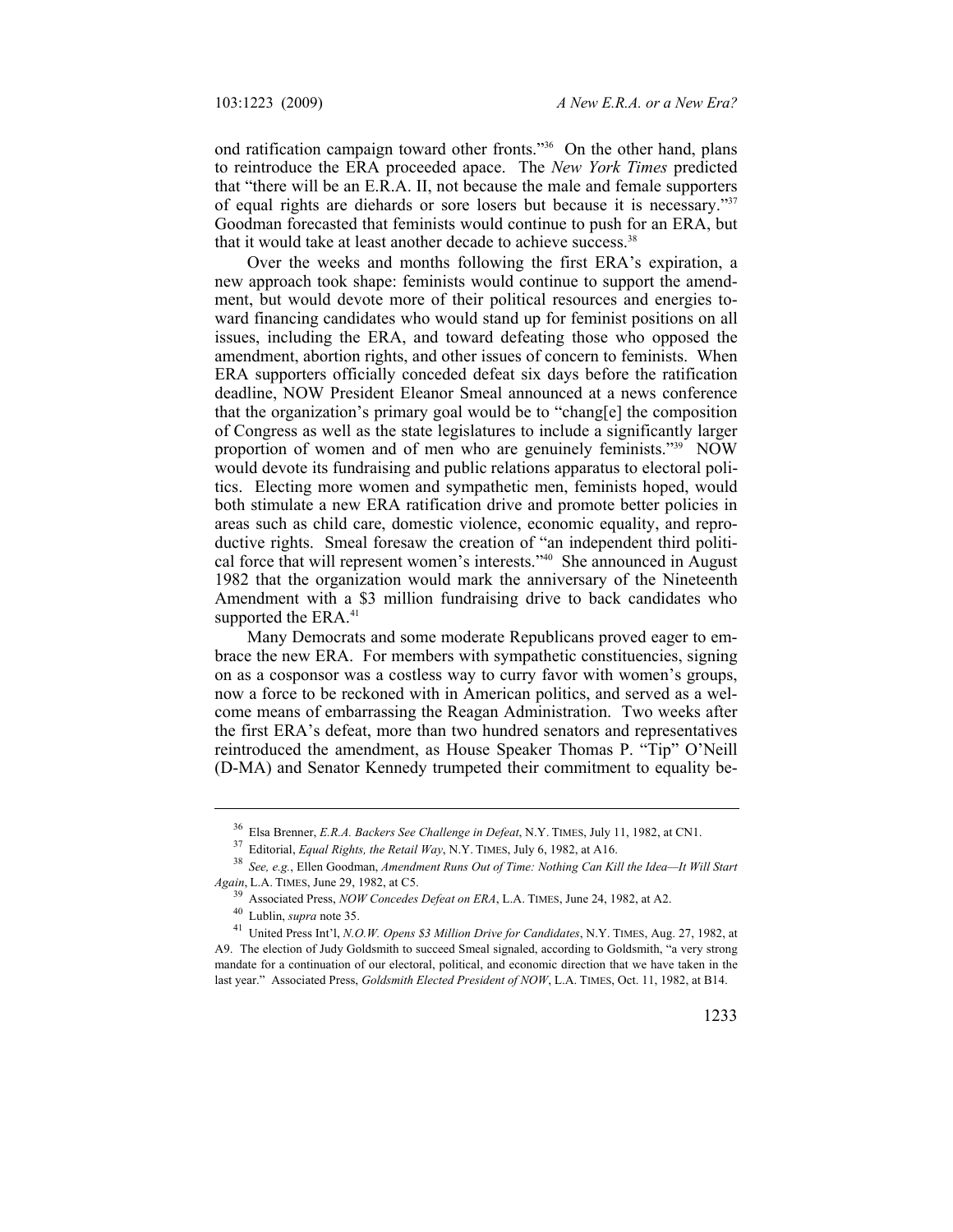ond ratification campaign toward other fronts."[36] On the other hand, plans to reintroduce the ERA proceeded apace. The *New York Times* predicted that "there will be an E.R.A. II, not because the male and female supporters of equal rights are diehards or sore losers but because it is necessary."[37] Goodman forecasted that feminists would continue to push for an ERA, but that it would take at least another decade to achieve success.[38]

Over the weeks and months following the first ERA's expiration, a new approach took shape: feminists would continue to support the amendment, but would devote more of their political resources and energies toward financing candidates who would stand up for feminist positions on all issues, including the ERA, and toward defeating those who opposed the amendment, abortion rights, and other issues of concern to feminists. When ERA supporters officially conceded defeat six days before the ratification deadline, NOW President Eleanor Smeal announced at a news conference that the organization's primary goal would be to "chang[e] the composition of Congress as well as the state legislatures to include a significantly larger proportion of women and of men who are genuinely feminists."[39] NOW would devote its fundraising and public relations apparatus to electoral politics. Electing more women and sympathetic men, feminists hoped, would both stimulate a new ERA ratification drive and promote better policies in areas such as child care, domestic violence, economic equality, and reproductive rights. Smeal foresaw the creation of "an independent third political force that will represent women's interests."[40] She announced in August 1982 that the organization would mark the anniversary of the Nineteenth Amendment with a $3 million fundraising drive to back candidates who supported the ERA.[41]

Many Democrats and some moderate Republicans proved eager to embrace the new ERA. For members with sympathetic constituencies, signing on as a cosponsor was a costless way to curry favor with women's groups, now a force to be reckoned with in American politics, and served as a welcome means of embarrassing the Reagan Administration. Two weeks after the first ERA's defeat, more than two hundred senators and representatives reintroduced the amendment, as House Speaker Thomas P. "Tip" O'Neill (D-MA) and Senator Kennedy trumpeted their commitment to equality be-

---

[36] Elsa Brenner, *E.R.A. Backers See Challenge in Defeat*, N.Y. TIMES, July 11, 1982, at CN1.

[37] Editorial, *Equal Rights, the Retail Way*, N.Y. TIMES, July 6, 1982, at A16.

[38] *See, e.g.*, Ellen Goodman, *Amendment Runs Out of Time: Nothing Can Kill the Idea—It Will Start Again*, L.A. TIMES, June 29, 1982, at C5.

[39] Associated Press, *NOW Concedes Defeat on ERA*, L.A. TIMES, June 24, 1982, at A2.

[40] Lublin, *supra* note 35.

[41] United Press Int'l, *N.O.W. Opens $3 Million Drive for Candidates*, N.Y. TIMES, Aug. 27, 1982, at A9. The election of Judy Goldsmith to succeed Smeal signaled, according to Goldsmith, "a very strong mandate for a continuation of our electoral, political, and economic direction that we have taken in the last year." Associated Press, *Goldsmith Elected President of NOW*, L.A. TIMES, Oct. 11, 1982, at B14.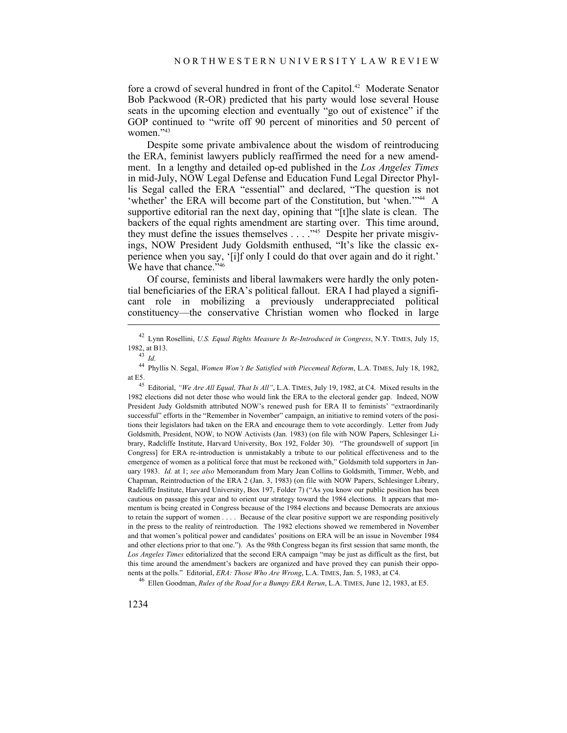fore a crowd of several hundred in front of the Capitol.[42] Moderate Senator Bob Packwood (R-OR) predicted that his party would lose several House seats in the upcoming election and eventually "go out of existence" if the GOP continued to "write off 90 percent of minorities and 50 percent of women."[43]

Despite some private ambivalence about the wisdom of reintroducing the ERA, feminist lawyers publicly reaffirmed the need for a new amendment. In a lengthy and detailed op-ed published in the *Los Angeles Times* in mid-July, NOW Legal Defense and Education Fund Legal Director Phyllis Segal called the ERA "essential" and declared, "The question is not 'whether' the ERA will become part of the Constitution, but 'when.'"[44] A supportive editorial ran the next day, opining that "[t]he slate is clean. The backers of the equal rights amendment are starting over. This time around, they must define the issues themselves . . . ."[45] Despite her private misgivings, NOW President Judy Goldsmith enthused, "It's like the classic experience when you say, '[i]f only I could do that over again and do it right.' We have that chance."[46]

Of course, feminists and liberal lawmakers were hardly the only potential beneficiaries of the ERA's political fallout. ERA I had played a significant role in mobilizing a previously underappreciated political constituency—the conservative Christian women who flocked in large

---

[42] Lynn Rosellini, *U.S. Equal Rights Measure Is Re-Introduced in Congress*, N.Y. TIMES, July 15, 1982, at B13.

[43] *Id.*

[44] Phyllis N. Segal, *Women Won't Be Satisfied with Piecemeal Reform*, L.A. TIMES, July 18, 1982, at E5.

[45] Editorial, *"We Are All Equal, That Is All"*, L.A. TIMES, July 19, 1982, at C4. Mixed results in the 1982 elections did not deter those who would link the ERA to the electoral gender gap. Indeed, NOW President Judy Goldsmith attributed NOW's renewed push for ERA II to feminists' "extraordinarily successful" efforts in the "Remember in November" campaign, an initiative to remind voters of the positions their legislators had taken on the ERA and encourage them to vote accordingly. Letter from Judy Goldsmith, President, NOW, to NOW Activists (Jan. 1983) (on file with NOW Papers, Schlesinger Library, Radcliffe Institute, Harvard University, Box 192, Folder 30). "The groundswell of support [in Congress] for ERA re-introduction is unmistakably a tribute to our political effectiveness and to the emergence of women as a political force that must be reckoned with," Goldsmith told supporters in January 1983. *Id.* at 1; *see also* Memorandum from Mary Jean Collins to Goldsmith, Timmer, Webb, and Chapman, Reintroduction of the ERA 2 (Jan. 3, 1983) (on file with NOW Papers, Schlesinger Library, Radcliffe Institute, Harvard University, Box 197, Folder 7) ("As you know our public position has been cautious on passage this year and to orient our strategy toward the 1984 elections. It appears that momentum is being created in Congress because of the 1984 elections and because Democrats are anxious to retain the support of women . . . . Because of the clear positive support we are responding positively in the press to the reality of reintroduction. The 1982 elections showed we remembered in November and that women's political power and candidates' positions on ERA will be an issue in November 1984 and other elections prior to that one."). As the 98th Congress began its first session that same month, the *Los Angeles Times* editorialized that the second ERA campaign "may be just as difficult as the first, but this time around the amendment's backers are organized and have proved they can punish their opponents at the polls." Editorial, *ERA: Those Who Are Wrong*, L.A. TIMES, Jan. 5, 1983, at C4.

[46] Ellen Goodman, *Rules of the Road for a Bumpy ERA Rerun*, L.A. TIMES, June 12, 1983, at E5.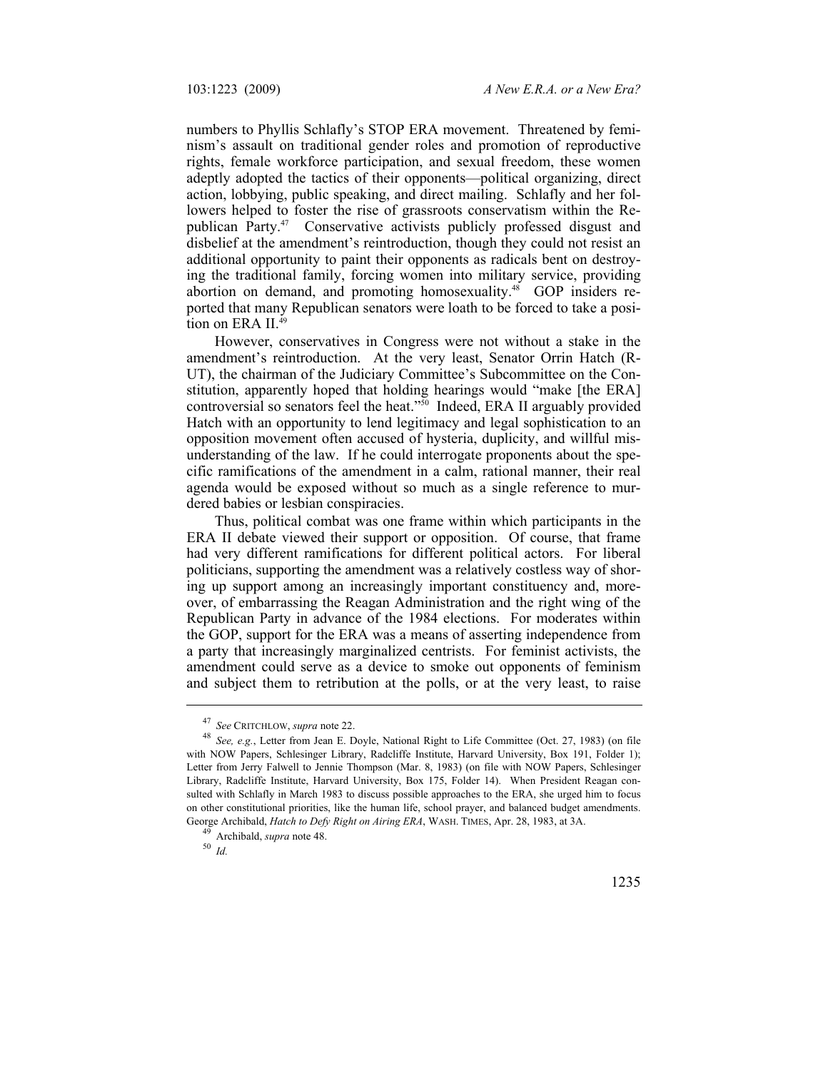numbers to Phyllis Schlafly's STOP ERA movement. Threatened by feminism's assault on traditional gender roles and promotion of reproductive rights, female workforce participation, and sexual freedom, these women adeptly adopted the tactics of their opponents—political organizing, direct action, lobbying, public speaking, and direct mailing. Schlafly and her followers helped to foster the rise of grassroots conservatism within the Republican Party.[47] Conservative activists publicly professed disgust and disbelief at the amendment's reintroduction, though they could not resist an additional opportunity to paint their opponents as radicals bent on destroying the traditional family, forcing women into military service, providing abortion on demand, and promoting homosexuality.[48] GOP insiders reported that many Republican senators were loath to be forced to take a position on ERA II.[49]

However, conservatives in Congress were not without a stake in the amendment's reintroduction. At the very least, Senator Orrin Hatch (R-UT), the chairman of the Judiciary Committee's Subcommittee on the Constitution, apparently hoped that holding hearings would "make [the ERA] controversial so senators feel the heat."[50] Indeed, ERA II arguably provided Hatch with an opportunity to lend legitimacy and legal sophistication to an opposition movement often accused of hysteria, duplicity, and willful misunderstanding of the law. If he could interrogate proponents about the specific ramifications of the amendment in a calm, rational manner, their real agenda would be exposed without so much as a single reference to murdered babies or lesbian conspiracies.

Thus, political combat was one frame within which participants in the ERA II debate viewed their support or opposition. Of course, that frame had very different ramifications for different political actors. For liberal politicians, supporting the amendment was a relatively costless way of shoring up support among an increasingly important constituency and, moreover, of embarrassing the Reagan Administration and the right wing of the Republican Party in advance of the 1984 elections. For moderates within the GOP, support for the ERA was a means of asserting independence from a party that increasingly marginalized centrists. For feminist activists, the amendment could serve as a device to smoke out opponents of feminism and subject them to retribution at the polls, or at the very least, to raise

---

[47] *See* CRITCHLOW, *supra* note 22.

[48] *See, e.g.*, Letter from Jean E. Doyle, National Right to Life Committee (Oct. 27, 1983) (on file with NOW Papers, Schlesinger Library, Radcliffe Institute, Harvard University, Box 191, Folder 1); Letter from Jerry Falwell to Jennie Thompson (Mar. 8, 1983) (on file with NOW Papers, Schlesinger Library, Radcliffe Institute, Harvard University, Box 175, Folder 14). When President Reagan consulted with Schlafly in March 1983 to discuss possible approaches to the ERA, she urged him to focus on other constitutional priorities, like the human life, school prayer, and balanced budget amendments. George Archibald, *Hatch to Defy Right on Airing ERA*, WASH. TIMES, Apr. 28, 1983, at 3A.

[49] Archibald, *supra* note 48.

[50] *Id.*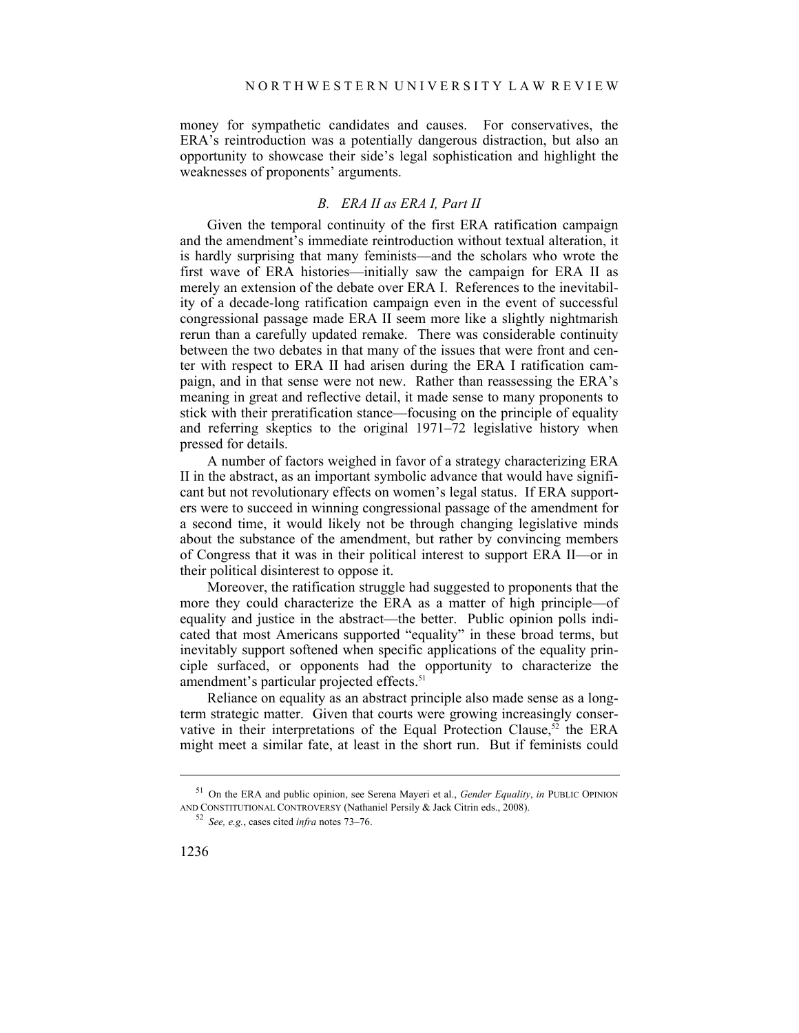money for sympathetic candidates and causes. For conservatives, the ERA's reintroduction was a potentially dangerous distraction, but also an opportunity to showcase their side's legal sophistication and highlight the weaknesses of proponents' arguments.

### *B. ERA II as ERA I, Part II*

Given the temporal continuity of the first ERA ratification campaign and the amendment's immediate reintroduction without textual alteration, it is hardly surprising that many feminists—and the scholars who wrote the first wave of ERA histories—initially saw the campaign for ERA II as merely an extension of the debate over ERA I. References to the inevitability of a decade-long ratification campaign even in the event of successful congressional passage made ERA II seem more like a slightly nightmarish rerun than a carefully updated remake. There was considerable continuity between the two debates in that many of the issues that were front and center with respect to ERA II had arisen during the ERA I ratification campaign, and in that sense were not new. Rather than reassessing the ERA's meaning in great and reflective detail, it made sense to many proponents to stick with their preratification stance—focusing on the principle of equality and referring skeptics to the original 1971–72 legislative history when pressed for details.

A number of factors weighed in favor of a strategy characterizing ERA II in the abstract, as an important symbolic advance that would have significant but not revolutionary effects on women's legal status. If ERA supporters were to succeed in winning congressional passage of the amendment for a second time, it would likely not be through changing legislative minds about the substance of the amendment, but rather by convincing members of Congress that it was in their political interest to support ERA II—or in their political disinterest to oppose it.

Moreover, the ratification struggle had suggested to proponents that the more they could characterize the ERA as a matter of high principle—of equality and justice in the abstract—the better. Public opinion polls indicated that most Americans supported "equality" in these broad terms, but inevitably support softened when specific applications of the equality principle surfaced, or opponents had the opportunity to characterize the amendment's particular projected effects.[51]

Reliance on equality as an abstract principle also made sense as a long-term strategic matter. Given that courts were growing increasingly conservative in their interpretations of the Equal Protection Clause,[52] the ERA might meet a similar fate, at least in the short run. But if feminists could

---

[51] On the ERA and public opinion, see Serena Mayeri et al., *Gender Equality*, *in* PUBLIC OPINION AND CONSTITUTIONAL CONTROVERSY (Nathaniel Persily & Jack Citrin eds., 2008).

[52] *See, e.g.*, cases cited *infra* notes 73–76.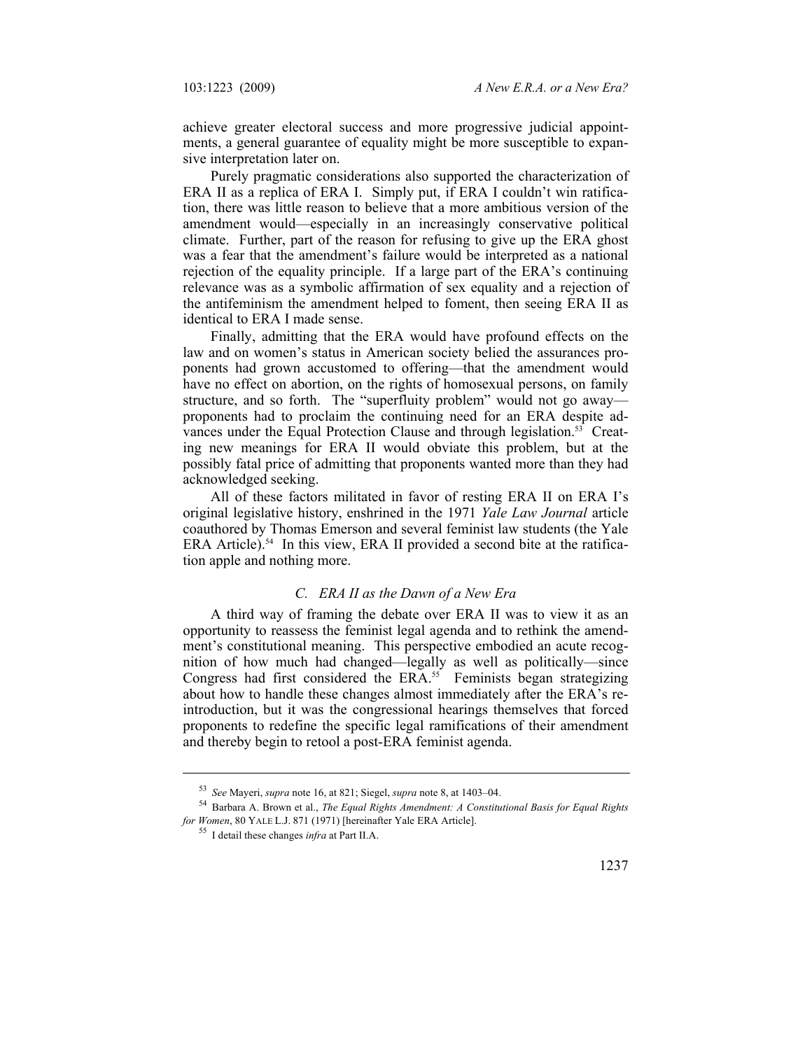achieve greater electoral success and more progressive judicial appointments, a general guarantee of equality might be more susceptible to expansive interpretation later on.

Purely pragmatic considerations also supported the characterization of ERA II as a replica of ERA I. Simply put, if ERA I couldn't win ratification, there was little reason to believe that a more ambitious version of the amendment would—especially in an increasingly conservative political climate. Further, part of the reason for refusing to give up the ERA ghost was a fear that the amendment's failure would be interpreted as a national rejection of the equality principle. If a large part of the ERA's continuing relevance was as a symbolic affirmation of sex equality and a rejection of the antifeminism the amendment helped to foment, then seeing ERA II as identical to ERA I made sense.

Finally, admitting that the ERA would have profound effects on the law and on women's status in American society belied the assurances proponents had grown accustomed to offering—that the amendment would have no effect on abortion, on the rights of homosexual persons, on family structure, and so forth. The "superfluity problem" would not go away—proponents had to proclaim the continuing need for an ERA despite advances under the Equal Protection Clause and through legislation.[53] Creating new meanings for ERA II would obviate this problem, but at the possibly fatal price of admitting that proponents wanted more than they had acknowledged seeking.

All of these factors militated in favor of resting ERA II on ERA I's original legislative history, enshrined in the 1971 *Yale Law Journal* article coauthored by Thomas Emerson and several feminist law students (the Yale ERA Article).[54] In this view, ERA II provided a second bite at the ratification apple and nothing more.

### *C. ERA II as the Dawn of a New Era*

A third way of framing the debate over ERA II was to view it as an opportunity to reassess the feminist legal agenda and to rethink the amendment's constitutional meaning. This perspective embodied an acute recognition of how much had changed—legally as well as politically—since Congress had first considered the ERA.[55] Feminists began strategizing about how to handle these changes almost immediately after the ERA's reintroduction, but it was the congressional hearings themselves that forced proponents to redefine the specific legal ramifications of their amendment and thereby begin to retool a post-ERA feminist agenda.

---

[53] *See* Mayeri, *supra* note 16, at 821; Siegel, *supra* note 8, at 1403–04.

[54] Barbara A. Brown et al., *The Equal Rights Amendment: A Constitutional Basis for Equal Rights for Women*, 80 YALE L.J. 871 (1971) [hereinafter Yale ERA Article].

[55] I detail these changes *infra* at Part II.A.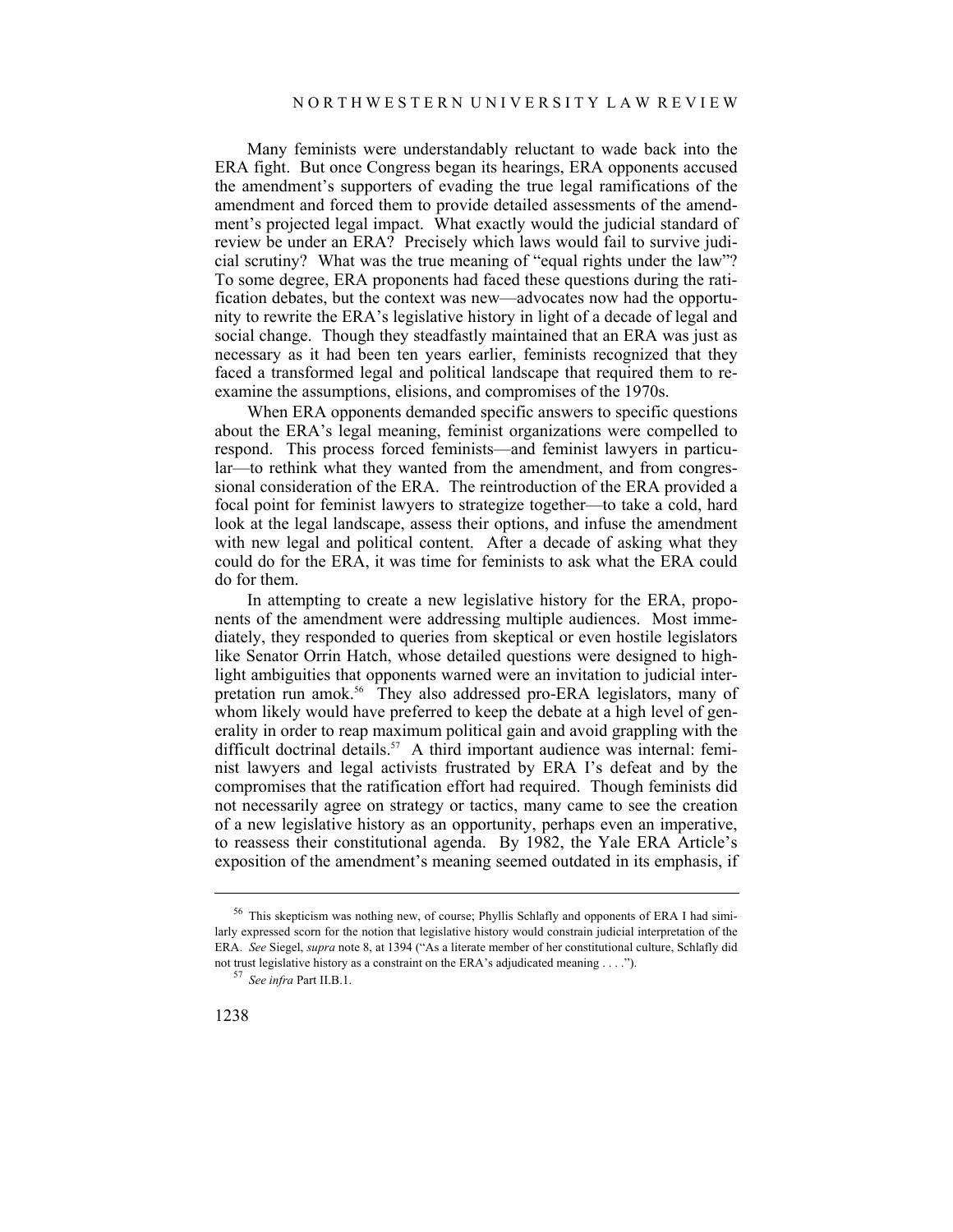Many feminists were understandably reluctant to wade back into the ERA fight. But once Congress began its hearings, ERA opponents accused the amendment's supporters of evading the true legal ramifications of the amendment and forced them to provide detailed assessments of the amendment's projected legal impact. What exactly would the judicial standard of review be under an ERA? Precisely which laws would fail to survive judicial scrutiny? What was the true meaning of "equal rights under the law"? To some degree, ERA proponents had faced these questions during the ratification debates, but the context was new—advocates now had the opportunity to rewrite the ERA's legislative history in light of a decade of legal and social change. Though they steadfastly maintained that an ERA was just as necessary as it had been ten years earlier, feminists recognized that they faced a transformed legal and political landscape that required them to reexamine the assumptions, elisions, and compromises of the 1970s.

When ERA opponents demanded specific answers to specific questions about the ERA's legal meaning, feminist organizations were compelled to respond. This process forced feminists—and feminist lawyers in particular—to rethink what they wanted from the amendment, and from congressional consideration of the ERA. The reintroduction of the ERA provided a focal point for feminist lawyers to strategize together—to take a cold, hard look at the legal landscape, assess their options, and infuse the amendment with new legal and political content. After a decade of asking what they could do for the ERA, it was time for feminists to ask what the ERA could do for them.

In attempting to create a new legislative history for the ERA, proponents of the amendment were addressing multiple audiences. Most immediately, they responded to queries from skeptical or even hostile legislators like Senator Orrin Hatch, whose detailed questions were designed to highlight ambiguities that opponents warned were an invitation to judicial interpretation run amok.[56] They also addressed pro-ERA legislators, many of whom likely would have preferred to keep the debate at a high level of generality in order to reap maximum political gain and avoid grappling with the difficult doctrinal details.[57] A third important audience was internal: feminist lawyers and legal activists frustrated by ERA I's defeat and by the compromises that the ratification effort had required. Though feminists did not necessarily agree on strategy or tactics, many came to see the creation of a new legislative history as an opportunity, perhaps even an imperative, to reassess their constitutional agenda. By 1982, the Yale ERA Article's exposition of the amendment's meaning seemed outdated in its emphasis, if

---

[56] This skepticism was nothing new, of course; Phyllis Schlafly and opponents of ERA I had similarly expressed scorn for the notion that legislative history would constrain judicial interpretation of the ERA. *See* Siegel, *supra* note 8, at 1394 ("As a literate member of her constitutional culture, Schlafly did not trust legislative history as a constraint on the ERA's adjudicated meaning . . . .").

[57] *See infra* Part II.B.1.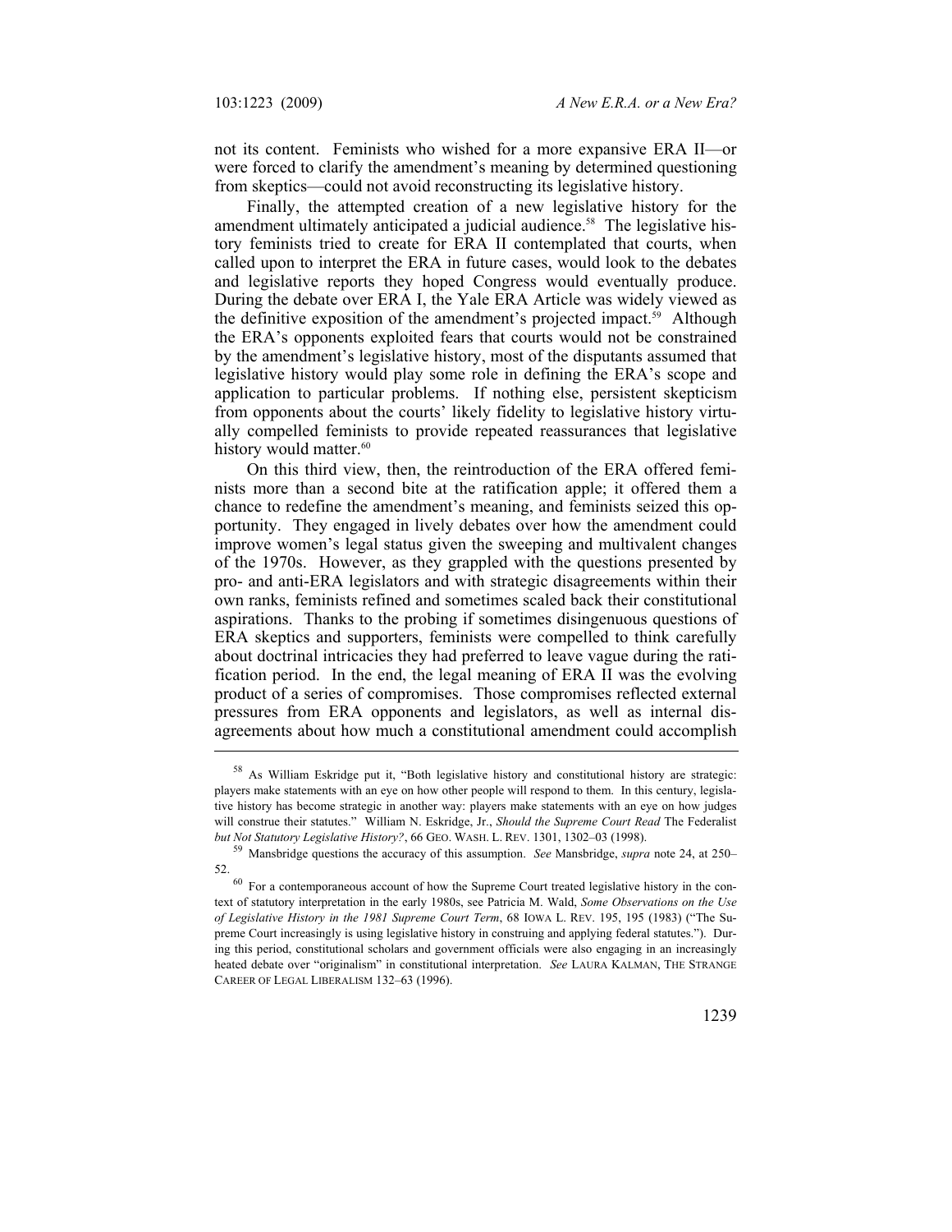not its content. Feminists who wished for a more expansive ERA II—or were forced to clarify the amendment's meaning by determined questioning from skeptics—could not avoid reconstructing its legislative history.

Finally, the attempted creation of a new legislative history for the amendment ultimately anticipated a judicial audience.[58] The legislative history feminists tried to create for ERA II contemplated that courts, when called upon to interpret the ERA in future cases, would look to the debates and legislative reports they hoped Congress would eventually produce. During the debate over ERA I, the Yale ERA Article was widely viewed as the definitive exposition of the amendment's projected impact.[59] Although the ERA's opponents exploited fears that courts would not be constrained by the amendment's legislative history, most of the disputants assumed that legislative history would play some role in defining the ERA's scope and application to particular problems. If nothing else, persistent skepticism from opponents about the courts' likely fidelity to legislative history virtually compelled feminists to provide repeated reassurances that legislative history would matter.[60]

On this third view, then, the reintroduction of the ERA offered feminists more than a second bite at the ratification apple; it offered them a chance to redefine the amendment's meaning, and feminists seized this opportunity. They engaged in lively debates over how the amendment could improve women's legal status given the sweeping and multivalent changes of the 1970s. However, as they grappled with the questions presented by pro- and anti-ERA legislators and with strategic disagreements within their own ranks, feminists refined and sometimes scaled back their constitutional aspirations. Thanks to the probing if sometimes disingenuous questions of ERA skeptics and supporters, feminists were compelled to think carefully about doctrinal intricacies they had preferred to leave vague during the ratification period. In the end, the legal meaning of ERA II was the evolving product of a series of compromises. Those compromises reflected external pressures from ERA opponents and legislators, as well as internal disagreements about how much a constitutional amendment could accomplish

---

[58] As William Eskridge put it, "Both legislative history and constitutional history are strategic: players make statements with an eye on how other people will respond to them. In this century, legislative history has become strategic in another way: players make statements with an eye on how judges will construe their statutes." William N. Eskridge, Jr., *Should the Supreme Court Read* The Federalist *but Not Statutory Legislative History?*, 66 GEO. WASH. L. REV. 1301, 1302–03 (1998).

[59] Mansbridge questions the accuracy of this assumption. *See* Mansbridge, *supra* note 24, at 250–52.

[60] For a contemporaneous account of how the Supreme Court treated legislative history in the context of statutory interpretation in the early 1980s, see Patricia M. Wald, *Some Observations on the Use of Legislative History in the 1981 Supreme Court Term*, 68 IOWA L. REV. 195, 195 (1983) ("The Supreme Court increasingly is using legislative history in construing and applying federal statutes."). During this period, constitutional scholars and government officials were also engaging in an increasingly heated debate over "originalism" in constitutional interpretation. *See* LAURA KALMAN, THE STRANGE CAREER OF LEGAL LIBERALISM 132–63 (1996).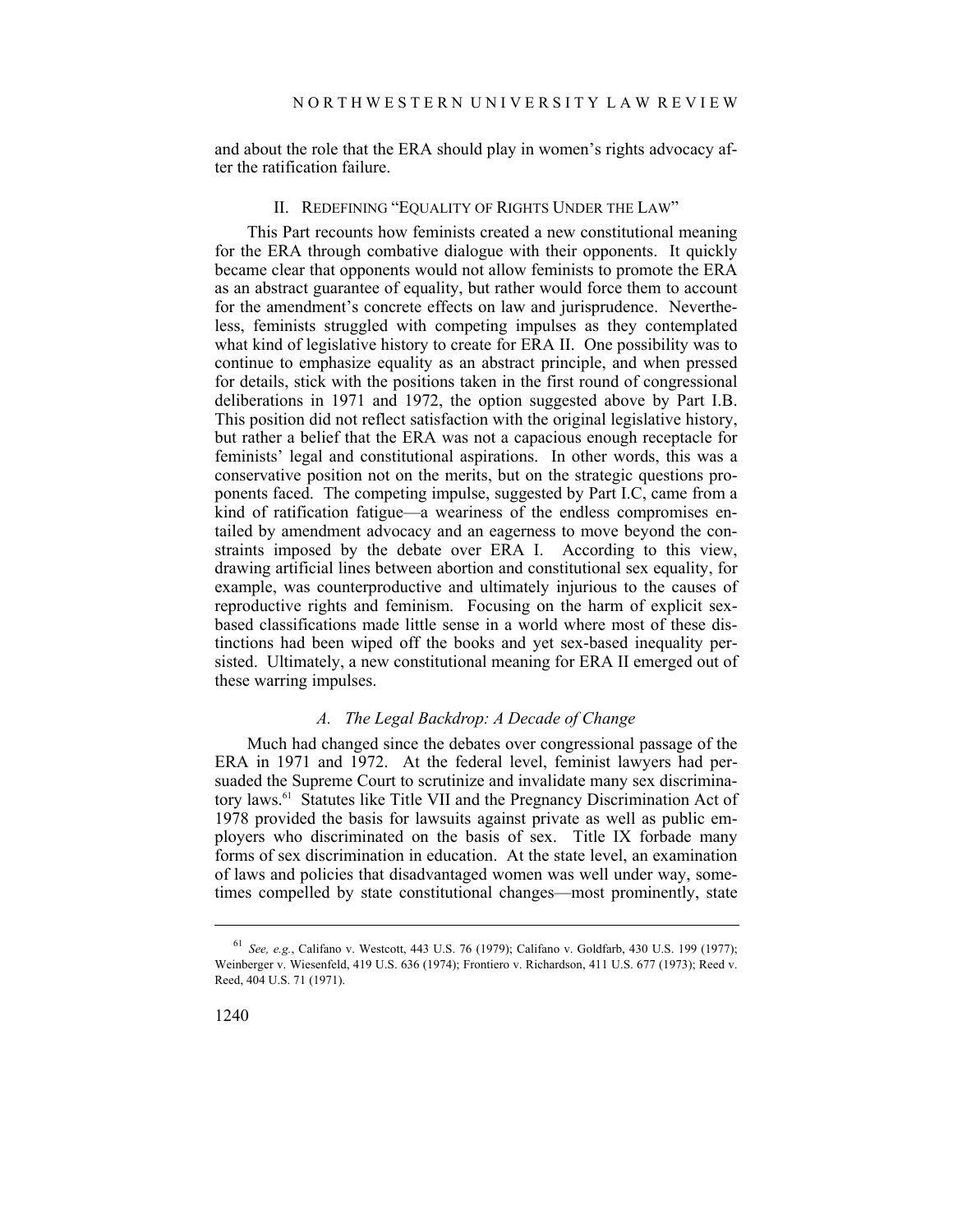and about the role that the ERA should play in women's rights advocacy after the ratification failure.

## II. REDEFINING "EQUALITY OF RIGHTS UNDER THE LAW"

This Part recounts how feminists created a new constitutional meaning for the ERA through combative dialogue with their opponents. It quickly became clear that opponents would not allow feminists to promote the ERA as an abstract guarantee of equality, but rather would force them to account for the amendment's concrete effects on law and jurisprudence. Nevertheless, feminists struggled with competing impulses as they contemplated what kind of legislative history to create for ERA II. One possibility was to continue to emphasize equality as an abstract principle, and when pressed for details, stick with the positions taken in the first round of congressional deliberations in 1971 and 1972, the option suggested above by Part I.B. This position did not reflect satisfaction with the original legislative history, but rather a belief that the ERA was not a capacious enough receptacle for feminists' legal and constitutional aspirations. In other words, this was a conservative position not on the merits, but on the strategic questions proponents faced. The competing impulse, suggested by Part I.C, came from a kind of ratification fatigue—a weariness of the endless compromises entailed by amendment advocacy and an eagerness to move beyond the constraints imposed by the debate over ERA I. According to this view, drawing artificial lines between abortion and constitutional sex equality, for example, was counterproductive and ultimately injurious to the causes of reproductive rights and feminism. Focusing on the harm of explicit sex-based classifications made little sense in a world where most of these distinctions had been wiped off the books and yet sex-based inequality persisted. Ultimately, a new constitutional meaning for ERA II emerged out of these warring impulses.

### *A. The Legal Backdrop: A Decade of Change*

Much had changed since the debates over congressional passage of the ERA in 1971 and 1972. At the federal level, feminist lawyers had persuaded the Supreme Court to scrutinize and invalidate many sex discriminatory laws.[61] Statutes like Title VII and the Pregnancy Discrimination Act of 1978 provided the basis for lawsuits against private as well as public employers who discriminated on the basis of sex. Title IX forbade many forms of sex discrimination in education. At the state level, an examination of laws and policies that disadvantaged women was well under way, sometimes compelled by state constitutional changes—most prominently, state

---

[61] *See, e.g.*, Califano v. Westcott, 443 U.S. 76 (1979); Califano v. Goldfarb, 430 U.S. 199 (1977); Weinberger v. Wiesenfeld, 419 U.S. 636 (1974); Frontiero v. Richardson, 411 U.S. 677 (1973); Reed v. Reed, 404 U.S. 71 (1971).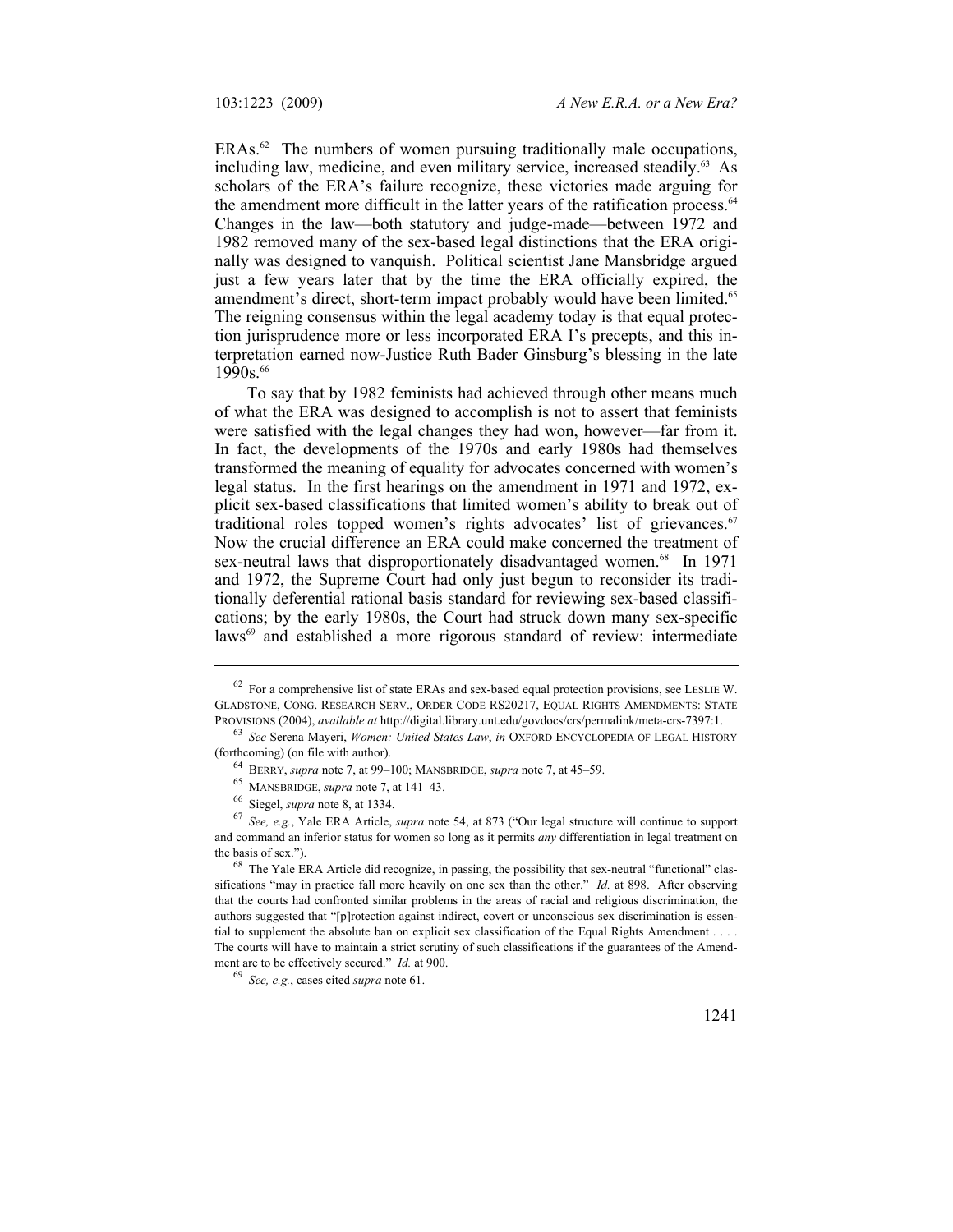ERAs.[62] The numbers of women pursuing traditionally male occupations, including law, medicine, and even military service, increased steadily.[63] As scholars of the ERA's failure recognize, these victories made arguing for the amendment more difficult in the latter years of the ratification process.[64] Changes in the law—both statutory and judge-made—between 1972 and 1982 removed many of the sex-based legal distinctions that the ERA originally was designed to vanquish. Political scientist Jane Mansbridge argued just a few years later that by the time the ERA officially expired, the amendment's direct, short-term impact probably would have been limited.[65] The reigning consensus within the legal academy today is that equal protection jurisprudence more or less incorporated ERA I's precepts, and this interpretation earned now-Justice Ruth Bader Ginsburg's blessing in the late 1990s.[66]

To say that by 1982 feminists had achieved through other means much of what the ERA was designed to accomplish is not to assert that feminists were satisfied with the legal changes they had won, however—far from it. In fact, the developments of the 1970s and early 1980s had themselves transformed the meaning of equality for advocates concerned with women's legal status. In the first hearings on the amendment in 1971 and 1972, explicit sex-based classifications that limited women's ability to break out of traditional roles topped women's rights advocates' list of grievances.[67] Now the crucial difference an ERA could make concerned the treatment of sex-neutral laws that disproportionately disadvantaged women.[68] In 1971 and 1972, the Supreme Court had only just begun to reconsider its traditionally deferential rational basis standard for reviewing sex-based classifications; by the early 1980s, the Court had struck down many sex-specific laws[69] and established a more rigorous standard of review: intermediate

---

[62] For a comprehensive list of state ERAs and sex-based equal protection provisions, see LESLIE W. GLADSTONE, CONG. RESEARCH SERV., ORDER CODE RS20217, EQUAL RIGHTS AMENDMENTS: STATE PROVISIONS (2004), *available at* http://digital.library.unt.edu/govdocs/crs/permalink/meta-crs-7397:1.

[63] *See* Serena Mayeri, *Women: United States Law*, *in* OXFORD ENCYCLOPEDIA OF LEGAL HISTORY (forthcoming) (on file with author).

[64] BERRY, *supra* note 7, at 99–100; MANSBRIDGE, *supra* note 7, at 45–59.

[65] MANSBRIDGE, *supra* note 7, at 141–43.

[66] Siegel, *supra* note 8, at 1334.

[67] *See, e.g.*, Yale ERA Article, *supra* note 54, at 873 ("Our legal structure will continue to support and command an inferior status for women so long as it permits *any* differentiation in legal treatment on the basis of sex.").

[68] The Yale ERA Article did recognize, in passing, the possibility that sex-neutral "functional" classifications "may in practice fall more heavily on one sex than the other." *Id.* at 898. After observing that the courts had confronted similar problems in the areas of racial and religious discrimination, the authors suggested that "[p]rotection against indirect, covert or unconscious sex discrimination is essential to supplement the absolute ban on explicit sex classification of the Equal Rights Amendment . . . . The courts will have to maintain a strict scrutiny of such classifications if the guarantees of the Amendment are to be effectively secured." *Id.* at 900.

[69] *See, e.g.*, cases cited *supra* note 61.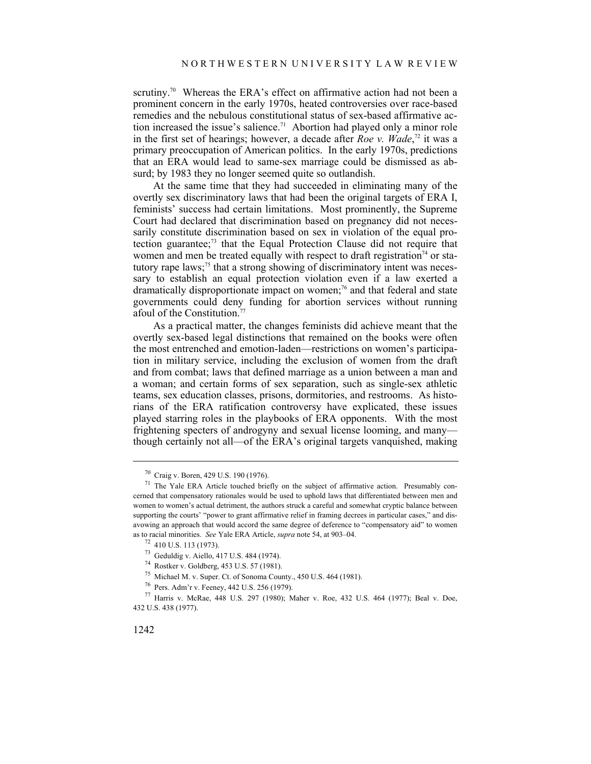scrutiny.[70] Whereas the ERA's effect on affirmative action had not been a prominent concern in the early 1970s, heated controversies over race-based remedies and the nebulous constitutional status of sex-based affirmative action increased the issue's salience.[71] Abortion had played only a minor role in the first set of hearings; however, a decade after *Roe v. Wade*,[72] it was a primary preoccupation of American politics. In the early 1970s, predictions that an ERA would lead to same-sex marriage could be dismissed as absurd; by 1983 they no longer seemed quite so outlandish.

At the same time that they had succeeded in eliminating many of the overtly sex discriminatory laws that had been the original targets of ERA I, feminists' success had certain limitations. Most prominently, the Supreme Court had declared that discrimination based on pregnancy did not necessarily constitute discrimination based on sex in violation of the equal protection guarantee;[73] that the Equal Protection Clause did not require that women and men be treated equally with respect to draft registration[74] or statutory rape laws;[75] that a strong showing of discriminatory intent was necessary to establish an equal protection violation even if a law exerted a dramatically disproportionate impact on women;[76] and that federal and state governments could deny funding for abortion services without running afoul of the Constitution.[77]

As a practical matter, the changes feminists did achieve meant that the overtly sex-based legal distinctions that remained on the books were often the most entrenched and emotion-laden—restrictions on women's participation in military service, including the exclusion of women from the draft and from combat; laws that defined marriage as a union between a man and a woman; and certain forms of sex separation, such as single-sex athletic teams, sex education classes, prisons, dormitories, and restrooms. As historians of the ERA ratification controversy have explicated, these issues played starring roles in the playbooks of ERA opponents. With the most frightening specters of androgyny and sexual license looming, and many—though certainly not all—of the ERA's original targets vanquished, making

---

[70] Craig v. Boren, 429 U.S. 190 (1976).

[71] The Yale ERA Article touched briefly on the subject of affirmative action. Presumably concerned that compensatory rationales would be used to uphold laws that differentiated between men and women to women's actual detriment, the authors struck a careful and somewhat cryptic balance between supporting the courts' "power to grant affirmative relief in framing decrees in particular cases," and disavowing an approach that would accord the same degree of deference to "compensatory aid" to women as to racial minorities. *See* Yale ERA Article, *supra* note 54, at 903–04.

[72] 410 U.S. 113 (1973).

[73] Geduldig v. Aiello, 417 U.S. 484 (1974).

[74] Rostker v. Goldberg, 453 U.S. 57 (1981).

[75] Michael M. v. Super. Ct. of Sonoma County., 450 U.S. 464 (1981).

[76] Pers. Adm'r v. Feeney, 442 U.S. 256 (1979).

[77] Harris v. McRae, 448 U.S. 297 (1980); Maher v. Roe, 432 U.S. 464 (1977); Beal v. Doe, 432 U.S. 438 (1977).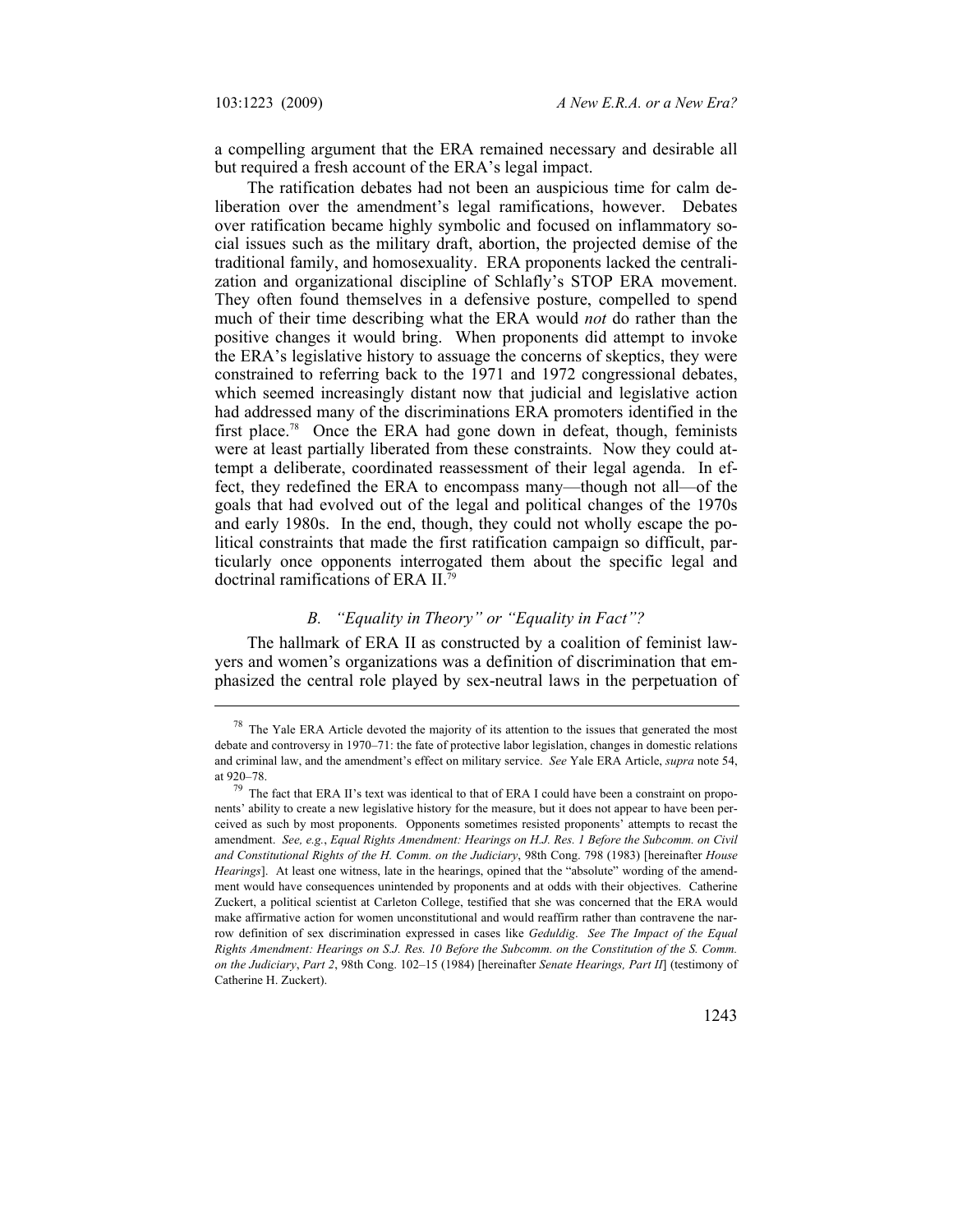a compelling argument that the ERA remained necessary and desirable all but required a fresh account of the ERA's legal impact.

The ratification debates had not been an auspicious time for calm deliberation over the amendment's legal ramifications, however. Debates over ratification became highly symbolic and focused on inflammatory social issues such as the military draft, abortion, the projected demise of the traditional family, and homosexuality. ERA proponents lacked the centralization and organizational discipline of Schlafly's STOP ERA movement. They often found themselves in a defensive posture, compelled to spend much of their time describing what the ERA would *not* do rather than the positive changes it would bring. When proponents did attempt to invoke the ERA's legislative history to assuage the concerns of skeptics, they were constrained to referring back to the 1971 and 1972 congressional debates, which seemed increasingly distant now that judicial and legislative action had addressed many of the discriminations ERA promoters identified in the first place.[78] Once the ERA had gone down in defeat, though, feminists were at least partially liberated from these constraints. Now they could attempt a deliberate, coordinated reassessment of their legal agenda. In effect, they redefined the ERA to encompass many—though not all—of the goals that had evolved out of the legal and political changes of the 1970s and early 1980s. In the end, though, they could not wholly escape the political constraints that made the first ratification campaign so difficult, particularly once opponents interrogated them about the specific legal and doctrinal ramifications of ERA II.[79]

### *B. "Equality in Theory" or "Equality in Fact"?*

The hallmark of ERA II as constructed by a coalition of feminist lawyers and women's organizations was a definition of discrimination that emphasized the central role played by sex-neutral laws in the perpetuation of

---

[78] The Yale ERA Article devoted the majority of its attention to the issues that generated the most debate and controversy in 1970–71: the fate of protective labor legislation, changes in domestic relations and criminal law, and the amendment's effect on military service. *See* Yale ERA Article, *supra* note 54, at 920–78.

[79] The fact that ERA II's text was identical to that of ERA I could have been a constraint on proponents' ability to create a new legislative history for the measure, but it does not appear to have been perceived as such by most proponents. Opponents sometimes resisted proponents' attempts to recast the amendment. *See, e.g.*, *Equal Rights Amendment: Hearings on H.J. Res. 1 Before the Subcomm. on Civil and Constitutional Rights of the H. Comm. on the Judiciary*, 98th Cong. 798 (1983) [hereinafter *House Hearings*]. At least one witness, late in the hearings, opined that the "absolute" wording of the amendment would have consequences unintended by proponents and at odds with their objectives. Catherine Zuckert, a political scientist at Carleton College, testified that she was concerned that the ERA would make affirmative action for women unconstitutional and would reaffirm rather than contravene the narrow definition of sex discrimination expressed in cases like *Geduldig*. *See The Impact of the Equal Rights Amendment: Hearings on S.J. Res. 10 Before the Subcomm. on the Constitution of the S. Comm. on the Judiciary*, *Part 2*, 98th Cong. 102–15 (1984) [hereinafter *Senate Hearings, Part II*] (testimony of Catherine H. Zuckert).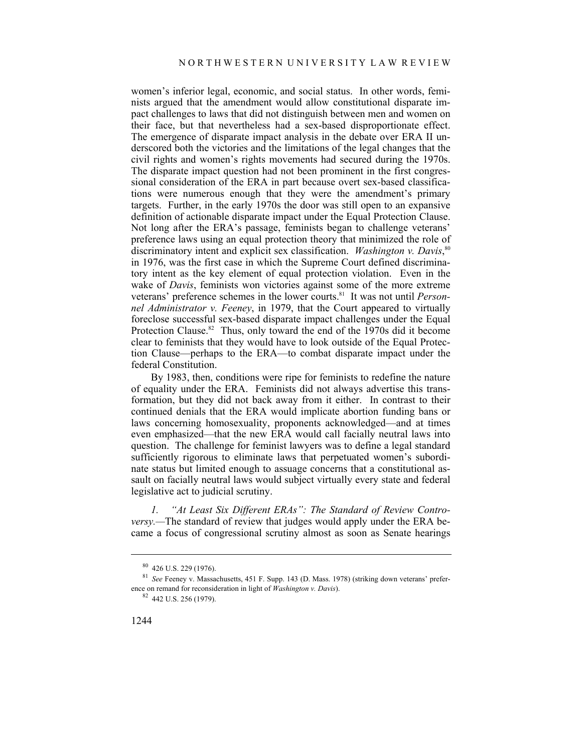women's inferior legal, economic, and social status. In other words, feminists argued that the amendment would allow constitutional disparate impact challenges to laws that did not distinguish between men and women on their face, but that nevertheless had a sex-based disproportionate effect. The emergence of disparate impact analysis in the debate over ERA II underscored both the victories and the limitations of the legal changes that the civil rights and women's rights movements had secured during the 1970s. The disparate impact question had not been prominent in the first congressional consideration of the ERA in part because overt sex-based classifications were numerous enough that they were the amendment's primary targets. Further, in the early 1970s the door was still open to an expansive definition of actionable disparate impact under the Equal Protection Clause. Not long after the ERA's passage, feminists began to challenge veterans' preference laws using an equal protection theory that minimized the role of discriminatory intent and explicit sex classification. *Washington v. Davis*,[80] in 1976, was the first case in which the Supreme Court defined discriminatory intent as the key element of equal protection violation. Even in the wake of *Davis*, feminists won victories against some of the more extreme veterans' preference schemes in the lower courts.[81] It was not until *Personnel Administrator v. Feeney*, in 1979, that the Court appeared to virtually foreclose successful sex-based disparate impact challenges under the Equal Protection Clause.[82] Thus, only toward the end of the 1970s did it become clear to feminists that they would have to look outside of the Equal Protection Clause—perhaps to the ERA—to combat disparate impact under the federal Constitution.

By 1983, then, conditions were ripe for feminists to redefine the nature of equality under the ERA. Feminists did not always advertise this transformation, but they did not back away from it either. In contrast to their continued denials that the ERA would implicate abortion funding bans or laws concerning homosexuality, proponents acknowledged—and at times even emphasized—that the new ERA would call facially neutral laws into question. The challenge for feminist lawyers was to define a legal standard sufficiently rigorous to eliminate laws that perpetuated women's subordinate status but limited enough to assuage concerns that a constitutional assault on facially neutral laws would subject virtually every state and federal legislative act to judicial scrutiny.

*1. "At Least Six Different ERAs": The Standard of Review Controversy.*—The standard of review that judges would apply under the ERA became a focus of congressional scrutiny almost as soon as Senate hearings

---

[80] 426 U.S. 229 (1976).

[81] *See* Feeney v. Massachusetts, 451 F. Supp. 143 (D. Mass. 1978) (striking down veterans' preference on remand for reconsideration in light of *Washington v. Davis*).

[82] 442 U.S. 256 (1979).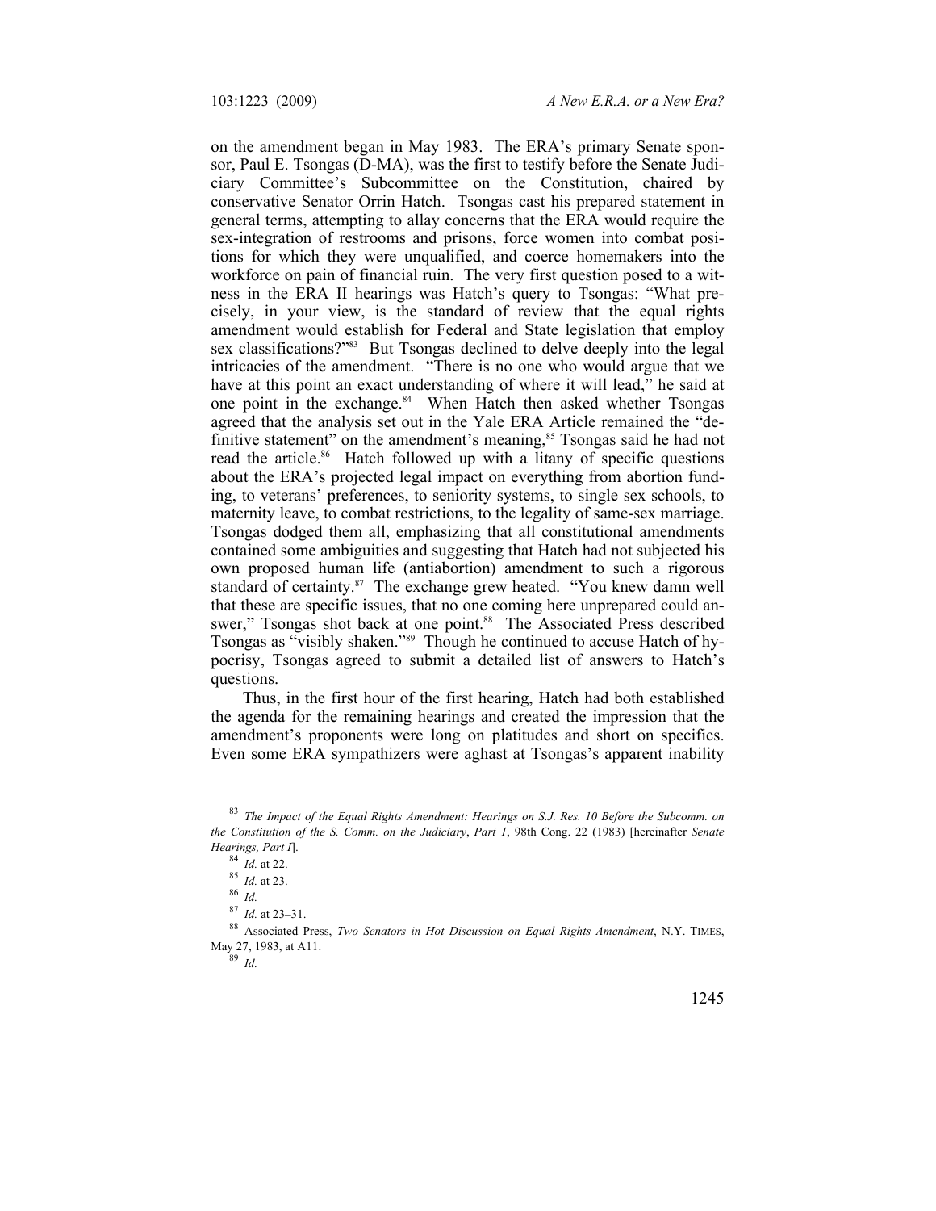on the amendment began in May 1983. The ERA's primary Senate sponsor, Paul E. Tsongas (D-MA), was the first to testify before the Senate Judiciary Committee's Subcommittee on the Constitution, chaired by conservative Senator Orrin Hatch. Tsongas cast his prepared statement in general terms, attempting to allay concerns that the ERA would require the sex-integration of restrooms and prisons, force women into combat positions for which they were unqualified, and coerce homemakers into the workforce on pain of financial ruin. The very first question posed to a witness in the ERA II hearings was Hatch's query to Tsongas: "What precisely, in your view, is the standard of review that the equal rights amendment would establish for Federal and State legislation that employ sex classifications?"[83] But Tsongas declined to delve deeply into the legal intricacies of the amendment. "There is no one who would argue that we have at this point an exact understanding of where it will lead," he said at one point in the exchange.[84] When Hatch then asked whether Tsongas agreed that the analysis set out in the Yale ERA Article remained the "definitive statement" on the amendment's meaning,[85] Tsongas said he had not read the article.[86] Hatch followed up with a litany of specific questions about the ERA's projected legal impact on everything from abortion funding, to veterans' preferences, to seniority systems, to single sex schools, to maternity leave, to combat restrictions, to the legality of same-sex marriage. Tsongas dodged them all, emphasizing that all constitutional amendments contained some ambiguities and suggesting that Hatch had not subjected his own proposed human life (antiabortion) amendment to such a rigorous standard of certainty.[87] The exchange grew heated. "You knew damn well that these are specific issues, that no one coming here unprepared could answer," Tsongas shot back at one point.[88] The Associated Press described Tsongas as "visibly shaken."[89] Though he continued to accuse Hatch of hypocrisy, Tsongas agreed to submit a detailed list of answers to Hatch's questions.

Thus, in the first hour of the first hearing, Hatch had both established the agenda for the remaining hearings and created the impression that the amendment's proponents were long on platitudes and short on specifics. Even some ERA sympathizers were aghast at Tsongas's apparent inability

---

[83] *The Impact of the Equal Rights Amendment: Hearings on S.J. Res. 10 Before the Subcomm. on the Constitution of the S. Comm. on the Judiciary*, *Part 1*, 98th Cong. 22 (1983) [hereinafter *Senate Hearings, Part I*].

[84] *Id.* at 22.

[85] *Id.* at 23.

[86] *Id.*

[87] *Id.* at 23–31.

[88] Associated Press, *Two Senators in Hot Discussion on Equal Rights Amendment*, N.Y. TIMES, May 27, 1983, at A11.

[89] *Id.*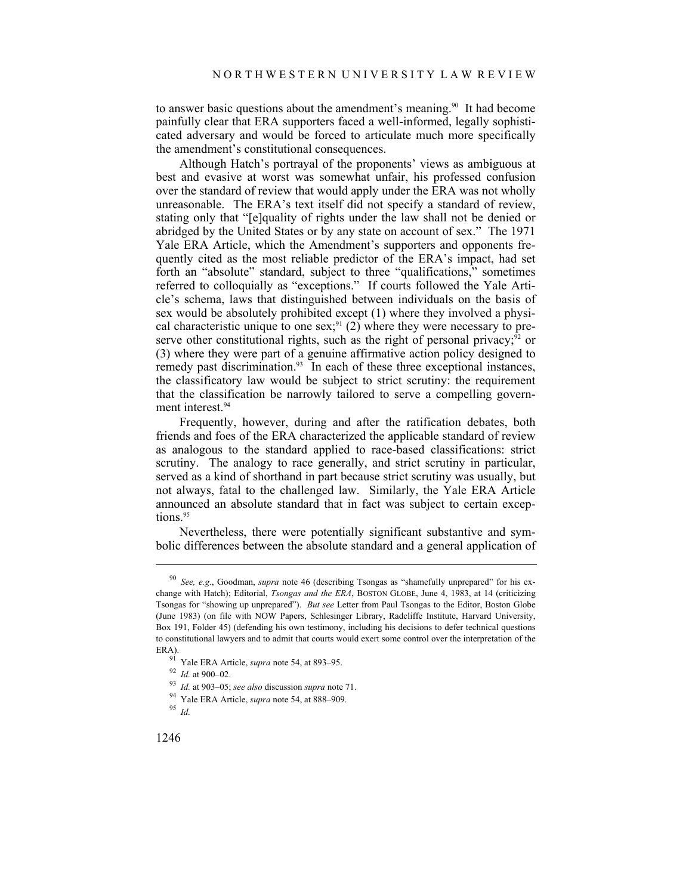to answer basic questions about the amendment's meaning.[90] It had become painfully clear that ERA supporters faced a well-informed, legally sophisticated adversary and would be forced to articulate much more specifically the amendment's constitutional consequences.

Although Hatch's portrayal of the proponents' views as ambiguous at best and evasive at worst was somewhat unfair, his professed confusion over the standard of review that would apply under the ERA was not wholly unreasonable. The ERA's text itself did not specify a standard of review, stating only that "[e]quality of rights under the law shall not be denied or abridged by the United States or by any state on account of sex." The 1971 Yale ERA Article, which the Amendment's supporters and opponents frequently cited as the most reliable predictor of the ERA's impact, had set forth an "absolute" standard, subject to three "qualifications," sometimes referred to colloquially as "exceptions." If courts followed the Yale Article's schema, laws that distinguished between individuals on the basis of sex would be absolutely prohibited except (1) where they involved a physical characteristic unique to one sex;[91] (2) where they were necessary to preserve other constitutional rights, such as the right of personal privacy;[92] or (3) where they were part of a genuine affirmative action policy designed to remedy past discrimination.[93] In each of these three exceptional instances, the classificatory law would be subject to strict scrutiny: the requirement that the classification be narrowly tailored to serve a compelling government interest.[94]

Frequently, however, during and after the ratification debates, both friends and foes of the ERA characterized the applicable standard of review as analogous to the standard applied to race-based classifications: strict scrutiny. The analogy to race generally, and strict scrutiny in particular, served as a kind of shorthand in part because strict scrutiny was usually, but not always, fatal to the challenged law. Similarly, the Yale ERA Article announced an absolute standard that in fact was subject to certain exceptions.[95]

Nevertheless, there were potentially significant substantive and symbolic differences between the absolute standard and a general application of

---

[90] *See, e.g.*, Goodman, *supra* note 46 (describing Tsongas as "shamefully unprepared" for his exchange with Hatch); Editorial, *Tsongas and the ERA*, BOSTON GLOBE, June 4, 1983, at 14 (criticizing Tsongas for "showing up unprepared"). *But see* Letter from Paul Tsongas to the Editor, Boston Globe (June 1983) (on file with NOW Papers, Schlesinger Library, Radcliffe Institute, Harvard University, Box 191, Folder 45) (defending his own testimony, including his decisions to defer technical questions to constitutional lawyers and to admit that courts would exert some control over the interpretation of the ERA).

[91] Yale ERA Article, *supra* note 54, at 893–95.

[92] *Id.* at 900–02.

[93] *Id.* at 903–05; *see also* discussion *supra* note 71.

[94] Yale ERA Article, *supra* note 54, at 888–909.

[95] *Id.*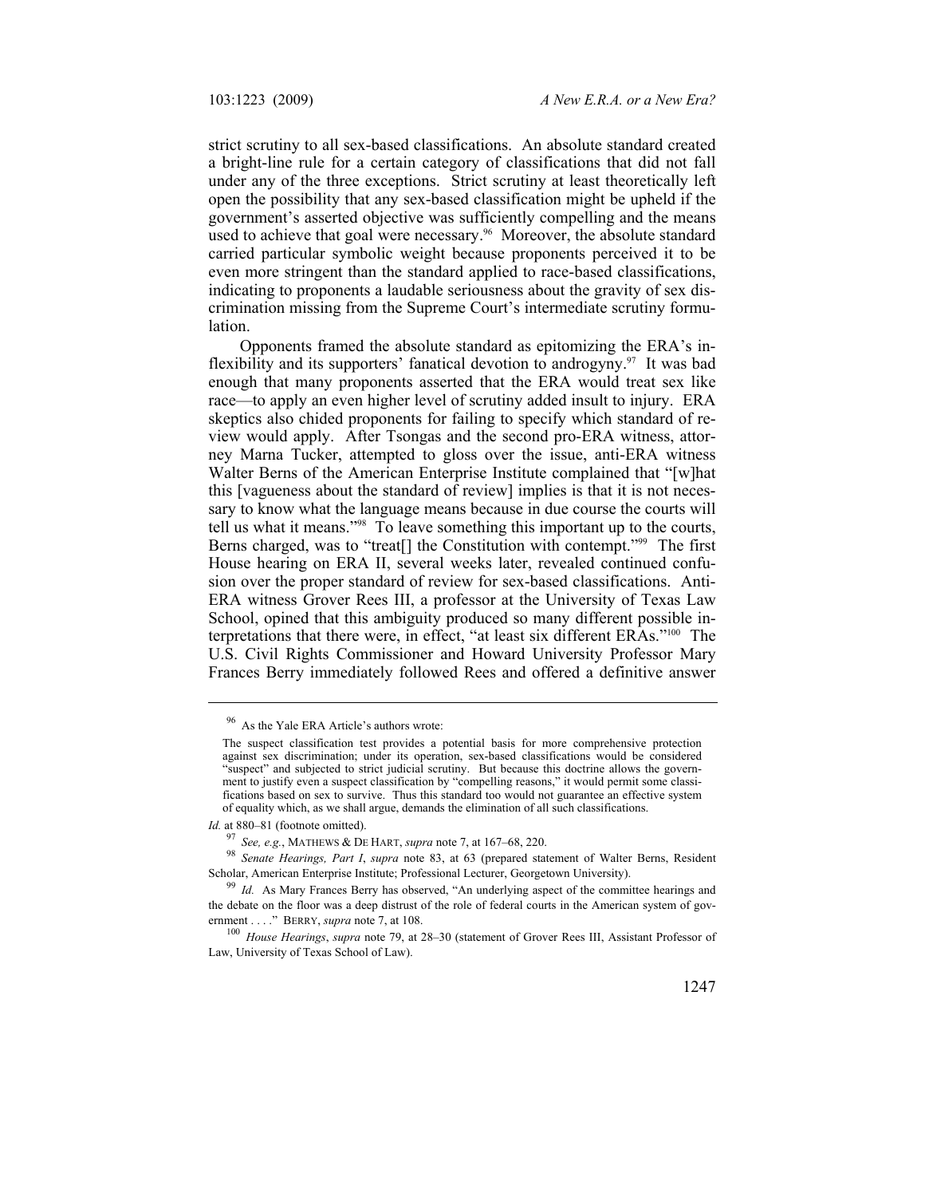strict scrutiny to all sex-based classifications. An absolute standard created a bright-line rule for a certain category of classifications that did not fall under any of the three exceptions. Strict scrutiny at least theoretically left open the possibility that any sex-based classification might be upheld if the government's asserted objective was sufficiently compelling and the means used to achieve that goal were necessary.[96] Moreover, the absolute standard carried particular symbolic weight because proponents perceived it to be even more stringent than the standard applied to race-based classifications, indicating to proponents a laudable seriousness about the gravity of sex discrimination missing from the Supreme Court's intermediate scrutiny formulation.

Opponents framed the absolute standard as epitomizing the ERA's inflexibility and its supporters' fanatical devotion to androgyny.[97] It was bad enough that many proponents asserted that the ERA would treat sex like race—to apply an even higher level of scrutiny added insult to injury. ERA skeptics also chided proponents for failing to specify which standard of review would apply. After Tsongas and the second pro-ERA witness, attorney Marna Tucker, attempted to gloss over the issue, anti-ERA witness Walter Berns of the American Enterprise Institute complained that "[w]hat this [vagueness about the standard of review] implies is that it is not necessary to know what the language means because in due course the courts will tell us what it means."[98] To leave something this important up to the courts, Berns charged, was to "treat[] the Constitution with contempt."[99] The first House hearing on ERA II, several weeks later, revealed continued confusion over the proper standard of review for sex-based classifications. Anti-ERA witness Grover Rees III, a professor at the University of Texas Law School, opined that this ambiguity produced so many different possible interpretations that there were, in effect, "at least six different ERAs."[100] The U.S. Civil Rights Commissioner and Howard University Professor Mary Frances Berry immediately followed Rees and offered a definitive answer

---

[96] As the Yale ERA Article's authors wrote:

> The suspect classification test provides a potential basis for more comprehensive protection against sex discrimination; under its operation, sex-based classifications would be considered "suspect" and subjected to strict judicial scrutiny. But because this doctrine allows the government to justify even a suspect classification by "compelling reasons," it would permit some classifications based on sex to survive. Thus this standard too would not guarantee an effective system of equality which, as we shall argue, demands the elimination of all such classifications.

*Id.* at 880–81 (footnote omitted).

[97] *See, e.g.*, MATHEWS & DE HART, *supra* note 7, at 167–68, 220.

[98] *Senate Hearings, Part I*, *supra* note 83, at 63 (prepared statement of Walter Berns, Resident Scholar, American Enterprise Institute; Professional Lecturer, Georgetown University).

[99] *Id.* As Mary Frances Berry has observed, "An underlying aspect of the committee hearings and the debate on the floor was a deep distrust of the role of federal courts in the American system of government . . . ." BERRY, *supra* note 7, at 108.

[100] *House Hearings*, *supra* note 79, at 28–30 (statement of Grover Rees III, Assistant Professor of Law, University of Texas School of Law).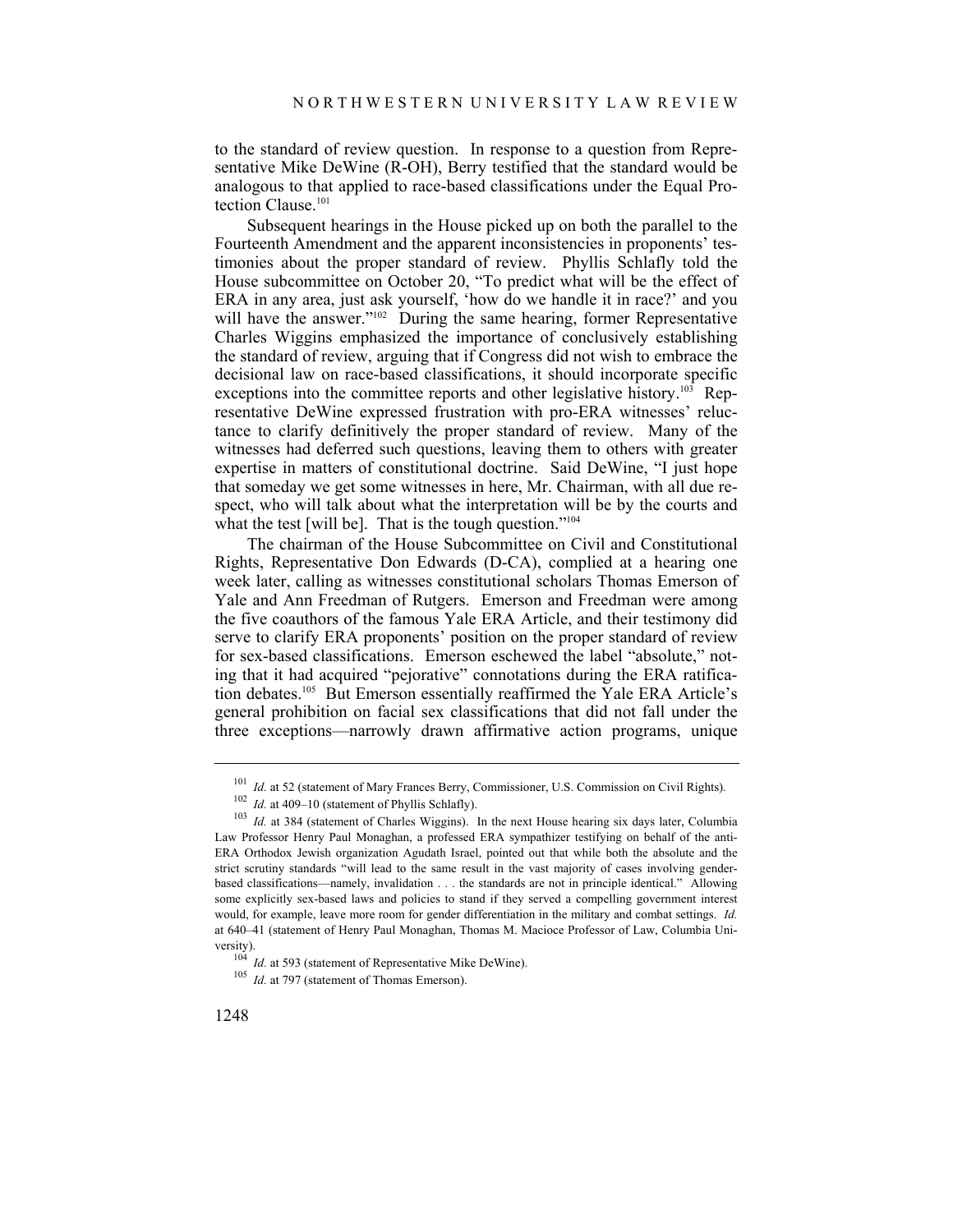to the standard of review question. In response to a question from Representative Mike DeWine (R-OH), Berry testified that the standard would be analogous to that applied to race-based classifications under the Equal Protection Clause.[101]

Subsequent hearings in the House picked up on both the parallel to the Fourteenth Amendment and the apparent inconsistencies in proponents' testimonies about the proper standard of review. Phyllis Schlafly told the House subcommittee on October 20, "To predict what will be the effect of ERA in any area, just ask yourself, 'how do we handle it in race?' and you will have the answer."[102] During the same hearing, former Representative Charles Wiggins emphasized the importance of conclusively establishing the standard of review, arguing that if Congress did not wish to embrace the decisional law on race-based classifications, it should incorporate specific exceptions into the committee reports and other legislative history.[103] Representative DeWine expressed frustration with pro-ERA witnesses' reluctance to clarify definitively the proper standard of review. Many of the witnesses had deferred such questions, leaving them to others with greater expertise in matters of constitutional doctrine. Said DeWine, "I just hope that someday we get some witnesses in here, Mr. Chairman, with all due respect, who will talk about what the interpretation will be by the courts and what the test [will be]. That is the tough question."[104]

The chairman of the House Subcommittee on Civil and Constitutional Rights, Representative Don Edwards (D-CA), complied at a hearing one week later, calling as witnesses constitutional scholars Thomas Emerson of Yale and Ann Freedman of Rutgers. Emerson and Freedman were among the five coauthors of the famous Yale ERA Article, and their testimony did serve to clarify ERA proponents' position on the proper standard of review for sex-based classifications. Emerson eschewed the label "absolute," noting that it had acquired "pejorative" connotations during the ERA ratification debates.[105] But Emerson essentially reaffirmed the Yale ERA Article's general prohibition on facial sex classifications that did not fall under the three exceptions—narrowly drawn affirmative action programs, unique

---

[101] *Id.* at 52 (statement of Mary Frances Berry, Commissioner, U.S. Commission on Civil Rights).

[102] *Id.* at 409–10 (statement of Phyllis Schlafly).

[103] *Id.* at 384 (statement of Charles Wiggins). In the next House hearing six days later, Columbia Law Professor Henry Paul Monaghan, a professed ERA sympathizer testifying on behalf of the anti-ERA Orthodox Jewish organization Agudath Israel, pointed out that while both the absolute and the strict scrutiny standards "will lead to the same result in the vast majority of cases involving gender-based classifications—namely, invalidation . . . the standards are not in principle identical." Allowing some explicitly sex-based laws and policies to stand if they served a compelling government interest would, for example, leave more room for gender differentiation in the military and combat settings. *Id.* at 640–41 (statement of Henry Paul Monaghan, Thomas M. Macioce Professor of Law, Columbia University).

[104] *Id.* at 593 (statement of Representative Mike DeWine).

[105] *Id.* at 797 (statement of Thomas Emerson).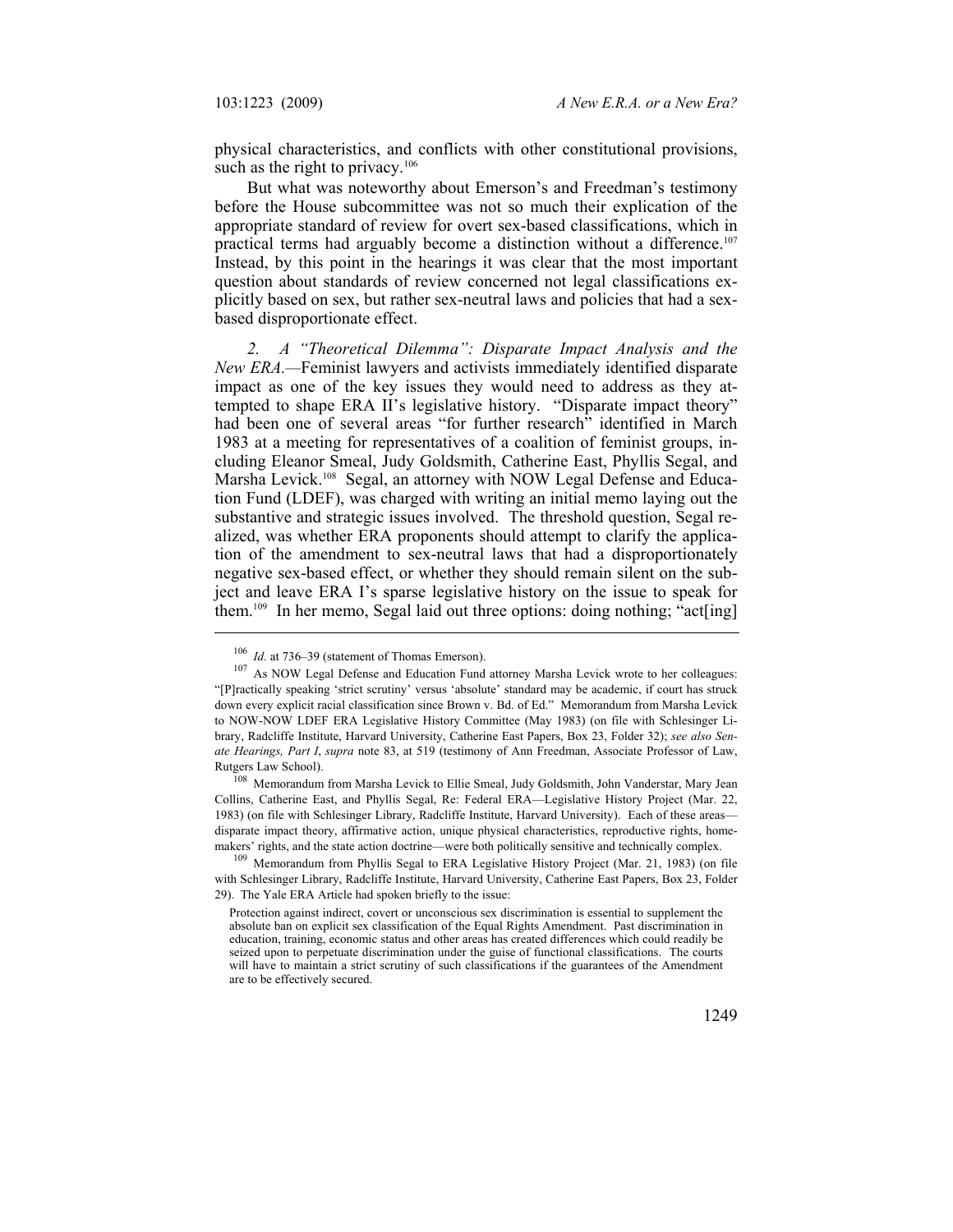physical characteristics, and conflicts with other constitutional provisions, such as the right to privacy.[106]

But what was noteworthy about Emerson's and Freedman's testimony before the House subcommittee was not so much their explication of the appropriate standard of review for overt sex-based classifications, which in practical terms had arguably become a distinction without a difference.[107] Instead, by this point in the hearings it was clear that the most important question about standards of review concerned not legal classifications explicitly based on sex, but rather sex-neutral laws and policies that had a sex-based disproportionate effect.

*2. A "Theoretical Dilemma": Disparate Impact Analysis and the New ERA.*—Feminist lawyers and activists immediately identified disparate impact as one of the key issues they would need to address as they attempted to shape ERA II's legislative history. "Disparate impact theory" had been one of several areas "for further research" identified in March 1983 at a meeting for representatives of a coalition of feminist groups, including Eleanor Smeal, Judy Goldsmith, Catherine East, Phyllis Segal, and Marsha Levick.[108] Segal, an attorney with NOW Legal Defense and Education Fund (LDEF), was charged with writing an initial memo laying out the substantive and strategic issues involved. The threshold question, Segal realized, was whether ERA proponents should attempt to clarify the application of the amendment to sex-neutral laws that had a disproportionately negative sex-based effect, or whether they should remain silent on the subject and leave ERA I's sparse legislative history on the issue to speak for them.[109] In her memo, Segal laid out three options: doing nothing; "act[ing]

---

[106] *Id.* at 736–39 (statement of Thomas Emerson).

[107] As NOW Legal Defense and Education Fund attorney Marsha Levick wrote to her colleagues: "[P]ractically speaking 'strict scrutiny' versus 'absolute' standard may be academic, if court has struck down every explicit racial classification since Brown v. Bd. of Ed." Memorandum from Marsha Levick to NOW-NOW LDEF ERA Legislative History Committee (May 1983) (on file with Schlesinger Library, Radcliffe Institute, Harvard University, Catherine East Papers, Box 23, Folder 32); *see also Senate Hearings, Part I*, *supra* note 83, at 519 (testimony of Ann Freedman, Associate Professor of Law, Rutgers Law School).

[108] Memorandum from Marsha Levick to Ellie Smeal, Judy Goldsmith, John Vanderstar, Mary Jean Collins, Catherine East, and Phyllis Segal, Re: Federal ERA—Legislative History Project (Mar. 22, 1983) (on file with Schlesinger Library, Radcliffe Institute, Harvard University). Each of these areas—disparate impact theory, affirmative action, unique physical characteristics, reproductive rights, homemakers' rights, and the state action doctrine—were both politically sensitive and technically complex.

[109] Memorandum from Phyllis Segal to ERA Legislative History Project (Mar. 21, 1983) (on file with Schlesinger Library, Radcliffe Institute, Harvard University, Catherine East Papers, Box 23, Folder 29). The Yale ERA Article had spoken briefly to the issue:

> Protection against indirect, covert or unconscious sex discrimination is essential to supplement the absolute ban on explicit sex classification of the Equal Rights Amendment. Past discrimination in education, training, economic status and other areas has created differences which could readily be seized upon to perpetuate discrimination under the guise of functional classifications. The courts will have to maintain a strict scrutiny of such classifications if the guarantees of the Amendment are to be effectively secured.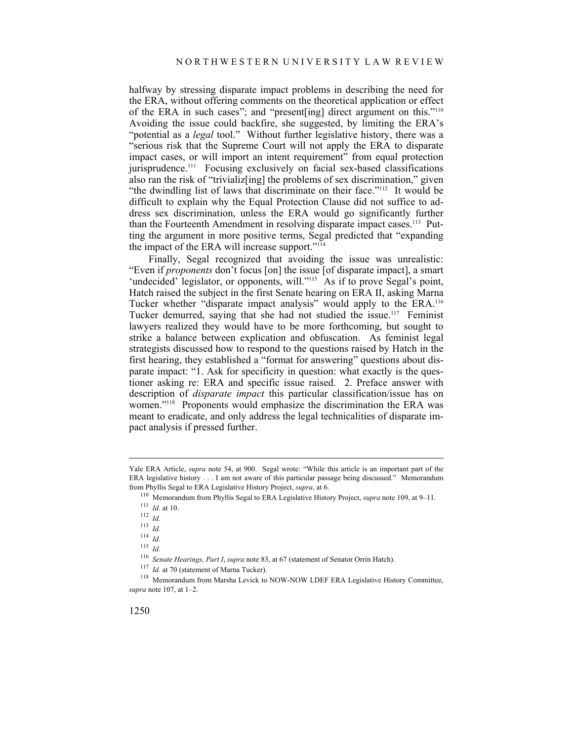halfway by stressing disparate impact problems in describing the need for the ERA, without offering comments on the theoretical application or effect of the ERA in such cases"; and "present[ing] direct argument on this."[110] Avoiding the issue could backfire, she suggested, by limiting the ERA's "potential as a *legal* tool." Without further legislative history, there was a "serious risk that the Supreme Court will not apply the ERA to disparate impact cases, or will import an intent requirement" from equal protection jurisprudence.[111] Focusing exclusively on facial sex-based classifications also ran the risk of "trivializ[ing] the problems of sex discrimination," given "the dwindling list of laws that discriminate on their face."[112] It would be difficult to explain why the Equal Protection Clause did not suffice to address sex discrimination, unless the ERA would go significantly further than the Fourteenth Amendment in resolving disparate impact cases.[113] Putting the argument in more positive terms, Segal predicted that "expanding the impact of the ERA will increase support."[114]

Finally, Segal recognized that avoiding the issue was unrealistic: "Even if *proponents* don't focus [on] the issue [of disparate impact], a smart 'undecided' legislator, or opponents, will."[115] As if to prove Segal's point, Hatch raised the subject in the first Senate hearing on ERA II, asking Marna Tucker whether "disparate impact analysis" would apply to the ERA.[116] Tucker demurred, saying that she had not studied the issue.[117] Feminist lawyers realized they would have to be more forthcoming, but sought to strike a balance between explication and obfuscation. As feminist legal strategists discussed how to respond to the questions raised by Hatch in the first hearing, they established a "format for answering" questions about disparate impact: "1. Ask for specificity in question: what exactly is the questioner asking re: ERA and specific issue raised. 2. Preface answer with description of *disparate impact* this particular classification/issue has on women."[118] Proponents would emphasize the discrimination the ERA was meant to eradicate, and only address the legal technicalities of disparate impact analysis if pressed further.

---

Yale ERA Article, *supra* note 54, at 900. Segal wrote: "While this article is an important part of the ERA legislative history . . . I am not aware of this particular passage being discussed." Memorandum from Phyllis Segal to ERA Legislative History Project, *supra*, at 6.

[110] Memorandum from Phyllis Segal to ERA Legislative History Project, *supra* note 109, at 9–11.

[111] *Id.* at 10.

[112] *Id.*

[113] *Id.*

[114] *Id.*

[115] *Id.*

[116] *Senate Hearings, Part I*, *supra* note 83, at 67 (statement of Senator Orrin Hatch).

[117] *Id.* at 70 (statement of Marna Tucker).

[118] Memorandum from Marsha Levick to NOW-NOW LDEF ERA Legislative History Committee, *supra* note 107, at 1–2.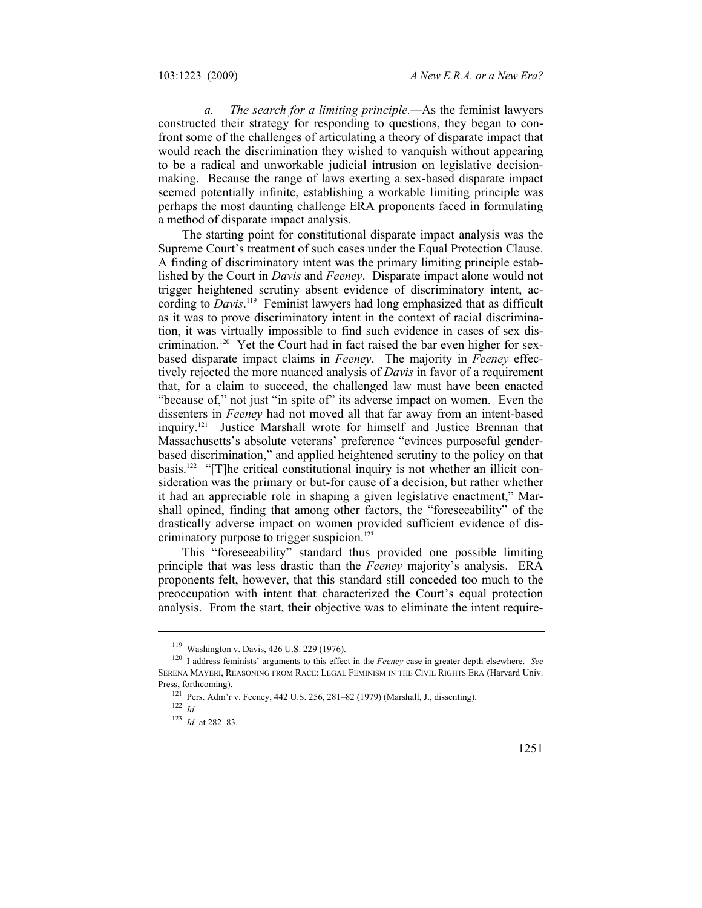*a. The search for a limiting principle.*—As the feminist lawyers constructed their strategy for responding to questions, they began to confront some of the challenges of articulating a theory of disparate impact that would reach the discrimination they wished to vanquish without appearing to be a radical and unworkable judicial intrusion on legislative decision-making. Because the range of laws exerting a sex-based disparate impact seemed potentially infinite, establishing a workable limiting principle was perhaps the most daunting challenge ERA proponents faced in formulating a method of disparate impact analysis.

The starting point for constitutional disparate impact analysis was the Supreme Court's treatment of such cases under the Equal Protection Clause. A finding of discriminatory intent was the primary limiting principle established by the Court in *Davis* and *Feeney*. Disparate impact alone would not trigger heightened scrutiny absent evidence of discriminatory intent, according to *Davis*.[119] Feminist lawyers had long emphasized that as difficult as it was to prove discriminatory intent in the context of racial discrimination, it was virtually impossible to find such evidence in cases of sex discrimination.[120] Yet the Court had in fact raised the bar even higher for sex-based disparate impact claims in *Feeney*. The majority in *Feeney* effectively rejected the more nuanced analysis of *Davis* in favor of a requirement that, for a claim to succeed, the challenged law must have been enacted "because of," not just "in spite of" its adverse impact on women. Even the dissenters in *Feeney* had not moved all that far away from an intent-based inquiry.[121] Justice Marshall wrote for himself and Justice Brennan that Massachusetts's absolute veterans' preference "evinces purposeful gender-based discrimination," and applied heightened scrutiny to the policy on that basis.[122] "[T]he critical constitutional inquiry is not whether an illicit consideration was the primary or but-for cause of a decision, but rather whether it had an appreciable role in shaping a given legislative enactment," Marshall opined, finding that among other factors, the "foreseeability" of the drastically adverse impact on women provided sufficient evidence of discriminatory purpose to trigger suspicion.[123]

This "foreseeability" standard thus provided one possible limiting principle that was less drastic than the *Feeney* majority's analysis. ERA proponents felt, however, that this standard still conceded too much to the preoccupation with intent that characterized the Court's equal protection analysis. From the start, their objective was to eliminate the intent require-

---

[119] Washington v. Davis, 426 U.S. 229 (1976).

[120] I address feminists' arguments to this effect in the *Feeney* case in greater depth elsewhere. *See* SERENA MAYERI, REASONING FROM RACE: LEGAL FEMINISM IN THE CIVIL RIGHTS ERA (Harvard Univ. Press, forthcoming).

[121] Pers. Adm'r v. Feeney, 442 U.S. 256, 281–82 (1979) (Marshall, J., dissenting).

[122] *Id.*

[123] *Id.* at 282–83.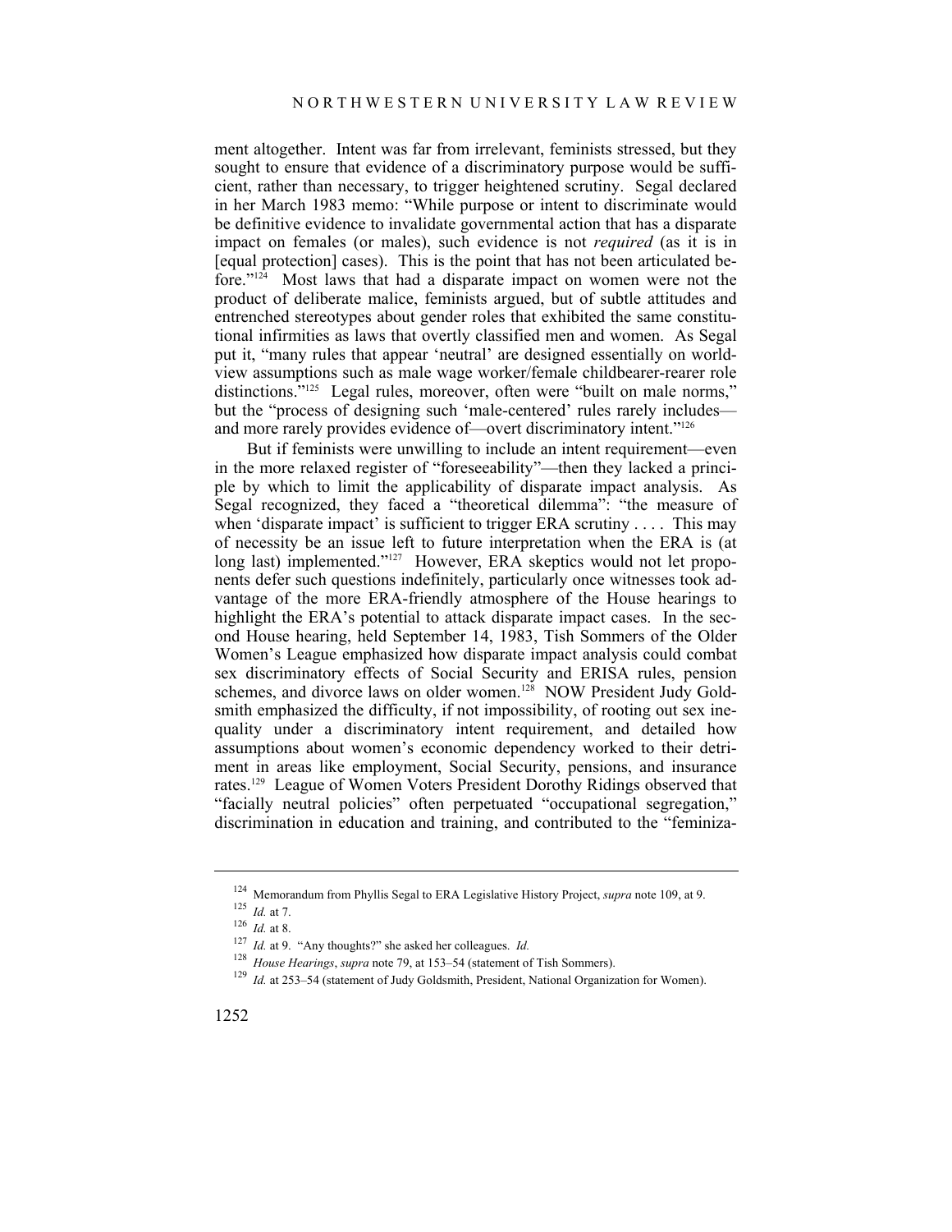ment altogether. Intent was far from irrelevant, feminists stressed, but they sought to ensure that evidence of a discriminatory purpose would be sufficient, rather than necessary, to trigger heightened scrutiny. Segal declared in her March 1983 memo: "While purpose or intent to discriminate would be definitive evidence to invalidate governmental action that has a disparate impact on females (or males), such evidence is not *required* (as it is in [equal protection] cases). This is the point that has not been articulated before."[124] Most laws that had a disparate impact on women were not the product of deliberate malice, feminists argued, but of subtle attitudes and entrenched stereotypes about gender roles that exhibited the same constitutional infirmities as laws that overtly classified men and women. As Segal put it, "many rules that appear 'neutral' are designed essentially on worldview assumptions such as male wage worker/female childbearer-rearer role distinctions."[125] Legal rules, moreover, often were "built on male norms," but the "process of designing such 'male-centered' rules rarely includes—and more rarely provides evidence of—overt discriminatory intent."[126]

But if feminists were unwilling to include an intent requirement—even in the more relaxed register of "foreseeability"—then they lacked a principle by which to limit the applicability of disparate impact analysis. As Segal recognized, they faced a "theoretical dilemma": "the measure of when 'disparate impact' is sufficient to trigger ERA scrutiny . . . . This may of necessity be an issue left to future interpretation when the ERA is (at long last) implemented."[127] However, ERA skeptics would not let proponents defer such questions indefinitely, particularly once witnesses took advantage of the more ERA-friendly atmosphere of the House hearings to highlight the ERA's potential to attack disparate impact cases. In the second House hearing, held September 14, 1983, Tish Sommers of the Older Women's League emphasized how disparate impact analysis could combat sex discriminatory effects of Social Security and ERISA rules, pension schemes, and divorce laws on older women.[128] NOW President Judy Goldsmith emphasized the difficulty, if not impossibility, of rooting out sex inequality under a discriminatory intent requirement, and detailed how assumptions about women's economic dependency worked to their detriment in areas like employment, Social Security, pensions, and insurance rates.[129] League of Women Voters President Dorothy Ridings observed that "facially neutral policies" often perpetuated "occupational segregation," discrimination in education and training, and contributed to the "feminiza-

---

[124] Memorandum from Phyllis Segal to ERA Legislative History Project, *supra* note 109, at 9.

[125] *Id.* at 7.

[126] *Id.* at 8.

[127] *Id.* at 9. "Any thoughts?" she asked her colleagues. *Id.*

[128] *House Hearings*, *supra* note 79, at 153–54 (statement of Tish Sommers).

[129] *Id.* at 253–54 (statement of Judy Goldsmith, President, National Organization for Women).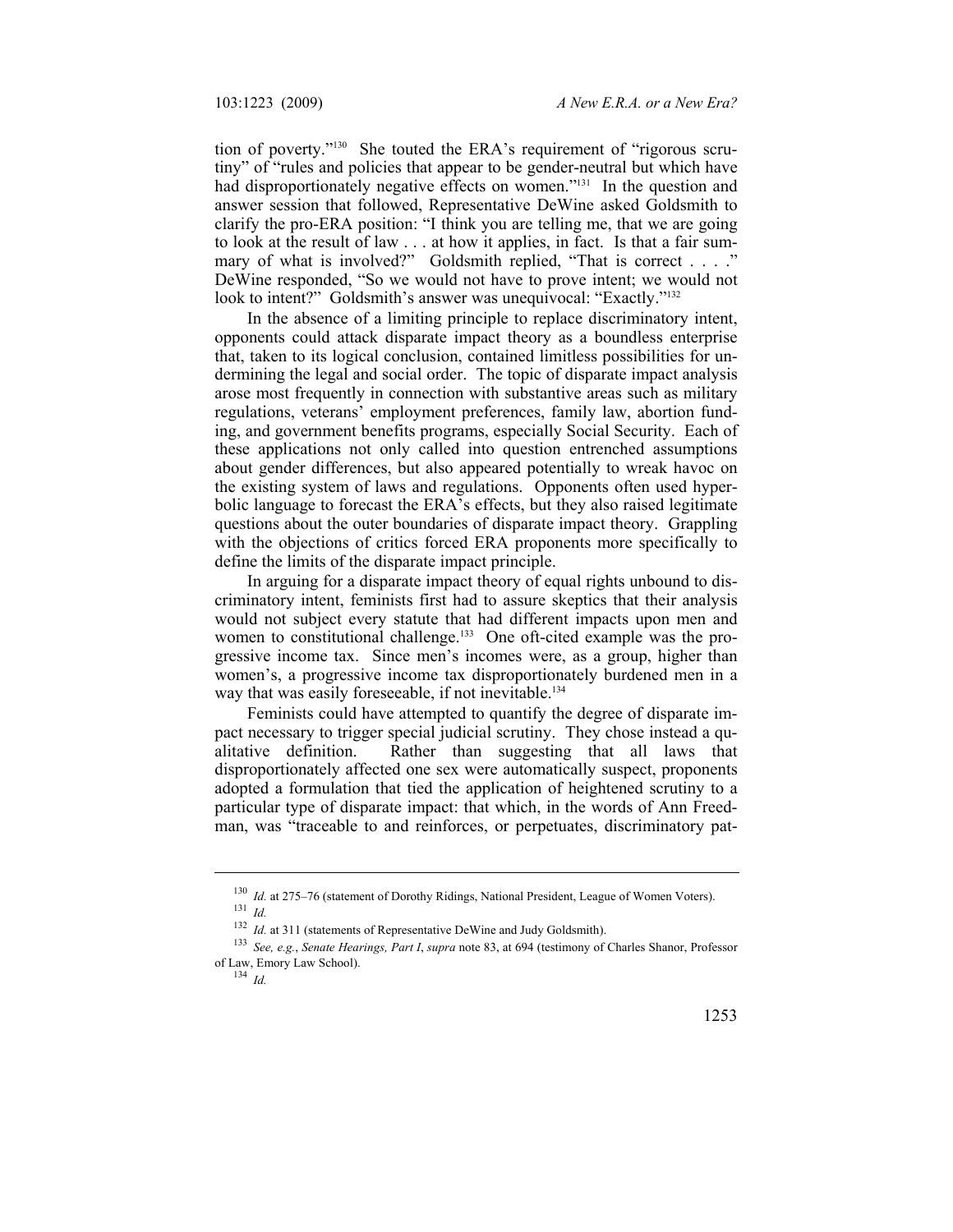tion of poverty."[130] She touted the ERA's requirement of "rigorous scrutiny" of "rules and policies that appear to be gender-neutral but which have had disproportionately negative effects on women."[131] In the question and answer session that followed, Representative DeWine asked Goldsmith to clarify the pro-ERA position: "I think you are telling me, that we are going to look at the result of law . . . at how it applies, in fact. Is that a fair summary of what is involved?" Goldsmith replied, "That is correct . . . ." DeWine responded, "So we would not have to prove intent; we would not look to intent?" Goldsmith's answer was unequivocal: "Exactly."[132]

In the absence of a limiting principle to replace discriminatory intent, opponents could attack disparate impact theory as a boundless enterprise that, taken to its logical conclusion, contained limitless possibilities for undermining the legal and social order. The topic of disparate impact analysis arose most frequently in connection with substantive areas such as military regulations, veterans' employment preferences, family law, abortion funding, and government benefits programs, especially Social Security. Each of these applications not only called into question entrenched assumptions about gender differences, but also appeared potentially to wreak havoc on the existing system of laws and regulations. Opponents often used hyperbolic language to forecast the ERA's effects, but they also raised legitimate questions about the outer boundaries of disparate impact theory. Grappling with the objections of critics forced ERA proponents more specifically to define the limits of the disparate impact principle.

In arguing for a disparate impact theory of equal rights unbound to discriminatory intent, feminists first had to assure skeptics that their analysis would not subject every statute that had different impacts upon men and women to constitutional challenge.[133] One oft-cited example was the progressive income tax. Since men's incomes were, as a group, higher than women's, a progressive income tax disproportionately burdened men in a way that was easily foreseeable, if not inevitable.[134]

Feminists could have attempted to quantify the degree of disparate impact necessary to trigger special judicial scrutiny. They chose instead a qualitative definition. Rather than suggesting that all laws that disproportionately affected one sex were automatically suspect, proponents adopted a formulation that tied the application of heightened scrutiny to a particular type of disparate impact: that which, in the words of Ann Freedman, was "traceable to and reinforces, or perpetuates, discriminatory pat-

---

[130] *Id.* at 275–76 (statement of Dorothy Ridings, National President, League of Women Voters).

[131] *Id.*

[132] *Id.* at 311 (statements of Representative DeWine and Judy Goldsmith).

[133] *See, e.g.*, *Senate Hearings, Part I*, *supra* note 83, at 694 (testimony of Charles Shanor, Professor of Law, Emory Law School).

[134] *Id.*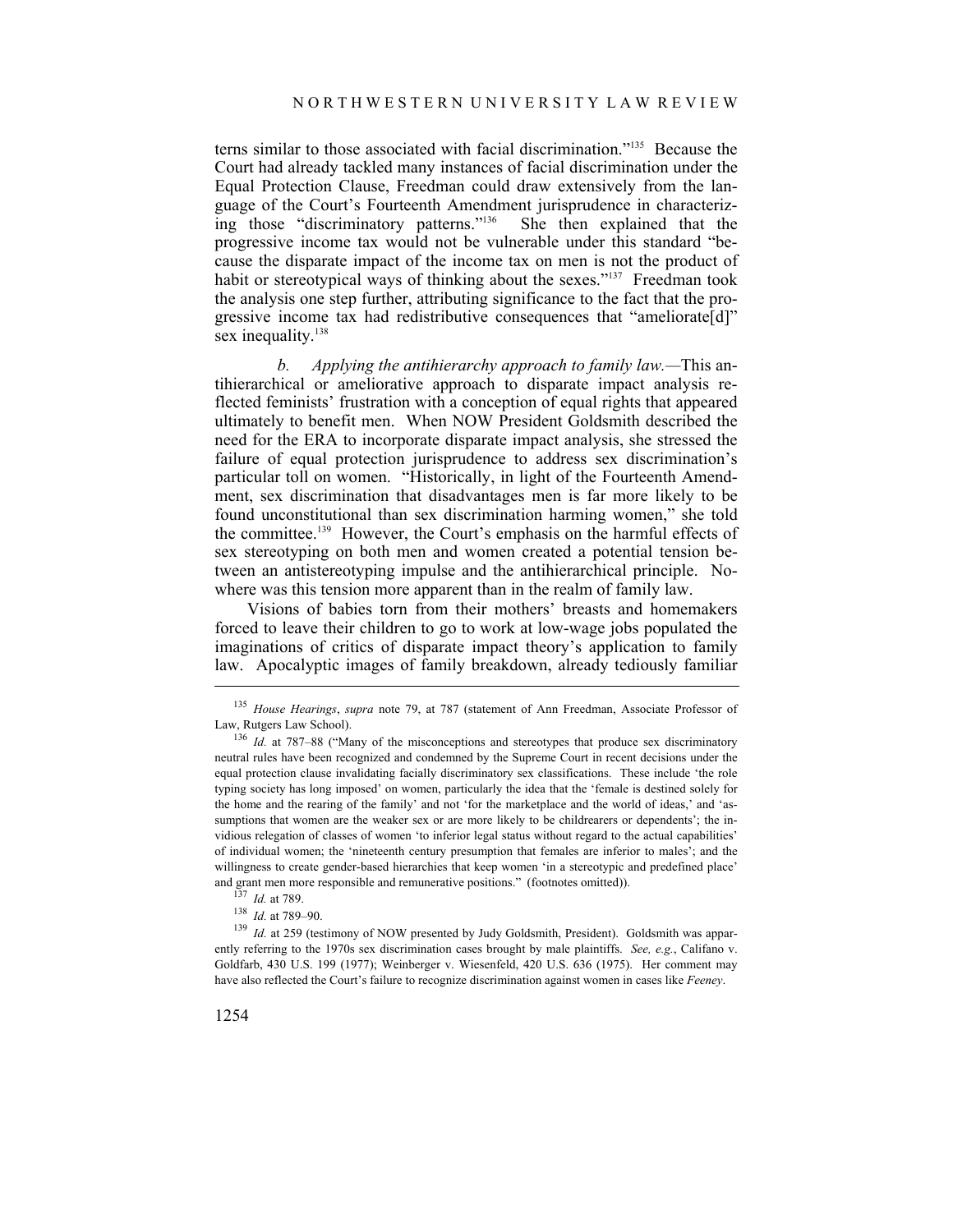terns similar to those associated with facial discrimination."[135] Because the Court had already tackled many instances of facial discrimination under the Equal Protection Clause, Freedman could draw extensively from the language of the Court's Fourteenth Amendment jurisprudence in characterizing those "discriminatory patterns."[136] She then explained that the progressive income tax would not be vulnerable under this standard "because the disparate impact of the income tax on men is not the product of habit or stereotypical ways of thinking about the sexes."[137] Freedman took the analysis one step further, attributing significance to the fact that the progressive income tax had redistributive consequences that "ameliorate[d]" sex inequality.[138]

*b. Applying the antihierarchy approach to family law.*—This antihierarchical or ameliorative approach to disparate impact analysis reflected feminists' frustration with a conception of equal rights that appeared ultimately to benefit men. When NOW President Goldsmith described the need for the ERA to incorporate disparate impact analysis, she stressed the failure of equal protection jurisprudence to address sex discrimination's particular toll on women. "Historically, in light of the Fourteenth Amendment, sex discrimination that disadvantages men is far more likely to be found unconstitutional than sex discrimination harming women," she told the committee.[139] However, the Court's emphasis on the harmful effects of sex stereotyping on both men and women created a potential tension between an antistereotyping impulse and the antihierarchical principle. Nowhere was this tension more apparent than in the realm of family law.

Visions of babies torn from their mothers' breasts and homemakers forced to leave their children to go to work at low-wage jobs populated the imaginations of critics of disparate impact theory's application to family law. Apocalyptic images of family breakdown, already tediously familiar

---

[135] *House Hearings*, *supra* note 79, at 787 (statement of Ann Freedman, Associate Professor of Law, Rutgers Law School).

[136] *Id.* at 787–88 ("Many of the misconceptions and stereotypes that produce sex discriminatory neutral rules have been recognized and condemned by the Supreme Court in recent decisions under the equal protection clause invalidating facially discriminatory sex classifications. These include 'the role typing society has long imposed' on women, particularly the idea that the 'female is destined solely for the home and the rearing of the family' and not 'for the marketplace and the world of ideas,' and 'assumptions that women are the weaker sex or are more likely to be childrearers or dependents'; the invidious relegation of classes of women 'to inferior legal status without regard to the actual capabilities' of individual women; the 'nineteenth century presumption that females are inferior to males'; and the willingness to create gender-based hierarchies that keep women 'in a stereotypic and predefined place' and grant men more responsible and remunerative positions." (footnotes omitted)).

[137] *Id.* at 789.

[138] *Id.* at 789–90.

[139] *Id.* at 259 (testimony of NOW presented by Judy Goldsmith, President). Goldsmith was apparently referring to the 1970s sex discrimination cases brought by male plaintiffs. *See, e.g.*, Califano v. Goldfarb, 430 U.S. 199 (1977); Weinberger v. Wiesenfeld, 420 U.S. 636 (1975). Her comment may have also reflected the Court's failure to recognize discrimination against women in cases like *Feeney*.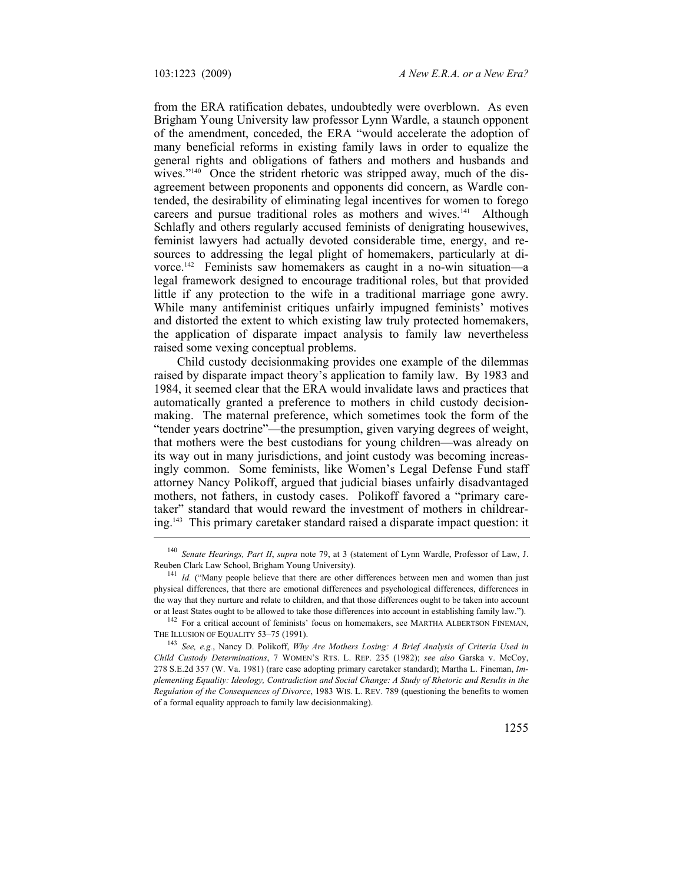from the ERA ratification debates, undoubtedly were overblown. As even Brigham Young University law professor Lynn Wardle, a staunch opponent of the amendment, conceded, the ERA "would accelerate the adoption of many beneficial reforms in existing family laws in order to equalize the general rights and obligations of fathers and mothers and husbands and wives."[140] Once the strident rhetoric was stripped away, much of the disagreement between proponents and opponents did concern, as Wardle contended, the desirability of eliminating legal incentives for women to forego careers and pursue traditional roles as mothers and wives.[141] Although Schlafly and others regularly accused feminists of denigrating housewives, feminist lawyers had actually devoted considerable time, energy, and resources to addressing the legal plight of homemakers, particularly at divorce.[142] Feminists saw homemakers as caught in a no-win situation—a legal framework designed to encourage traditional roles, but that provided little if any protection to the wife in a traditional marriage gone awry. While many antifeminist critiques unfairly impugned feminists' motives and distorted the extent to which existing law truly protected homemakers, the application of disparate impact analysis to family law nevertheless raised some vexing conceptual problems.

Child custody decisionmaking provides one example of the dilemmas raised by disparate impact theory's application to family law. By 1983 and 1984, it seemed clear that the ERA would invalidate laws and practices that automatically granted a preference to mothers in child custody decisionmaking. The maternal preference, which sometimes took the form of the "tender years doctrine"—the presumption, given varying degrees of weight, that mothers were the best custodians for young children—was already on its way out in many jurisdictions, and joint custody was becoming increasingly common. Some feminists, like Women's Legal Defense Fund staff attorney Nancy Polikoff, argued that judicial biases unfairly disadvantaged mothers, not fathers, in custody cases. Polikoff favored a "primary caretaker" standard that would reward the investment of mothers in childrearing.[143] This primary caretaker standard raised a disparate impact question: it

---

[140] *Senate Hearings, Part II*, *supra* note 79, at 3 (statement of Lynn Wardle, Professor of Law, J. Reuben Clark Law School, Brigham Young University).

[141] *Id.* ("Many people believe that there are other differences between men and women than just physical differences, that there are emotional differences and psychological differences, differences in the way that they nurture and relate to children, and that those differences ought to be taken into account or at least States ought to be allowed to take those differences into account in establishing family law.").

[142] For a critical account of feminists' focus on homemakers, see MARTHA ALBERTSON FINEMAN, THE ILLUSION OF EQUALITY 53–75 (1991).

[143] *See, e.g.*, Nancy D. Polikoff, *Why Are Mothers Losing: A Brief Analysis of Criteria Used in Child Custody Determinations*, 7 WOMEN'S RTS. L. REP. 235 (1982); *see also* Garska v. McCoy, 278 S.E.2d 357 (W. Va. 1981) (rare case adopting primary caretaker standard); Martha L. Fineman, *Implementing Equality: Ideology, Contradiction and Social Change: A Study of Rhetoric and Results in the Regulation of the Consequences of Divorce*, 1983 WIS. L. REV. 789 (questioning the benefits to women of a formal equality approach to family law decisionmaking).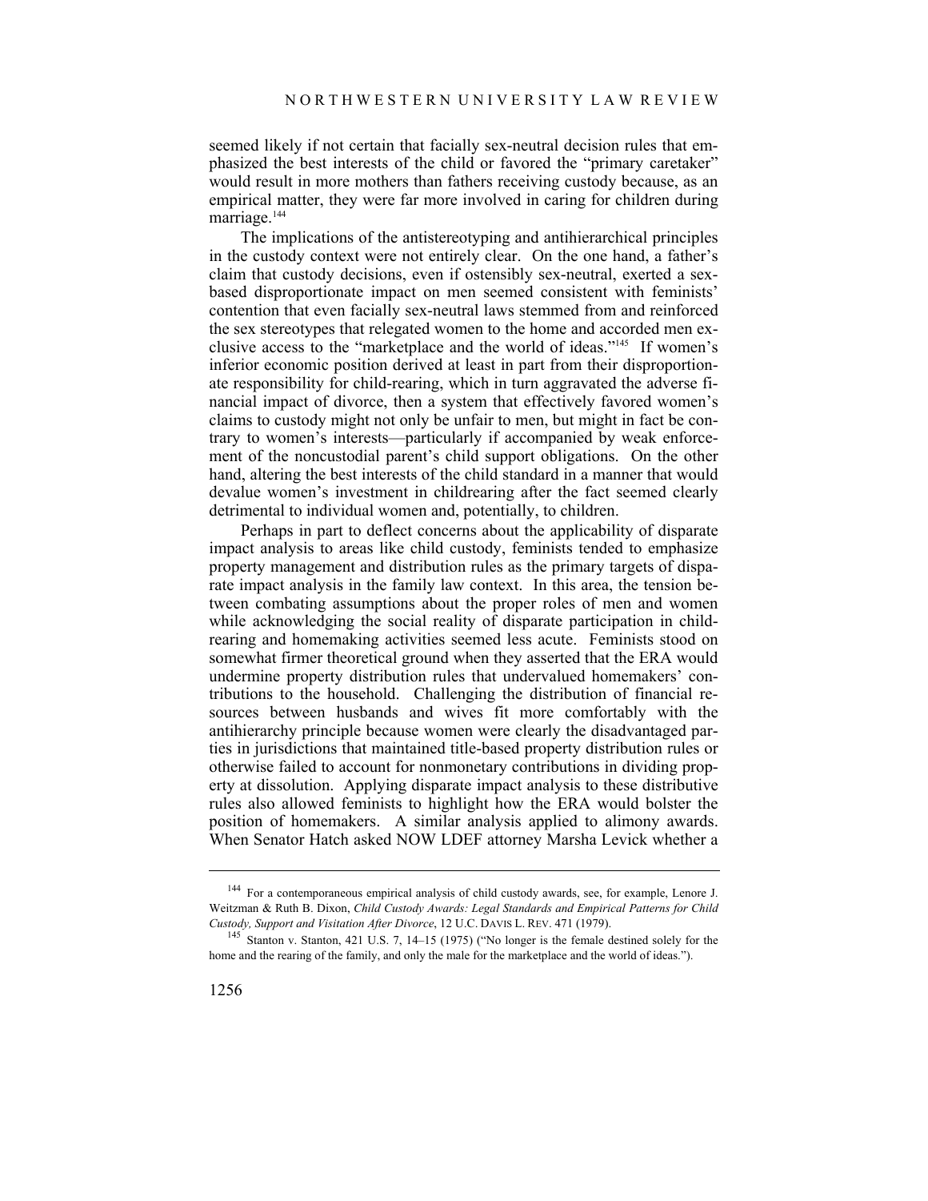seemed likely if not certain that facially sex-neutral decision rules that emphasized the best interests of the child or favored the "primary caretaker" would result in more mothers than fathers receiving custody because, as an empirical matter, they were far more involved in caring for children during marriage.[144]

The implications of the antistereotyping and antihierarchical principles in the custody context were not entirely clear. On the one hand, a father's claim that custody decisions, even if ostensibly sex-neutral, exerted a sex-based disproportionate impact on men seemed consistent with feminists' contention that even facially sex-neutral laws stemmed from and reinforced the sex stereotypes that relegated women to the home and accorded men exclusive access to the "marketplace and the world of ideas."[145] If women's inferior economic position derived at least in part from their disproportionate responsibility for child-rearing, which in turn aggravated the adverse financial impact of divorce, then a system that effectively favored women's claims to custody might not only be unfair to men, but might in fact be contrary to women's interests—particularly if accompanied by weak enforcement of the noncustodial parent's child support obligations. On the other hand, altering the best interests of the child standard in a manner that would devalue women's investment in childrearing after the fact seemed clearly detrimental to individual women and, potentially, to children.

Perhaps in part to deflect concerns about the applicability of disparate impact analysis to areas like child custody, feminists tended to emphasize property management and distribution rules as the primary targets of disparate impact analysis in the family law context. In this area, the tension between combating assumptions about the proper roles of men and women while acknowledging the social reality of disparate participation in childrearing and homemaking activities seemed less acute. Feminists stood on somewhat firmer theoretical ground when they asserted that the ERA would undermine property distribution rules that undervalued homemakers' contributions to the household. Challenging the distribution of financial resources between husbands and wives fit more comfortably with the antihierarchy principle because women were clearly the disadvantaged parties in jurisdictions that maintained title-based property distribution rules or otherwise failed to account for nonmonetary contributions in dividing property at dissolution. Applying disparate impact analysis to these distributive rules also allowed feminists to highlight how the ERA would bolster the position of homemakers. A similar analysis applied to alimony awards. When Senator Hatch asked NOW LDEF attorney Marsha Levick whether a

---

[144] For a contemporaneous empirical analysis of child custody awards, see, for example, Lenore J. Weitzman & Ruth B. Dixon, *Child Custody Awards: Legal Standards and Empirical Patterns for Child Custody, Support and Visitation After Divorce*, 12 U.C. DAVIS L. REV. 471 (1979).

[145] Stanton v. Stanton, 421 U.S. 7, 14–15 (1975) ("No longer is the female destined solely for the home and the rearing of the family, and only the male for the marketplace and the world of ideas.").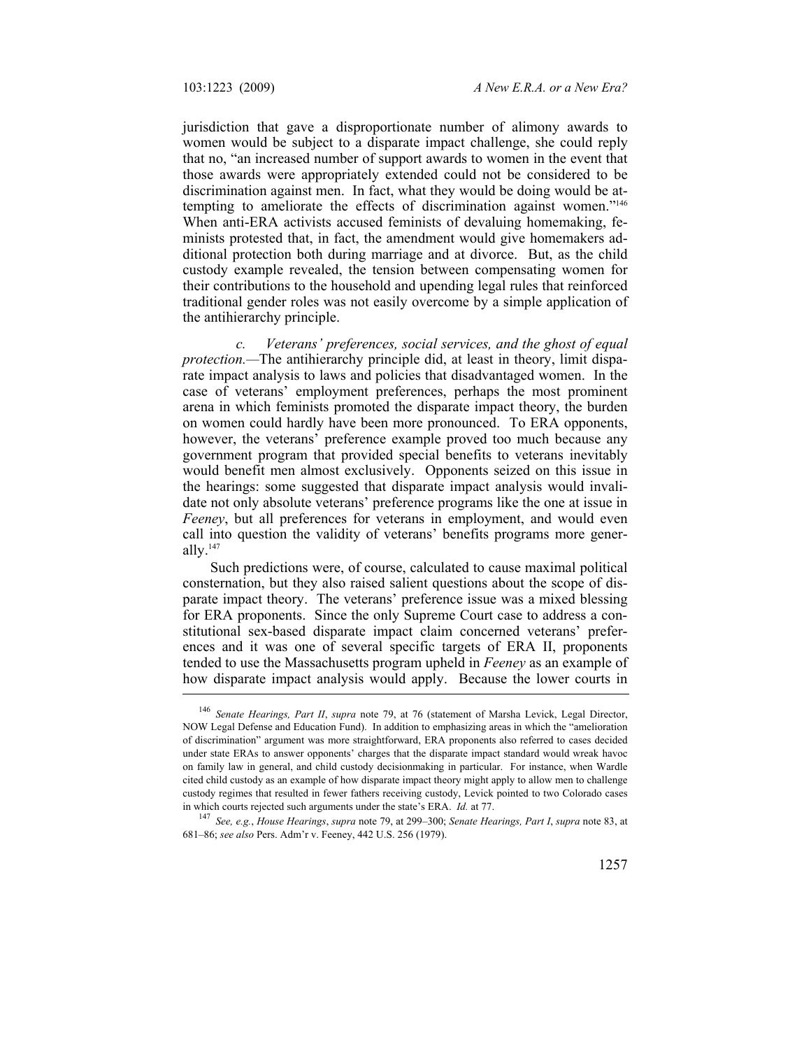jurisdiction that gave a disproportionate number of alimony awards to women would be subject to a disparate impact challenge, she could reply that no, "an increased number of support awards to women in the event that those awards were appropriately extended could not be considered to be discrimination against men. In fact, what they would be doing would be attempting to ameliorate the effects of discrimination against women."[146] When anti-ERA activists accused feminists of devaluing homemaking, feminists protested that, in fact, the amendment would give homemakers additional protection both during marriage and at divorce. But, as the child custody example revealed, the tension between compensating women for their contributions to the household and upending legal rules that reinforced traditional gender roles was not easily overcome by a simple application of the antihierarchy principle.

*c. Veterans' preferences, social services, and the ghost of equal protection.*—The antihierarchy principle did, at least in theory, limit disparate impact analysis to laws and policies that disadvantaged women. In the case of veterans' employment preferences, perhaps the most prominent arena in which feminists promoted the disparate impact theory, the burden on women could hardly have been more pronounced. To ERA opponents, however, the veterans' preference example proved too much because any government program that provided special benefits to veterans inevitably would benefit men almost exclusively. Opponents seized on this issue in the hearings: some suggested that disparate impact analysis would invalidate not only absolute veterans' preference programs like the one at issue in *Feeney*, but all preferences for veterans in employment, and would even call into question the validity of veterans' benefits programs more generally.[147]

Such predictions were, of course, calculated to cause maximal political consternation, but they also raised salient questions about the scope of disparate impact theory. The veterans' preference issue was a mixed blessing for ERA proponents. Since the only Supreme Court case to address a constitutional sex-based disparate impact claim concerned veterans' preferences and it was one of several specific targets of ERA II, proponents tended to use the Massachusetts program upheld in *Feeney* as an example of how disparate impact analysis would apply. Because the lower courts in

---

[146] *Senate Hearings, Part II*, *supra* note 79, at 76 (statement of Marsha Levick, Legal Director, NOW Legal Defense and Education Fund). In addition to emphasizing areas in which the "amelioration of discrimination" argument was more straightforward, ERA proponents also referred to cases decided under state ERAs to answer opponents' charges that the disparate impact standard would wreak havoc on family law in general, and child custody decisionmaking in particular. For instance, when Wardle cited child custody as an example of how disparate impact theory might apply to allow men to challenge custody regimes that resulted in fewer fathers receiving custody, Levick pointed to two Colorado cases in which courts rejected such arguments under the state's ERA. *Id.* at 77.

[147] *See, e.g.*, *House Hearings*, *supra* note 79, at 299–300; *Senate Hearings, Part I*, *supra* note 83, at 681–86; *see also* Pers. Adm'r v. Feeney, 442 U.S. 256 (1979).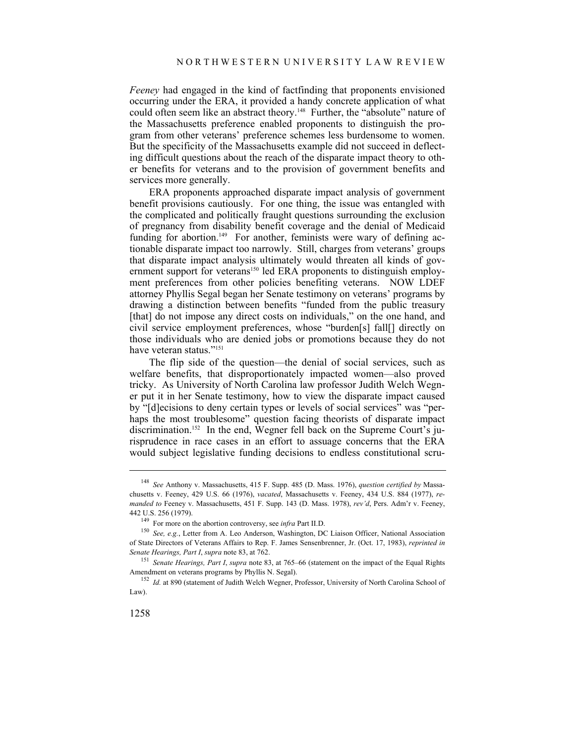*Feeney* had engaged in the kind of factfinding that proponents envisioned occurring under the ERA, it provided a handy concrete application of what could often seem like an abstract theory.[148] Further, the "absolute" nature of the Massachusetts preference enabled proponents to distinguish the program from other veterans' preference schemes less burdensome to women. But the specificity of the Massachusetts example did not succeed in deflecting difficult questions about the reach of the disparate impact theory to other benefits for veterans and to the provision of government benefits and services more generally.

ERA proponents approached disparate impact analysis of government benefit provisions cautiously. For one thing, the issue was entangled with the complicated and politically fraught questions surrounding the exclusion of pregnancy from disability benefit coverage and the denial of Medicaid funding for abortion.[149] For another, feminists were wary of defining actionable disparate impact too narrowly. Still, charges from veterans' groups that disparate impact analysis ultimately would threaten all kinds of government support for veterans[150] led ERA proponents to distinguish employment preferences from other policies benefiting veterans. NOW LDEF attorney Phyllis Segal began her Senate testimony on veterans' programs by drawing a distinction between benefits "funded from the public treasury [that] do not impose any direct costs on individuals," on the one hand, and civil service employment preferences, whose "burden[s] fall[] directly on those individuals who are denied jobs or promotions because they do not have veteran status."[151]

The flip side of the question—the denial of social services, such as welfare benefits, that disproportionately impacted women—also proved tricky. As University of North Carolina law professor Judith Welch Wegner put it in her Senate testimony, how to view the disparate impact caused by "[d]ecisions to deny certain types or levels of social services" was "perhaps the most troublesome" question facing theorists of disparate impact discrimination.[152] In the end, Wegner fell back on the Supreme Court's jurisprudence in race cases in an effort to assuage concerns that the ERA would subject legislative funding decisions to endless constitutional scru-

---

[148] *See* Anthony v. Massachusetts, 415 F. Supp. 485 (D. Mass. 1976), *question certified by* Massachusetts v. Feeney, 429 U.S. 66 (1976), *vacated*, Massachusetts v. Feeney, 434 U.S. 884 (1977), *remanded to* Feeney v. Massachusetts, 451 F. Supp. 143 (D. Mass. 1978), *rev'd*, Pers. Adm'r v. Feeney, 442 U.S. 256 (1979).

[149] For more on the abortion controversy, see *infra* Part II.D.

[150] *See, e.g.*, Letter from A. Leo Anderson, Washington, DC Liaison Officer, National Association of State Directors of Veterans Affairs to Rep. F. James Sensenbrenner, Jr. (Oct. 17, 1983), *reprinted in Senate Hearings, Part I*, *supra* note 83, at 762.

[151] *Senate Hearings, Part I*, *supra* note 83, at 765–66 (statement on the impact of the Equal Rights Amendment on veterans programs by Phyllis N. Segal).

[152] *Id.* at 890 (statement of Judith Welch Wegner, Professor, University of North Carolina School of Law).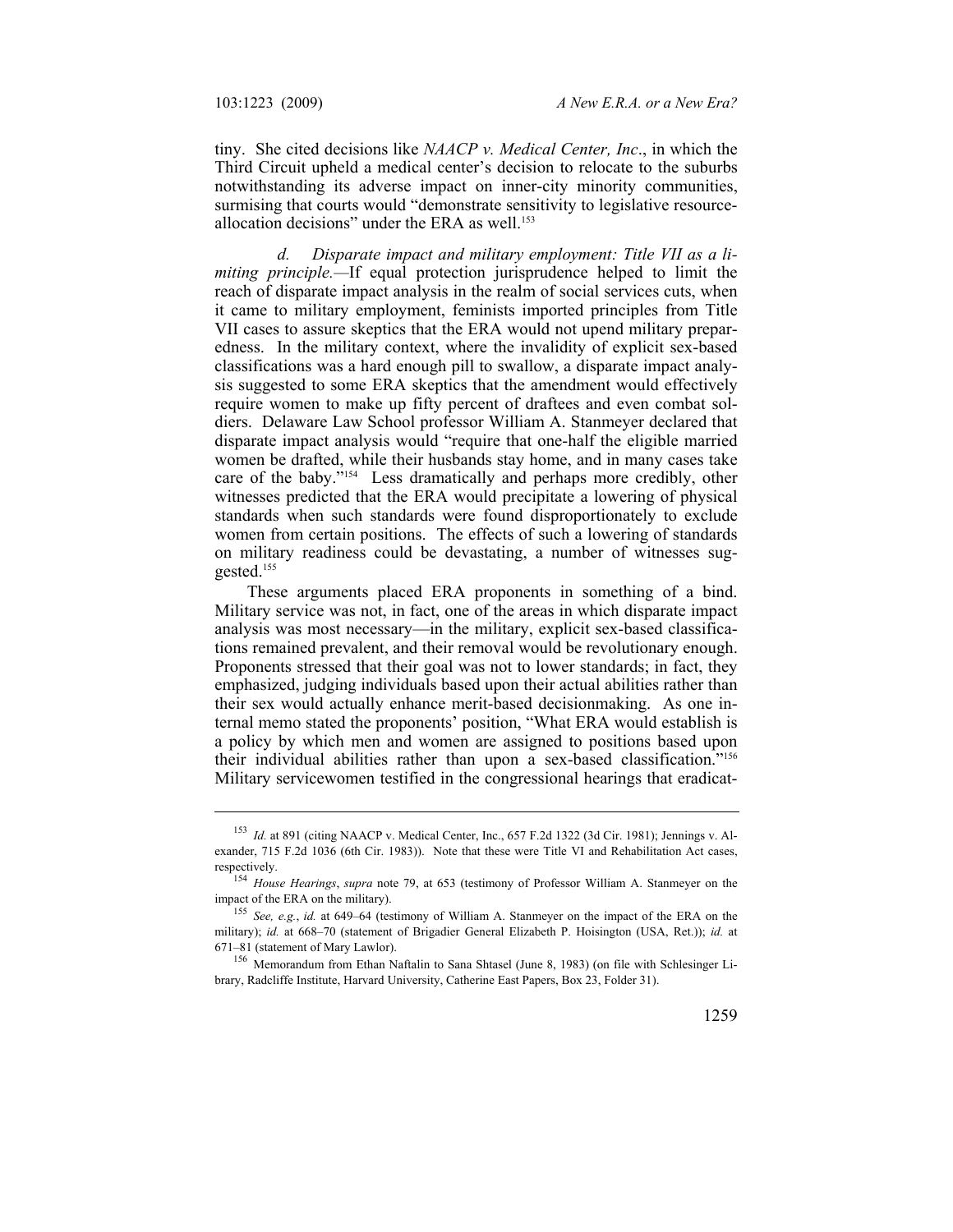tiny. She cited decisions like *NAACP v. Medical Center, Inc*., in which the Third Circuit upheld a medical center's decision to relocate to the suburbs notwithstanding its adverse impact on inner-city minority communities, surmising that courts would "demonstrate sensitivity to legislative resource-allocation decisions" under the ERA as well.[153]

*d. Disparate impact and military employment: Title VII as a limiting principle.*—If equal protection jurisprudence helped to limit the reach of disparate impact analysis in the realm of social services cuts, when it came to military employment, feminists imported principles from Title VII cases to assure skeptics that the ERA would not upend military preparedness. In the military context, where the invalidity of explicit sex-based classifications was a hard enough pill to swallow, a disparate impact analysis suggested to some ERA skeptics that the amendment would effectively require women to make up fifty percent of draftees and even combat soldiers. Delaware Law School professor William A. Stanmeyer declared that disparate impact analysis would "require that one-half the eligible married women be drafted, while their husbands stay home, and in many cases take care of the baby."[154] Less dramatically and perhaps more credibly, other witnesses predicted that the ERA would precipitate a lowering of physical standards when such standards were found disproportionately to exclude women from certain positions. The effects of such a lowering of standards on military readiness could be devastating, a number of witnesses suggested.[155]

These arguments placed ERA proponents in something of a bind. Military service was not, in fact, one of the areas in which disparate impact analysis was most necessary—in the military, explicit sex-based classifications remained prevalent, and their removal would be revolutionary enough. Proponents stressed that their goal was not to lower standards; in fact, they emphasized, judging individuals based upon their actual abilities rather than their sex would actually enhance merit-based decisionmaking. As one internal memo stated the proponents' position, "What ERA would establish is a policy by which men and women are assigned to positions based upon their individual abilities rather than upon a sex-based classification."[156] Military servicewomen testified in the congressional hearings that eradicat-

---

[153] *Id.* at 891 (citing NAACP v. Medical Center, Inc., 657 F.2d 1322 (3d Cir. 1981); Jennings v. Alexander, 715 F.2d 1036 (6th Cir. 1983)). Note that these were Title VI and Rehabilitation Act cases, respectively.

[154] *House Hearings*, *supra* note 79, at 653 (testimony of Professor William A. Stanmeyer on the impact of the ERA on the military).

[155] *See, e.g.*, *id.* at 649–64 (testimony of William A. Stanmeyer on the impact of the ERA on the military); *id.* at 668–70 (statement of Brigadier General Elizabeth P. Hoisington (USA, Ret.)); *id.* at 671–81 (statement of Mary Lawlor).

[156] Memorandum from Ethan Naftalin to Sana Shtasel (June 8, 1983) (on file with Schlesinger Library, Radcliffe Institute, Harvard University, Catherine East Papers, Box 23, Folder 31).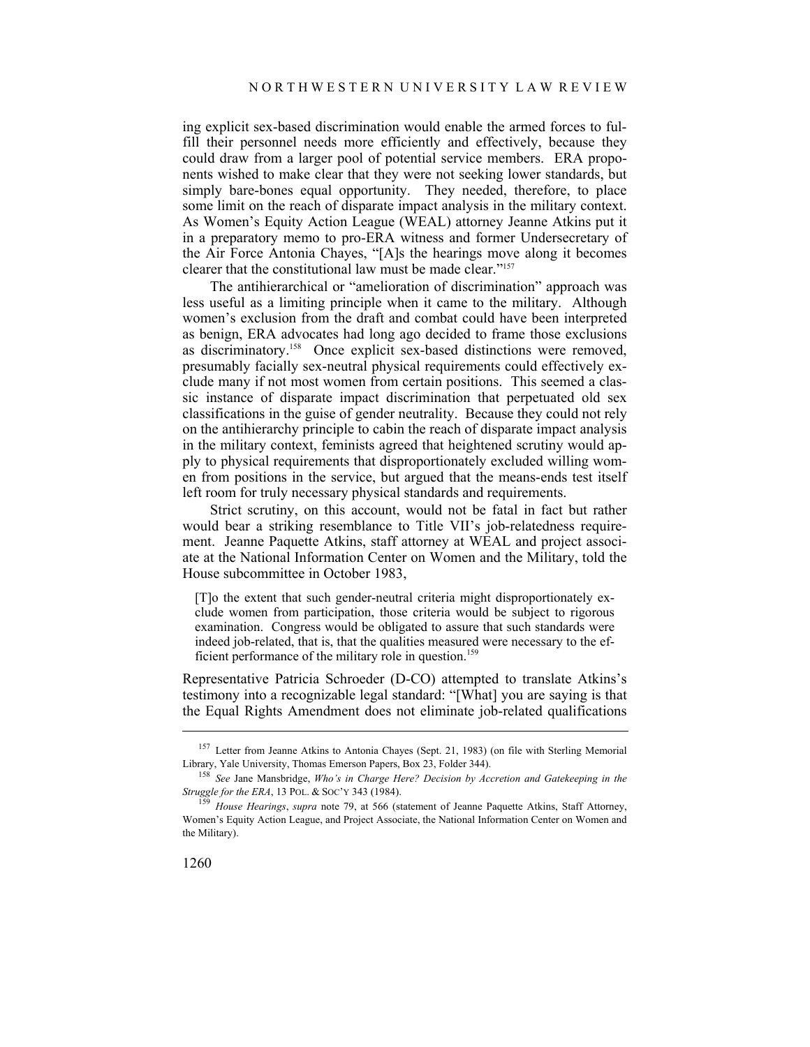ing explicit sex-based discrimination would enable the armed forces to fulfill their personnel needs more efficiently and effectively, because they could draw from a larger pool of potential service members. ERA proponents wished to make clear that they were not seeking lower standards, but simply bare-bones equal opportunity. They needed, therefore, to place some limit on the reach of disparate impact analysis in the military context. As Women's Equity Action League (WEAL) attorney Jeanne Atkins put it in a preparatory memo to pro-ERA witness and former Undersecretary of the Air Force Antonia Chayes, "[A]s the hearings move along it becomes clearer that the constitutional law must be made clear."[157]

The antihierarchical or "amelioration of discrimination" approach was less useful as a limiting principle when it came to the military. Although women's exclusion from the draft and combat could have been interpreted as benign, ERA advocates had long ago decided to frame those exclusions as discriminatory.[158] Once explicit sex-based distinctions were removed, presumably facially sex-neutral physical requirements could effectively exclude many if not most women from certain positions. This seemed a classic instance of disparate impact discrimination that perpetuated old sex classifications in the guise of gender neutrality. Because they could not rely on the antihierarchy principle to cabin the reach of disparate impact analysis in the military context, feminists agreed that heightened scrutiny would apply to physical requirements that disproportionately excluded willing women from positions in the service, but argued that the means-ends test itself left room for truly necessary physical standards and requirements.

Strict scrutiny, on this account, would not be fatal in fact but rather would bear a striking resemblance to Title VII's job-relatedness requirement. Jeanne Paquette Atkins, staff attorney at WEAL and project associate at the National Information Center on Women and the Military, told the House subcommittee in October 1983,

> [T]o the extent that such gender-neutral criteria might disproportionately exclude women from participation, those criteria would be subject to rigorous examination. Congress would be obligated to assure that such standards were indeed job-related, that is, that the qualities measured were necessary to the efficient performance of the military role in question.[159]

Representative Patricia Schroeder (D-CO) attempted to translate Atkins's testimony into a recognizable legal standard: "[What] you are saying is that the Equal Rights Amendment does not eliminate job-related qualifications

---

[157] Letter from Jeanne Atkins to Antonia Chayes (Sept. 21, 1983) (on file with Sterling Memorial Library, Yale University, Thomas Emerson Papers, Box 23, Folder 344).

[158] *See* Jane Mansbridge, *Who's in Charge Here? Decision by Accretion and Gatekeeping in the Struggle for the ERA*, 13 POL. & SOC'Y 343 (1984).

[159] *House Hearings*, *supra* note 79, at 566 (statement of Jeanne Paquette Atkins, Staff Attorney, Women's Equity Action League, and Project Associate, the National Information Center on Women and the Military).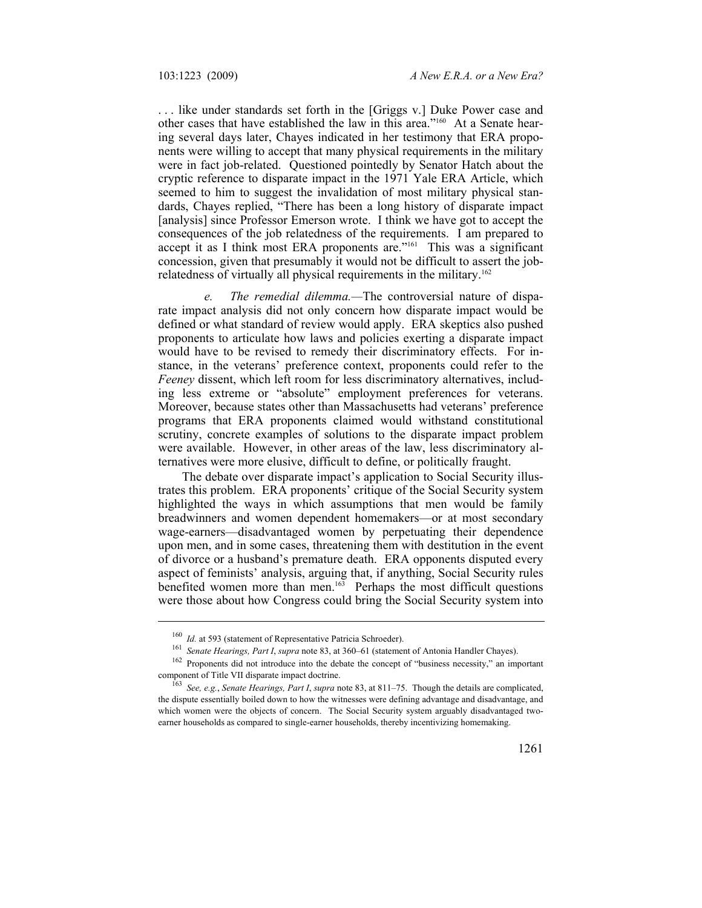. . . like under standards set forth in the [Griggs v.] Duke Power case and other cases that have established the law in this area."[160] At a Senate hearing several days later, Chayes indicated in her testimony that ERA proponents were willing to accept that many physical requirements in the military were in fact job-related. Questioned pointedly by Senator Hatch about the cryptic reference to disparate impact in the 1971 Yale ERA Article, which seemed to him to suggest the invalidation of most military physical standards, Chayes replied, "There has been a long history of disparate impact [analysis] since Professor Emerson wrote. I think we have got to accept the consequences of the job relatedness of the requirements. I am prepared to accept it as I think most ERA proponents are."[161] This was a significant concession, given that presumably it would not be difficult to assert the job-relatedness of virtually all physical requirements in the military.[162]

*e. The remedial dilemma.*—The controversial nature of disparate impact analysis did not only concern how disparate impact would be defined or what standard of review would apply. ERA skeptics also pushed proponents to articulate how laws and policies exerting a disparate impact would have to be revised to remedy their discriminatory effects. For instance, in the veterans' preference context, proponents could refer to the *Feeney* dissent, which left room for less discriminatory alternatives, including less extreme or "absolute" employment preferences for veterans. Moreover, because states other than Massachusetts had veterans' preference programs that ERA proponents claimed would withstand constitutional scrutiny, concrete examples of solutions to the disparate impact problem were available. However, in other areas of the law, less discriminatory alternatives were more elusive, difficult to define, or politically fraught.

The debate over disparate impact's application to Social Security illustrates this problem. ERA proponents' critique of the Social Security system highlighted the ways in which assumptions that men would be family breadwinners and women dependent homemakers—or at most secondary wage-earners—disadvantaged women by perpetuating their dependence upon men, and in some cases, threatening them with destitution in the event of divorce or a husband's premature death. ERA opponents disputed every aspect of feminists' analysis, arguing that, if anything, Social Security rules benefited women more than men.[163] Perhaps the most difficult questions were those about how Congress could bring the Social Security system into

---

[160] *Id.* at 593 (statement of Representative Patricia Schroeder).

[161] *Senate Hearings, Part I*, *supra* note 83, at 360–61 (statement of Antonia Handler Chayes).

[162] Proponents did not introduce into the debate the concept of "business necessity," an important component of Title VII disparate impact doctrine.

[163] *See, e.g.*, *Senate Hearings, Part I*, *supra* note 83, at 811–75. Though the details are complicated, the dispute essentially boiled down to how the witnesses were defining advantage and disadvantage, and which women were the objects of concern. The Social Security system arguably disadvantaged two-earner households as compared to single-earner households, thereby incentivizing homemaking.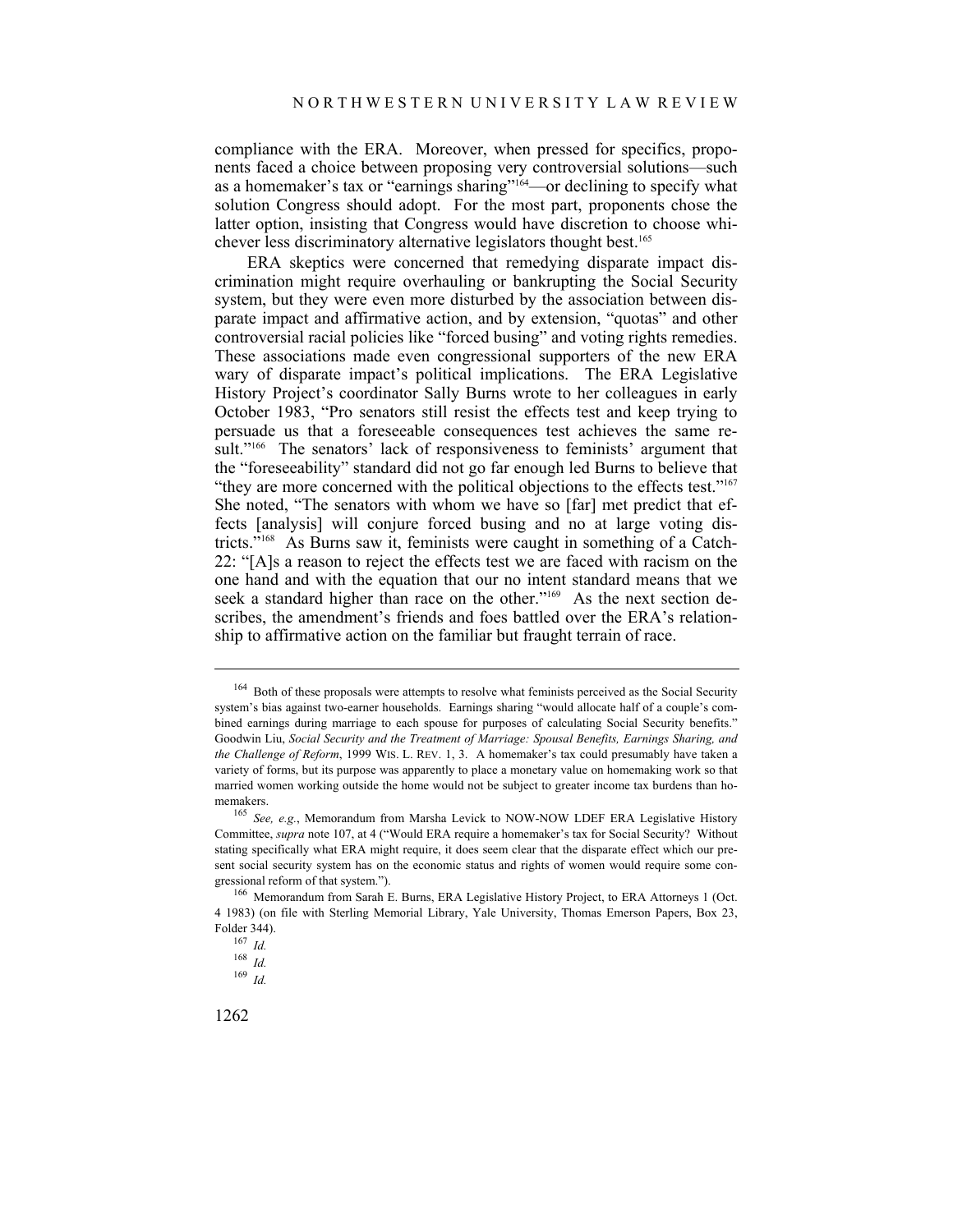compliance with the ERA. Moreover, when pressed for specifics, proponents faced a choice between proposing very controversial solutions—such as a homemaker's tax or "earnings sharing"[164]—or declining to specify what solution Congress should adopt. For the most part, proponents chose the latter option, insisting that Congress would have discretion to choose whichever less discriminatory alternative legislators thought best.[165]

ERA skeptics were concerned that remedying disparate impact discrimination might require overhauling or bankrupting the Social Security system, but they were even more disturbed by the association between disparate impact and affirmative action, and by extension, "quotas" and other controversial racial policies like "forced busing" and voting rights remedies. These associations made even congressional supporters of the new ERA wary of disparate impact's political implications. The ERA Legislative History Project's coordinator Sally Burns wrote to her colleagues in early October 1983, "Pro senators still resist the effects test and keep trying to persuade us that a foreseeable consequences test achieves the same result."[166] The senators' lack of responsiveness to feminists' argument that the "foreseeability" standard did not go far enough led Burns to believe that "they are more concerned with the political objections to the effects test."[167] She noted, "The senators with whom we have so [far] met predict that effects [analysis] will conjure forced busing and no at large voting districts."[168] As Burns saw it, feminists were caught in something of a Catch-22: "[A]s a reason to reject the effects test we are faced with racism on the one hand and with the equation that our no intent standard means that we seek a standard higher than race on the other."[169] As the next section describes, the amendment's friends and foes battled over the ERA's relationship to affirmative action on the familiar but fraught terrain of race.

---

[164] Both of these proposals were attempts to resolve what feminists perceived as the Social Security system's bias against two-earner households. Earnings sharing "would allocate half of a couple's combined earnings during marriage to each spouse for purposes of calculating Social Security benefits." Goodwin Liu, *Social Security and the Treatment of Marriage: Spousal Benefits, Earnings Sharing, and the Challenge of Reform*, 1999 WIS. L. REV. 1, 3. A homemaker's tax could presumably have taken a variety of forms, but its purpose was apparently to place a monetary value on homemaking work so that married women working outside the home would not be subject to greater income tax burdens than homemakers.

[165] *See, e.g.*, Memorandum from Marsha Levick to NOW-NOW LDEF ERA Legislative History Committee, *supra* note 107, at 4 ("Would ERA require a homemaker's tax for Social Security? Without stating specifically what ERA might require, it does seem clear that the disparate effect which our present social security system has on the economic status and rights of women would require some congressional reform of that system.").

[166] Memorandum from Sarah E. Burns, ERA Legislative History Project, to ERA Attorneys 1 (Oct. 4 1983) (on file with Sterling Memorial Library, Yale University, Thomas Emerson Papers, Box 23, Folder 344).

[167] *Id.*

[168] *Id.*

[169] *Id.*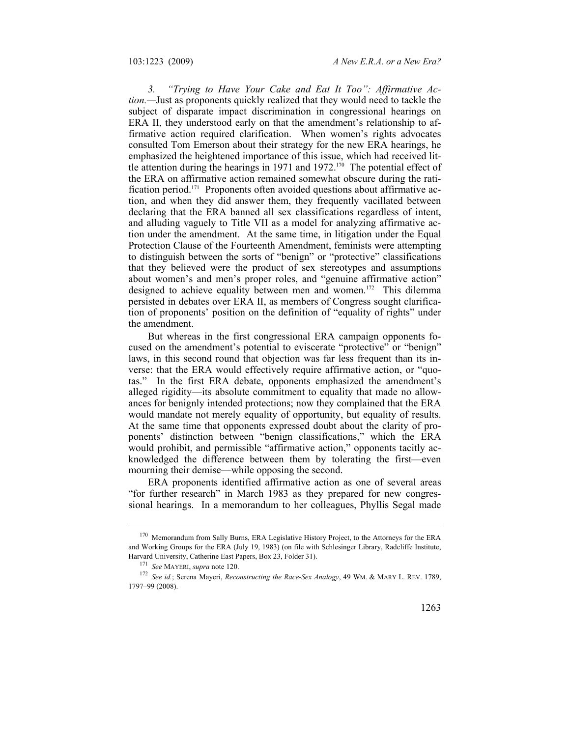*3. "Trying to Have Your Cake and Eat It Too": Affirmative Action.*—Just as proponents quickly realized that they would need to tackle the subject of disparate impact discrimination in congressional hearings on ERA II, they understood early on that the amendment's relationship to affirmative action required clarification. When women's rights advocates consulted Tom Emerson about their strategy for the new ERA hearings, he emphasized the heightened importance of this issue, which had received little attention during the hearings in 1971 and 1972.[170] The potential effect of the ERA on affirmative action remained somewhat obscure during the ratification period.[171] Proponents often avoided questions about affirmative action, and when they did answer them, they frequently vacillated between declaring that the ERA banned all sex classifications regardless of intent, and alluding vaguely to Title VII as a model for analyzing affirmative action under the amendment. At the same time, in litigation under the Equal Protection Clause of the Fourteenth Amendment, feminists were attempting to distinguish between the sorts of "benign" or "protective" classifications that they believed were the product of sex stereotypes and assumptions about women's and men's proper roles, and "genuine affirmative action" designed to achieve equality between men and women.[172] This dilemma persisted in debates over ERA II, as members of Congress sought clarification of proponents' position on the definition of "equality of rights" under the amendment.

But whereas in the first congressional ERA campaign opponents focused on the amendment's potential to eviscerate "protective" or "benign" laws, in this second round that objection was far less frequent than its inverse: that the ERA would effectively require affirmative action, or "quotas." In the first ERA debate, opponents emphasized the amendment's alleged rigidity—its absolute commitment to equality that made no allowances for benignly intended protections; now they complained that the ERA would mandate not merely equality of opportunity, but equality of results. At the same time that opponents expressed doubt about the clarity of proponents' distinction between "benign classifications," which the ERA would prohibit, and permissible "affirmative action," opponents tacitly acknowledged the difference between them by tolerating the first—even mourning their demise—while opposing the second.

ERA proponents identified affirmative action as one of several areas "for further research" in March 1983 as they prepared for new congressional hearings. In a memorandum to her colleagues, Phyllis Segal made

---

[170] Memorandum from Sally Burns, ERA Legislative History Project, to the Attorneys for the ERA and Working Groups for the ERA (July 19, 1983) (on file with Schlesinger Library, Radcliffe Institute, Harvard University, Catherine East Papers, Box 23, Folder 31).

[171] *See* MAYERI, *supra* note 120.

[172] *See id.*; Serena Mayeri, *Reconstructing the Race-Sex Analogy*, 49 WM. & MARY L. REV. 1789, 1797–99 (2008).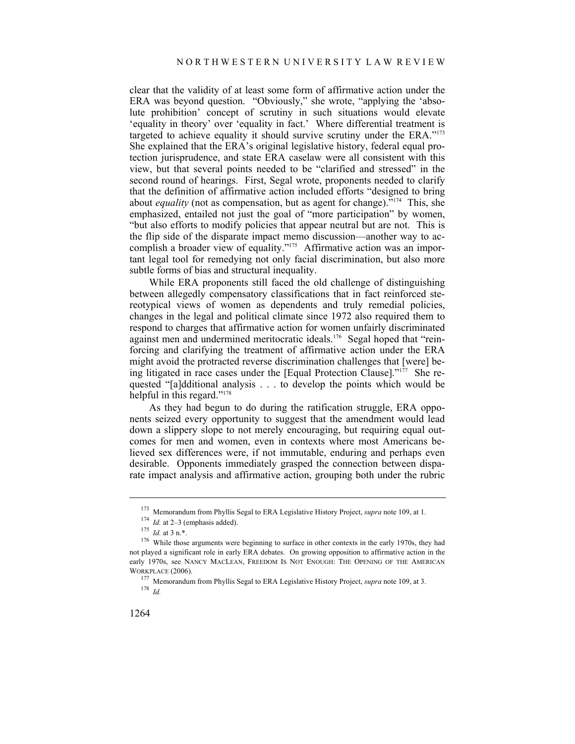clear that the validity of at least some form of affirmative action under the ERA was beyond question. "Obviously," she wrote, "applying the 'absolute prohibition' concept of scrutiny in such situations would elevate 'equality in theory' over 'equality in fact.' Where differential treatment is targeted to achieve equality it should survive scrutiny under the ERA."[173] She explained that the ERA's original legislative history, federal equal protection jurisprudence, and state ERA caselaw were all consistent with this view, but that several points needed to be "clarified and stressed" in the second round of hearings. First, Segal wrote, proponents needed to clarify that the definition of affirmative action included efforts "designed to bring about *equality* (not as compensation, but as agent for change)."[174] This, she emphasized, entailed not just the goal of "more participation" by women, "but also efforts to modify policies that appear neutral but are not. This is the flip side of the disparate impact memo discussion—another way to accomplish a broader view of equality."[175] Affirmative action was an important legal tool for remedying not only facial discrimination, but also more subtle forms of bias and structural inequality.

While ERA proponents still faced the old challenge of distinguishing between allegedly compensatory classifications that in fact reinforced stereotypical views of women as dependents and truly remedial policies, changes in the legal and political climate since 1972 also required them to respond to charges that affirmative action for women unfairly discriminated against men and undermined meritocratic ideals.[176] Segal hoped that "reinforcing and clarifying the treatment of affirmative action under the ERA might avoid the protracted reverse discrimination challenges that [were] being litigated in race cases under the [Equal Protection Clause]."[177] She requested "[a]dditional analysis . . . to develop the points which would be helpful in this regard."[178]

As they had begun to do during the ratification struggle, ERA opponents seized every opportunity to suggest that the amendment would lead down a slippery slope to not merely encouraging, but requiring equal outcomes for men and women, even in contexts where most Americans believed sex differences were, if not immutable, enduring and perhaps even desirable. Opponents immediately grasped the connection between disparate impact analysis and affirmative action, grouping both under the rubric

---

[173] Memorandum from Phyllis Segal to ERA Legislative History Project, *supra* note 109, at 1.

[174] *Id.* at 2–3 (emphasis added).

[175] *Id.* at 3 n.*.

[176] While those arguments were beginning to surface in other contexts in the early 1970s, they had not played a significant role in early ERA debates. On growing opposition to affirmative action in the early 1970s, see NANCY MACLEAN, FREEDOM IS NOT ENOUGH: THE OPENING OF THE AMERICAN WORKPLACE (2006).

[177] Memorandum from Phyllis Segal to ERA Legislative History Project, *supra* note 109, at 3.

[178] *Id.*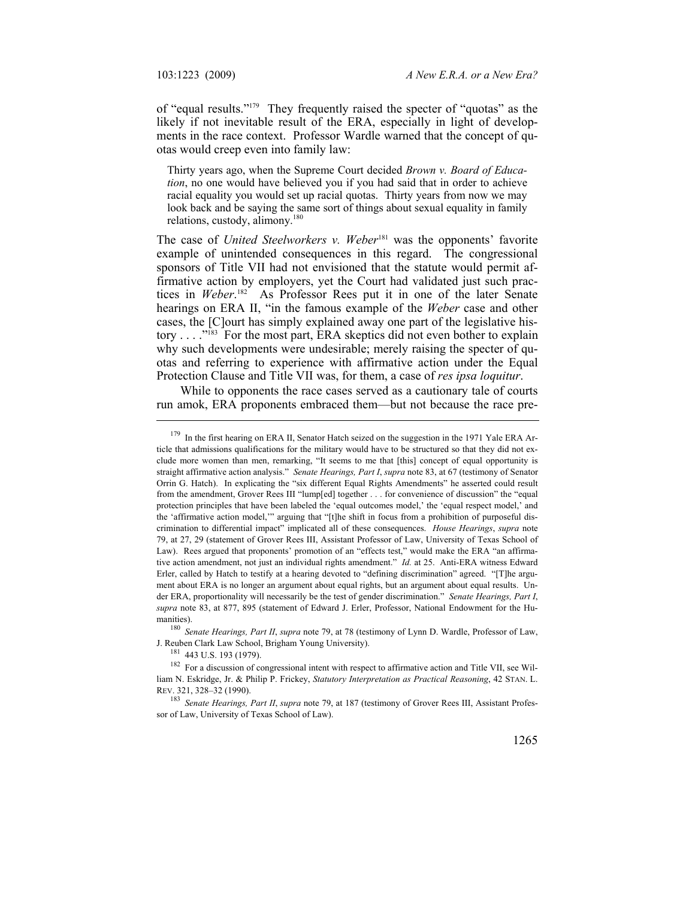of "equal results."[179] They frequently raised the specter of "quotas" as the likely if not inevitable result of the ERA, especially in light of developments in the race context. Professor Wardle warned that the concept of quotas would creep even into family law:

> Thirty years ago, when the Supreme Court decided *Brown v. Board of Education*, no one would have believed you if you had said that in order to achieve racial equality you would set up racial quotas. Thirty years from now we may look back and be saying the same sort of things about sexual equality in family relations, custody, alimony.[180]

The case of *United Steelworkers v. Weber*[181] was the opponents' favorite example of unintended consequences in this regard. The congressional sponsors of Title VII had not envisioned that the statute would permit affirmative action by employers, yet the Court had validated just such practices in *Weber*.[182] As Professor Rees put it in one of the later Senate hearings on ERA II, "in the famous example of the *Weber* case and other cases, the [C]ourt has simply explained away one part of the legislative history . . . ."[183] For the most part, ERA skeptics did not even bother to explain why such developments were undesirable; merely raising the specter of quotas and referring to experience with affirmative action under the Equal Protection Clause and Title VII was, for them, a case of *res ipsa loquitur*.

While to opponents the race cases served as a cautionary tale of courts run amok, ERA proponents embraced them—but not because the race pre-

---

[179] In the first hearing on ERA II, Senator Hatch seized on the suggestion in the 1971 Yale ERA Article that admissions qualifications for the military would have to be structured so that they did not exclude more women than men, remarking, "It seems to me that [this] concept of equal opportunity is straight affirmative action analysis." *Senate Hearings, Part I*, *supra* note 83, at 67 (testimony of Senator Orrin G. Hatch). In explicating the "six different Equal Rights Amendments" he asserted could result from the amendment, Grover Rees III "lump[ed] together . . . for convenience of discussion" the "equal protection principles that have been labeled the 'equal outcomes model,' the 'equal respect model,' and the 'affirmative action model,'" arguing that "[t]he shift in focus from a prohibition of purposeful discrimination to differential impact" implicated all of these consequences. *House Hearings*, *supra* note 79, at 27, 29 (statement of Grover Rees III, Assistant Professor of Law, University of Texas School of Law). Rees argued that proponents' promotion of an "effects test," would make the ERA "an affirmative action amendment, not just an individual rights amendment." *Id.* at 25. Anti-ERA witness Edward Erler, called by Hatch to testify at a hearing devoted to "defining discrimination" agreed. "[T]he argument about ERA is no longer an argument about equal rights, but an argument about equal results. Under ERA, proportionality will necessarily be the test of gender discrimination." *Senate Hearings, Part I*, *supra* note 83, at 877, 895 (statement of Edward J. Erler, Professor, National Endowment for the Humanities).

[180] *Senate Hearings, Part II*, *supra* note 79, at 78 (testimony of Lynn D. Wardle, Professor of Law, J. Reuben Clark Law School, Brigham Young University).

[181] 443 U.S. 193 (1979).

[182] For a discussion of congressional intent with respect to affirmative action and Title VII, see William N. Eskridge, Jr. & Philip P. Frickey, *Statutory Interpretation as Practical Reasoning*, 42 STAN. L. REV. 321, 328–32 (1990).

[183] *Senate Hearings, Part II*, *supra* note 79, at 187 (testimony of Grover Rees III, Assistant Professor of Law, University of Texas School of Law).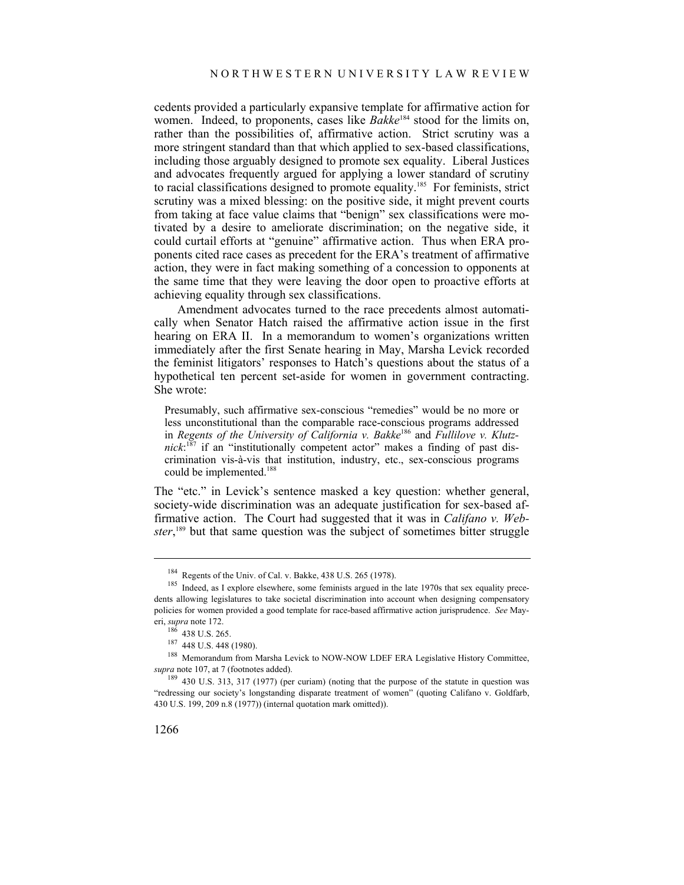cedents provided a particularly expansive template for affirmative action for women. Indeed, to proponents, cases like *Bakke*[184] stood for the limits on, rather than the possibilities of, affirmative action. Strict scrutiny was a more stringent standard than that which applied to sex-based classifications, including those arguably designed to promote sex equality. Liberal Justices and advocates frequently argued for applying a lower standard of scrutiny to racial classifications designed to promote equality.[185] For feminists, strict scrutiny was a mixed blessing: on the positive side, it might prevent courts from taking at face value claims that "benign" sex classifications were motivated by a desire to ameliorate discrimination; on the negative side, it could curtail efforts at "genuine" affirmative action. Thus when ERA proponents cited race cases as precedent for the ERA's treatment of affirmative action, they were in fact making something of a concession to opponents at the same time that they were leaving the door open to proactive efforts at achieving equality through sex classifications.

Amendment advocates turned to the race precedents almost automatically when Senator Hatch raised the affirmative action issue in the first hearing on ERA II. In a memorandum to women's organizations written immediately after the first Senate hearing in May, Marsha Levick recorded the feminist litigators' responses to Hatch's questions about the status of a hypothetical ten percent set-aside for women in government contracting. She wrote:

> Presumably, such affirmative sex-conscious "remedies" would be no more or less unconstitutional than the comparable race-conscious programs addressed in *Regents of the University of California v. Bakke*[186] and *Fullilove v. Klutznick*:[187] if an "institutionally competent actor" makes a finding of past discrimination vis-à-vis that institution, industry, etc., sex-conscious programs could be implemented.[188]

The "etc." in Levick's sentence masked a key question: whether general, society-wide discrimination was an adequate justification for sex-based affirmative action. The Court had suggested that it was in *Califano v. Webster*,[189] but that same question was the subject of sometimes bitter struggle

---

[184] Regents of the Univ. of Cal. v. Bakke, 438 U.S. 265 (1978).

[185] Indeed, as I explore elsewhere, some feminists argued in the late 1970s that sex equality precedents allowing legislatures to take societal discrimination into account when designing compensatory policies for women provided a good template for race-based affirmative action jurisprudence. *See* Mayeri, *supra* note 172.

[186] 438 U.S. 265.

[187] 448 U.S. 448 (1980).

[188] Memorandum from Marsha Levick to NOW-NOW LDEF ERA Legislative History Committee, *supra* note 107, at 7 (footnotes added).

[189] 430 U.S. 313, 317 (1977) (per curiam) (noting that the purpose of the statute in question was "redressing our society's longstanding disparate treatment of women" (quoting Califano v. Goldfarb, 430 U.S. 199, 209 n.8 (1977)) (internal quotation mark omitted)).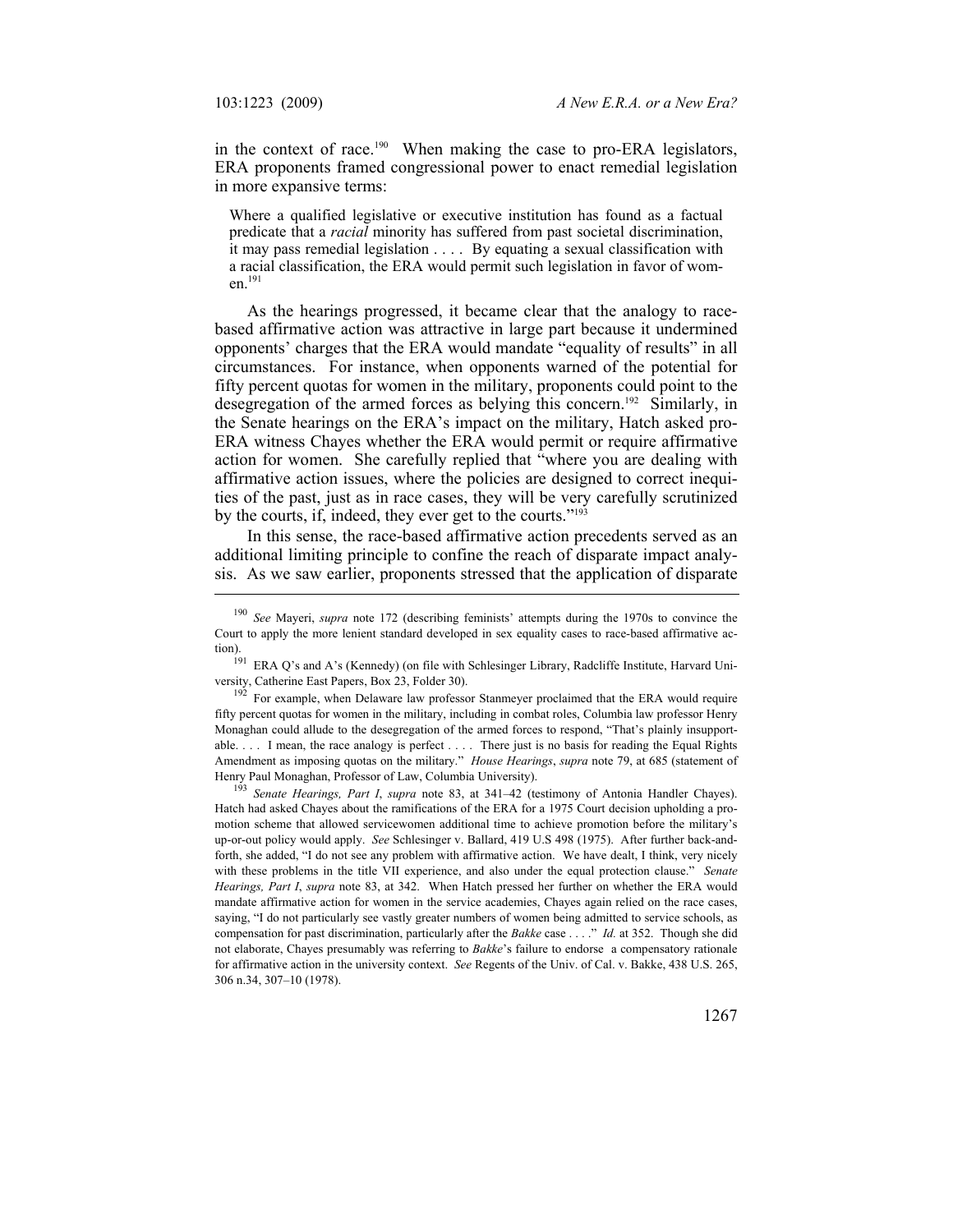in the context of race.[190] When making the case to pro-ERA legislators, ERA proponents framed congressional power to enact remedial legislation in more expansive terms:

> Where a qualified legislative or executive institution has found as a factual predicate that a *racial* minority has suffered from past societal discrimination, it may pass remedial legislation . . . . By equating a sexual classification with a racial classification, the ERA would permit such legislation in favor of women.[191]

As the hearings progressed, it became clear that the analogy to race-based affirmative action was attractive in large part because it undermined opponents' charges that the ERA would mandate "equality of results" in all circumstances. For instance, when opponents warned of the potential for fifty percent quotas for women in the military, proponents could point to the desegregation of the armed forces as belying this concern.[192] Similarly, in the Senate hearings on the ERA's impact on the military, Hatch asked pro-ERA witness Chayes whether the ERA would permit or require affirmative action for women. She carefully replied that "where you are dealing with affirmative action issues, where the policies are designed to correct inequities of the past, just as in race cases, they will be very carefully scrutinized by the courts, if, indeed, they ever get to the courts."[193]

In this sense, the race-based affirmative action precedents served as an additional limiting principle to confine the reach of disparate impact analysis. As we saw earlier, proponents stressed that the application of disparate

---

[190] *See* Mayeri, *supra* note 172 (describing feminists' attempts during the 1970s to convince the Court to apply the more lenient standard developed in sex equality cases to race-based affirmative action).

[191] ERA Q's and A's (Kennedy) (on file with Schlesinger Library, Radcliffe Institute, Harvard University, Catherine East Papers, Box 23, Folder 30).

[192] For example, when Delaware law professor Stanmeyer proclaimed that the ERA would require fifty percent quotas for women in the military, including in combat roles, Columbia law professor Henry Monaghan could allude to the desegregation of the armed forces to respond, "That's plainly insupportable. . . . I mean, the race analogy is perfect . . . . There just is no basis for reading the Equal Rights Amendment as imposing quotas on the military." *House Hearings*, *supra* note 79, at 685 (statement of Henry Paul Monaghan, Professor of Law, Columbia University).

[193] *Senate Hearings, Part I*, *supra* note 83, at 341–42 (testimony of Antonia Handler Chayes). Hatch had asked Chayes about the ramifications of the ERA for a 1975 Court decision upholding a promotion scheme that allowed servicewomen additional time to achieve promotion before the military's up-or-out policy would apply. *See* Schlesinger v. Ballard, 419 U.S 498 (1975). After further back-and-forth, she added, "I do not see any problem with affirmative action. We have dealt, I think, very nicely with these problems in the title VII experience, and also under the equal protection clause." *Senate Hearings, Part I*, *supra* note 83, at 342. When Hatch pressed her further on whether the ERA would mandate affirmative action for women in the service academies, Chayes again relied on the race cases, saying, "I do not particularly see vastly greater numbers of women being admitted to service schools, as compensation for past discrimination, particularly after the *Bakke* case . . . ." *Id.* at 352. Though she did not elaborate, Chayes presumably was referring to *Bakke*'s failure to endorse a compensatory rationale for affirmative action in the university context. *See* Regents of the Univ. of Cal. v. Bakke, 438 U.S. 265, 306 n.34, 307–10 (1978).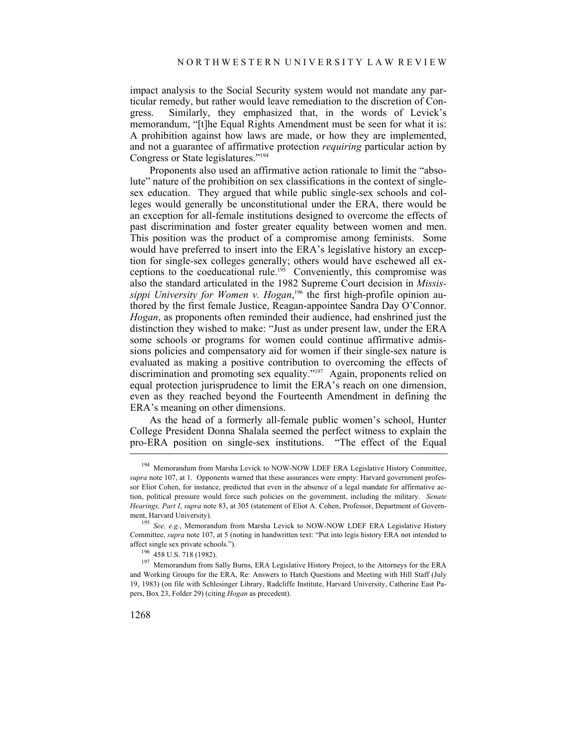impact analysis to the Social Security system would not mandate any particular remedy, but rather would leave remediation to the discretion of Congress. Similarly, they emphasized that, in the words of Levick's memorandum, "[t]he Equal Rights Amendment must be seen for what it is: A prohibition against how laws are made, or how they are implemented, and not a guarantee of affirmative protection *requiring* particular action by Congress or State legislatures."[194]

Proponents also used an affirmative action rationale to limit the "absolute" nature of the prohibition on sex classifications in the context of single-sex education. They argued that while public single-sex schools and colleges would generally be unconstitutional under the ERA, there would be an exception for all-female institutions designed to overcome the effects of past discrimination and foster greater equality between women and men. This position was the product of a compromise among feminists. Some would have preferred to insert into the ERA's legislative history an exception for single-sex colleges generally; others would have eschewed all exceptions to the coeducational rule.[195] Conveniently, this compromise was also the standard articulated in the 1982 Supreme Court decision in *Mississippi University for Women v. Hogan*,[196] the first high-profile opinion authored by the first female Justice, Reagan-appointee Sandra Day O'Connor. *Hogan*, as proponents often reminded their audience, had enshrined just the distinction they wished to make: "Just as under present law, under the ERA some schools or programs for women could continue affirmative admissions policies and compensatory aid for women if their single-sex nature is evaluated as making a positive contribution to overcoming the effects of discrimination and promoting sex equality."[197] Again, proponents relied on equal protection jurisprudence to limit the ERA's reach on one dimension, even as they reached beyond the Fourteenth Amendment in defining the ERA's meaning on other dimensions.

As the head of a formerly all-female public women's school, Hunter College President Donna Shalala seemed the perfect witness to explain the pro-ERA position on single-sex institutions. "The effect of the Equal

---

[194] Memorandum from Marsha Levick to NOW-NOW LDEF ERA Legislative History Committee, *supra* note 107, at 1. Opponents warned that these assurances were empty: Harvard government professor Eliot Cohen, for instance, predicted that even in the absence of a legal mandate for affirmative action, political pressure would force such policies on the government, including the military. *Senate Hearings, Part I*, *supra* note 83, at 305 (statement of Eliot A. Cohen, Professor, Department of Government, Harvard University).

[195] *See, e.g.*, Memorandum from Marsha Levick to NOW-NOW LDEF ERA Legislative History Committee, *supra* note 107, at 5 (noting in handwritten text: "Put into legis history ERA not intended to affect single sex private schools.").

[196] 458 U.S. 718 (1982).

[197] Memorandum from Sally Burns, ERA Legislative History Project, to the Attorneys for the ERA and Working Groups for the ERA, Re: Answers to Hatch Questions and Meeting with Hill Staff (July 19, 1983) (on file with Schlesinger Library, Radcliffe Institute, Harvard University, Catherine East Papers, Box 23, Folder 29) (citing *Hogan* as precedent).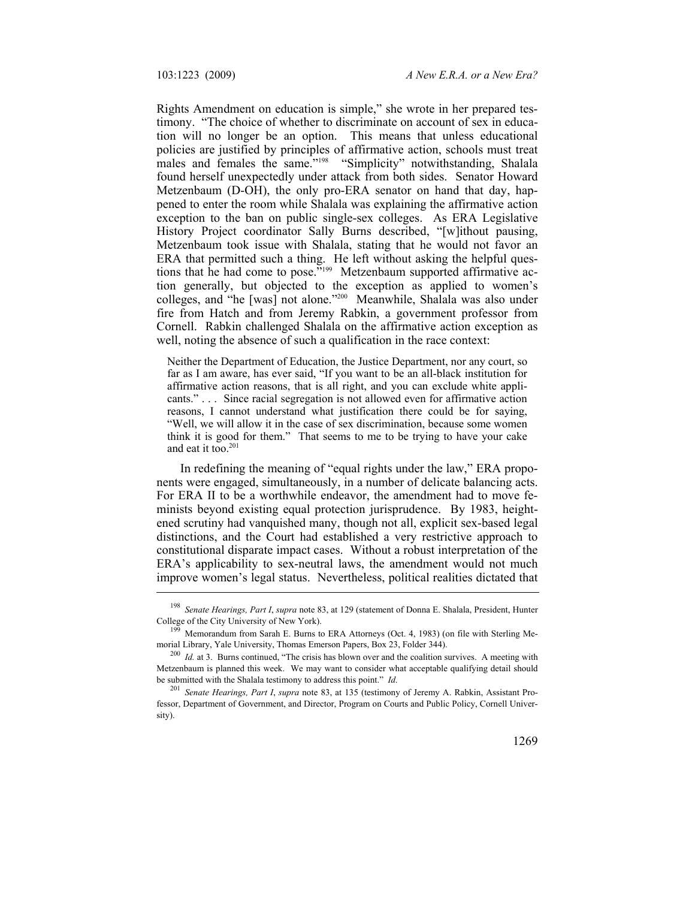Rights Amendment on education is simple," she wrote in her prepared testimony. "The choice of whether to discriminate on account of sex in education will no longer be an option. This means that unless educational policies are justified by principles of affirmative action, schools must treat males and females the same."[198] "Simplicity" notwithstanding, Shalala found herself unexpectedly under attack from both sides. Senator Howard Metzenbaum (D-OH), the only pro-ERA senator on hand that day, happened to enter the room while Shalala was explaining the affirmative action exception to the ban on public single-sex colleges. As ERA Legislative History Project coordinator Sally Burns described, "[w]ithout pausing, Metzenbaum took issue with Shalala, stating that he would not favor an ERA that permitted such a thing. He left without asking the helpful questions that he had come to pose."[199] Metzenbaum supported affirmative action generally, but objected to the exception as applied to women's colleges, and "he [was] not alone."[200] Meanwhile, Shalala was also under fire from Hatch and from Jeremy Rabkin, a government professor from Cornell. Rabkin challenged Shalala on the affirmative action exception as well, noting the absence of such a qualification in the race context:

> Neither the Department of Education, the Justice Department, nor any court, so far as I am aware, has ever said, "If you want to be an all-black institution for affirmative action reasons, that is all right, and you can exclude white applicants." . . . Since racial segregation is not allowed even for affirmative action reasons, I cannot understand what justification there could be for saying, "Well, we will allow it in the case of sex discrimination, because some women think it is good for them." That seems to me to be trying to have your cake and eat it too.[201]

In redefining the meaning of "equal rights under the law," ERA proponents were engaged, simultaneously, in a number of delicate balancing acts. For ERA II to be a worthwhile endeavor, the amendment had to move feminists beyond existing equal protection jurisprudence. By 1983, heightened scrutiny had vanquished many, though not all, explicit sex-based legal distinctions, and the Court had established a very restrictive approach to constitutional disparate impact cases. Without a robust interpretation of the ERA's applicability to sex-neutral laws, the amendment would not much improve women's legal status. Nevertheless, political realities dictated that

---

[198] *Senate Hearings, Part I*, *supra* note 83, at 129 (statement of Donna E. Shalala, President, Hunter College of the City University of New York).

[199] Memorandum from Sarah E. Burns to ERA Attorneys (Oct. 4, 1983) (on file with Sterling Memorial Library, Yale University, Thomas Emerson Papers, Box 23, Folder 344).

[200] *Id.* at 3. Burns continued, "The crisis has blown over and the coalition survives. A meeting with Metzenbaum is planned this week. We may want to consider what acceptable qualifying detail should be submitted with the Shalala testimony to address this point." *Id.*

[201] *Senate Hearings, Part I*, *supra* note 83, at 135 (testimony of Jeremy A. Rabkin, Assistant Professor, Department of Government, and Director, Program on Courts and Public Policy, Cornell University).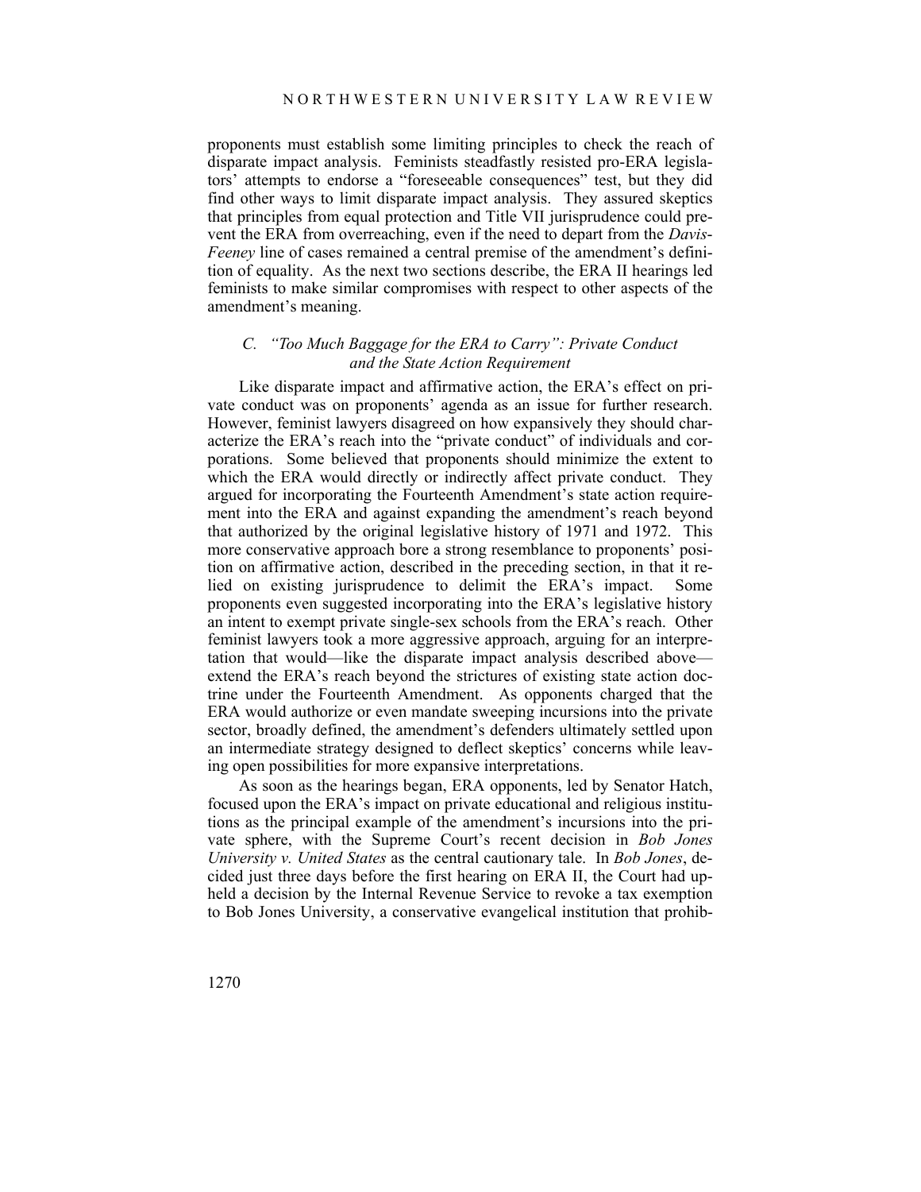proponents must establish some limiting principles to check the reach of disparate impact analysis. Feminists steadfastly resisted pro-ERA legislators' attempts to endorse a "foreseeable consequences" test, but they did find other ways to limit disparate impact analysis. They assured skeptics that principles from equal protection and Title VII jurisprudence could prevent the ERA from overreaching, even if the need to depart from the *Davis-Feeney* line of cases remained a central premise of the amendment's definition of equality. As the next two sections describe, the ERA II hearings led feminists to make similar compromises with respect to other aspects of the amendment's meaning.

### *C. "Too Much Baggage for the ERA to Carry": Private Conduct and the State Action Requirement*

Like disparate impact and affirmative action, the ERA's effect on private conduct was on proponents' agenda as an issue for further research. However, feminist lawyers disagreed on how expansively they should characterize the ERA's reach into the "private conduct" of individuals and corporations. Some believed that proponents should minimize the extent to which the ERA would directly or indirectly affect private conduct. They argued for incorporating the Fourteenth Amendment's state action requirement into the ERA and against expanding the amendment's reach beyond that authorized by the original legislative history of 1971 and 1972. This more conservative approach bore a strong resemblance to proponents' position on affirmative action, described in the preceding section, in that it relied on existing jurisprudence to delimit the ERA's impact. Some proponents even suggested incorporating into the ERA's legislative history an intent to exempt private single-sex schools from the ERA's reach. Other feminist lawyers took a more aggressive approach, arguing for an interpretation that would—like the disparate impact analysis described above—extend the ERA's reach beyond the strictures of existing state action doctrine under the Fourteenth Amendment. As opponents charged that the ERA would authorize or even mandate sweeping incursions into the private sector, broadly defined, the amendment's defenders ultimately settled upon an intermediate strategy designed to deflect skeptics' concerns while leaving open possibilities for more expansive interpretations.

As soon as the hearings began, ERA opponents, led by Senator Hatch, focused upon the ERA's impact on private educational and religious institutions as the principal example of the amendment's incursions into the private sphere, with the Supreme Court's recent decision in *Bob Jones University v. United States* as the central cautionary tale. In *Bob Jones*, decided just three days before the first hearing on ERA II, the Court had upheld a decision by the Internal Revenue Service to revoke a tax exemption to Bob Jones University, a conservative evangelical institution that prohib-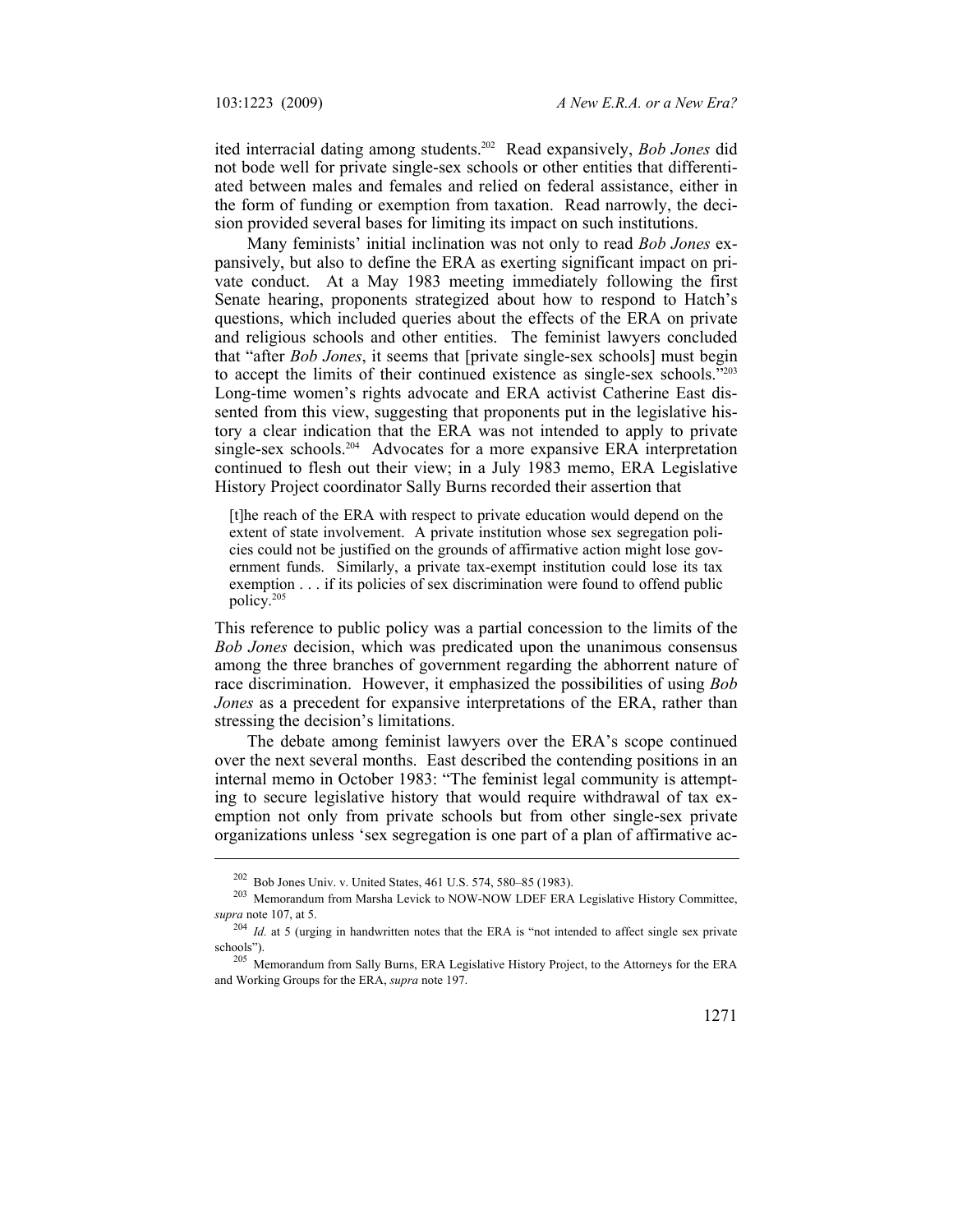ited interracial dating among students.[202] Read expansively, *Bob Jones* did not bode well for private single-sex schools or other entities that differentiated between males and females and relied on federal assistance, either in the form of funding or exemption from taxation. Read narrowly, the decision provided several bases for limiting its impact on such institutions.

Many feminists' initial inclination was not only to read *Bob Jones* expansively, but also to define the ERA as exerting significant impact on private conduct. At a May 1983 meeting immediately following the first Senate hearing, proponents strategized about how to respond to Hatch's questions, which included queries about the effects of the ERA on private and religious schools and other entities. The feminist lawyers concluded that "after *Bob Jones*, it seems that [private single-sex schools] must begin to accept the limits of their continued existence as single-sex schools."[203] Long-time women's rights advocate and ERA activist Catherine East dissented from this view, suggesting that proponents put in the legislative history a clear indication that the ERA was not intended to apply to private single-sex schools.[204] Advocates for a more expansive ERA interpretation continued to flesh out their view; in a July 1983 memo, ERA Legislative History Project coordinator Sally Burns recorded their assertion that

> [t]he reach of the ERA with respect to private education would depend on the extent of state involvement. A private institution whose sex segregation policies could not be justified on the grounds of affirmative action might lose government funds. Similarly, a private tax-exempt institution could lose its tax exemption . . . if its policies of sex discrimination were found to offend public policy.[205]

This reference to public policy was a partial concession to the limits of the *Bob Jones* decision, which was predicated upon the unanimous consensus among the three branches of government regarding the abhorrent nature of race discrimination. However, it emphasized the possibilities of using *Bob Jones* as a precedent for expansive interpretations of the ERA, rather than stressing the decision's limitations.

The debate among feminist lawyers over the ERA's scope continued over the next several months. East described the contending positions in an internal memo in October 1983: "The feminist legal community is attempting to secure legislative history that would require withdrawal of tax exemption not only from private schools but from other single-sex private organizations unless 'sex segregation is one part of a plan of affirmative ac-

---

[202] Bob Jones Univ. v. United States, 461 U.S. 574, 580–85 (1983).

[203] Memorandum from Marsha Levick to NOW-NOW LDEF ERA Legislative History Committee, *supra* note 107, at 5.

[204] *Id.* at 5 (urging in handwritten notes that the ERA is "not intended to affect single sex private schools").

[205] Memorandum from Sally Burns, ERA Legislative History Project, to the Attorneys for the ERA and Working Groups for the ERA, *supra* note 197.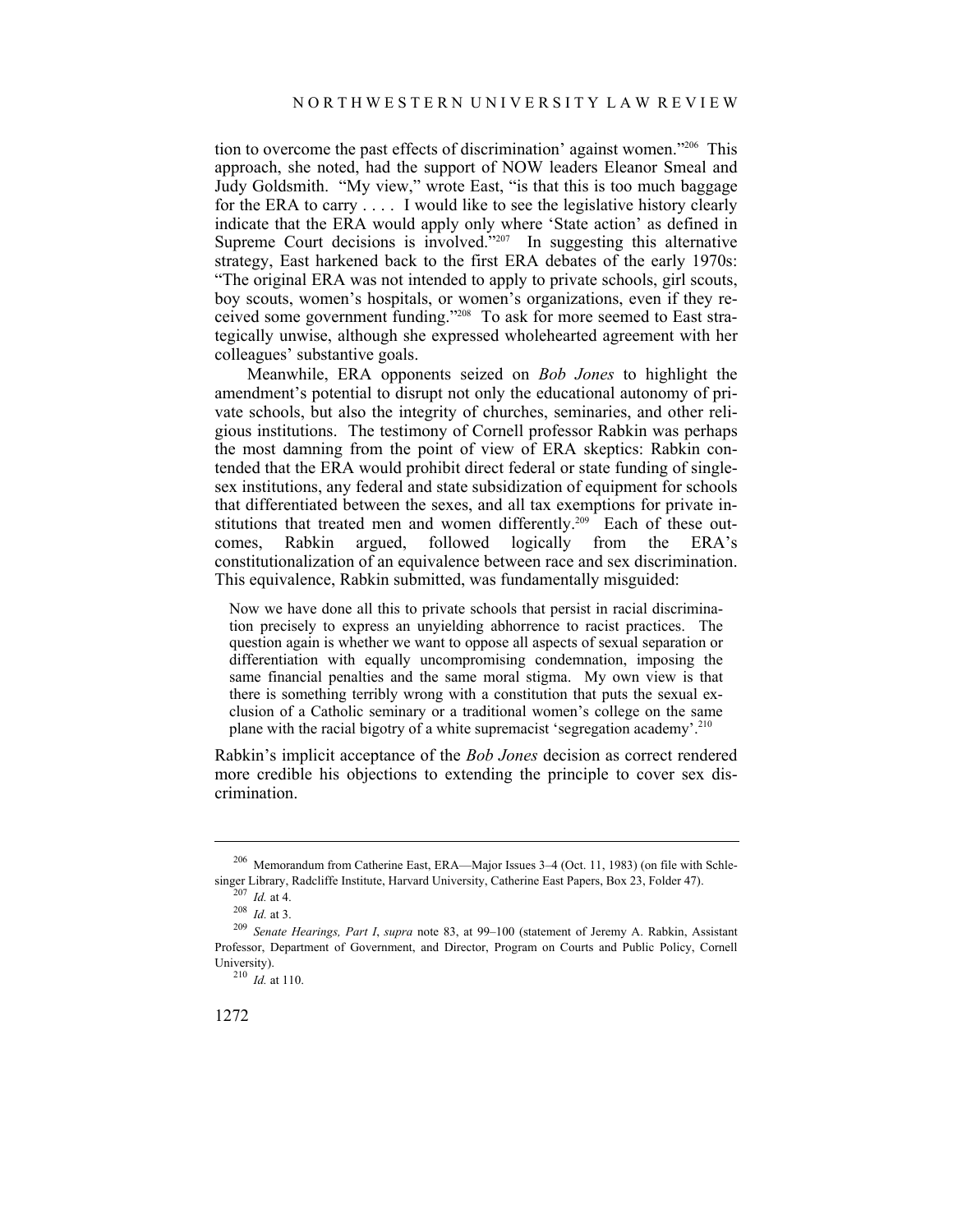tion to overcome the past effects of discrimination' against women."[206] This approach, she noted, had the support of NOW leaders Eleanor Smeal and Judy Goldsmith. "My view," wrote East, "is that this is too much baggage for the ERA to carry . . . . I would like to see the legislative history clearly indicate that the ERA would apply only where 'State action' as defined in Supreme Court decisions is involved."[207] In suggesting this alternative strategy, East harkened back to the first ERA debates of the early 1970s: "The original ERA was not intended to apply to private schools, girl scouts, boy scouts, women's hospitals, or women's organizations, even if they received some government funding."[208] To ask for more seemed to East strategically unwise, although she expressed wholehearted agreement with her colleagues' substantive goals.

Meanwhile, ERA opponents seized on *Bob Jones* to highlight the amendment's potential to disrupt not only the educational autonomy of private schools, but also the integrity of churches, seminaries, and other religious institutions. The testimony of Cornell professor Rabkin was perhaps the most damning from the point of view of ERA skeptics: Rabkin contended that the ERA would prohibit direct federal or state funding of single-sex institutions, any federal and state subsidization of equipment for schools that differentiated between the sexes, and all tax exemptions for private institutions that treated men and women differently.[209] Each of these outcomes, Rabkin argued, followed logically from the ERA's constitutionalization of an equivalence between race and sex discrimination. This equivalence, Rabkin submitted, was fundamentally misguided:

> Now we have done all this to private schools that persist in racial discrimination precisely to express an unyielding abhorrence to racist practices. The question again is whether we want to oppose all aspects of sexual separation or differentiation with equally uncompromising condemnation, imposing the same financial penalties and the same moral stigma. My own view is that there is something terribly wrong with a constitution that puts the sexual exclusion of a Catholic seminary or a traditional women's college on the same plane with the racial bigotry of a white supremacist 'segregation academy'.[210]

Rabkin's implicit acceptance of the *Bob Jones* decision as correct rendered more credible his objections to extending the principle to cover sex discrimination.

---

[206] Memorandum from Catherine East, ERA—Major Issues 3–4 (Oct. 11, 1983) (on file with Schlesinger Library, Radcliffe Institute, Harvard University, Catherine East Papers, Box 23, Folder 47).

[207] *Id.* at 4.

[208] *Id.* at 3.

[209] *Senate Hearings, Part I*, *supra* note 83, at 99–100 (statement of Jeremy A. Rabkin, Assistant Professor, Department of Government, and Director, Program on Courts and Public Policy, Cornell University).

[210] *Id.* at 110.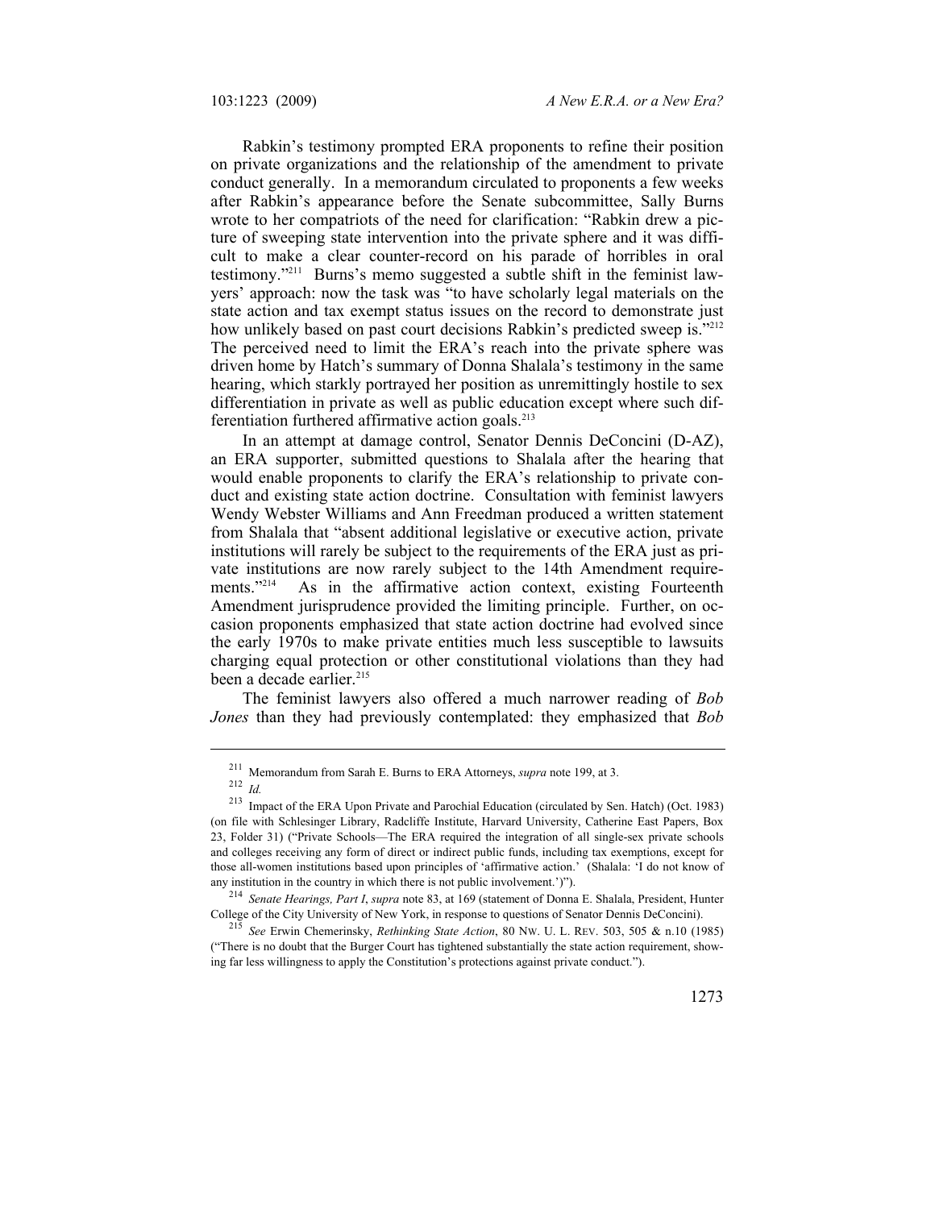Rabkin's testimony prompted ERA proponents to refine their position on private organizations and the relationship of the amendment to private conduct generally. In a memorandum circulated to proponents a few weeks after Rabkin's appearance before the Senate subcommittee, Sally Burns wrote to her compatriots of the need for clarification: "Rabkin drew a picture of sweeping state intervention into the private sphere and it was difficult to make a clear counter-record on his parade of horribles in oral testimony."[211] Burns's memo suggested a subtle shift in the feminist lawyers' approach: now the task was "to have scholarly legal materials on the state action and tax exempt status issues on the record to demonstrate just how unlikely based on past court decisions Rabkin's predicted sweep is."[212] The perceived need to limit the ERA's reach into the private sphere was driven home by Hatch's summary of Donna Shalala's testimony in the same hearing, which starkly portrayed her position as unremittingly hostile to sex differentiation in private as well as public education except where such differentiation furthered affirmative action goals.[213]

In an attempt at damage control, Senator Dennis DeConcini (D-AZ), an ERA supporter, submitted questions to Shalala after the hearing that would enable proponents to clarify the ERA's relationship to private conduct and existing state action doctrine. Consultation with feminist lawyers Wendy Webster Williams and Ann Freedman produced a written statement from Shalala that "absent additional legislative or executive action, private institutions will rarely be subject to the requirements of the ERA just as private institutions are now rarely subject to the 14th Amendment requirements."[214] As in the affirmative action context, existing Fourteenth Amendment jurisprudence provided the limiting principle. Further, on occasion proponents emphasized that state action doctrine had evolved since the early 1970s to make private entities much less susceptible to lawsuits charging equal protection or other constitutional violations than they had been a decade earlier.[215]

The feminist lawyers also offered a much narrower reading of *Bob Jones* than they had previously contemplated: they emphasized that *Bob*

---

[211] Memorandum from Sarah E. Burns to ERA Attorneys, *supra* note 199, at 3.

[212] *Id.*

[213] Impact of the ERA Upon Private and Parochial Education (circulated by Sen. Hatch) (Oct. 1983) (on file with Schlesinger Library, Radcliffe Institute, Harvard University, Catherine East Papers, Box 23, Folder 31) ("Private Schools—The ERA required the integration of all single-sex private schools and colleges receiving any form of direct or indirect public funds, including tax exemptions, except for those all-women institutions based upon principles of 'affirmative action.' (Shalala: 'I do not know of any institution in the country in which there is not public involvement.')").

[214] *Senate Hearings, Part I*, *supra* note 83, at 169 (statement of Donna E. Shalala, President, Hunter College of the City University of New York, in response to questions of Senator Dennis DeConcini).

[215] *See* Erwin Chemerinsky, *Rethinking State Action*, 80 NW. U. L. REV. 503, 505 & n.10 (1985) ("There is no doubt that the Burger Court has tightened substantially the state action requirement, showing far less willingness to apply the Constitution's protections against private conduct.").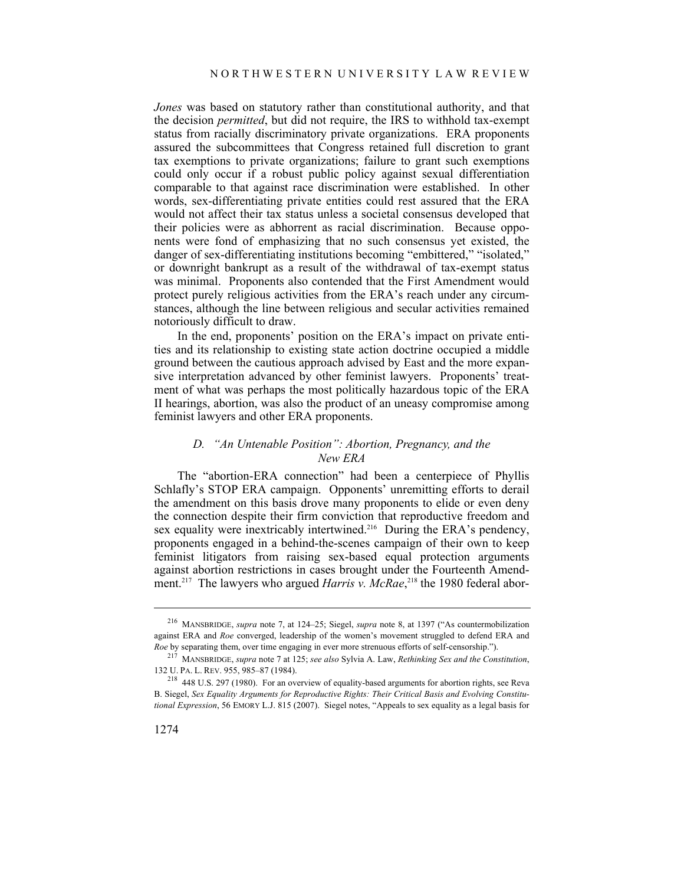*Jones* was based on statutory rather than constitutional authority, and that the decision *permitted*, but did not require, the IRS to withhold tax-exempt status from racially discriminatory private organizations. ERA proponents assured the subcommittees that Congress retained full discretion to grant tax exemptions to private organizations; failure to grant such exemptions could only occur if a robust public policy against sexual differentiation comparable to that against race discrimination were established. In other words, sex-differentiating private entities could rest assured that the ERA would not affect their tax status unless a societal consensus developed that their policies were as abhorrent as racial discrimination. Because opponents were fond of emphasizing that no such consensus yet existed, the danger of sex-differentiating institutions becoming "embittered," "isolated," or downright bankrupt as a result of the withdrawal of tax-exempt status was minimal. Proponents also contended that the First Amendment would protect purely religious activities from the ERA's reach under any circumstances, although the line between religious and secular activities remained notoriously difficult to draw.

In the end, proponents' position on the ERA's impact on private entities and its relationship to existing state action doctrine occupied a middle ground between the cautious approach advised by East and the more expansive interpretation advanced by other feminist lawyers. Proponents' treatment of what was perhaps the most politically hazardous topic of the ERA II hearings, abortion, was also the product of an uneasy compromise among feminist lawyers and other ERA proponents.

### *D. "An Untenable Position": Abortion, Pregnancy, and the New ERA*

The "abortion-ERA connection" had been a centerpiece of Phyllis Schlafly's STOP ERA campaign. Opponents' unremitting efforts to derail the amendment on this basis drove many proponents to elide or even deny the connection despite their firm conviction that reproductive freedom and sex equality were inextricably intertwined.[216] During the ERA's pendency, proponents engaged in a behind-the-scenes campaign of their own to keep feminist litigators from raising sex-based equal protection arguments against abortion restrictions in cases brought under the Fourteenth Amendment.[217] The lawyers who argued *Harris v. McRae*,[218] the 1980 federal abor-

---

[216] MANSBRIDGE, *supra* note 7, at 124–25; Siegel, *supra* note 8, at 1397 ("As countermobilization against ERA and *Roe* converged, leadership of the women's movement struggled to defend ERA and *Roe* by separating them, over time engaging in ever more strenuous efforts of self-censorship.").

[217] MANSBRIDGE, *supra* note 7 at 125; *see also* Sylvia A. Law, *Rethinking Sex and the Constitution*, 132 U. PA. L. REV. 955, 985–87 (1984).

[218] 448 U.S. 297 (1980). For an overview of equality-based arguments for abortion rights, see Reva B. Siegel, *Sex Equality Arguments for Reproductive Rights: Their Critical Basis and Evolving Constitutional Expression*, 56 EMORY L.J. 815 (2007). Siegel notes, "Appeals to sex equality as a legal basis for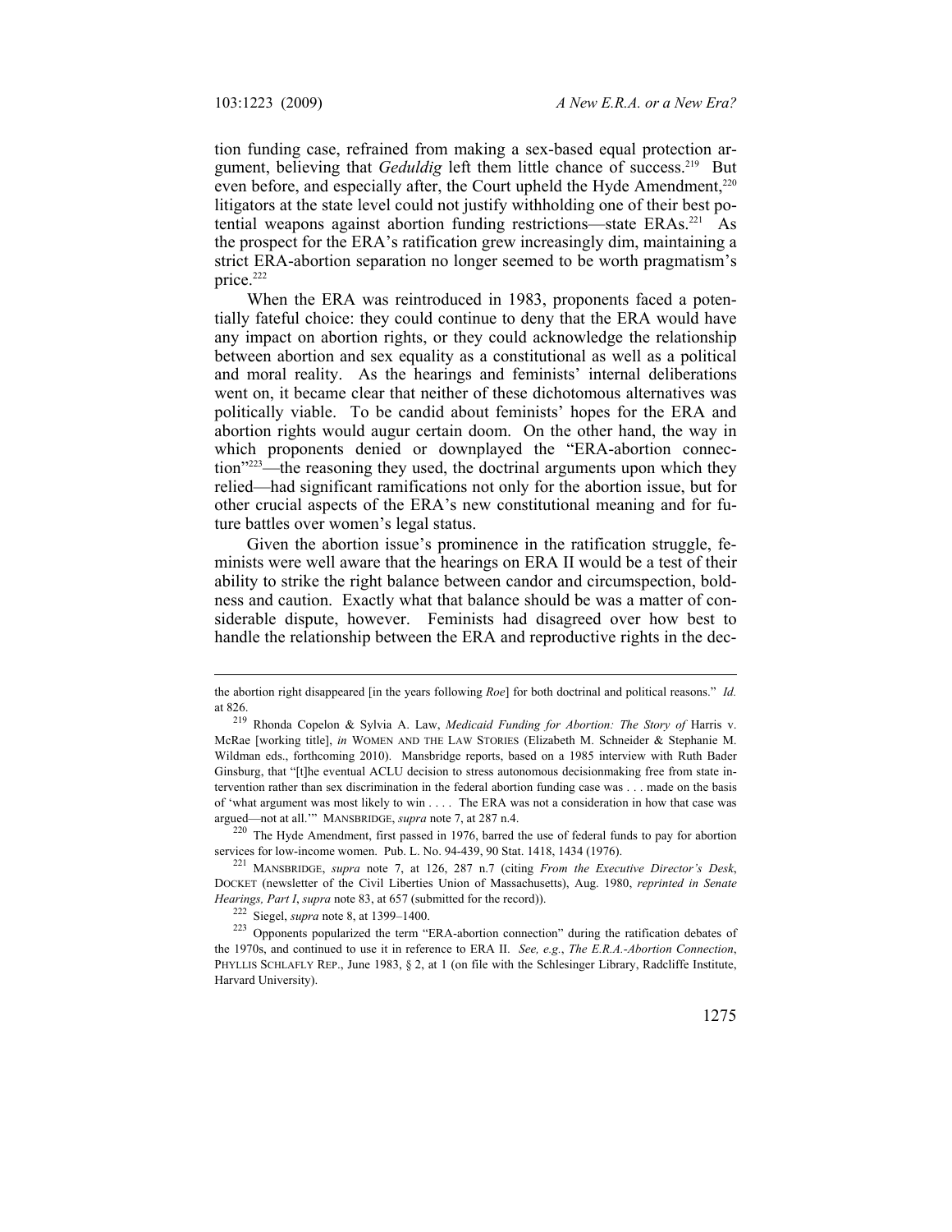tion funding case, refrained from making a sex-based equal protection argument, believing that *Geduldig* left them little chance of success.[219] But even before, and especially after, the Court upheld the Hyde Amendment,[220] litigators at the state level could not justify withholding one of their best potential weapons against abortion funding restrictions—state ERAs.[221] As the prospect for the ERA's ratification grew increasingly dim, maintaining a strict ERA-abortion separation no longer seemed to be worth pragmatism's price.[222]

When the ERA was reintroduced in 1983, proponents faced a potentially fateful choice: they could continue to deny that the ERA would have any impact on abortion rights, or they could acknowledge the relationship between abortion and sex equality as a constitutional as well as a political and moral reality. As the hearings and feminists' internal deliberations went on, it became clear that neither of these dichotomous alternatives was politically viable. To be candid about feminists' hopes for the ERA and abortion rights would augur certain doom. On the other hand, the way in which proponents denied or downplayed the "ERA-abortion connection"[223]—the reasoning they used, the doctrinal arguments upon which they relied—had significant ramifications not only for the abortion issue, but for other crucial aspects of the ERA's new constitutional meaning and for future battles over women's legal status.

Given the abortion issue's prominence in the ratification struggle, feminists were well aware that the hearings on ERA II would be a test of their ability to strike the right balance between candor and circumspection, boldness and caution. Exactly what that balance should be was a matter of considerable dispute, however. Feminists had disagreed over how best to handle the relationship between the ERA and reproductive rights in the dec-

---

the abortion right disappeared [in the years following *Roe*] for both doctrinal and political reasons." *Id.* at 826.

[219] Rhonda Copelon & Sylvia A. Law, *Medicaid Funding for Abortion: The Story of* Harris v. McRae [working title], *in* WOMEN AND THE LAW STORIES (Elizabeth M. Schneider & Stephanie M. Wildman eds., forthcoming 2010). Mansbridge reports, based on a 1985 interview with Ruth Bader Ginsburg, that "[t]he eventual ACLU decision to stress autonomous decisionmaking free from state intervention rather than sex discrimination in the federal abortion funding case was . . . made on the basis of 'what argument was most likely to win . . . . The ERA was not a consideration in how that case was argued—not at all.'" MANSBRIDGE, *supra* note 7, at 287 n.4.

[220] The Hyde Amendment, first passed in 1976, barred the use of federal funds to pay for abortion services for low-income women. Pub. L. No. 94-439, 90 Stat. 1418, 1434 (1976).

[221] MANSBRIDGE, *supra* note 7, at 126, 287 n.7 (citing *From the Executive Director's Desk*, DOCKET (newsletter of the Civil Liberties Union of Massachusetts), Aug. 1980, *reprinted in Senate Hearings, Part I*, *supra* note 83, at 657 (submitted for the record)).

[222] Siegel, *supra* note 8, at 1399–1400.

[223] Opponents popularized the term "ERA-abortion connection" during the ratification debates of the 1970s, and continued to use it in reference to ERA II. *See, e.g.*, *The E.R.A.-Abortion Connection*, PHYLLIS SCHLAFLY REP., June 1983, § 2, at 1 (on file with the Schlesinger Library, Radcliffe Institute, Harvard University).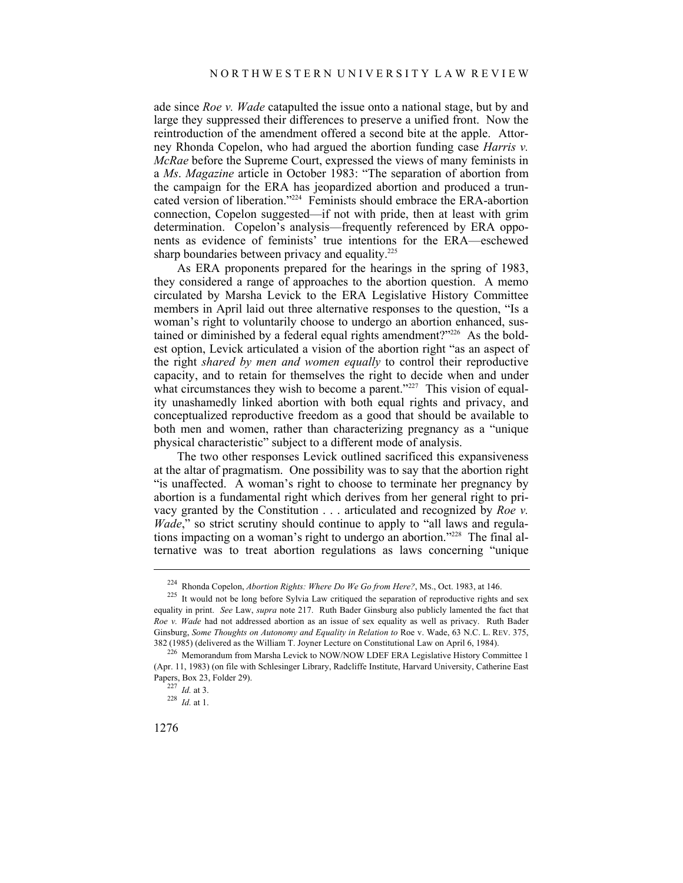ade since *Roe v. Wade* catapulted the issue onto a national stage, but by and large they suppressed their differences to preserve a unified front. Now the reintroduction of the amendment offered a second bite at the apple. Attorney Rhonda Copelon, who had argued the abortion funding case *Harris v. McRae* before the Supreme Court, expressed the views of many feminists in a *Ms*. *Magazine* article in October 1983: "The separation of abortion from the campaign for the ERA has jeopardized abortion and produced a truncated version of liberation."[224] Feminists should embrace the ERA-abortion connection, Copelon suggested—if not with pride, then at least with grim determination. Copelon's analysis—frequently referenced by ERA opponents as evidence of feminists' true intentions for the ERA—eschewed sharp boundaries between privacy and equality.[225]

As ERA proponents prepared for the hearings in the spring of 1983, they considered a range of approaches to the abortion question. A memo circulated by Marsha Levick to the ERA Legislative History Committee members in April laid out three alternative responses to the question, "Is a woman's right to voluntarily choose to undergo an abortion enhanced, sustained or diminished by a federal equal rights amendment?"[226] As the boldest option, Levick articulated a vision of the abortion right "as an aspect of the right *shared by men and women equally* to control their reproductive capacity, and to retain for themselves the right to decide when and under what circumstances they wish to become a parent."[227] This vision of equality unashamedly linked abortion with both equal rights and privacy, and conceptualized reproductive freedom as a good that should be available to both men and women, rather than characterizing pregnancy as a "unique physical characteristic" subject to a different mode of analysis.

The two other responses Levick outlined sacrificed this expansiveness at the altar of pragmatism. One possibility was to say that the abortion right "is unaffected. A woman's right to choose to terminate her pregnancy by abortion is a fundamental right which derives from her general right to privacy granted by the Constitution . . . articulated and recognized by *Roe v. Wade*," so strict scrutiny should continue to apply to "all laws and regulations impacting on a woman's right to undergo an abortion."[228] The final alternative was to treat abortion regulations as laws concerning "unique

---

[224] Rhonda Copelon, *Abortion Rights: Where Do We Go from Here?*, MS., Oct. 1983, at 146.

[225] It would not be long before Sylvia Law critiqued the separation of reproductive rights and sex equality in print. *See* Law, *supra* note 217. Ruth Bader Ginsburg also publicly lamented the fact that *Roe v. Wade* had not addressed abortion as an issue of sex equality as well as privacy. Ruth Bader Ginsburg, *Some Thoughts on Autonomy and Equality in Relation to* Roe v. Wade, 63 N.C. L. REV. 375, 382 (1985) (delivered as the William T. Joyner Lecture on Constitutional Law on April 6, 1984).

[226] Memorandum from Marsha Levick to NOW/NOW LDEF ERA Legislative History Committee 1 (Apr. 11, 1983) (on file with Schlesinger Library, Radcliffe Institute, Harvard University, Catherine East Papers, Box 23, Folder 29).

[227] *Id.* at 3.

[228] *Id.* at 1.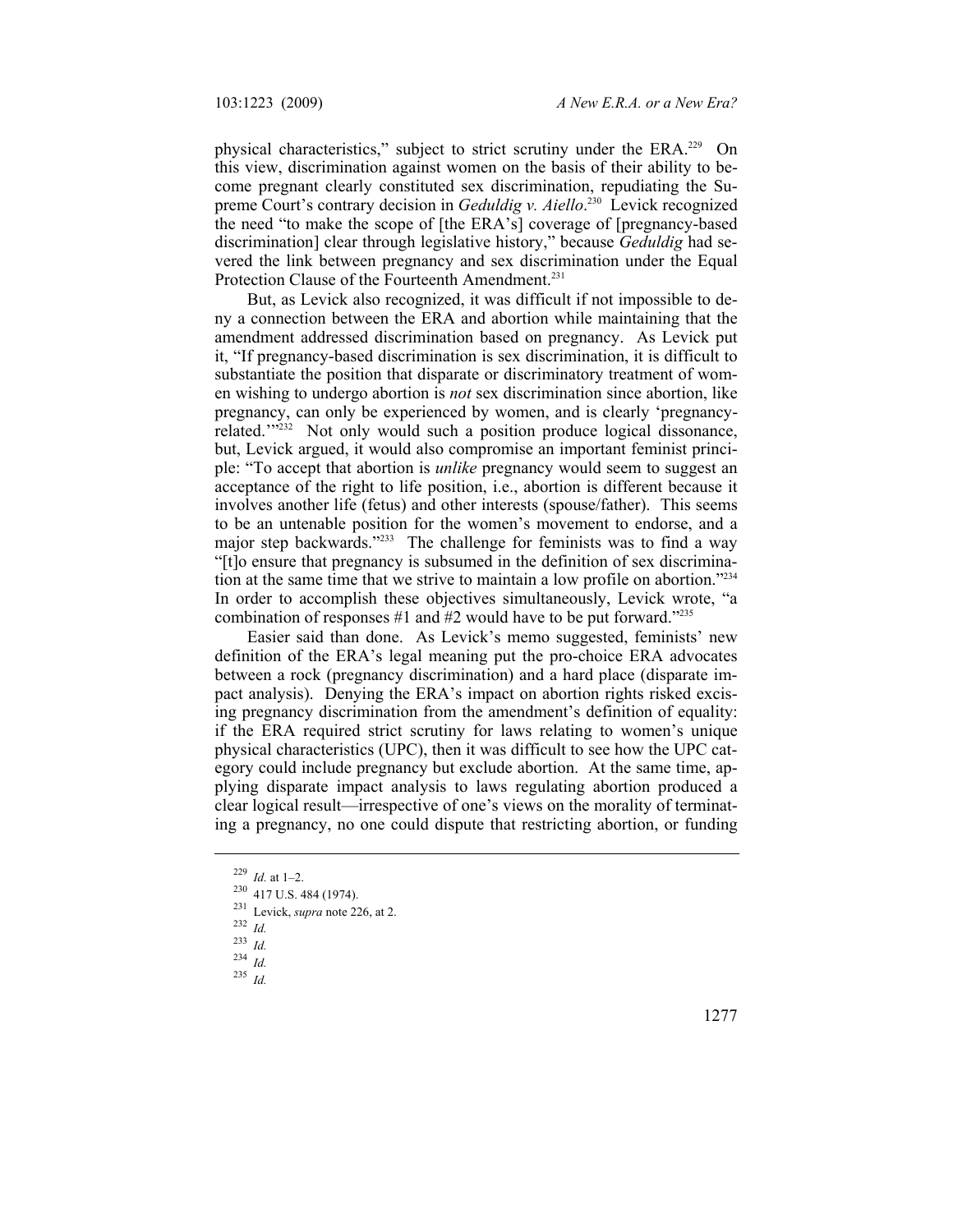physical characteristics," subject to strict scrutiny under the ERA.[229] On this view, discrimination against women on the basis of their ability to become pregnant clearly constituted sex discrimination, repudiating the Supreme Court's contrary decision in *Geduldig v. Aiello*.[230] Levick recognized the need "to make the scope of [the ERA's] coverage of [pregnancy-based discrimination] clear through legislative history," because *Geduldig* had severed the link between pregnancy and sex discrimination under the Equal Protection Clause of the Fourteenth Amendment.[231]

But, as Levick also recognized, it was difficult if not impossible to deny a connection between the ERA and abortion while maintaining that the amendment addressed discrimination based on pregnancy. As Levick put it, "If pregnancy-based discrimination is sex discrimination, it is difficult to substantiate the position that disparate or discriminatory treatment of women wishing to undergo abortion is *not* sex discrimination since abortion, like pregnancy, can only be experienced by women, and is clearly 'pregnancy-related.'"[232] Not only would such a position produce logical dissonance, but, Levick argued, it would also compromise an important feminist principle: "To accept that abortion is *unlike* pregnancy would seem to suggest an acceptance of the right to life position, i.e., abortion is different because it involves another life (fetus) and other interests (spouse/father). This seems to be an untenable position for the women's movement to endorse, and a major step backwards."[233] The challenge for feminists was to find a way "[t]o ensure that pregnancy is subsumed in the definition of sex discrimination at the same time that we strive to maintain a low profile on abortion."[234] In order to accomplish these objectives simultaneously, Levick wrote, "a combination of responses #1 and #2 would have to be put forward."[235]

Easier said than done. As Levick's memo suggested, feminists' new definition of the ERA's legal meaning put the pro-choice ERA advocates between a rock (pregnancy discrimination) and a hard place (disparate impact analysis). Denying the ERA's impact on abortion rights risked excising pregnancy discrimination from the amendment's definition of equality: if the ERA required strict scrutiny for laws relating to women's unique physical characteristics (UPC), then it was difficult to see how the UPC category could include pregnancy but exclude abortion. At the same time, applying disparate impact analysis to laws regulating abortion produced a clear logical result—irrespective of one's views on the morality of terminating a pregnancy, no one could dispute that restricting abortion, or funding

---

[229] *Id.* at 1–2.

[230] 417 U.S. 484 (1974).

[231] Levick, *supra* note 226, at 2.

[232] *Id.*

[233] *Id.*

[234] *Id.*

[235] *Id.*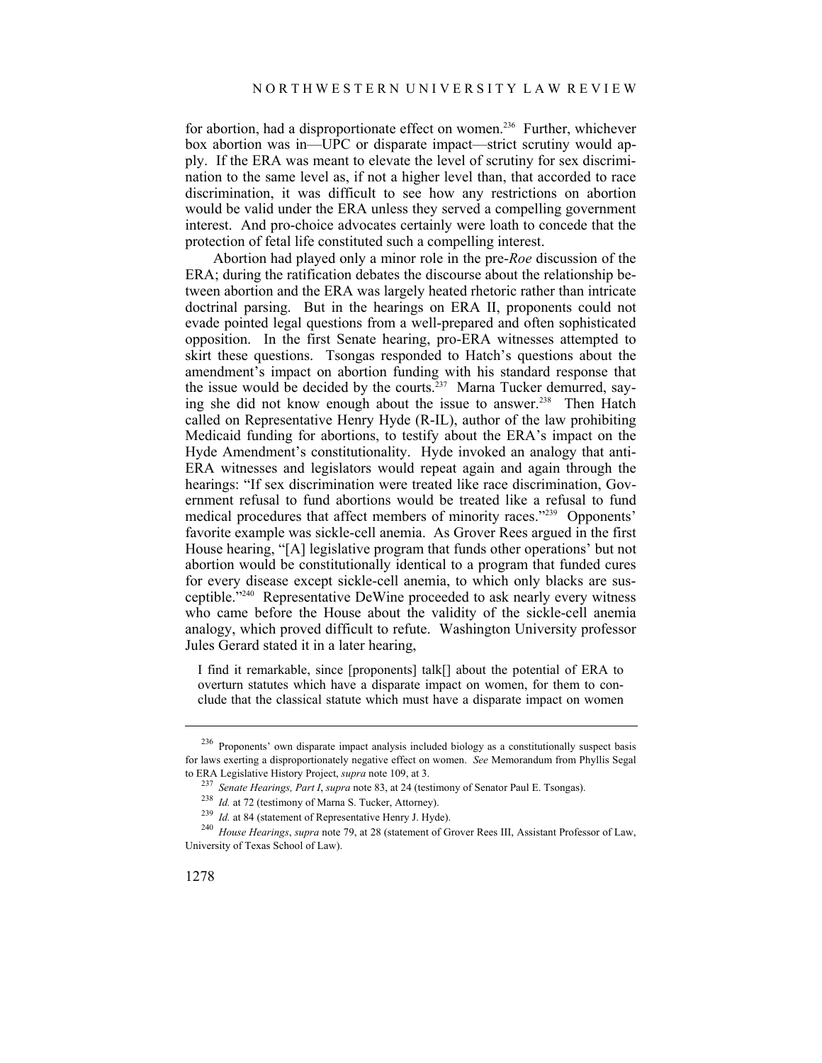for abortion, had a disproportionate effect on women.[236] Further, whichever box abortion was in—UPC or disparate impact—strict scrutiny would apply. If the ERA was meant to elevate the level of scrutiny for sex discrimination to the same level as, if not a higher level than, that accorded to race discrimination, it was difficult to see how any restrictions on abortion would be valid under the ERA unless they served a compelling government interest. And pro-choice advocates certainly were loath to concede that the protection of fetal life constituted such a compelling interest.

Abortion had played only a minor role in the pre-*Roe* discussion of the ERA; during the ratification debates the discourse about the relationship between abortion and the ERA was largely heated rhetoric rather than intricate doctrinal parsing. But in the hearings on ERA II, proponents could not evade pointed legal questions from a well-prepared and often sophisticated opposition. In the first Senate hearing, pro-ERA witnesses attempted to skirt these questions. Tsongas responded to Hatch's questions about the amendment's impact on abortion funding with his standard response that the issue would be decided by the courts.[237] Marna Tucker demurred, saying she did not know enough about the issue to answer.[238] Then Hatch called on Representative Henry Hyde (R-IL), author of the law prohibiting Medicaid funding for abortions, to testify about the ERA's impact on the Hyde Amendment's constitutionality. Hyde invoked an analogy that anti-ERA witnesses and legislators would repeat again and again through the hearings: "If sex discrimination were treated like race discrimination, Government refusal to fund abortions would be treated like a refusal to fund medical procedures that affect members of minority races."[239] Opponents' favorite example was sickle-cell anemia. As Grover Rees argued in the first House hearing, "[A] legislative program that funds other operations' but not abortion would be constitutionally identical to a program that funded cures for every disease except sickle-cell anemia, to which only blacks are susceptible."[240] Representative DeWine proceeded to ask nearly every witness who came before the House about the validity of the sickle-cell anemia analogy, which proved difficult to refute. Washington University professor Jules Gerard stated it in a later hearing,

> I find it remarkable, since [proponents] talk[] about the potential of ERA to overturn statutes which have a disparate impact on women, for them to conclude that the classical statute which must have a disparate impact on women

---

[236] Proponents' own disparate impact analysis included biology as a constitutionally suspect basis for laws exerting a disproportionately negative effect on women. *See* Memorandum from Phyllis Segal to ERA Legislative History Project, *supra* note 109, at 3.

[237] *Senate Hearings, Part I*, *supra* note 83, at 24 (testimony of Senator Paul E. Tsongas).

[238] *Id.* at 72 (testimony of Marna S. Tucker, Attorney).

[239] *Id.* at 84 (statement of Representative Henry J. Hyde).

[240] *House Hearings*, *supra* note 79, at 28 (statement of Grover Rees III, Assistant Professor of Law, University of Texas School of Law).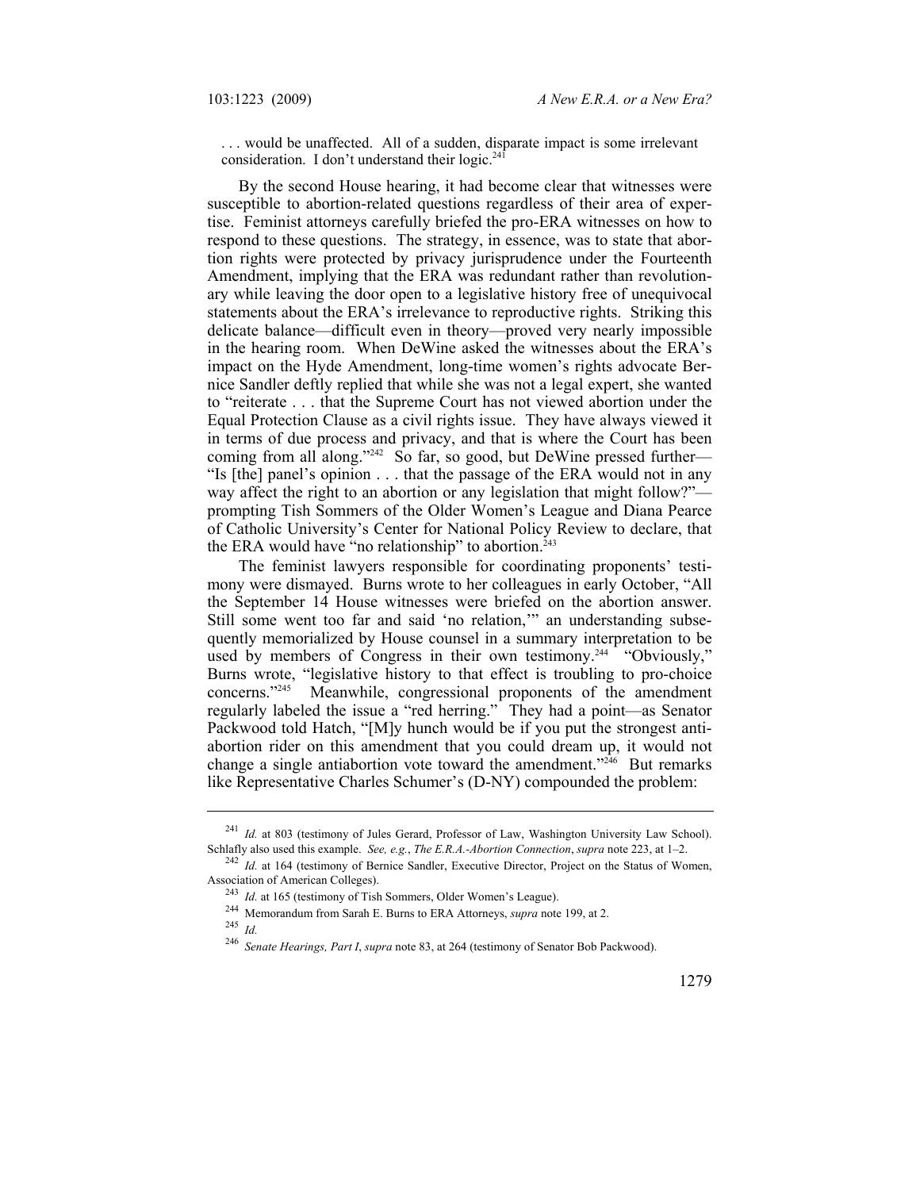. . . would be unaffected. All of a sudden, disparate impact is some irrelevant consideration. I don't understand their logic.[241]

By the second House hearing, it had become clear that witnesses were susceptible to abortion-related questions regardless of their area of expertise. Feminist attorneys carefully briefed the pro-ERA witnesses on how to respond to these questions. The strategy, in essence, was to state that abortion rights were protected by privacy jurisprudence under the Fourteenth Amendment, implying that the ERA was redundant rather than revolutionary while leaving the door open to a legislative history free of unequivocal statements about the ERA's irrelevance to reproductive rights. Striking this delicate balance—difficult even in theory—proved very nearly impossible in the hearing room. When DeWine asked the witnesses about the ERA's impact on the Hyde Amendment, long-time women's rights advocate Bernice Sandler deftly replied that while she was not a legal expert, she wanted to "reiterate . . . that the Supreme Court has not viewed abortion under the Equal Protection Clause as a civil rights issue. They have always viewed it in terms of due process and privacy, and that is where the Court has been coming from all along."[242] So far, so good, but DeWine pressed further—"Is [the] panel's opinion . . . that the passage of the ERA would not in any way affect the right to an abortion or any legislation that might follow?"—prompting Tish Sommers of the Older Women's League and Diana Pearce of Catholic University's Center for National Policy Review to declare, that the ERA would have "no relationship" to abortion.[243]

The feminist lawyers responsible for coordinating proponents' testimony were dismayed. Burns wrote to her colleagues in early October, "All the September 14 House witnesses were briefed on the abortion answer. Still some went too far and said 'no relation,'" an understanding subsequently memorialized by House counsel in a summary interpretation to be used by members of Congress in their own testimony.[244] "Obviously," Burns wrote, "legislative history to that effect is troubling to pro-choice concerns."[245] Meanwhile, congressional proponents of the amendment regularly labeled the issue a "red herring." They had a point—as Senator Packwood told Hatch, "[M]y hunch would be if you put the strongest antiabortion rider on this amendment that you could dream up, it would not change a single antiabortion vote toward the amendment."[246] But remarks like Representative Charles Schumer's (D-NY) compounded the problem:

---

[241] *Id.* at 803 (testimony of Jules Gerard, Professor of Law, Washington University Law School). Schlafly also used this example. *See, e.g.*, *The E.R.A.-Abortion Connection*, *supra* note 223, at 1–2.

[242] *Id.* at 164 (testimony of Bernice Sandler, Executive Director, Project on the Status of Women, Association of American Colleges).

[243] *Id.* at 165 (testimony of Tish Sommers, Older Women's League).

[244] Memorandum from Sarah E. Burns to ERA Attorneys, *supra* note 199, at 2.

[245] *Id.*

[246] *Senate Hearings, Part I*, *supra* note 83, at 264 (testimony of Senator Bob Packwood).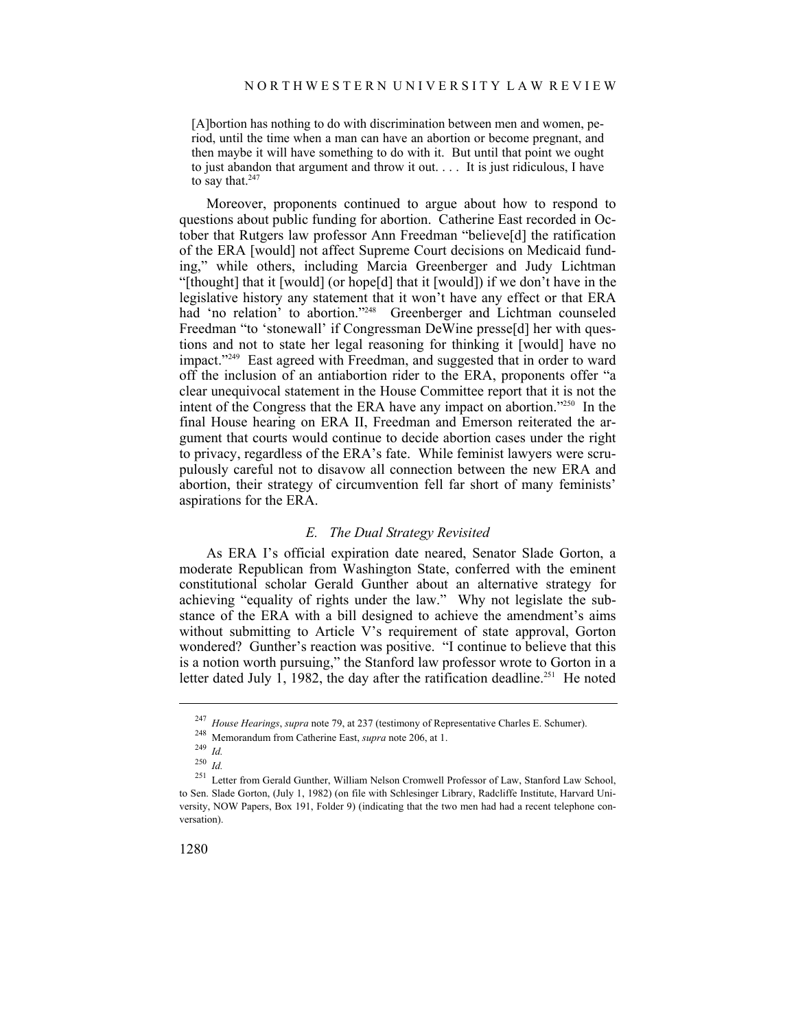> [A]bortion has nothing to do with discrimination between men and women, period, until the time when a man can have an abortion or become pregnant, and then maybe it will have something to do with it. But until that point we ought to just abandon that argument and throw it out. . . . It is just ridiculous, I have to say that.[247]

Moreover, proponents continued to argue about how to respond to questions about public funding for abortion. Catherine East recorded in October that Rutgers law professor Ann Freedman "believe[d] the ratification of the ERA [would] not affect Supreme Court decisions on Medicaid funding," while others, including Marcia Greenberger and Judy Lichtman "[thought] that it [would] (or hope[d] that it [would]) if we don't have in the legislative history any statement that it won't have any effect or that ERA had 'no relation' to abortion."[248] Greenberger and Lichtman counseled Freedman "to 'stonewall' if Congressman DeWine presse[d] her with questions and not to state her legal reasoning for thinking it [would] have no impact."[249] East agreed with Freedman, and suggested that in order to ward off the inclusion of an antiabortion rider to the ERA, proponents offer "a clear unequivocal statement in the House Committee report that it is not the intent of the Congress that the ERA have any impact on abortion."[250] In the final House hearing on ERA II, Freedman and Emerson reiterated the argument that courts would continue to decide abortion cases under the right to privacy, regardless of the ERA's fate. While feminist lawyers were scrupulously careful not to disavow all connection between the new ERA and abortion, their strategy of circumvention fell far short of many feminists' aspirations for the ERA.

### *E. The Dual Strategy Revisited*

As ERA I's official expiration date neared, Senator Slade Gorton, a moderate Republican from Washington State, conferred with the eminent constitutional scholar Gerald Gunther about an alternative strategy for achieving "equality of rights under the law." Why not legislate the substance of the ERA with a bill designed to achieve the amendment's aims without submitting to Article V's requirement of state approval, Gorton wondered? Gunther's reaction was positive. "I continue to believe that this is a notion worth pursuing," the Stanford law professor wrote to Gorton in a letter dated July 1, 1982, the day after the ratification deadline.[251] He noted

---

[247] *House Hearings*, *supra* note 79, at 237 (testimony of Representative Charles E. Schumer).

[248] Memorandum from Catherine East, *supra* note 206, at 1.

[249] *Id.*

[250] *Id.*

[251] Letter from Gerald Gunther, William Nelson Cromwell Professor of Law, Stanford Law School, to Sen. Slade Gorton, (July 1, 1982) (on file with Schlesinger Library, Radcliffe Institute, Harvard University, NOW Papers, Box 191, Folder 9) (indicating that the two men had had a recent telephone conversation).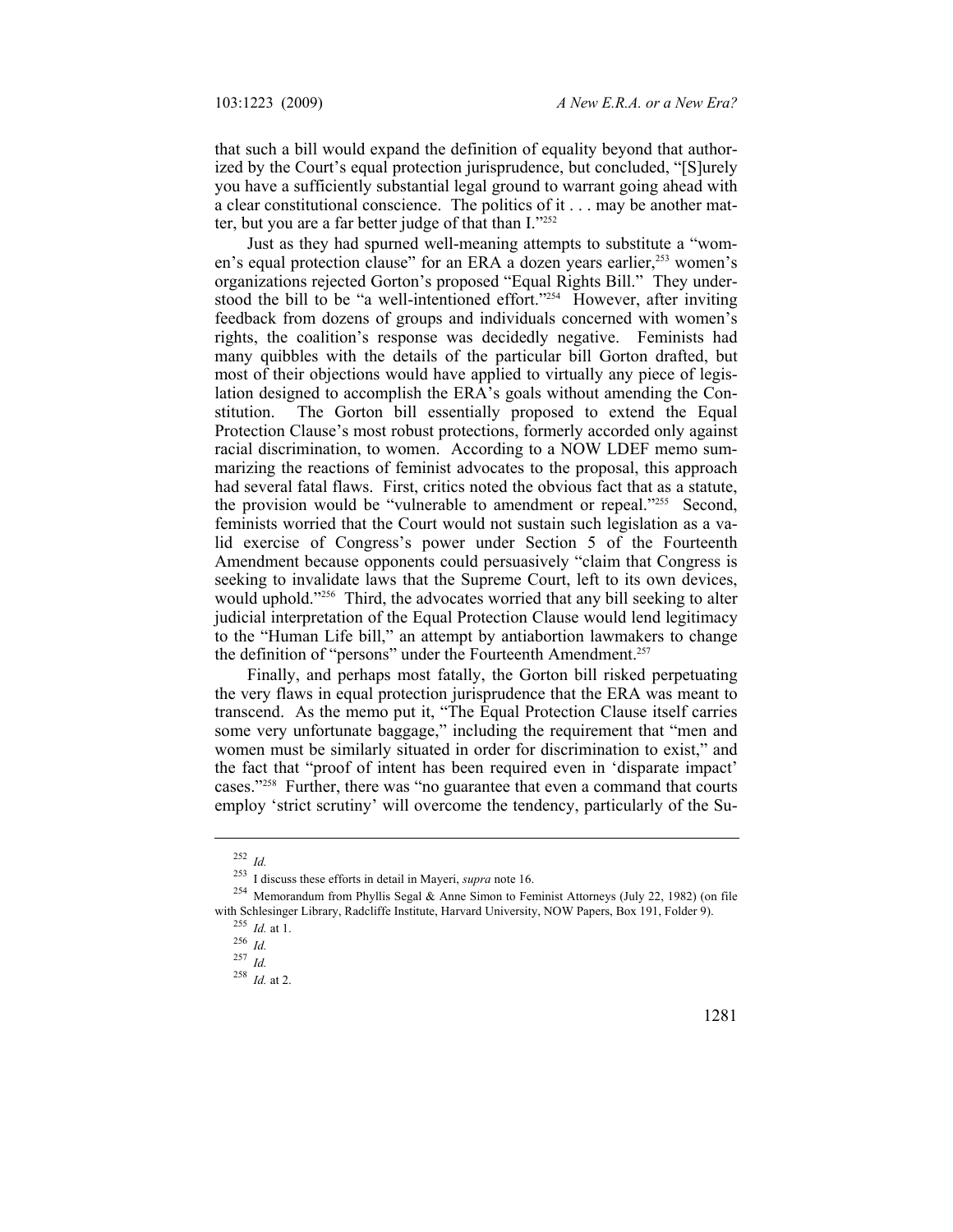that such a bill would expand the definition of equality beyond that authorized by the Court's equal protection jurisprudence, but concluded, "[S]urely you have a sufficiently substantial legal ground to warrant going ahead with a clear constitutional conscience. The politics of it . . . may be another matter, but you are a far better judge of that than I."[252]

Just as they had spurned well-meaning attempts to substitute a "women's equal protection clause" for an ERA a dozen years earlier,[253] women's organizations rejected Gorton's proposed "Equal Rights Bill." They understood the bill to be "a well-intentioned effort."[254] However, after inviting feedback from dozens of groups and individuals concerned with women's rights, the coalition's response was decidedly negative. Feminists had many quibbles with the details of the particular bill Gorton drafted, but most of their objections would have applied to virtually any piece of legislation designed to accomplish the ERA's goals without amending the Constitution. The Gorton bill essentially proposed to extend the Equal Protection Clause's most robust protections, formerly accorded only against racial discrimination, to women. According to a NOW LDEF memo summarizing the reactions of feminist advocates to the proposal, this approach had several fatal flaws. First, critics noted the obvious fact that as a statute, the provision would be "vulnerable to amendment or repeal."[255] Second, feminists worried that the Court would not sustain such legislation as a valid exercise of Congress's power under Section 5 of the Fourteenth Amendment because opponents could persuasively "claim that Congress is seeking to invalidate laws that the Supreme Court, left to its own devices, would uphold."[256] Third, the advocates worried that any bill seeking to alter judicial interpretation of the Equal Protection Clause would lend legitimacy to the "Human Life bill," an attempt by antiabortion lawmakers to change the definition of "persons" under the Fourteenth Amendment.[257]

Finally, and perhaps most fatally, the Gorton bill risked perpetuating the very flaws in equal protection jurisprudence that the ERA was meant to transcend. As the memo put it, "The Equal Protection Clause itself carries some very unfortunate baggage," including the requirement that "men and women must be similarly situated in order for discrimination to exist," and the fact that "proof of intent has been required even in 'disparate impact' cases."[258] Further, there was "no guarantee that even a command that courts employ 'strict scrutiny' will overcome the tendency, particularly of the Su-

---

[252] *Id.*

[253] I discuss these efforts in detail in Mayeri, *supra* note 16.

[254] Memorandum from Phyllis Segal & Anne Simon to Feminist Attorneys (July 22, 1982) (on file with Schlesinger Library, Radcliffe Institute, Harvard University, NOW Papers, Box 191, Folder 9).

[255] *Id.* at 1.

[256] *Id.*

[257] *Id.*

[258] *Id.* at 2.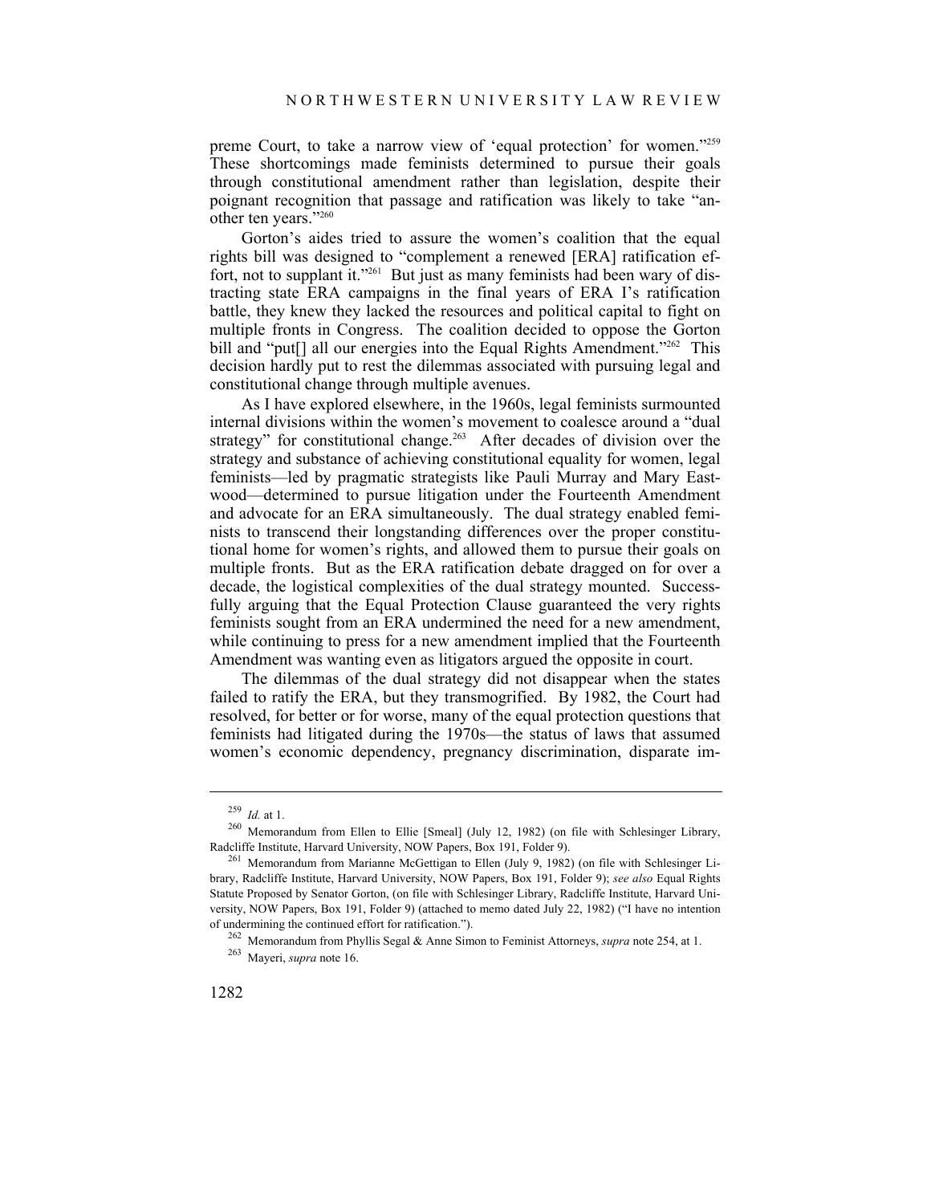preme Court, to take a narrow view of 'equal protection' for women."[259] These shortcomings made feminists determined to pursue their goals through constitutional amendment rather than legislation, despite their poignant recognition that passage and ratification was likely to take "another ten years."[260]

Gorton's aides tried to assure the women's coalition that the equal rights bill was designed to "complement a renewed [ERA] ratification effort, not to supplant it."[261] But just as many feminists had been wary of distracting state ERA campaigns in the final years of ERA I's ratification battle, they knew they lacked the resources and political capital to fight on multiple fronts in Congress. The coalition decided to oppose the Gorton bill and "put[] all our energies into the Equal Rights Amendment."[262] This decision hardly put to rest the dilemmas associated with pursuing legal and constitutional change through multiple avenues.

As I have explored elsewhere, in the 1960s, legal feminists surmounted internal divisions within the women's movement to coalesce around a "dual strategy" for constitutional change.[263] After decades of division over the strategy and substance of achieving constitutional equality for women, legal feminists—led by pragmatic strategists like Pauli Murray and Mary Eastwood—determined to pursue litigation under the Fourteenth Amendment and advocate for an ERA simultaneously. The dual strategy enabled feminists to transcend their longstanding differences over the proper constitutional home for women's rights, and allowed them to pursue their goals on multiple fronts. But as the ERA ratification debate dragged on for over a decade, the logistical complexities of the dual strategy mounted. Successfully arguing that the Equal Protection Clause guaranteed the very rights feminists sought from an ERA undermined the need for a new amendment, while continuing to press for a new amendment implied that the Fourteenth Amendment was wanting even as litigators argued the opposite in court.

The dilemmas of the dual strategy did not disappear when the states failed to ratify the ERA, but they transmogrified. By 1982, the Court had resolved, for better or for worse, many of the equal protection questions that feminists had litigated during the 1970s—the status of laws that assumed women's economic dependency, pregnancy discrimination, disparate im-

---

[259] *Id.* at 1.

[260] Memorandum from Ellen to Ellie [Smeal] (July 12, 1982) (on file with Schlesinger Library, Radcliffe Institute, Harvard University, NOW Papers, Box 191, Folder 9).

[261] Memorandum from Marianne McGettigan to Ellen (July 9, 1982) (on file with Schlesinger Library, Radcliffe Institute, Harvard University, NOW Papers, Box 191, Folder 9); *see also* Equal Rights Statute Proposed by Senator Gorton, (on file with Schlesinger Library, Radcliffe Institute, Harvard University, NOW Papers, Box 191, Folder 9) (attached to memo dated July 22, 1982) ("I have no intention of undermining the continued effort for ratification.").

[262] Memorandum from Phyllis Segal & Anne Simon to Feminist Attorneys, *supra* note 254, at 1.

[263] Mayeri, *supra* note 16.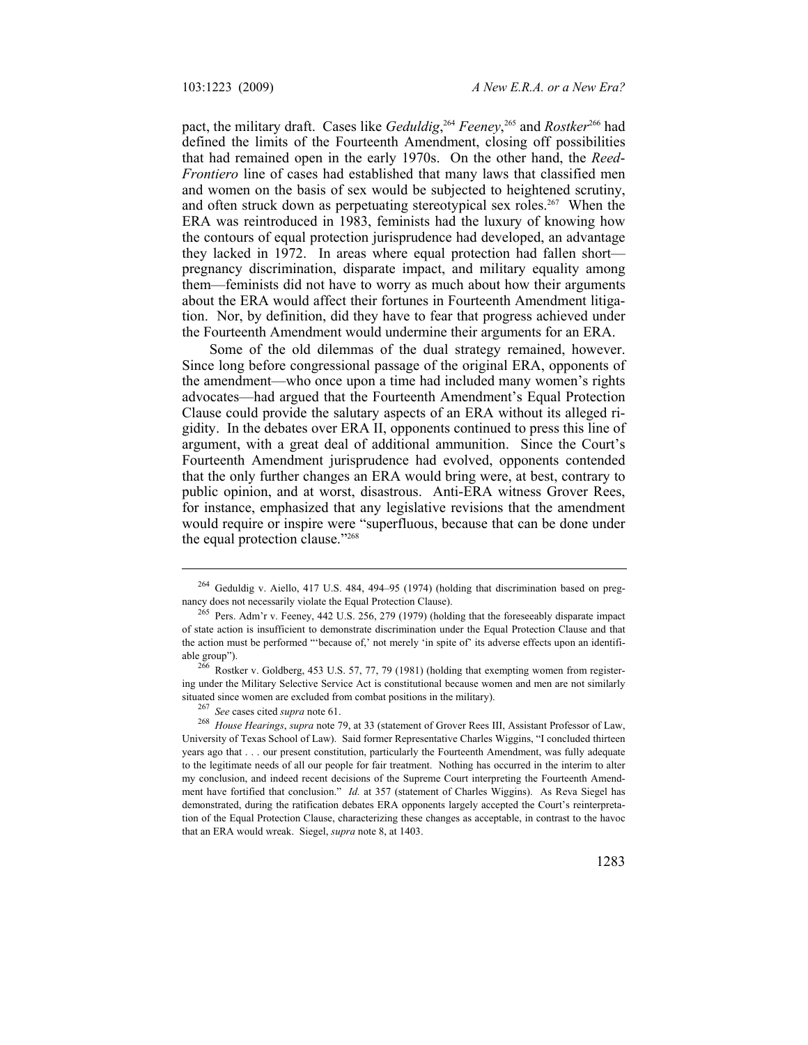pact, the military draft. Cases like *Geduldig*,[264] *Feeney*,[265] and *Rostker*[266] had defined the limits of the Fourteenth Amendment, closing off possibilities that had remained open in the early 1970s. On the other hand, the *Reed-Frontiero* line of cases had established that many laws that classified men and women on the basis of sex would be subjected to heightened scrutiny, and often struck down as perpetuating stereotypical sex roles.[267] When the ERA was reintroduced in 1983, feminists had the luxury of knowing how the contours of equal protection jurisprudence had developed, an advantage they lacked in 1972. In areas where equal protection had fallen short—pregnancy discrimination, disparate impact, and military equality among them—feminists did not have to worry as much about how their arguments about the ERA would affect their fortunes in Fourteenth Amendment litigation. Nor, by definition, did they have to fear that progress achieved under the Fourteenth Amendment would undermine their arguments for an ERA.

Some of the old dilemmas of the dual strategy remained, however. Since long before congressional passage of the original ERA, opponents of the amendment—who once upon a time had included many women's rights advocates—had argued that the Fourteenth Amendment's Equal Protection Clause could provide the salutary aspects of an ERA without its alleged rigidity. In the debates over ERA II, opponents continued to press this line of argument, with a great deal of additional ammunition. Since the Court's Fourteenth Amendment jurisprudence had evolved, opponents contended that the only further changes an ERA would bring were, at best, contrary to public opinion, and at worst, disastrous. Anti-ERA witness Grover Rees, for instance, emphasized that any legislative revisions that the amendment would require or inspire were "superfluous, because that can be done under the equal protection clause."[268]

---

[264] Geduldig v. Aiello, 417 U.S. 484, 494–95 (1974) (holding that discrimination based on pregnancy does not necessarily violate the Equal Protection Clause).

[265] Pers. Adm'r v. Feeney, 442 U.S. 256, 279 (1979) (holding that the foreseeably disparate impact of state action is insufficient to demonstrate discrimination under the Equal Protection Clause and that the action must be performed "'because of,' not merely 'in spite of' its adverse effects upon an identifiable group").

[266] Rostker v. Goldberg, 453 U.S. 57, 77, 79 (1981) (holding that exempting women from registering under the Military Selective Service Act is constitutional because women and men are not similarly situated since women are excluded from combat positions in the military).

[267] *See* cases cited *supra* note 61.

[268] *House Hearings*, *supra* note 79, at 33 (statement of Grover Rees III, Assistant Professor of Law, University of Texas School of Law). Said former Representative Charles Wiggins, "I concluded thirteen years ago that . . . our present constitution, particularly the Fourteenth Amendment, was fully adequate to the legitimate needs of all our people for fair treatment. Nothing has occurred in the interim to alter my conclusion, and indeed recent decisions of the Supreme Court interpreting the Fourteenth Amendment have fortified that conclusion." *Id.* at 357 (statement of Charles Wiggins). As Reva Siegel has demonstrated, during the ratification debates ERA opponents largely accepted the Court's reinterpretation of the Equal Protection Clause, characterizing these changes as acceptable, in contrast to the havoc that an ERA would wreak. Siegel, *supra* note 8, at 1403.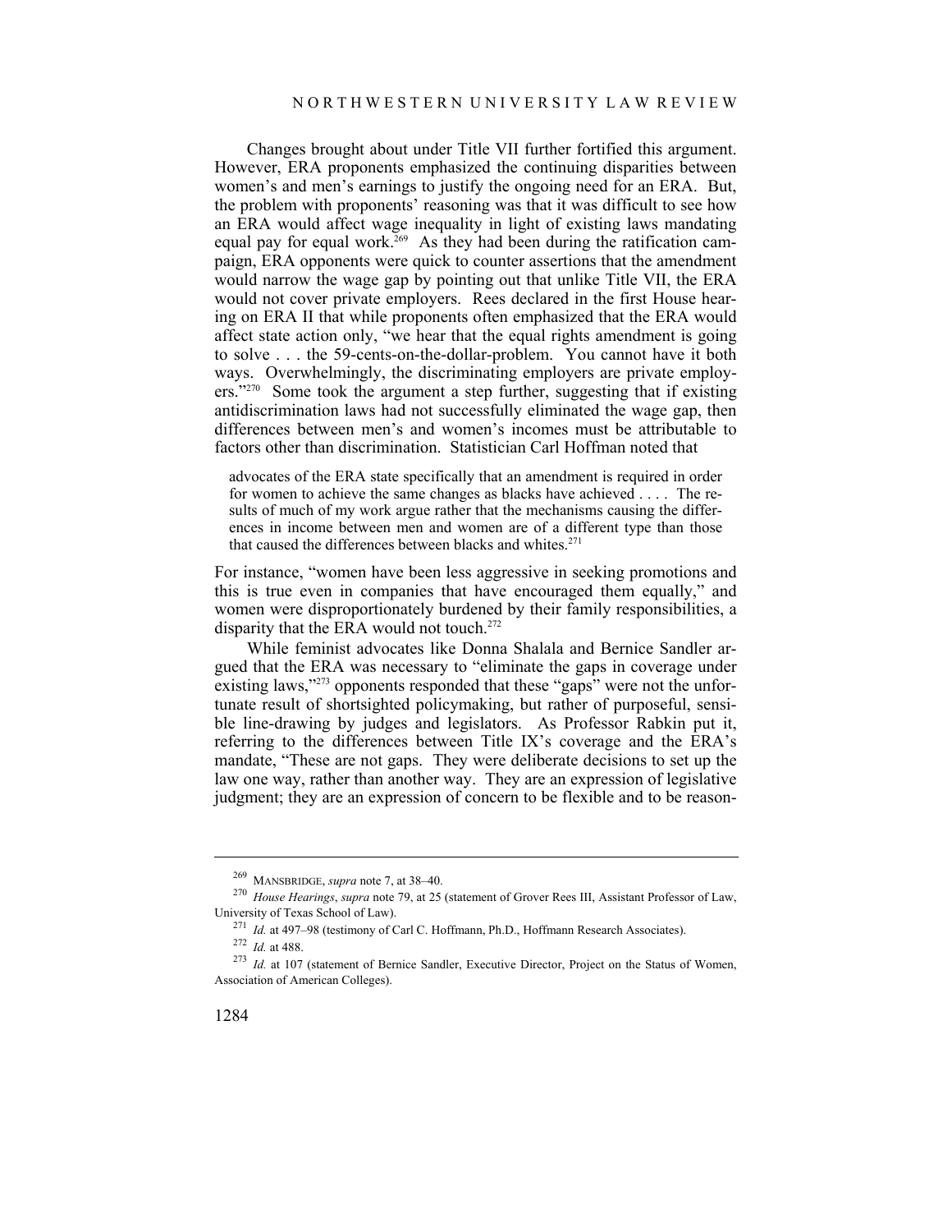Changes brought about under Title VII further fortified this argument. However, ERA proponents emphasized the continuing disparities between women's and men's earnings to justify the ongoing need for an ERA. But, the problem with proponents' reasoning was that it was difficult to see how an ERA would affect wage inequality in light of existing laws mandating equal pay for equal work.[269] As they had been during the ratification campaign, ERA opponents were quick to counter assertions that the amendment would narrow the wage gap by pointing out that unlike Title VII, the ERA would not cover private employers. Rees declared in the first House hearing on ERA II that while proponents often emphasized that the ERA would affect state action only, "we hear that the equal rights amendment is going to solve . . . the 59-cents-on-the-dollar-problem. You cannot have it both ways. Overwhelmingly, the discriminating employers are private employers."[270] Some took the argument a step further, suggesting that if existing antidiscrimination laws had not successfully eliminated the wage gap, then differences between men's and women's incomes must be attributable to factors other than discrimination. Statistician Carl Hoffman noted that

> advocates of the ERA state specifically that an amendment is required in order for women to achieve the same changes as blacks have achieved . . . . The results of much of my work argue rather that the mechanisms causing the differences in income between men and women are of a different type than those that caused the differences between blacks and whites.[271]

For instance, "women have been less aggressive in seeking promotions and this is true even in companies that have encouraged them equally," and women were disproportionately burdened by their family responsibilities, a disparity that the ERA would not touch.[272]

While feminist advocates like Donna Shalala and Bernice Sandler argued that the ERA was necessary to "eliminate the gaps in coverage under existing laws,"[273] opponents responded that these "gaps" were not the unfortunate result of shortsighted policymaking, but rather of purposeful, sensible line-drawing by judges and legislators. As Professor Rabkin put it, referring to the differences between Title IX's coverage and the ERA's mandate, "These are not gaps. They were deliberate decisions to set up the law one way, rather than another way. They are an expression of legislative judgment; they are an expression of concern to be flexible and to be reason-

---

[269] MANSBRIDGE, *supra* note 7, at 38–40.

[270] *House Hearings*, *supra* note 79, at 25 (statement of Grover Rees III, Assistant Professor of Law, University of Texas School of Law).

[271] *Id.* at 497–98 (testimony of Carl C. Hoffmann, Ph.D., Hoffmann Research Associates).

[272] *Id.* at 488.

[273] *Id.* at 107 (statement of Bernice Sandler, Executive Director, Project on the Status of Women, Association of American Colleges).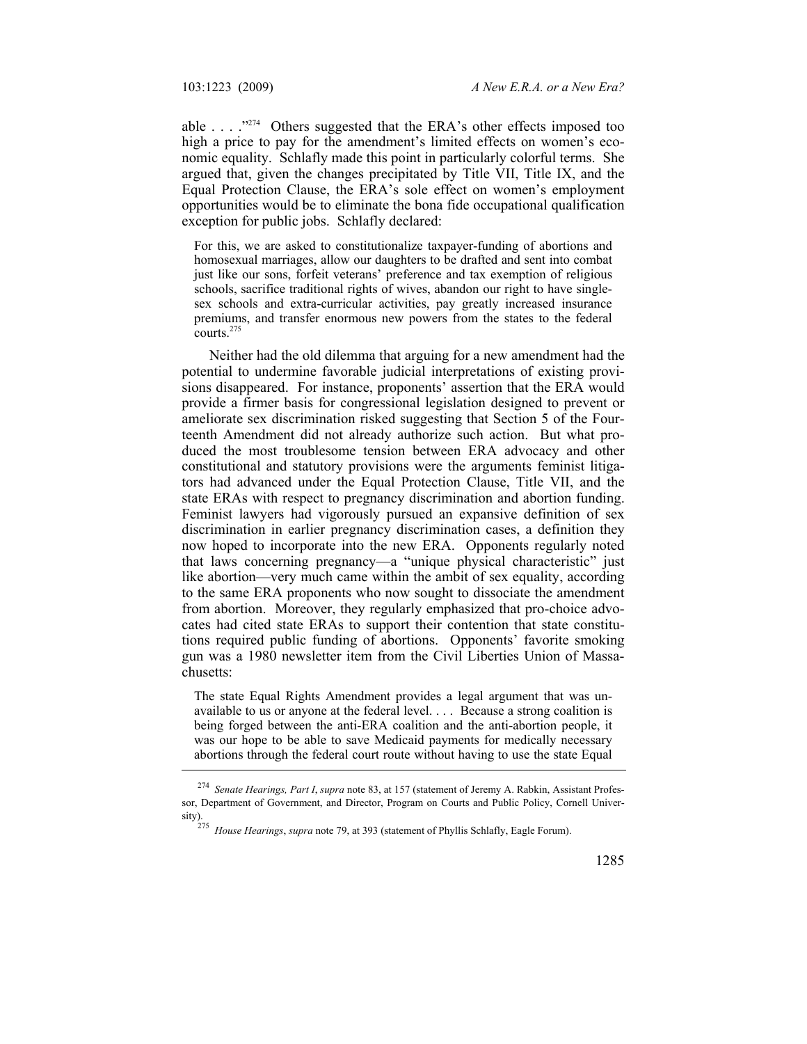able . . . ."[274] Others suggested that the ERA's other effects imposed too high a price to pay for the amendment's limited effects on women's economic equality. Schlafly made this point in particularly colorful terms. She argued that, given the changes precipitated by Title VII, Title IX, and the Equal Protection Clause, the ERA's sole effect on women's employment opportunities would be to eliminate the bona fide occupational qualification exception for public jobs. Schlafly declared:

> For this, we are asked to constitutionalize taxpayer-funding of abortions and homosexual marriages, allow our daughters to be drafted and sent into combat just like our sons, forfeit veterans' preference and tax exemption of religious schools, sacrifice traditional rights of wives, abandon our right to have single-sex schools and extra-curricular activities, pay greatly increased insurance premiums, and transfer enormous new powers from the states to the federal courts.[275]

Neither had the old dilemma that arguing for a new amendment had the potential to undermine favorable judicial interpretations of existing provisions disappeared. For instance, proponents' assertion that the ERA would provide a firmer basis for congressional legislation designed to prevent or ameliorate sex discrimination risked suggesting that Section 5 of the Fourteenth Amendment did not already authorize such action. But what produced the most troublesome tension between ERA advocacy and other constitutional and statutory provisions were the arguments feminist litigators had advanced under the Equal Protection Clause, Title VII, and the state ERAs with respect to pregnancy discrimination and abortion funding. Feminist lawyers had vigorously pursued an expansive definition of sex discrimination in earlier pregnancy discrimination cases, a definition they now hoped to incorporate into the new ERA. Opponents regularly noted that laws concerning pregnancy—a "unique physical characteristic" just like abortion—very much came within the ambit of sex equality, according to the same ERA proponents who now sought to dissociate the amendment from abortion. Moreover, they regularly emphasized that pro-choice advocates had cited state ERAs to support their contention that state constitutions required public funding of abortions. Opponents' favorite smoking gun was a 1980 newsletter item from the Civil Liberties Union of Massachusetts:

> The state Equal Rights Amendment provides a legal argument that was unavailable to us or anyone at the federal level. . . . Because a strong coalition is being forged between the anti-ERA coalition and the anti-abortion people, it was our hope to be able to save Medicaid payments for medically necessary abortions through the federal court route without having to use the state Equal

---

[274] *Senate Hearings, Part I*, *supra* note 83, at 157 (statement of Jeremy A. Rabkin, Assistant Professor, Department of Government, and Director, Program on Courts and Public Policy, Cornell University).

[275] *House Hearings*, *supra* note 79, at 393 (statement of Phyllis Schlafly, Eagle Forum).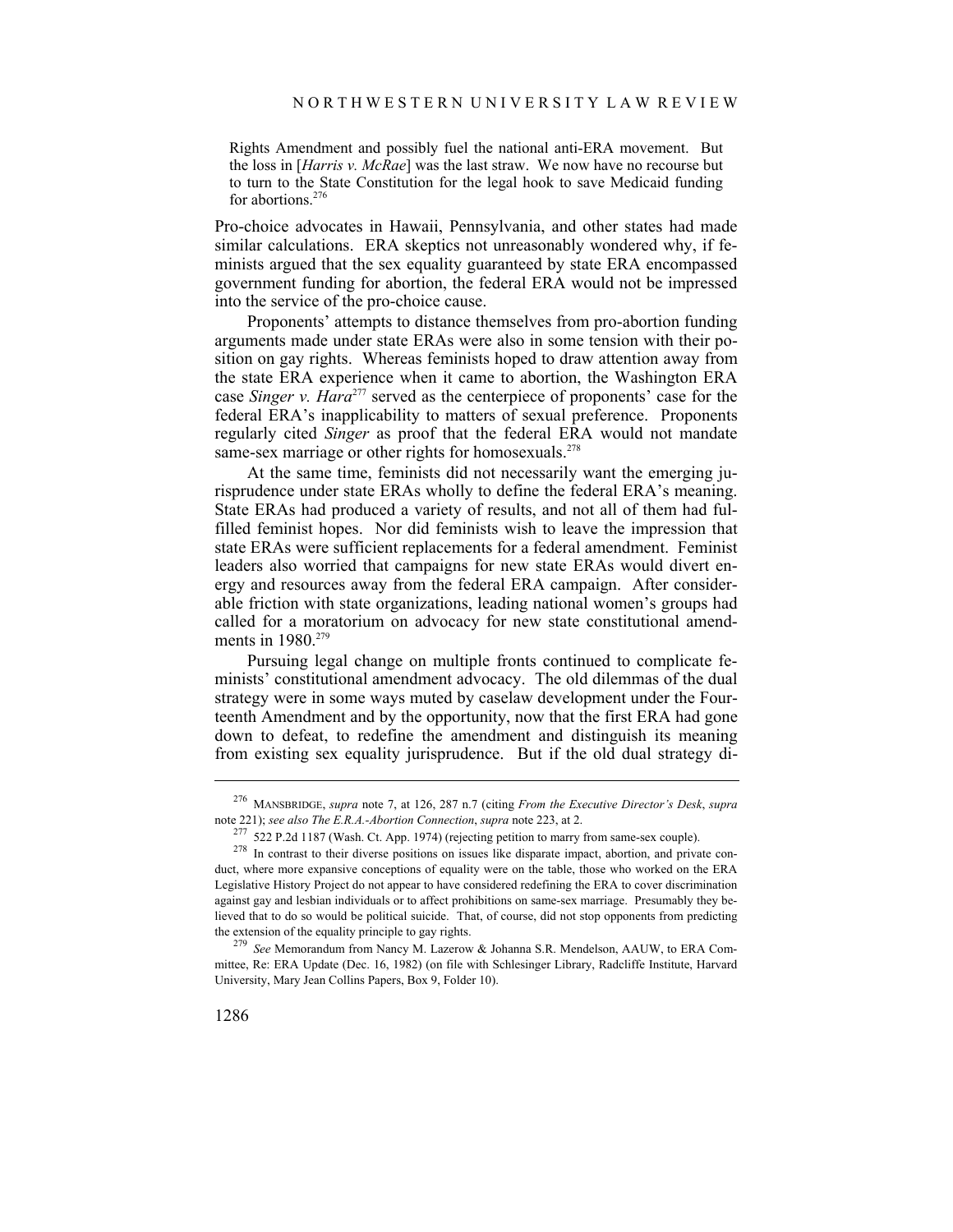Rights Amendment and possibly fuel the national anti-ERA movement. But the loss in [*Harris v. McRae*] was the last straw. We now have no recourse but to turn to the State Constitution for the legal hook to save Medicaid funding for abortions.[276]

Pro-choice advocates in Hawaii, Pennsylvania, and other states had made similar calculations. ERA skeptics not unreasonably wondered why, if feminists argued that the sex equality guaranteed by state ERA encompassed government funding for abortion, the federal ERA would not be impressed into the service of the pro-choice cause.

Proponents' attempts to distance themselves from pro-abortion funding arguments made under state ERAs were also in some tension with their position on gay rights. Whereas feminists hoped to draw attention away from the state ERA experience when it came to abortion, the Washington ERA case *Singer v. Hara*[277] served as the centerpiece of proponents' case for the federal ERA's inapplicability to matters of sexual preference. Proponents regularly cited *Singer* as proof that the federal ERA would not mandate same-sex marriage or other rights for homosexuals.[278]

At the same time, feminists did not necessarily want the emerging jurisprudence under state ERAs wholly to define the federal ERA's meaning. State ERAs had produced a variety of results, and not all of them had fulfilled feminist hopes. Nor did feminists wish to leave the impression that state ERAs were sufficient replacements for a federal amendment. Feminist leaders also worried that campaigns for new state ERAs would divert energy and resources away from the federal ERA campaign. After considerable friction with state organizations, leading national women's groups had called for a moratorium on advocacy for new state constitutional amendments in 1980.[279]

Pursuing legal change on multiple fronts continued to complicate feminists' constitutional amendment advocacy. The old dilemmas of the dual strategy were in some ways muted by caselaw development under the Fourteenth Amendment and by the opportunity, now that the first ERA had gone down to defeat, to redefine the amendment and distinguish its meaning from existing sex equality jurisprudence. But if the old dual strategy di-

---

[276] MANSBRIDGE, *supra* note 7, at 126, 287 n.7 (citing *From the Executive Director's Desk*, *supra* note 221); *see also The E.R.A.-Abortion Connection*, *supra* note 223, at 2.

[277] 522 P.2d 1187 (Wash. Ct. App. 1974) (rejecting petition to marry from same-sex couple).

[278] In contrast to their diverse positions on issues like disparate impact, abortion, and private conduct, where more expansive conceptions of equality were on the table, those who worked on the ERA Legislative History Project do not appear to have considered redefining the ERA to cover discrimination against gay and lesbian individuals or to affect prohibitions on same-sex marriage. Presumably they believed that to do so would be political suicide. That, of course, did not stop opponents from predicting the extension of the equality principle to gay rights.

[279] *See* Memorandum from Nancy M. Lazerow & Johanna S.R. Mendelson, AAUW, to ERA Committee, Re: ERA Update (Dec. 16, 1982) (on file with Schlesinger Library, Radcliffe Institute, Harvard University, Mary Jean Collins Papers, Box 9, Folder 10).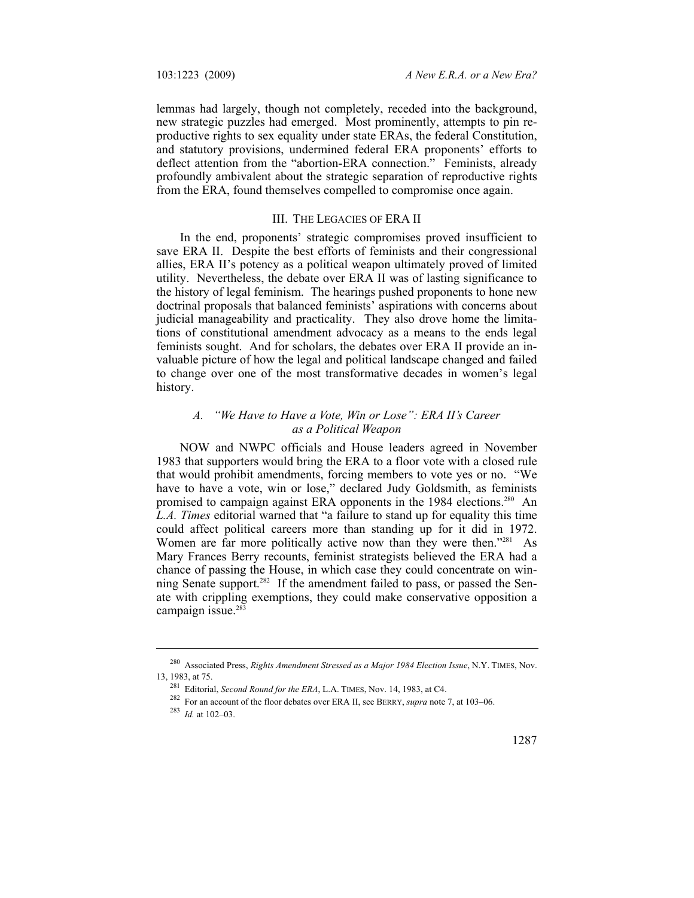lemmas had largely, though not completely, receded into the background, new strategic puzzles had emerged. Most prominently, attempts to pin reproductive rights to sex equality under state ERAs, the federal Constitution, and statutory provisions, undermined federal ERA proponents' efforts to deflect attention from the "abortion-ERA connection." Feminists, already profoundly ambivalent about the strategic separation of reproductive rights from the ERA, found themselves compelled to compromise once again.

## III. THE LEGACIES OF ERA II

In the end, proponents' strategic compromises proved insufficient to save ERA II. Despite the best efforts of feminists and their congressional allies, ERA II's potency as a political weapon ultimately proved of limited utility. Nevertheless, the debate over ERA II was of lasting significance to the history of legal feminism. The hearings pushed proponents to hone new doctrinal proposals that balanced feminists' aspirations with concerns about judicial manageability and practicality. They also drove home the limitations of constitutional amendment advocacy as a means to the ends legal feminists sought. And for scholars, the debates over ERA II provide an invaluable picture of how the legal and political landscape changed and failed to change over one of the most transformative decades in women's legal history.

### *A. "We Have to Have a Vote, Win or Lose": ERA II's Career as a Political Weapon*

NOW and NWPC officials and House leaders agreed in November 1983 that supporters would bring the ERA to a floor vote with a closed rule that would prohibit amendments, forcing members to vote yes or no. "We have to have a vote, win or lose," declared Judy Goldsmith, as feminists promised to campaign against ERA opponents in the 1984 elections.[280] An *L.A. Times* editorial warned that "a failure to stand up for equality this time could affect political careers more than standing up for it did in 1972. Women are far more politically active now than they were then."[281] As Mary Frances Berry recounts, feminist strategists believed the ERA had a chance of passing the House, in which case they could concentrate on winning Senate support.[282] If the amendment failed to pass, or passed the Senate with crippling exemptions, they could make conservative opposition a campaign issue.[283]

---

[280] Associated Press, *Rights Amendment Stressed as a Major 1984 Election Issue*, N.Y. TIMES, Nov. 13, 1983, at 75.

[281] Editorial, *Second Round for the ERA*, L.A. TIMES, Nov. 14, 1983, at C4.

[282] For an account of the floor debates over ERA II, see BERRY, *supra* note 7, at 103–06.

[283] *Id.* at 102–03.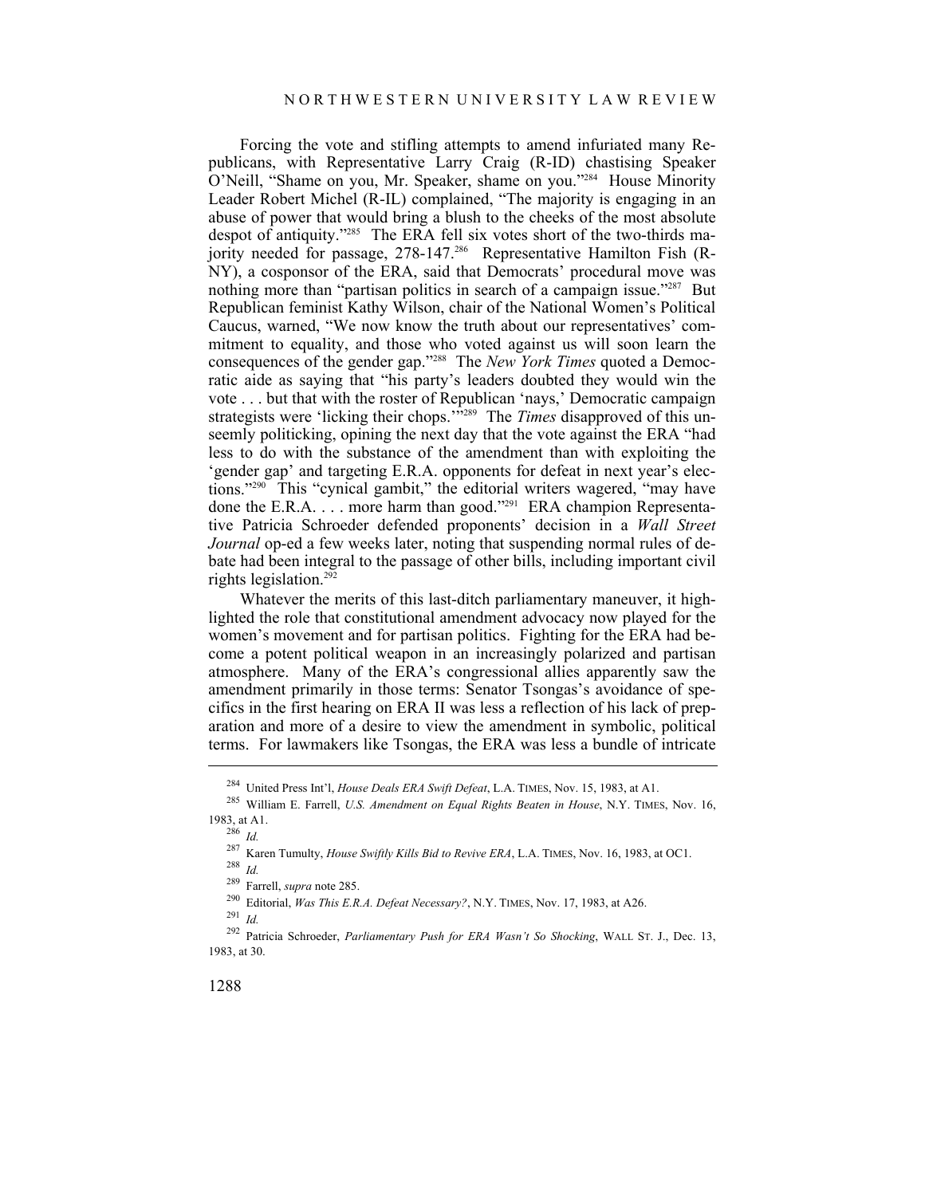Forcing the vote and stifling attempts to amend infuriated many Republicans, with Representative Larry Craig (R-ID) chastising Speaker O'Neill, "Shame on you, Mr. Speaker, shame on you."[284] House Minority Leader Robert Michel (R-IL) complained, "The majority is engaging in an abuse of power that would bring a blush to the cheeks of the most absolute despot of antiquity."[285] The ERA fell six votes short of the two-thirds majority needed for passage, 278-147.[286] Representative Hamilton Fish (R-NY), a cosponsor of the ERA, said that Democrats' procedural move was nothing more than "partisan politics in search of a campaign issue."[287] But Republican feminist Kathy Wilson, chair of the National Women's Political Caucus, warned, "We now know the truth about our representatives' commitment to equality, and those who voted against us will soon learn the consequences of the gender gap."[288] The *New York Times* quoted a Democratic aide as saying that "his party's leaders doubted they would win the vote . . . but that with the roster of Republican 'nays,' Democratic campaign strategists were 'licking their chops.'"[289] The *Times* disapproved of this unseemly politicking, opining the next day that the vote against the ERA "had less to do with the substance of the amendment than with exploiting the 'gender gap' and targeting E.R.A. opponents for defeat in next year's elections."[290] This "cynical gambit," the editorial writers wagered, "may have done the E.R.A. . . . more harm than good."[291] ERA champion Representative Patricia Schroeder defended proponents' decision in a *Wall Street Journal* op-ed a few weeks later, noting that suspending normal rules of debate had been integral to the passage of other bills, including important civil rights legislation.[292]

Whatever the merits of this last-ditch parliamentary maneuver, it highlighted the role that constitutional amendment advocacy now played for the women's movement and for partisan politics. Fighting for the ERA had become a potent political weapon in an increasingly polarized and partisan atmosphere. Many of the ERA's congressional allies apparently saw the amendment primarily in those terms: Senator Tsongas's avoidance of specifics in the first hearing on ERA II was less a reflection of his lack of preparation and more of a desire to view the amendment in symbolic, political terms. For lawmakers like Tsongas, the ERA was less a bundle of intricate

---

[284] United Press Int'l, *House Deals ERA Swift Defeat*, L.A. TIMES, Nov. 15, 1983, at A1.

[285] William E. Farrell, *U.S. Amendment on Equal Rights Beaten in House*, N.Y. TIMES, Nov. 16, 1983, at A1.

[286] *Id.*

[287] Karen Tumulty, *House Swiftly Kills Bid to Revive ERA*, L.A. TIMES, Nov. 16, 1983, at OC1.

[288] *Id.*

[289] Farrell, *supra* note 285.

[290] Editorial, *Was This E.R.A. Defeat Necessary?*, N.Y. TIMES, Nov. 17, 1983, at A26.

[291] *Id.*

[292] Patricia Schroeder, *Parliamentary Push for ERA Wasn't So Shocking*, WALL ST. J., Dec. 13, 1983, at 30.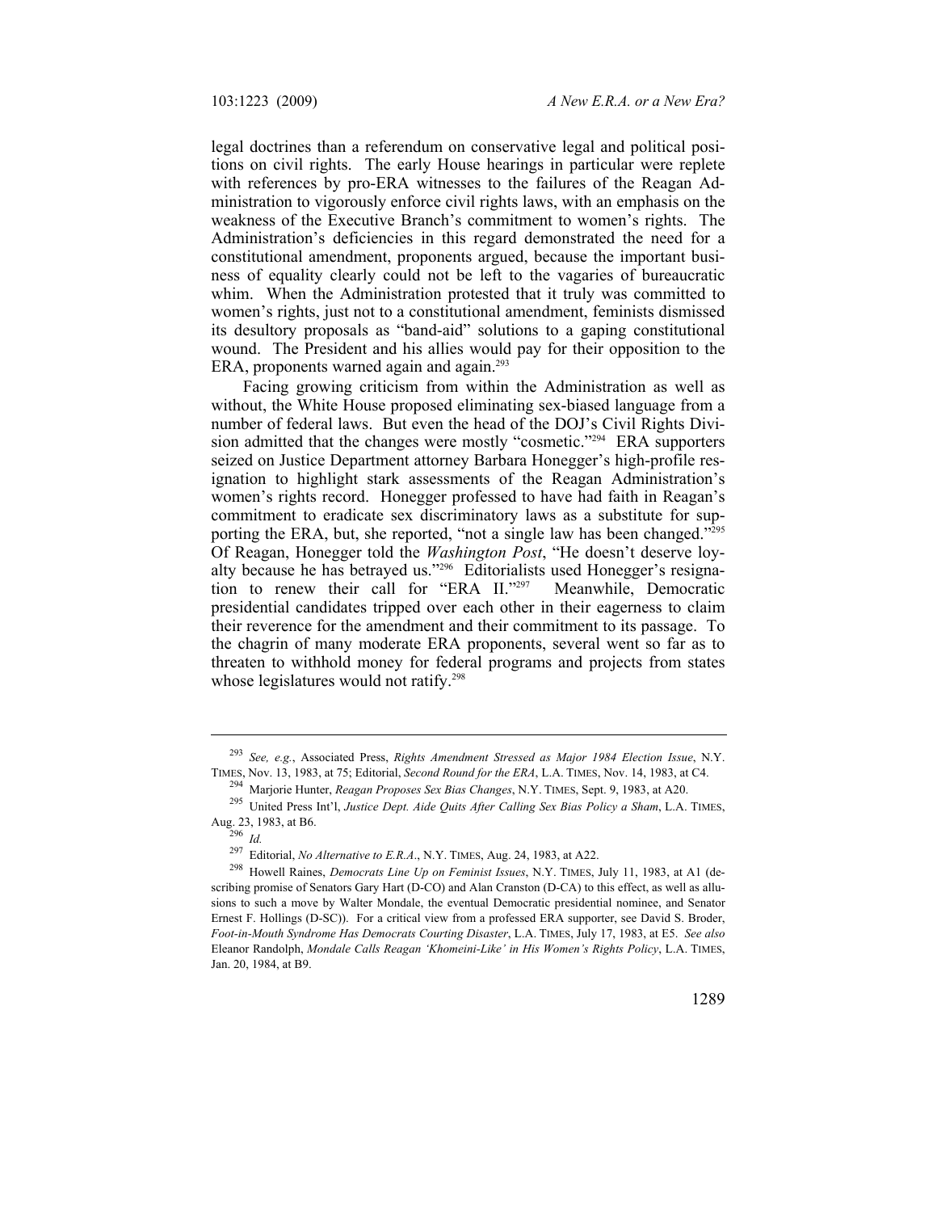legal doctrines than a referendum on conservative legal and political positions on civil rights. The early House hearings in particular were replete with references by pro-ERA witnesses to the failures of the Reagan Administration to vigorously enforce civil rights laws, with an emphasis on the weakness of the Executive Branch's commitment to women's rights. The Administration's deficiencies in this regard demonstrated the need for a constitutional amendment, proponents argued, because the important business of equality clearly could not be left to the vagaries of bureaucratic whim. When the Administration protested that it truly was committed to women's rights, just not to a constitutional amendment, feminists dismissed its desultory proposals as "band-aid" solutions to a gaping constitutional wound. The President and his allies would pay for their opposition to the ERA, proponents warned again and again.[293]

Facing growing criticism from within the Administration as well as without, the White House proposed eliminating sex-biased language from a number of federal laws. But even the head of the DOJ's Civil Rights Division admitted that the changes were mostly "cosmetic."[294] ERA supporters seized on Justice Department attorney Barbara Honegger's high-profile resignation to highlight stark assessments of the Reagan Administration's women's rights record. Honegger professed to have had faith in Reagan's commitment to eradicate sex discriminatory laws as a substitute for supporting the ERA, but, she reported, "not a single law has been changed."[295] Of Reagan, Honegger told the *Washington Post*, "He doesn't deserve loyalty because he has betrayed us."[296] Editorialists used Honegger's resignation to renew their call for "ERA II."[297] Meanwhile, Democratic presidential candidates tripped over each other in their eagerness to claim their reverence for the amendment and their commitment to its passage. To the chagrin of many moderate ERA proponents, several went so far as to threaten to withhold money for federal programs and projects from states whose legislatures would not ratify.[298]

---

[293] *See, e.g.*, Associated Press, *Rights Amendment Stressed as Major 1984 Election Issue*, N.Y. TIMES, Nov. 13, 1983, at 75; Editorial, *Second Round for the ERA*, L.A. TIMES, Nov. 14, 1983, at C4.

[294] Marjorie Hunter, *Reagan Proposes Sex Bias Changes*, N.Y. TIMES, Sept. 9, 1983, at A20.

[295] United Press Int'l, *Justice Dept. Aide Quits After Calling Sex Bias Policy a Sham*, L.A. TIMES, Aug. 23, 1983, at B6.

[296] *Id.*

[297] Editorial, *No Alternative to E.R.A.*, N.Y. TIMES, Aug. 24, 1983, at A22.

[298] Howell Raines, *Democrats Line Up on Feminist Issues*, N.Y. TIMES, July 11, 1983, at A1 (describing promise of Senators Gary Hart (D-CO) and Alan Cranston (D-CA) to this effect, as well as allusions to such a move by Walter Mondale, the eventual Democratic presidential nominee, and Senator Ernest F. Hollings (D-SC)). For a critical view from a professed ERA supporter, see David S. Broder, *Foot-in-Mouth Syndrome Has Democrats Courting Disaster*, L.A. TIMES, July 17, 1983, at E5. *See also* Eleanor Randolph, *Mondale Calls Reagan 'Khomeini-Like' in His Women's Rights Policy*, L.A. TIMES, Jan. 20, 1984, at B9.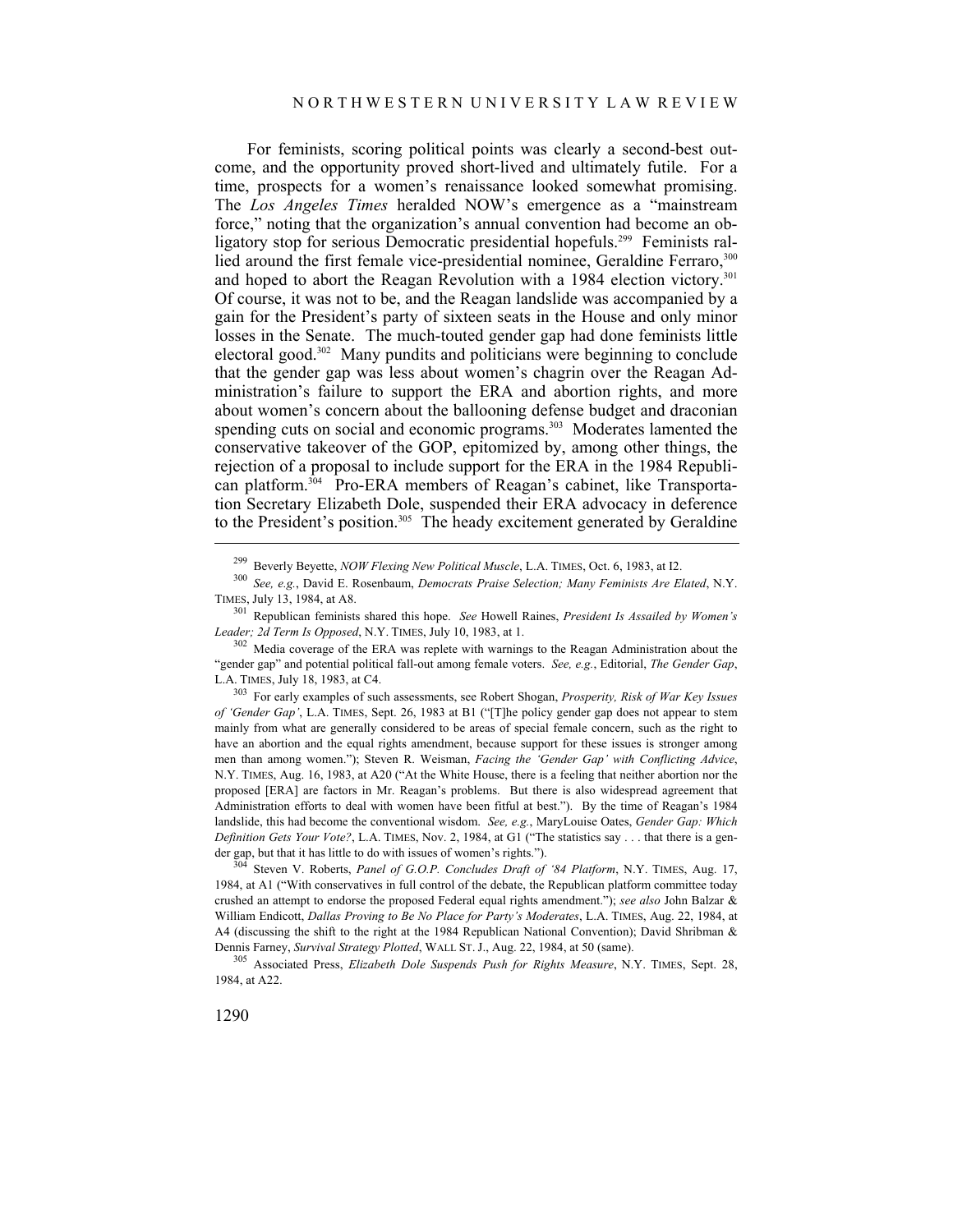For feminists, scoring political points was clearly a second-best outcome, and the opportunity proved short-lived and ultimately futile. For a time, prospects for a women's renaissance looked somewhat promising. The *Los Angeles Times* heralded NOW's emergence as a "mainstream force," noting that the organization's annual convention had become an obligatory stop for serious Democratic presidential hopefuls.[299] Feminists rallied around the first female vice-presidential nominee, Geraldine Ferraro,[300] and hoped to abort the Reagan Revolution with a 1984 election victory.[301] Of course, it was not to be, and the Reagan landslide was accompanied by a gain for the President's party of sixteen seats in the House and only minor losses in the Senate. The much-touted gender gap had done feminists little electoral good.[302] Many pundits and politicians were beginning to conclude that the gender gap was less about women's chagrin over the Reagan Administration's failure to support the ERA and abortion rights, and more about women's concern about the ballooning defense budget and draconian spending cuts on social and economic programs.[303] Moderates lamented the conservative takeover of the GOP, epitomized by, among other things, the rejection of a proposal to include support for the ERA in the 1984 Republican platform.[304] Pro-ERA members of Reagan's cabinet, like Transportation Secretary Elizabeth Dole, suspended their ERA advocacy in deference to the President's position.[305] The heady excitement generated by Geraldine

---

[299] Beverly Beyette, *NOW Flexing New Political Muscle*, L.A. TIMES, Oct. 6, 1983, at I2.

[300] *See, e.g.*, David E. Rosenbaum, *Democrats Praise Selection; Many Feminists Are Elated*, N.Y. TIMES, July 13, 1984, at A8.

[301] Republican feminists shared this hope. *See* Howell Raines, *President Is Assailed by Women's Leader; 2d Term Is Opposed*, N.Y. TIMES, July 10, 1983, at 1.

[302] Media coverage of the ERA was replete with warnings to the Reagan Administration about the "gender gap" and potential political fall-out among female voters. *See, e.g.*, Editorial, *The Gender Gap*, L.A. TIMES, July 18, 1983, at C4.

[303] For early examples of such assessments, see Robert Shogan, *Prosperity, Risk of War Key Issues of 'Gender Gap'*, L.A. TIMES, Sept. 26, 1983 at B1 ("[T]he policy gender gap does not appear to stem mainly from what are generally considered to be areas of special female concern, such as the right to have an abortion and the equal rights amendment, because support for these issues is stronger among men than among women."); Steven R. Weisman, *Facing the 'Gender Gap' with Conflicting Advice*, N.Y. TIMES, Aug. 16, 1983, at A20 ("At the White House, there is a feeling that neither abortion nor the proposed [ERA] are factors in Mr. Reagan's problems. But there is also widespread agreement that Administration efforts to deal with women have been fitful at best."). By the time of Reagan's 1984 landslide, this had become the conventional wisdom. *See, e.g.*, MaryLouise Oates, *Gender Gap: Which Definition Gets Your Vote?*, L.A. TIMES, Nov. 2, 1984, at G1 ("The statistics say . . . that there is a gender gap, but that it has little to do with issues of women's rights.").

[304] Steven V. Roberts, *Panel of G.O.P. Concludes Draft of '84 Platform*, N.Y. TIMES, Aug. 17, 1984, at A1 ("With conservatives in full control of the debate, the Republican platform committee today crushed an attempt to endorse the proposed Federal equal rights amendment."); *see also* John Balzar & William Endicott, *Dallas Proving to Be No Place for Party's Moderates*, L.A. TIMES, Aug. 22, 1984, at A4 (discussing the shift to the right at the 1984 Republican National Convention); David Shribman & Dennis Farney, *Survival Strategy Plotted*, WALL ST. J., Aug. 22, 1984, at 50 (same).

[305] Associated Press, *Elizabeth Dole Suspends Push for Rights Measure*, N.Y. TIMES, Sept. 28, 1984, at A22.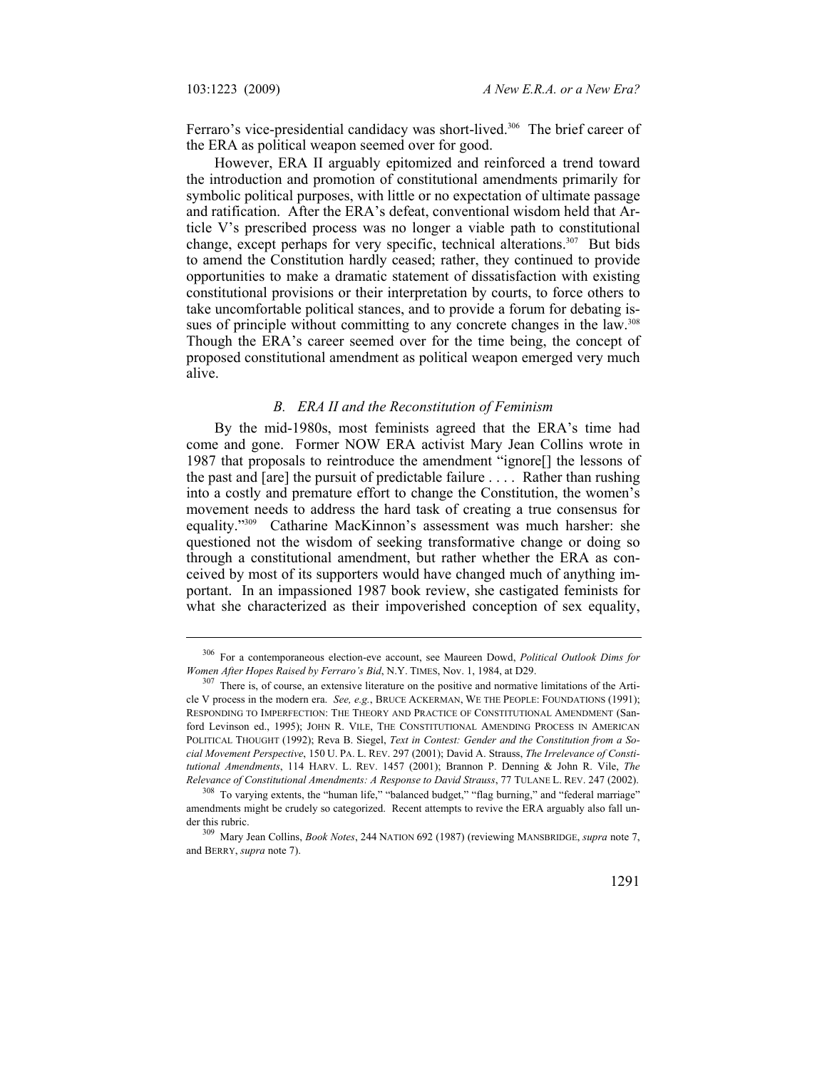Ferraro's vice-presidential candidacy was short-lived.[306] The brief career of the ERA as political weapon seemed over for good.

However, ERA II arguably epitomized and reinforced a trend toward the introduction and promotion of constitutional amendments primarily for symbolic political purposes, with little or no expectation of ultimate passage and ratification. After the ERA's defeat, conventional wisdom held that Article V's prescribed process was no longer a viable path to constitutional change, except perhaps for very specific, technical alterations.[307] But bids to amend the Constitution hardly ceased; rather, they continued to provide opportunities to make a dramatic statement of dissatisfaction with existing constitutional provisions or their interpretation by courts, to force others to take uncomfortable political stances, and to provide a forum for debating issues of principle without committing to any concrete changes in the law.[308] Though the ERA's career seemed over for the time being, the concept of proposed constitutional amendment as political weapon emerged very much alive.

### *B. ERA II and the Reconstitution of Feminism*

By the mid-1980s, most feminists agreed that the ERA's time had come and gone. Former NOW ERA activist Mary Jean Collins wrote in 1987 that proposals to reintroduce the amendment "ignore[] the lessons of the past and [are] the pursuit of predictable failure . . . . Rather than rushing into a costly and premature effort to change the Constitution, the women's movement needs to address the hard task of creating a true consensus for equality."[309] Catharine MacKinnon's assessment was much harsher: she questioned not the wisdom of seeking transformative change or doing so through a constitutional amendment, but rather whether the ERA as conceived by most of its supporters would have changed much of anything important. In an impassioned 1987 book review, she castigated feminists for what she characterized as their impoverished conception of sex equality,

---

[306] For a contemporaneous election-eve account, see Maureen Dowd, *Political Outlook Dims for Women After Hopes Raised by Ferraro's Bid*, N.Y. TIMES, Nov. 1, 1984, at D29.

[307] There is, of course, an extensive literature on the positive and normative limitations of the Article V process in the modern era. *See, e.g.*, BRUCE ACKERMAN, WE THE PEOPLE: FOUNDATIONS (1991); RESPONDING TO IMPERFECTION: THE THEORY AND PRACTICE OF CONSTITUTIONAL AMENDMENT (Sanford Levinson ed., 1995); JOHN R. VILE, THE CONSTITUTIONAL AMENDING PROCESS IN AMERICAN POLITICAL THOUGHT (1992); Reva B. Siegel, *Text in Contest: Gender and the Constitution from a Social Movement Perspective*, 150 U. PA. L. REV. 297 (2001); David A. Strauss, *The Irrelevance of Constitutional Amendments*, 114 HARV. L. REV. 1457 (2001); Brannon P. Denning & John R. Vile, *The Relevance of Constitutional Amendments: A Response to David Strauss*, 77 TULANE L. REV. 247 (2002).

[308] To varying extents, the "human life," "balanced budget," "flag burning," and "federal marriage" amendments might be crudely so categorized. Recent attempts to revive the ERA arguably also fall under this rubric.

[309] Mary Jean Collins, *Book Notes*, 244 NATION 692 (1987) (reviewing MANSBRIDGE, *supra* note 7, and BERRY, *supra* note 7).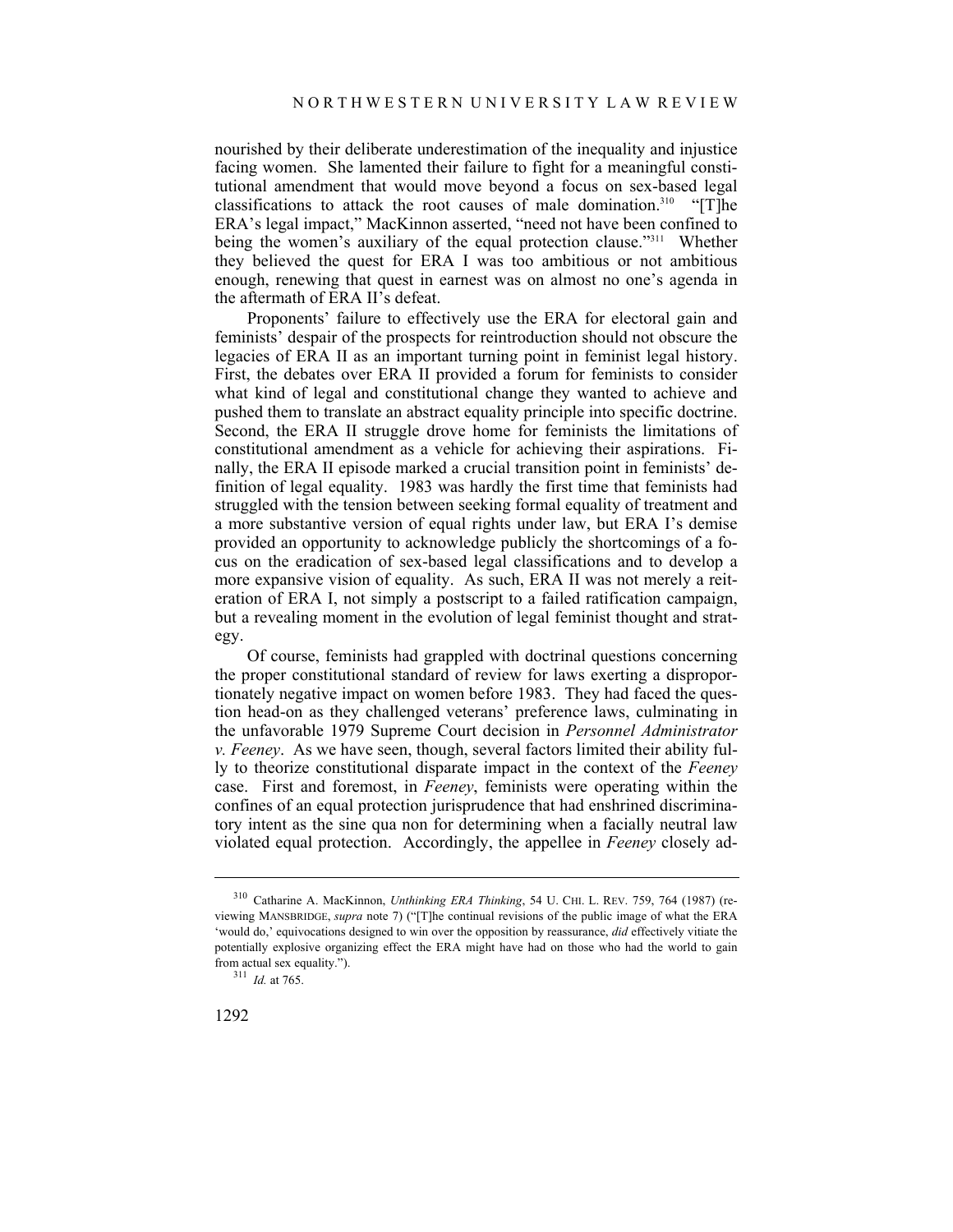nourished by their deliberate underestimation of the inequality and injustice facing women. She lamented their failure to fight for a meaningful constitutional amendment that would move beyond a focus on sex-based legal classifications to attack the root causes of male domination.[310] "[T]he ERA's legal impact," MacKinnon asserted, "need not have been confined to being the women's auxiliary of the equal protection clause."[311] Whether they believed the quest for ERA I was too ambitious or not ambitious enough, renewing that quest in earnest was on almost no one's agenda in the aftermath of ERA II's defeat.

Proponents' failure to effectively use the ERA for electoral gain and feminists' despair of the prospects for reintroduction should not obscure the legacies of ERA II as an important turning point in feminist legal history. First, the debates over ERA II provided a forum for feminists to consider what kind of legal and constitutional change they wanted to achieve and pushed them to translate an abstract equality principle into specific doctrine. Second, the ERA II struggle drove home for feminists the limitations of constitutional amendment as a vehicle for achieving their aspirations. Finally, the ERA II episode marked a crucial transition point in feminists' definition of legal equality. 1983 was hardly the first time that feminists had struggled with the tension between seeking formal equality of treatment and a more substantive version of equal rights under law, but ERA I's demise provided an opportunity to acknowledge publicly the shortcomings of a focus on the eradication of sex-based legal classifications and to develop a more expansive vision of equality. As such, ERA II was not merely a reiteration of ERA I, not simply a postscript to a failed ratification campaign, but a revealing moment in the evolution of legal feminist thought and strategy.

Of course, feminists had grappled with doctrinal questions concerning the proper constitutional standard of review for laws exerting a disproportionately negative impact on women before 1983. They had faced the question head-on as they challenged veterans' preference laws, culminating in the unfavorable 1979 Supreme Court decision in *Personnel Administrator v. Feeney*. As we have seen, though, several factors limited their ability fully to theorize constitutional disparate impact in the context of the *Feeney* case. First and foremost, in *Feeney*, feminists were operating within the confines of an equal protection jurisprudence that had enshrined discriminatory intent as the sine qua non for determining when a facially neutral law violated equal protection. Accordingly, the appellee in *Feeney* closely ad-

---

[310] Catharine A. MacKinnon, *Unthinking ERA Thinking*, 54 U. CHI. L. REV. 759, 764 (1987) (reviewing MANSBRIDGE, *supra* note 7) ("[T]he continual revisions of the public image of what the ERA 'would do,' equivocations designed to win over the opposition by reassurance, *did* effectively vitiate the potentially explosive organizing effect the ERA might have had on those who had the world to gain from actual sex equality.").

[311] *Id.* at 765.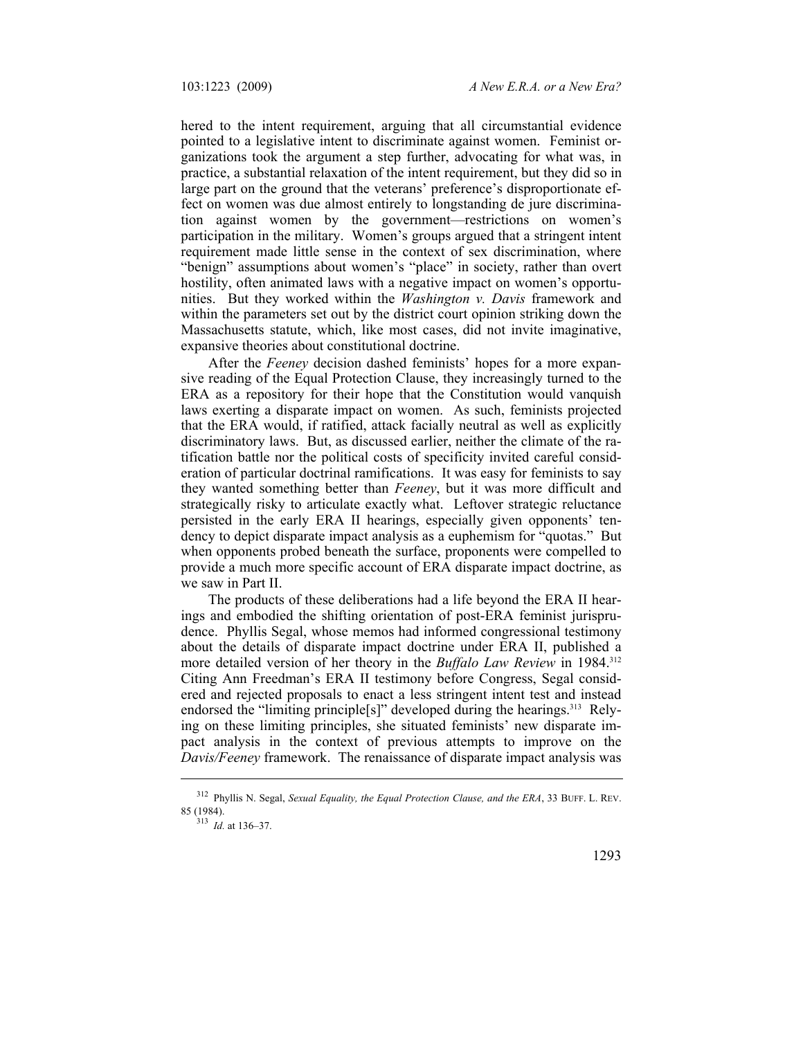hered to the intent requirement, arguing that all circumstantial evidence pointed to a legislative intent to discriminate against women. Feminist organizations took the argument a step further, advocating for what was, in practice, a substantial relaxation of the intent requirement, but they did so in large part on the ground that the veterans' preference's disproportionate effect on women was due almost entirely to longstanding de jure discrimination against women by the government—restrictions on women's participation in the military. Women's groups argued that a stringent intent requirement made little sense in the context of sex discrimination, where "benign" assumptions about women's "place" in society, rather than overt hostility, often animated laws with a negative impact on women's opportunities. But they worked within the *Washington v. Davis* framework and within the parameters set out by the district court opinion striking down the Massachusetts statute, which, like most cases, did not invite imaginative, expansive theories about constitutional doctrine.

After the *Feeney* decision dashed feminists' hopes for a more expansive reading of the Equal Protection Clause, they increasingly turned to the ERA as a repository for their hope that the Constitution would vanquish laws exerting a disparate impact on women. As such, feminists projected that the ERA would, if ratified, attack facially neutral as well as explicitly discriminatory laws. But, as discussed earlier, neither the climate of the ratification battle nor the political costs of specificity invited careful consideration of particular doctrinal ramifications. It was easy for feminists to say they wanted something better than *Feeney*, but it was more difficult and strategically risky to articulate exactly what. Leftover strategic reluctance persisted in the early ERA II hearings, especially given opponents' tendency to depict disparate impact analysis as a euphemism for "quotas." But when opponents probed beneath the surface, proponents were compelled to provide a much more specific account of ERA disparate impact doctrine, as we saw in Part II.

The products of these deliberations had a life beyond the ERA II hearings and embodied the shifting orientation of post-ERA feminist jurisprudence. Phyllis Segal, whose memos had informed congressional testimony about the details of disparate impact doctrine under ERA II, published a more detailed version of her theory in the *Buffalo Law Review* in 1984.[312] Citing Ann Freedman's ERA II testimony before Congress, Segal considered and rejected proposals to enact a less stringent intent test and instead endorsed the "limiting principle[s]" developed during the hearings.[313] Relying on these limiting principles, she situated feminists' new disparate impact analysis in the context of previous attempts to improve on the *Davis/Feeney* framework. The renaissance of disparate impact analysis was

---

[312] Phyllis N. Segal, *Sexual Equality, the Equal Protection Clause, and the ERA*, 33 BUFF. L. REV. 85 (1984).

[313] *Id.* at 136–37.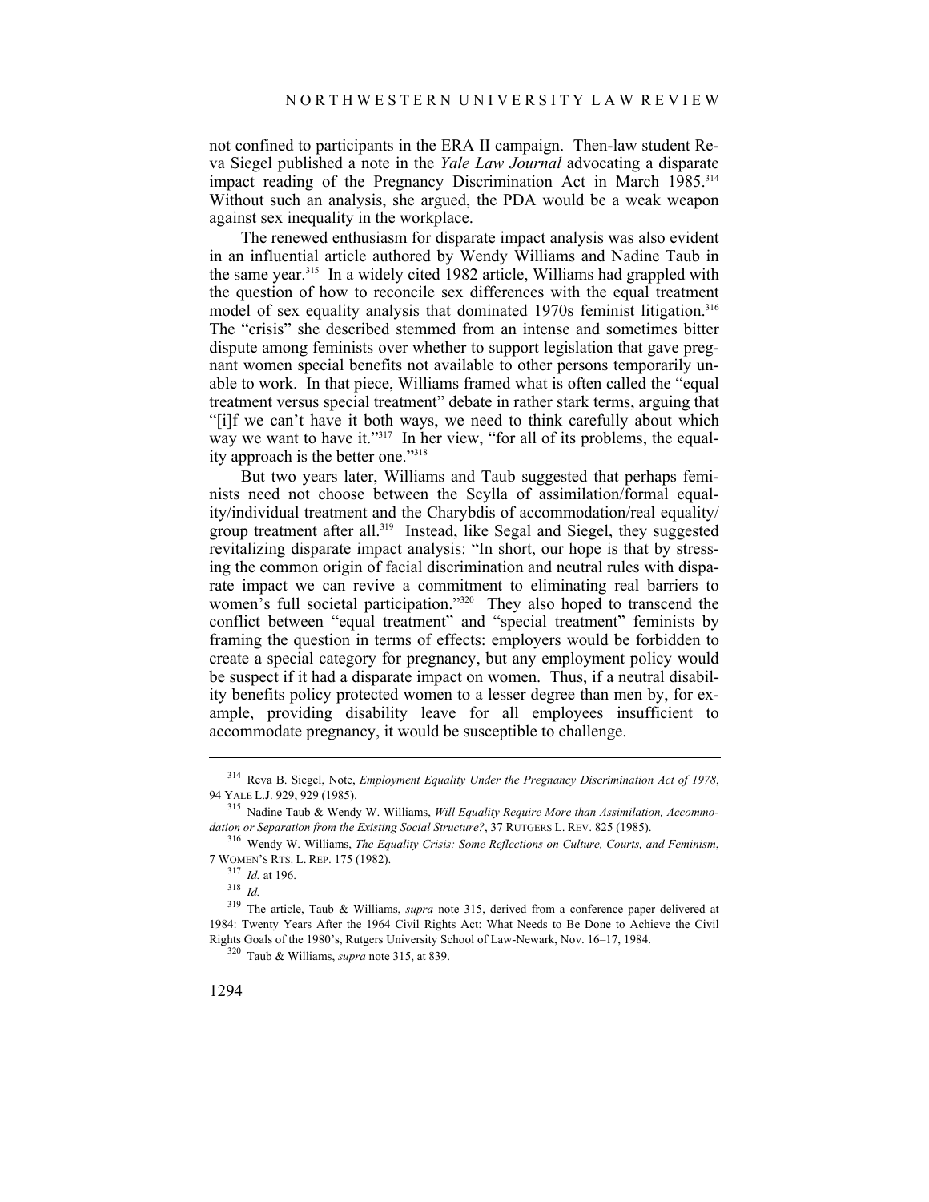not confined to participants in the ERA II campaign. Then-law student Reva Siegel published a note in the *Yale Law Journal* advocating a disparate impact reading of the Pregnancy Discrimination Act in March 1985.[314] Without such an analysis, she argued, the PDA would be a weak weapon against sex inequality in the workplace.

The renewed enthusiasm for disparate impact analysis was also evident in an influential article authored by Wendy Williams and Nadine Taub in the same year.[315] In a widely cited 1982 article, Williams had grappled with the question of how to reconcile sex differences with the equal treatment model of sex equality analysis that dominated 1970s feminist litigation.[316] The "crisis" she described stemmed from an intense and sometimes bitter dispute among feminists over whether to support legislation that gave pregnant women special benefits not available to other persons temporarily unable to work. In that piece, Williams framed what is often called the "equal treatment versus special treatment" debate in rather stark terms, arguing that "[i]f we can't have it both ways, we need to think carefully about which way we want to have it."[317] In her view, "for all of its problems, the equality approach is the better one."[318]

But two years later, Williams and Taub suggested that perhaps feminists need not choose between the Scylla of assimilation/formal equality/individual treatment and the Charybdis of accommodation/real equality/group treatment after all.[319] Instead, like Segal and Siegel, they suggested revitalizing disparate impact analysis: "In short, our hope is that by stressing the common origin of facial discrimination and neutral rules with disparate impact we can revive a commitment to eliminating real barriers to women's full societal participation."[320] They also hoped to transcend the conflict between "equal treatment" and "special treatment" feminists by framing the question in terms of effects: employers would be forbidden to create a special category for pregnancy, but any employment policy would be suspect if it had a disparate impact on women. Thus, if a neutral disability benefits policy protected women to a lesser degree than men by, for example, providing disability leave for all employees insufficient to accommodate pregnancy, it would be susceptible to challenge.

---

[314] Reva B. Siegel, Note, *Employment Equality Under the Pregnancy Discrimination Act of 1978*, 94 YALE L.J. 929, 929 (1985).

[315] Nadine Taub & Wendy W. Williams, *Will Equality Require More than Assimilation, Accommodation or Separation from the Existing Social Structure?*, 37 RUTGERS L. REV. 825 (1985).

[316] Wendy W. Williams, *The Equality Crisis: Some Reflections on Culture, Courts, and Feminism*, 7 WOMEN'S RTS. L. REP. 175 (1982).

[317] *Id.* at 196.

[318] *Id.*

[319] The article, Taub & Williams, *supra* note 315, derived from a conference paper delivered at 1984: Twenty Years After the 1964 Civil Rights Act: What Needs to Be Done to Achieve the Civil Rights Goals of the 1980's, Rutgers University School of Law-Newark, Nov. 16–17, 1984.

[320] Taub & Williams, *supra* note 315, at 839.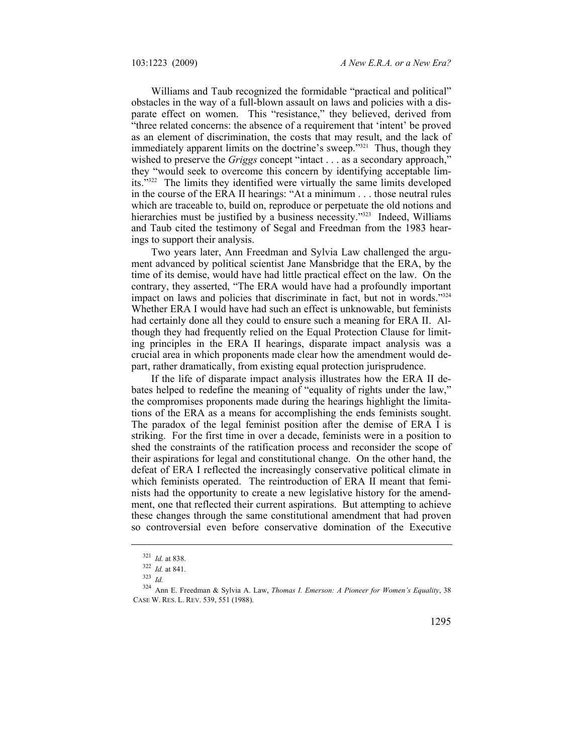Williams and Taub recognized the formidable "practical and political" obstacles in the way of a full-blown assault on laws and policies with a disparate effect on women. This "resistance," they believed, derived from "three related concerns: the absence of a requirement that 'intent' be proved as an element of discrimination, the costs that may result, and the lack of immediately apparent limits on the doctrine's sweep."[321] Thus, though they wished to preserve the *Griggs* concept "intact . . . as a secondary approach," they "would seek to overcome this concern by identifying acceptable limits."[322] The limits they identified were virtually the same limits developed in the course of the ERA II hearings: "At a minimum . . . those neutral rules which are traceable to, build on, reproduce or perpetuate the old notions and hierarchies must be justified by a business necessity."[323] Indeed, Williams and Taub cited the testimony of Segal and Freedman from the 1983 hearings to support their analysis.

Two years later, Ann Freedman and Sylvia Law challenged the argument advanced by political scientist Jane Mansbridge that the ERA, by the time of its demise, would have had little practical effect on the law. On the contrary, they asserted, "The ERA would have had a profoundly important impact on laws and policies that discriminate in fact, but not in words."[324] Whether ERA I would have had such an effect is unknowable, but feminists had certainly done all they could to ensure such a meaning for ERA II. Although they had frequently relied on the Equal Protection Clause for limiting principles in the ERA II hearings, disparate impact analysis was a crucial area in which proponents made clear how the amendment would depart, rather dramatically, from existing equal protection jurisprudence.

If the life of disparate impact analysis illustrates how the ERA II debates helped to redefine the meaning of "equality of rights under the law," the compromises proponents made during the hearings highlight the limitations of the ERA as a means for accomplishing the ends feminists sought. The paradox of the legal feminist position after the demise of ERA I is striking. For the first time in over a decade, feminists were in a position to shed the constraints of the ratification process and reconsider the scope of their aspirations for legal and constitutional change. On the other hand, the defeat of ERA I reflected the increasingly conservative political climate in which feminists operated. The reintroduction of ERA II meant that feminists had the opportunity to create a new legislative history for the amendment, one that reflected their current aspirations. But attempting to achieve these changes through the same constitutional amendment that had proven so controversial even before conservative domination of the Executive

---

[321] *Id.* at 838.

[322] *Id.* at 841.

[323] *Id.*

[324] Ann E. Freedman & Sylvia A. Law, *Thomas I. Emerson: A Pioneer for Women's Equality*, 38 CASE W. RES. L. REV. 539, 551 (1988).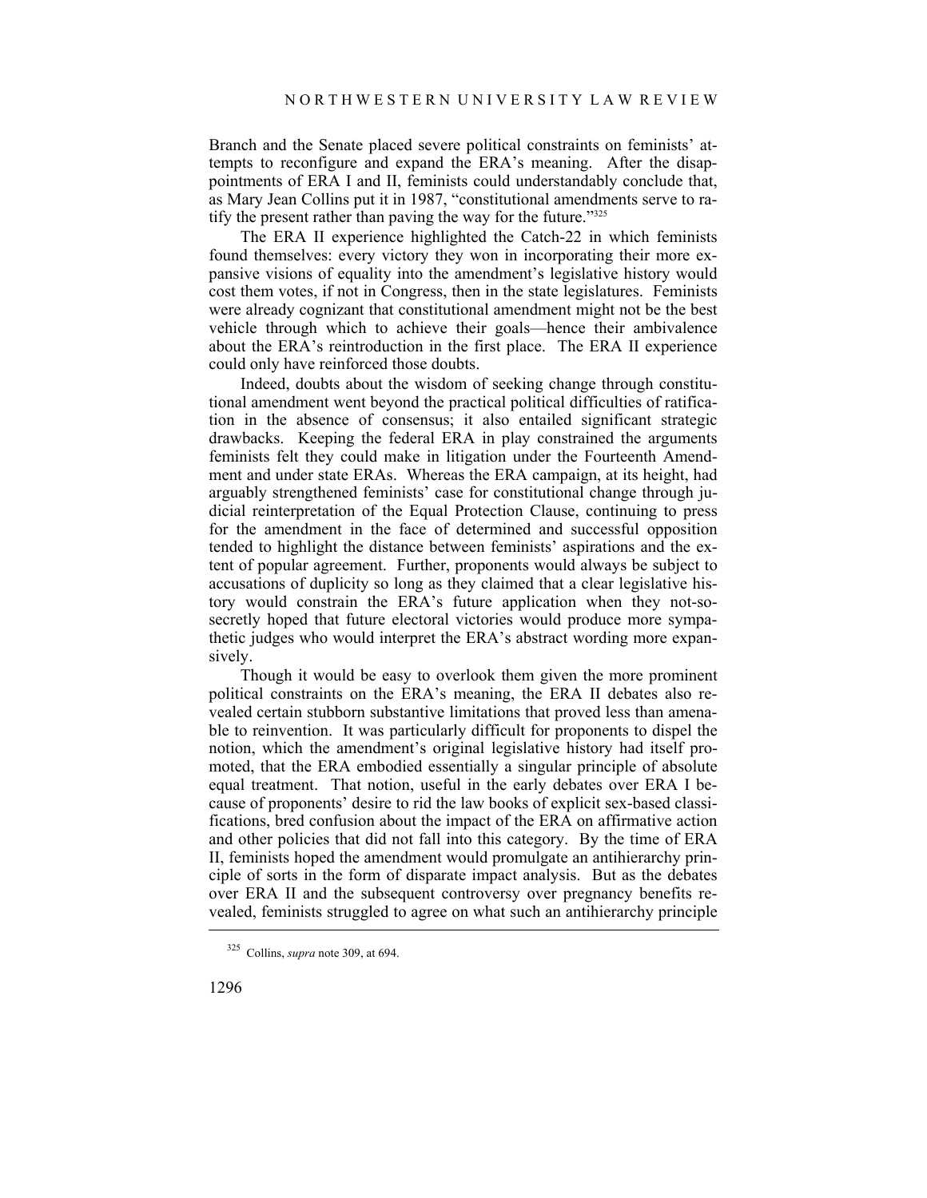Branch and the Senate placed severe political constraints on feminists' attempts to reconfigure and expand the ERA's meaning. After the disappointments of ERA I and II, feminists could understandably conclude that, as Mary Jean Collins put it in 1987, "constitutional amendments serve to ratify the present rather than paving the way for the future."[325]

The ERA II experience highlighted the Catch-22 in which feminists found themselves: every victory they won in incorporating their more expansive visions of equality into the amendment's legislative history would cost them votes, if not in Congress, then in the state legislatures. Feminists were already cognizant that constitutional amendment might not be the best vehicle through which to achieve their goals—hence their ambivalence about the ERA's reintroduction in the first place. The ERA II experience could only have reinforced those doubts.

Indeed, doubts about the wisdom of seeking change through constitutional amendment went beyond the practical political difficulties of ratification in the absence of consensus; it also entailed significant strategic drawbacks. Keeping the federal ERA in play constrained the arguments feminists felt they could make in litigation under the Fourteenth Amendment and under state ERAs. Whereas the ERA campaign, at its height, had arguably strengthened feminists' case for constitutional change through judicial reinterpretation of the Equal Protection Clause, continuing to press for the amendment in the face of determined and successful opposition tended to highlight the distance between feminists' aspirations and the extent of popular agreement. Further, proponents would always be subject to accusations of duplicity so long as they claimed that a clear legislative history would constrain the ERA's future application when they not-so-secretly hoped that future electoral victories would produce more sympathetic judges who would interpret the ERA's abstract wording more expansively.

Though it would be easy to overlook them given the more prominent political constraints on the ERA's meaning, the ERA II debates also revealed certain stubborn substantive limitations that proved less than amenable to reinvention. It was particularly difficult for proponents to dispel the notion, which the amendment's original legislative history had itself promoted, that the ERA embodied essentially a singular principle of absolute equal treatment. That notion, useful in the early debates over ERA I because of proponents' desire to rid the law books of explicit sex-based classifications, bred confusion about the impact of the ERA on affirmative action and other policies that did not fall into this category. By the time of ERA II, feminists hoped the amendment would promulgate an antihierarchy principle of sorts in the form of disparate impact analysis. But as the debates over ERA II and the subsequent controversy over pregnancy benefits revealed, feminists struggled to agree on what such an antihierarchy principle

---

[325] Collins, *supra* note 309, at 694.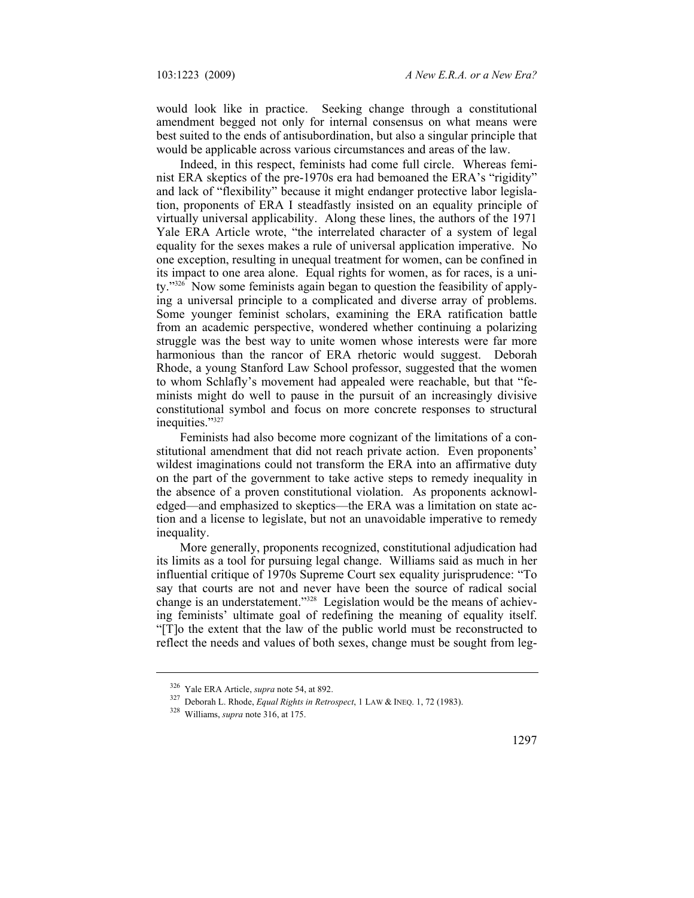would look like in practice. Seeking change through a constitutional amendment begged not only for internal consensus on what means were best suited to the ends of antisubordination, but also a singular principle that would be applicable across various circumstances and areas of the law.

Indeed, in this respect, feminists had come full circle. Whereas feminist ERA skeptics of the pre-1970s era had bemoaned the ERA's "rigidity" and lack of "flexibility" because it might endanger protective labor legislation, proponents of ERA I steadfastly insisted on an equality principle of virtually universal applicability. Along these lines, the authors of the 1971 Yale ERA Article wrote, "the interrelated character of a system of legal equality for the sexes makes a rule of universal application imperative. No one exception, resulting in unequal treatment for women, can be confined in its impact to one area alone. Equal rights for women, as for races, is a unity."[326] Now some feminists again began to question the feasibility of applying a universal principle to a complicated and diverse array of problems. Some younger feminist scholars, examining the ERA ratification battle from an academic perspective, wondered whether continuing a polarizing struggle was the best way to unite women whose interests were far more harmonious than the rancor of ERA rhetoric would suggest. Deborah Rhode, a young Stanford Law School professor, suggested that the women to whom Schlafly's movement had appealed were reachable, but that "feminists might do well to pause in the pursuit of an increasingly divisive constitutional symbol and focus on more concrete responses to structural inequities."[327]

Feminists had also become more cognizant of the limitations of a constitutional amendment that did not reach private action. Even proponents' wildest imaginations could not transform the ERA into an affirmative duty on the part of the government to take active steps to remedy inequality in the absence of a proven constitutional violation. As proponents acknowledged—and emphasized to skeptics—the ERA was a limitation on state action and a license to legislate, but not an unavoidable imperative to remedy inequality.

More generally, proponents recognized, constitutional adjudication had its limits as a tool for pursuing legal change. Williams said as much in her influential critique of 1970s Supreme Court sex equality jurisprudence: "To say that courts are not and never have been the source of radical social change is an understatement."[328] Legislation would be the means of achieving feminists' ultimate goal of redefining the meaning of equality itself. "[T]o the extent that the law of the public world must be reconstructed to reflect the needs and values of both sexes, change must be sought from leg-

---

[326] Yale ERA Article, *supra* note 54, at 892.

[327] Deborah L. Rhode, *Equal Rights in Retrospect*, 1 LAW & INEQ. 1, 72 (1983).

[328] Williams, *supra* note 316, at 175.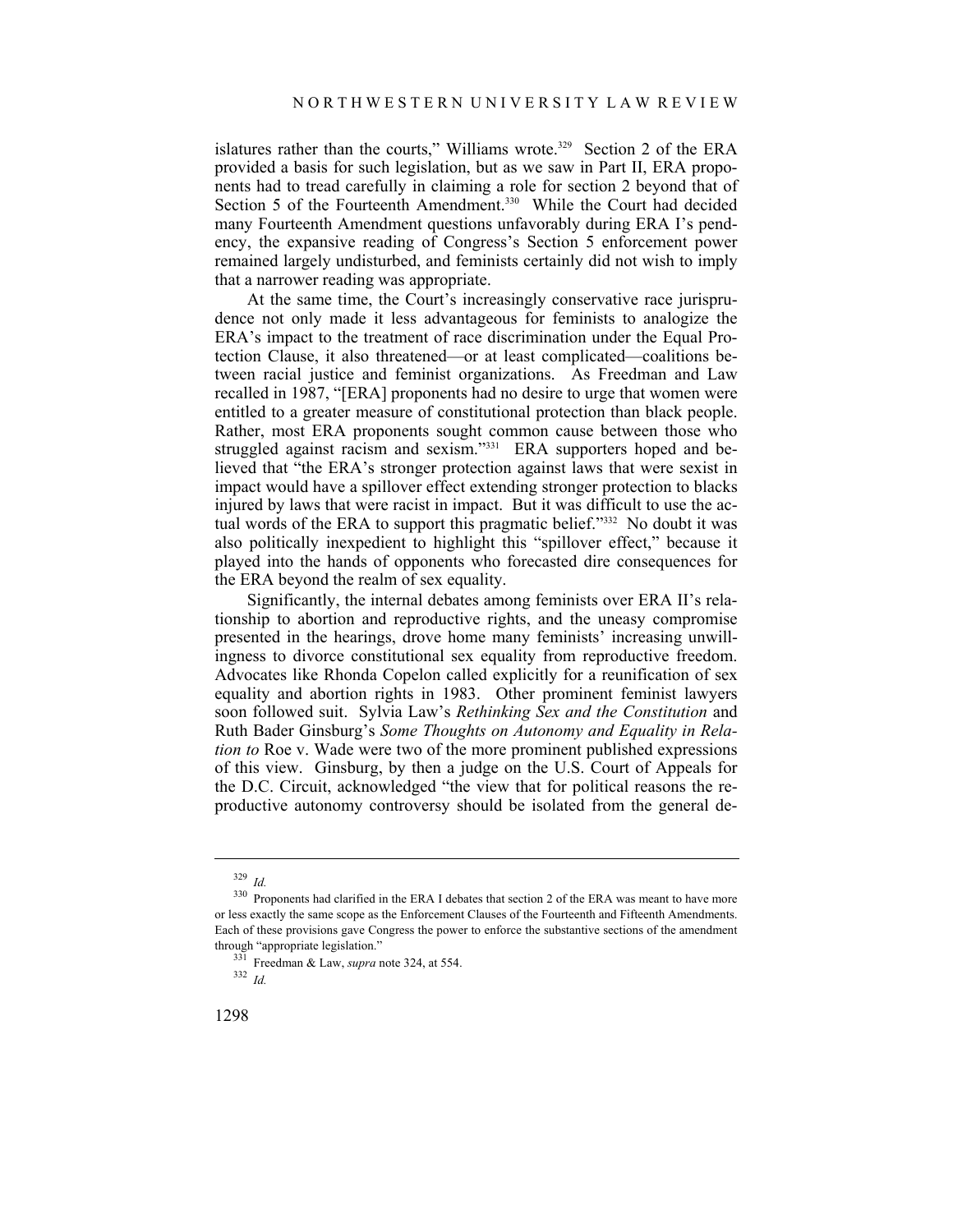islatures rather than the courts," Williams wrote.[329] Section 2 of the ERA provided a basis for such legislation, but as we saw in Part II, ERA proponents had to tread carefully in claiming a role for section 2 beyond that of Section 5 of the Fourteenth Amendment.[330] While the Court had decided many Fourteenth Amendment questions unfavorably during ERA I's pendency, the expansive reading of Congress's Section 5 enforcement power remained largely undisturbed, and feminists certainly did not wish to imply that a narrower reading was appropriate.

At the same time, the Court's increasingly conservative race jurisprudence not only made it less advantageous for feminists to analogize the ERA's impact to the treatment of race discrimination under the Equal Protection Clause, it also threatened—or at least complicated—coalitions between racial justice and feminist organizations. As Freedman and Law recalled in 1987, "[ERA] proponents had no desire to urge that women were entitled to a greater measure of constitutional protection than black people. Rather, most ERA proponents sought common cause between those who struggled against racism and sexism."[331] ERA supporters hoped and believed that "the ERA's stronger protection against laws that were sexist in impact would have a spillover effect extending stronger protection to blacks injured by laws that were racist in impact. But it was difficult to use the actual words of the ERA to support this pragmatic belief."[332] No doubt it was also politically inexpedient to highlight this "spillover effect," because it played into the hands of opponents who forecasted dire consequences for the ERA beyond the realm of sex equality.

Significantly, the internal debates among feminists over ERA II's relationship to abortion and reproductive rights, and the uneasy compromise presented in the hearings, drove home many feminists' increasing unwillingness to divorce constitutional sex equality from reproductive freedom. Advocates like Rhonda Copelon called explicitly for a reunification of sex equality and abortion rights in 1983. Other prominent feminist lawyers soon followed suit. Sylvia Law's *Rethinking Sex and the Constitution* and Ruth Bader Ginsburg's *Some Thoughts on Autonomy and Equality in Relation to* Roe v. Wade were two of the more prominent published expressions of this view. Ginsburg, by then a judge on the U.S. Court of Appeals for the D.C. Circuit, acknowledged "the view that for political reasons the reproductive autonomy controversy should be isolated from the general de-

---

[329] *Id.*

[330] Proponents had clarified in the ERA I debates that section 2 of the ERA was meant to have more or less exactly the same scope as the Enforcement Clauses of the Fourteenth and Fifteenth Amendments. Each of these provisions gave Congress the power to enforce the substantive sections of the amendment through "appropriate legislation."

[331] Freedman & Law, *supra* note 324, at 554.

[332] *Id.*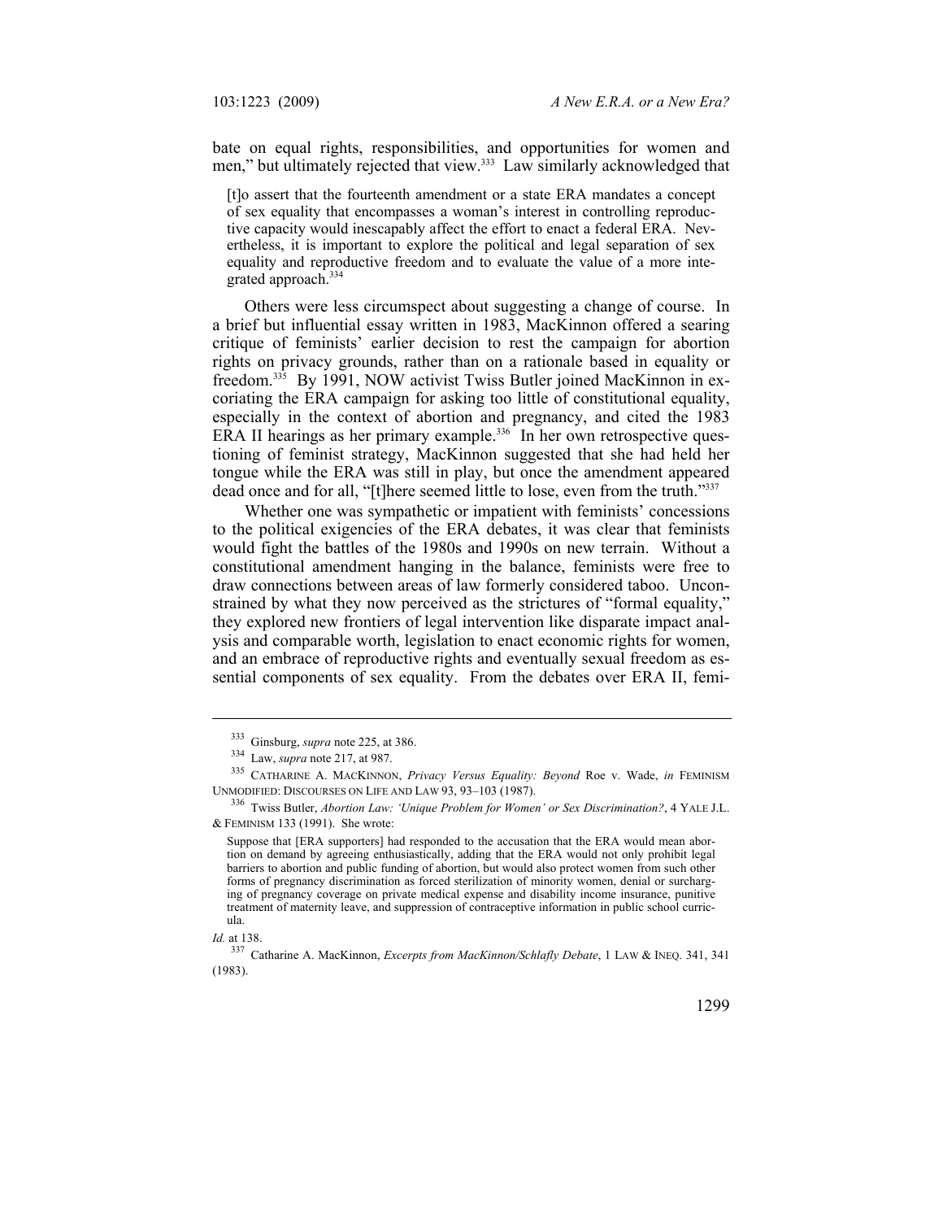bate on equal rights, responsibilities, and opportunities for women and men," but ultimately rejected that view.[333] Law similarly acknowledged that

> [t]o assert that the fourteenth amendment or a state ERA mandates a concept of sex equality that encompasses a woman's interest in controlling reproductive capacity would inescapably affect the effort to enact a federal ERA. Nevertheless, it is important to explore the political and legal separation of sex equality and reproductive freedom and to evaluate the value of a more integrated approach.[334]

Others were less circumspect about suggesting a change of course. In a brief but influential essay written in 1983, MacKinnon offered a searing critique of feminists' earlier decision to rest the campaign for abortion rights on privacy grounds, rather than on a rationale based in equality or freedom.[335] By 1991, NOW activist Twiss Butler joined MacKinnon in excoriating the ERA campaign for asking too little of constitutional equality, especially in the context of abortion and pregnancy, and cited the 1983 ERA II hearings as her primary example.[336] In her own retrospective questioning of feminist strategy, MacKinnon suggested that she had held her tongue while the ERA was still in play, but once the amendment appeared dead once and for all, "[t]here seemed little to lose, even from the truth."[337]

Whether one was sympathetic or impatient with feminists' concessions to the political exigencies of the ERA debates, it was clear that feminists would fight the battles of the 1980s and 1990s on new terrain. Without a constitutional amendment hanging in the balance, feminists were free to draw connections between areas of law formerly considered taboo. Unconstrained by what they now perceived as the strictures of "formal equality," they explored new frontiers of legal intervention like disparate impact analysis and comparable worth, legislation to enact economic rights for women, and an embrace of reproductive rights and eventually sexual freedom as essential components of sex equality. From the debates over ERA II, femi-

---

[333] Ginsburg, *supra* note 225, at 386.

[334] Law, *supra* note 217, at 987.

[335] CATHARINE A. MACKINNON, *Privacy Versus Equality: Beyond* Roe v. Wade, *in* FEMINISM UNMODIFIED: DISCOURSES ON LIFE AND LAW 93, 93–103 (1987).

[336] Twiss Butler, *Abortion Law: 'Unique Problem for Women' or Sex Discrimination?*, 4 YALE J.L. & FEMINISM 133 (1991). She wrote:

> Suppose that [ERA supporters] had responded to the accusation that the ERA would mean abortion on demand by agreeing enthusiastically, adding that the ERA would not only prohibit legal barriers to abortion and public funding of abortion, but would also protect women from such other forms of pregnancy discrimination as forced sterilization of minority women, denial or surcharging of pregnancy coverage on private medical expense and disability income insurance, punitive treatment of maternity leave, and suppression of contraceptive information in public school curricula.

*Id.* at 138.

[337] Catharine A. MacKinnon, *Excerpts from MacKinnon/Schlafly Debate*, 1 LAW & INEQ. 341, 341 (1983).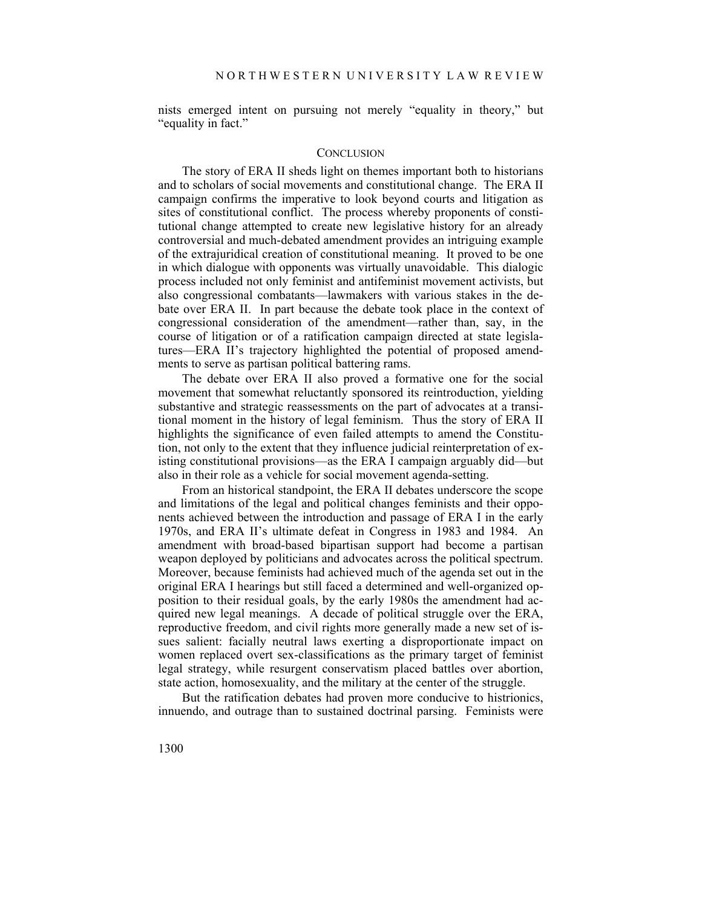nists emerged intent on pursuing not merely "equality in theory," but "equality in fact."

## CONCLUSION

The story of ERA II sheds light on themes important both to historians and to scholars of social movements and constitutional change. The ERA II campaign confirms the imperative to look beyond courts and litigation as sites of constitutional conflict. The process whereby proponents of constitutional change attempted to create new legislative history for an already controversial and much-debated amendment provides an intriguing example of the extrajuridical creation of constitutional meaning. It proved to be one in which dialogue with opponents was virtually unavoidable. This dialogic process included not only feminist and antifeminist movement activists, but also congressional combatants—lawmakers with various stakes in the debate over ERA II. In part because the debate took place in the context of congressional consideration of the amendment—rather than, say, in the course of litigation or of a ratification campaign directed at state legislatures—ERA II's trajectory highlighted the potential of proposed amendments to serve as partisan political battering rams.

The debate over ERA II also proved a formative one for the social movement that somewhat reluctantly sponsored its reintroduction, yielding substantive and strategic reassessments on the part of advocates at a transitional moment in the history of legal feminism. Thus the story of ERA II highlights the significance of even failed attempts to amend the Constitution, not only to the extent that they influence judicial reinterpretation of existing constitutional provisions—as the ERA I campaign arguably did—but also in their role as a vehicle for social movement agenda-setting.

From an historical standpoint, the ERA II debates underscore the scope and limitations of the legal and political changes feminists and their opponents achieved between the introduction and passage of ERA I in the early 1970s, and ERA II's ultimate defeat in Congress in 1983 and 1984. An amendment with broad-based bipartisan support had become a partisan weapon deployed by politicians and advocates across the political spectrum. Moreover, because feminists had achieved much of the agenda set out in the original ERA I hearings but still faced a determined and well-organized opposition to their residual goals, by the early 1980s the amendment had acquired new legal meanings. A decade of political struggle over the ERA, reproductive freedom, and civil rights more generally made a new set of issues salient: facially neutral laws exerting a disproportionate impact on women replaced overt sex-classifications as the primary target of feminist legal strategy, while resurgent conservatism placed battles over abortion, state action, homosexuality, and the military at the center of the struggle.

But the ratification debates had proven more conducive to histrionics, innuendo, and outrage than to sustained doctrinal parsing. Feminists were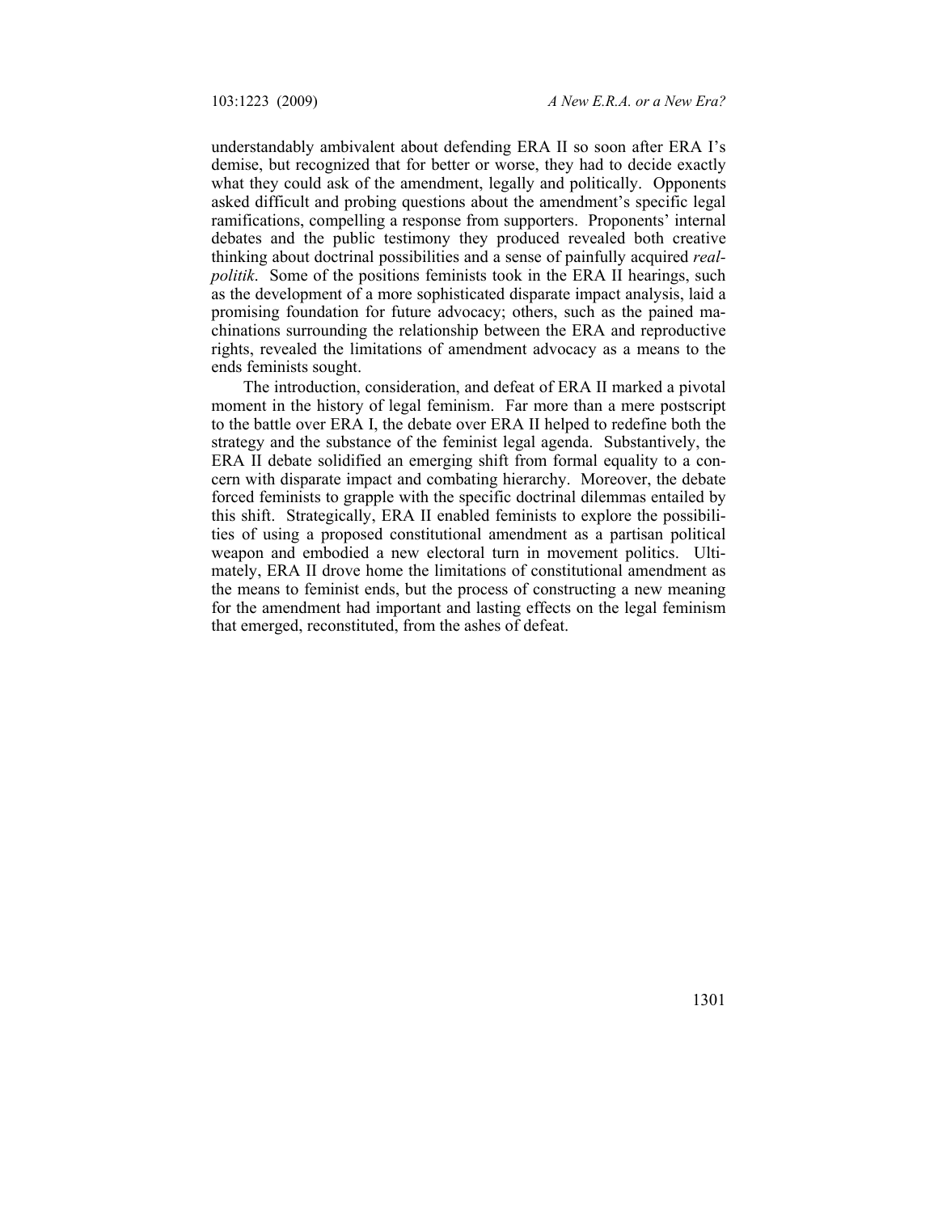understandably ambivalent about defending ERA II so soon after ERA I's demise, but recognized that for better or worse, they had to decide exactly what they could ask of the amendment, legally and politically. Opponents asked difficult and probing questions about the amendment's specific legal ramifications, compelling a response from supporters. Proponents' internal debates and the public testimony they produced revealed both creative thinking about doctrinal possibilities and a sense of painfully acquired *realpolitik*. Some of the positions feminists took in the ERA II hearings, such as the development of a more sophisticated disparate impact analysis, laid a promising foundation for future advocacy; others, such as the pained machinations surrounding the relationship between the ERA and reproductive rights, revealed the limitations of amendment advocacy as a means to the ends feminists sought.

The introduction, consideration, and defeat of ERA II marked a pivotal moment in the history of legal feminism. Far more than a mere postscript to the battle over ERA I, the debate over ERA II helped to redefine both the strategy and the substance of the feminist legal agenda. Substantively, the ERA II debate solidified an emerging shift from formal equality to a concern with disparate impact and combating hierarchy. Moreover, the debate forced feminists to grapple with the specific doctrinal dilemmas entailed by this shift. Strategically, ERA II enabled feminists to explore the possibilities of using a proposed constitutional amendment as a partisan political weapon and embodied a new electoral turn in movement politics. Ultimately, ERA II drove home the limitations of constitutional amendment as the means to feminist ends, but the process of constructing a new meaning for the amendment had important and lasting effects on the legal feminism that emerged, reconstituted, from the ashes of defeat.